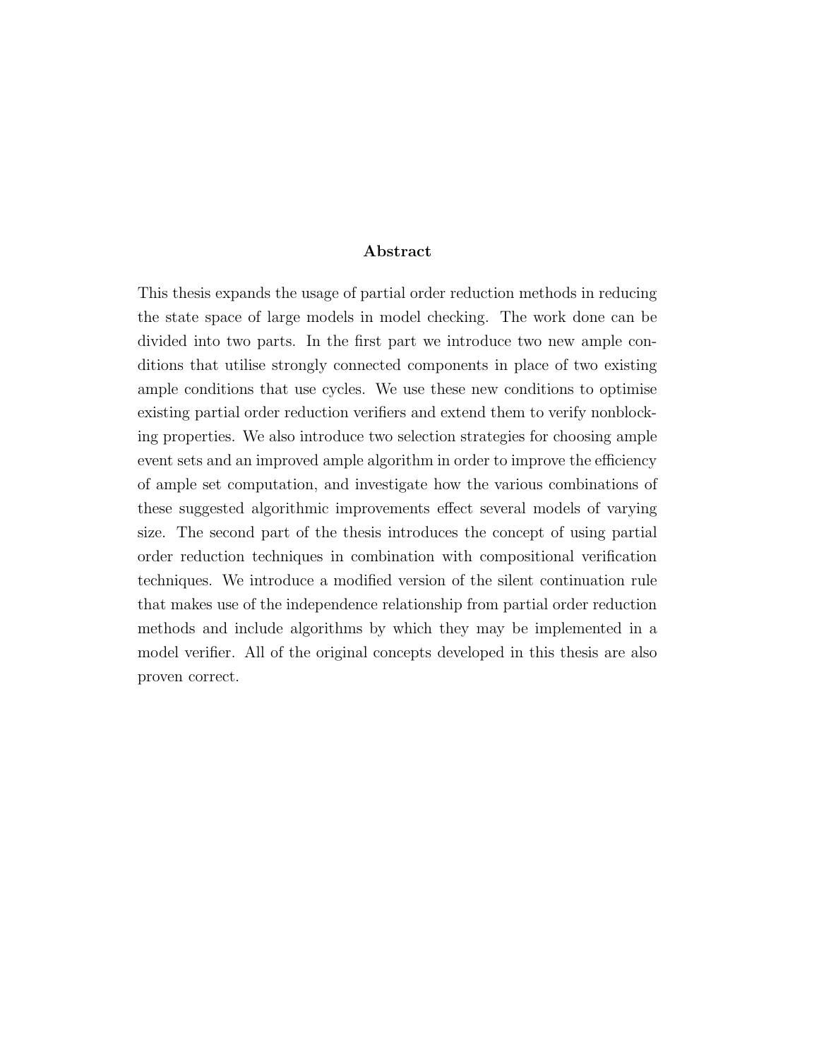## Abstract

This thesis expands the usage of partial order reduction methods in reducing the state space of large models in model checking. The work done can be divided into two parts. In the first part we introduce two new ample conditions that utilise strongly connected components in place of two existing ample conditions that use cycles. We use these new conditions to optimise existing partial order reduction verifiers and extend them to verify nonblocking properties. We also introduce two selection strategies for choosing ample event sets and an improved ample algorithm in order to improve the efficiency of ample set computation, and investigate how the various combinations of these suggested algorithmic improvements effect several models of varying size. The second part of the thesis introduces the concept of using partial order reduction techniques in combination with compositional verification techniques. We introduce a modified version of the silent continuation rule that makes use of the independence relationship from partial order reduction methods and include algorithms by which they may be implemented in a model verifier. All of the original concepts developed in this thesis are also proven correct.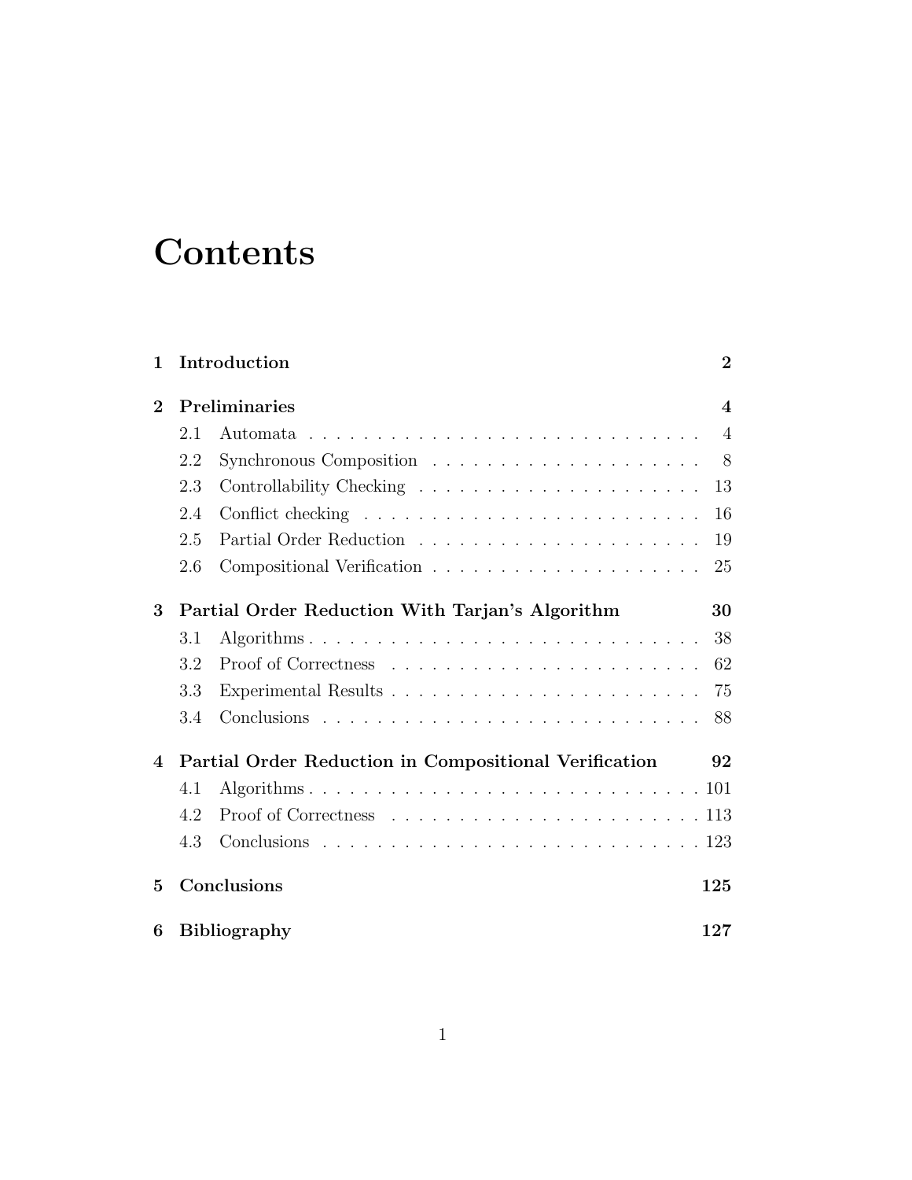# Contents

1 **Introduction** **2**

2 **Preliminaries** **4**
- 2.1 Automata . . . . . . . . . . . . . . . . . . . . . . . . . . . . . . 4
- 2.2 Synchronous Composition . . . . . . . . . . . . . . . . . . . . . 8
- 2.3 Controllability Checking . . . . . . . . . . . . . . . . . . . . . 13
- 2.4 Conflict checking . . . . . . . . . . . . . . . . . . . . . . . . . 16
- 2.5 Partial Order Reduction . . . . . . . . . . . . . . . . . . . . . 19
- 2.6 Compositional Verification . . . . . . . . . . . . . . . . . . . . 25

3 **Partial Order Reduction With Tarjan's Algorithm** **30**
- 3.1 Algorithms . . . . . . . . . . . . . . . . . . . . . . . . . . . . . 38
- 3.2 Proof of Correctness . . . . . . . . . . . . . . . . . . . . . . . 62
- 3.3 Experimental Results . . . . . . . . . . . . . . . . . . . . . . . 75
- 3.4 Conclusions . . . . . . . . . . . . . . . . . . . . . . . . . . . . 88

4 **Partial Order Reduction in Compositional Verification** **92**
- 4.1 Algorithms . . . . . . . . . . . . . . . . . . . . . . . . . . . . . 101
- 4.2 Proof of Correctness . . . . . . . . . . . . . . . . . . . . . . . 113
- 4.3 Conclusions . . . . . . . . . . . . . . . . . . . . . . . . . . . . 123

5 **Conclusions** **125**

6 **Bibliography** **127**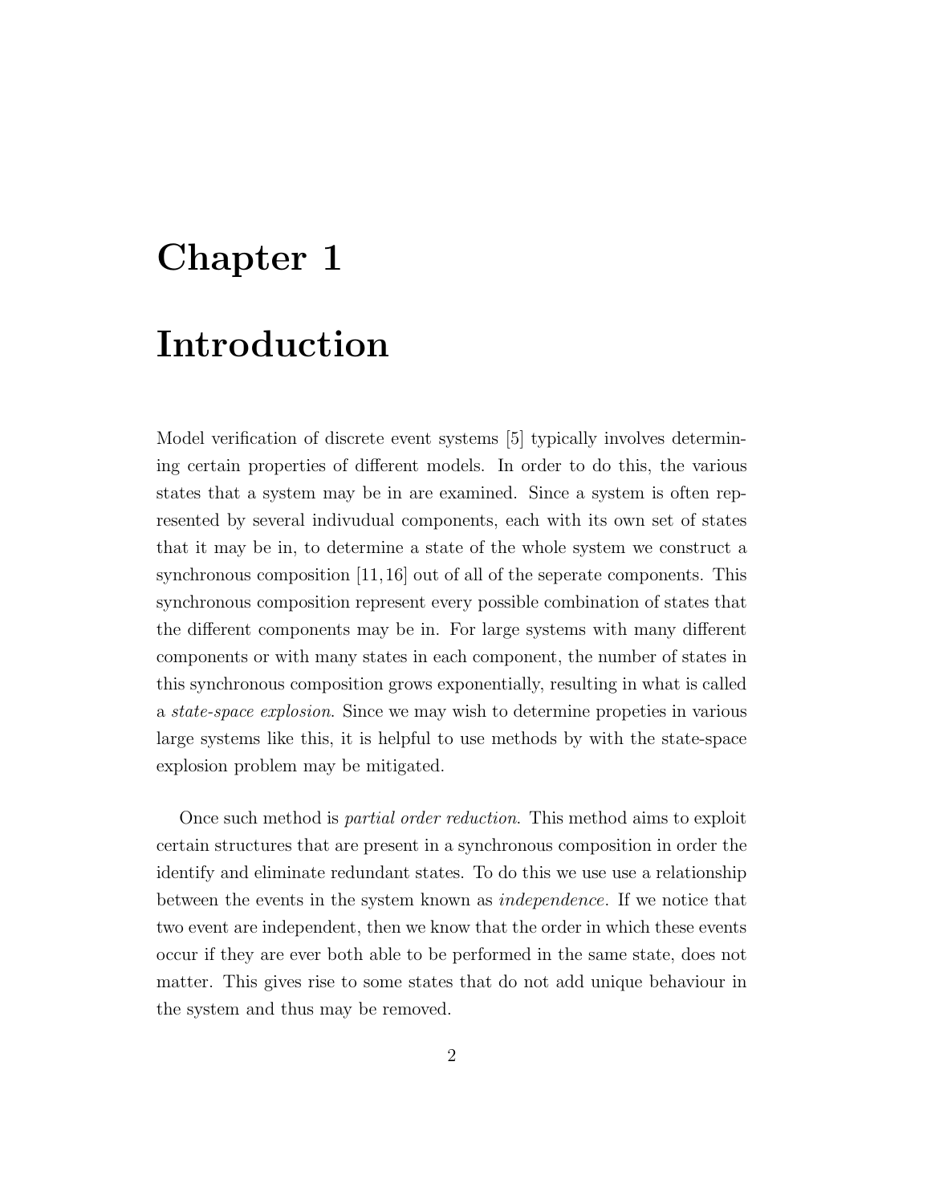# Chapter 1

# Introduction

Model verification of discrete event systems [5] typically involves determining certain properties of different models. In order to do this, the various states that a system may be in are examined. Since a system is often represented by several indivudual components, each with its own set of states that it may be in, to determine a state of the whole system we construct a synchronous composition [11,16] out of all of the seperate components. This synchronous composition represent every possible combination of states that the different components may be in. For large systems with many different components or with many states in each component, the number of states in this synchronous composition grows exponentially, resulting in what is called a *state-space explosion*. Since we may wish to determine propeties in various large systems like this, it is helpful to use methods by with the state-space explosion problem may be mitigated.

Once such method is *partial order reduction*. This method aims to exploit certain structures that are present in a synchronous composition in order the identify and eliminate redundant states. To do this we use use a relationship between the events in the system known as *independence*. If we notice that two event are independent, then we know that the order in which these events occur if they are ever both able to be performed in the same state, does not matter. This gives rise to some states that do not add unique behaviour in the system and thus may be removed.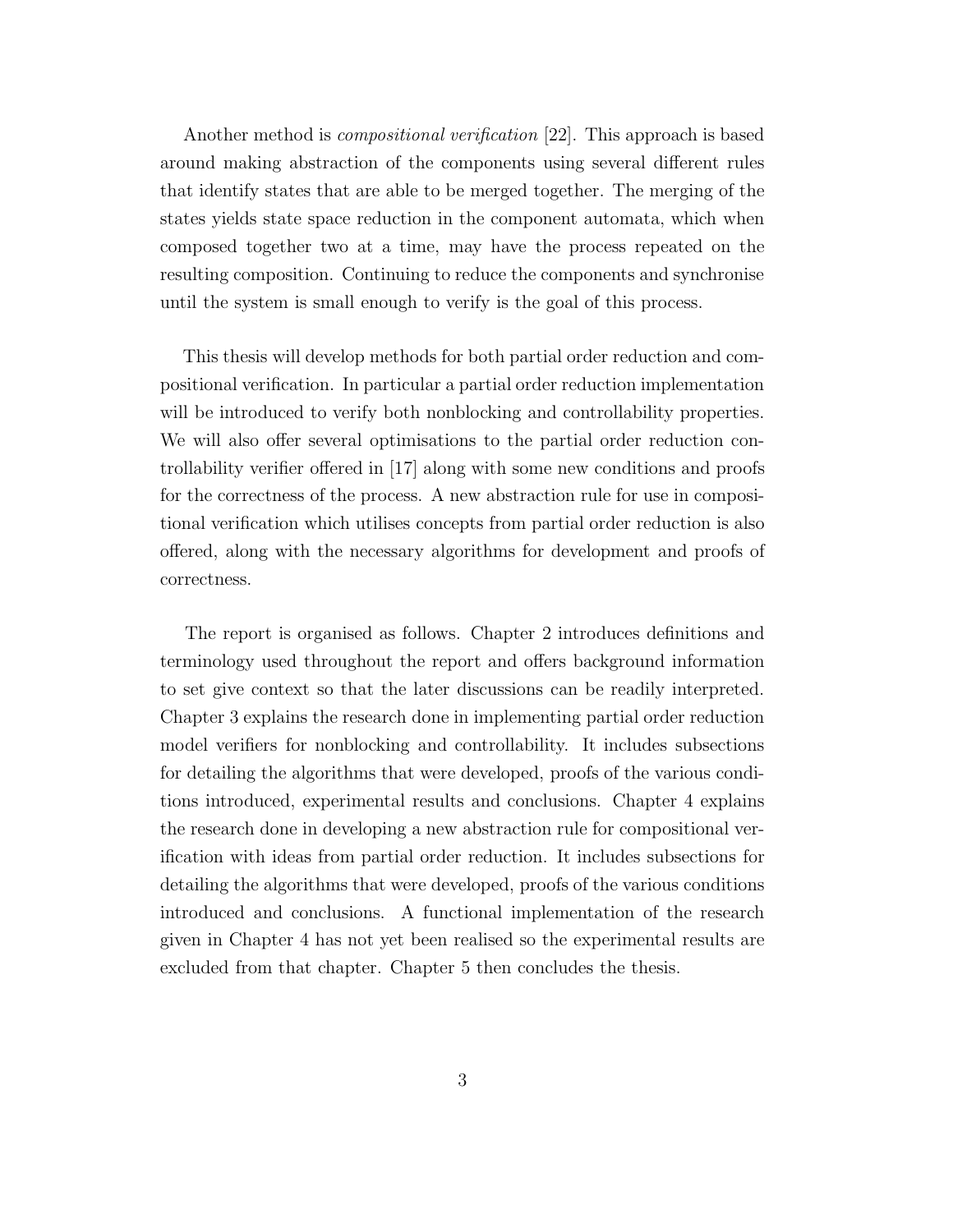Another method is *compositional verification* [22]. This approach is based around making abstraction of the components using several different rules that identify states that are able to be merged together. The merging of the states yields state space reduction in the component automata, which when composed together two at a time, may have the process repeated on the resulting composition. Continuing to reduce the components and synchronise until the system is small enough to verify is the goal of this process.

This thesis will develop methods for both partial order reduction and compositional verification. In particular a partial order reduction implementation will be introduced to verify both nonblocking and controllability properties. We will also offer several optimisations to the partial order reduction controllability verifier offered in [17] along with some new conditions and proofs for the correctness of the process. A new abstraction rule for use in compositional verification which utilises concepts from partial order reduction is also offered, along with the necessary algorithms for development and proofs of correctness.

The report is organised as follows. Chapter 2 introduces definitions and terminology used throughout the report and offers background information to set give context so that the later discussions can be readily interpreted. Chapter 3 explains the research done in implementing partial order reduction model verifiers for nonblocking and controllability. It includes subsections for detailing the algorithms that were developed, proofs of the various conditions introduced, experimental results and conclusions. Chapter 4 explains the research done in developing a new abstraction rule for compositional verification with ideas from partial order reduction. It includes subsections for detailing the algorithms that were developed, proofs of the various conditions introduced and conclusions. A functional implementation of the research given in Chapter 4 has not yet been realised so the experimental results are excluded from that chapter. Chapter 5 then concludes the thesis.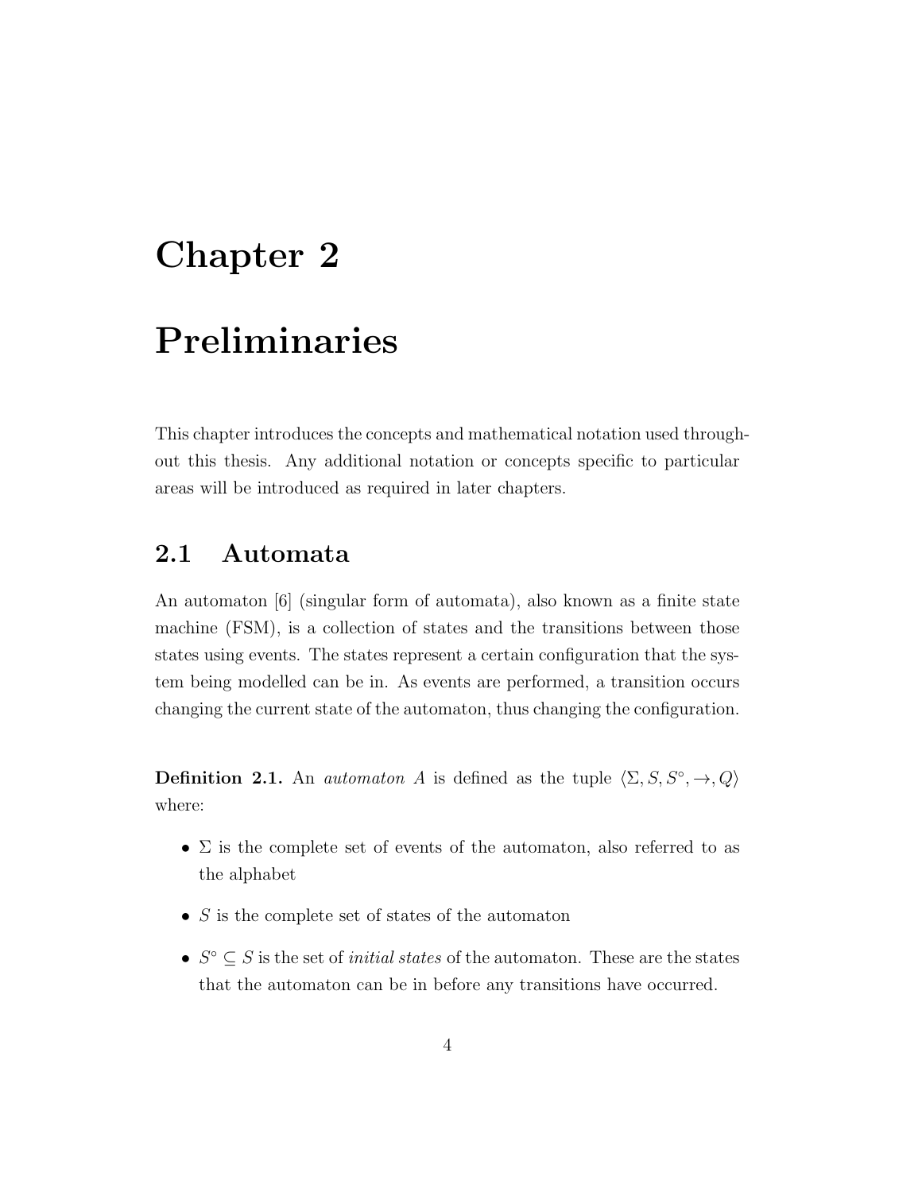# Chapter 2

# Preliminaries

This chapter introduces the concepts and mathematical notation used throughout this thesis. Any additional notation or concepts specific to particular areas will be introduced as required in later chapters.

## 2.1 Automata

An automaton [6] (singular form of automata), also known as a finite state machine (FSM), is a collection of states and the transitions between those states using events. The states represent a certain configuration that the system being modelled can be in. As events are performed, a transition occurs changing the current state of the automaton, thus changing the configuration.

**Definition 2.1.** An *automaton* $A$ is defined as the tuple $\langle \Sigma, S, S^{\circ}, \rightarrow, Q \rangle$ where:

- $\Sigma$ is the complete set of events of the automaton, also referred to as the alphabet
- $S$ is the complete set of states of the automaton
- $S^{\circ} \subseteq S$ is the set of *initial states* of the automaton. These are the states that the automaton can be in before any transitions have occurred.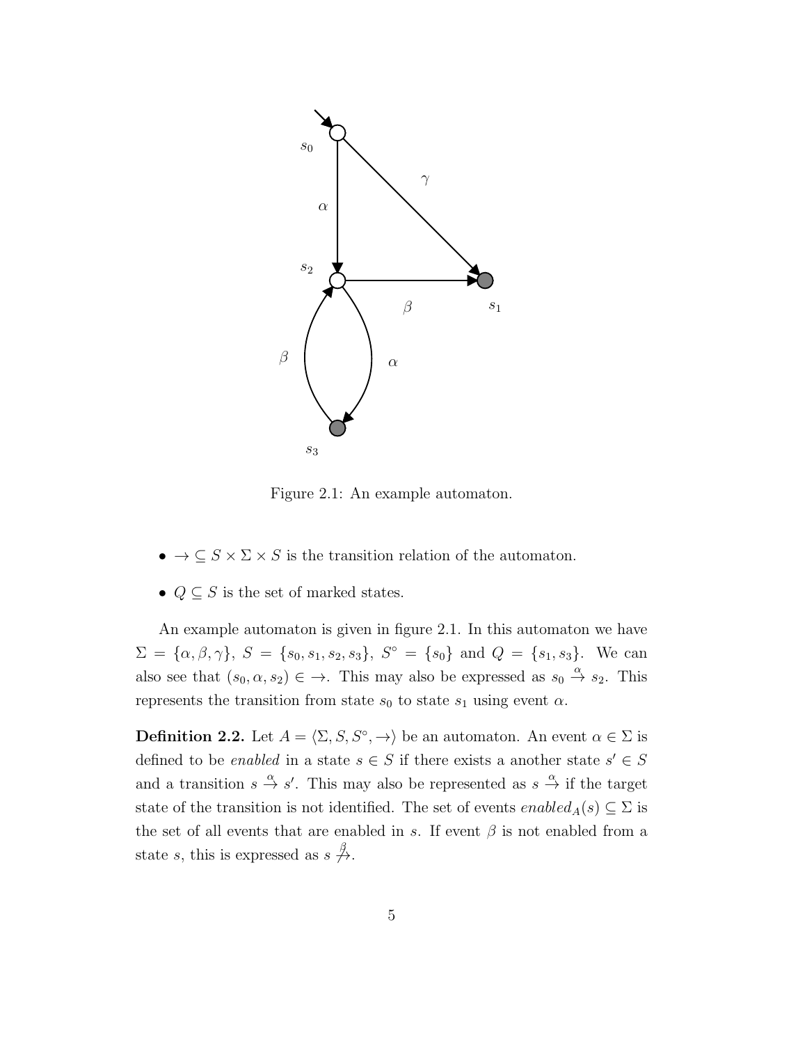Figure 2.1: An example automaton.

- $\rightarrow \subseteq S \times \Sigma \times S$ is the transition relation of the automaton.
- $Q \subseteq S$ is the set of marked states.

An example automaton is given in figure 2.1. In this automaton we have $\Sigma = \{\alpha, \beta, \gamma\}$, $S = \{s_0, s_1, s_2, s_3\}$, $S^\circ = \{s_0\}$ and $Q = \{s_1, s_3\}$. We can also see that $(s_0, \alpha, s_2) \in \rightarrow$. This may also be expressed as $s_0 \xrightarrow{\alpha} s_2$. This represents the transition from state $s_0$ to state $s_1$ using event $\alpha$.

**Definition 2.2.** Let $A = \langle \Sigma, S, S^\circ, \rightarrow \rangle$ be an automaton. An event $\alpha \in \Sigma$ is defined to be *enabled* in a state $s \in S$ if there exists a another state $s' \in S$ and a transition $s \xrightarrow{\alpha} s'$. This may also be represented as $s \xrightarrow{\alpha}$ if the target state of the transition is not identified. The set of events $enabled_A(s) \subseteq \Sigma$ is the set of all events that are enabled in $s$. If event $\beta$ is not enabled from a state $s$, this is expressed as $s \overset{\beta}{\not\rightarrow}$.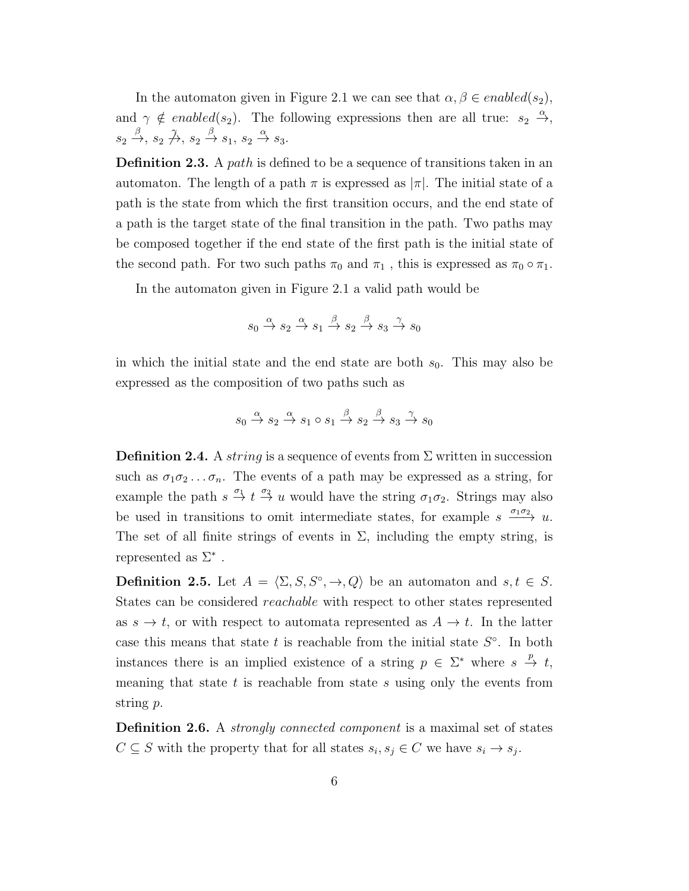In the automaton given in Figure 2.1 we can see that $\alpha, \beta \in enabled(s_2)$, and $\gamma \notin enabled(s_2)$. The following expressions then are all true: $s_2 \xrightarrow{\alpha}$, $s_2 \xrightarrow{\beta}$, $s_2 \not\xrightarrow{\gamma}$, $s_2 \xrightarrow{\beta} s_1$, $s_2 \xrightarrow{\alpha} s_3$.

**Definition 2.3.** A *path* is defined to be a sequence of transitions taken in an automaton. The length of a path $\pi$ is expressed as $|\pi|$. The initial state of a path is the state from which the first transition occurs, and the end state of a path is the target state of the final transition in the path. Two paths may be composed together if the end state of the first path is the initial state of the second path. For two such paths $\pi_0$ and $\pi_1$ , this is expressed as $\pi_0 \circ \pi_1$.

In the automaton given in Figure 2.1 a valid path would be

$$s_0 \xrightarrow{\alpha} s_2 \xrightarrow{\alpha} s_1 \xrightarrow{\beta} s_2 \xrightarrow{\beta} s_3 \xrightarrow{\gamma} s_0$$

in which the initial state and the end state are both $s_0$. This may also be expressed as the composition of two paths such as

$$s_0 \xrightarrow{\alpha} s_2 \xrightarrow{\alpha} s_1 \circ s_1 \xrightarrow{\beta} s_2 \xrightarrow{\beta} s_3 \xrightarrow{\gamma} s_0$$

**Definition 2.4.** A *string* is a sequence of events from $\Sigma$ written in succession such as $\sigma_1\sigma_2 \ldots \sigma_n$. The events of a path may be expressed as a string, for example the path $s \xrightarrow{\sigma_1} t \xrightarrow{\sigma_2} u$ would have the string $\sigma_1\sigma_2$. Strings may also be used in transitions to omit intermediate states, for example $s \xrightarrow{\sigma_1\sigma_2} u$. The set of all finite strings of events in $\Sigma$, including the empty string, is represented as $\Sigma^*$ .

**Definition 2.5.** Let $A = \langle \Sigma, S, S^\circ, \rightarrow, Q \rangle$ be an automaton and $s, t \in S$. States can be considered *reachable* with respect to other states represented as $s \rightarrow t$, or with respect to automata represented as $A \rightarrow t$. In the latter case this means that state $t$ is reachable from the initial state $S^\circ$. In both instances there is an implied existence of a string $p \in \Sigma^*$ where $s \xrightarrow{p} t$, meaning that state $t$ is reachable from state $s$ using only the events from string $p$.

**Definition 2.6.** A *strongly connected component* is a maximal set of states $C \subseteq S$ with the property that for all states $s_i, s_j \in C$ we have $s_i \rightarrow s_j$.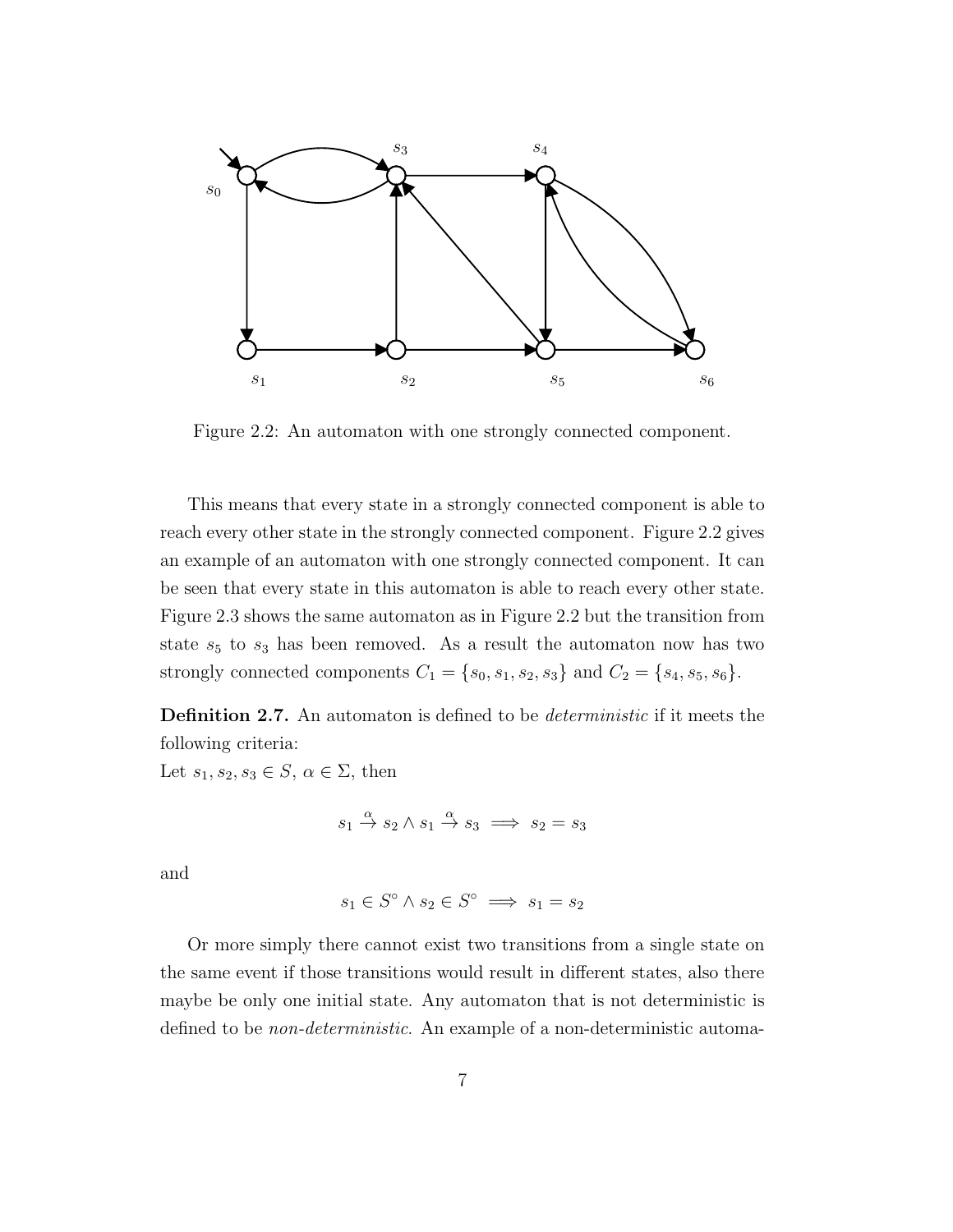Figure 2.2: An automaton with one strongly connected component.

This means that every state in a strongly connected component is able to reach every other state in the strongly connected component. Figure 2.2 gives an example of an automaton with one strongly connected component. It can be seen that every state in this automaton is able to reach every other state. Figure 2.3 shows the same automaton as in Figure 2.2 but the transition from state $s_5$ to $s_3$ has been removed. As a result the automaton now has two strongly connected components $C_1 = \{s_0, s_1, s_2, s_3\}$ and $C_2 = \{s_4, s_5, s_6\}$.

**Definition 2.7.** An automaton is defined to be *deterministic* if it meets the following criteria:
Let $s_1, s_2, s_3 \in S$, $\alpha \in \Sigma$, then

$$s_1 \xrightarrow{\alpha} s_2 \land s_1 \xrightarrow{\alpha} s_3 \implies s_2 = s_3$$

and

$$s_1 \in S^\circ \land s_2 \in S^\circ \implies s_1 = s_2$$

Or more simply there cannot exist two transitions from a single state on the same event if those transitions would result in different states, also there maybe be only one initial state. Any automaton that is not deterministic is defined to be *non-deterministic*. An example of a non-deterministic automa-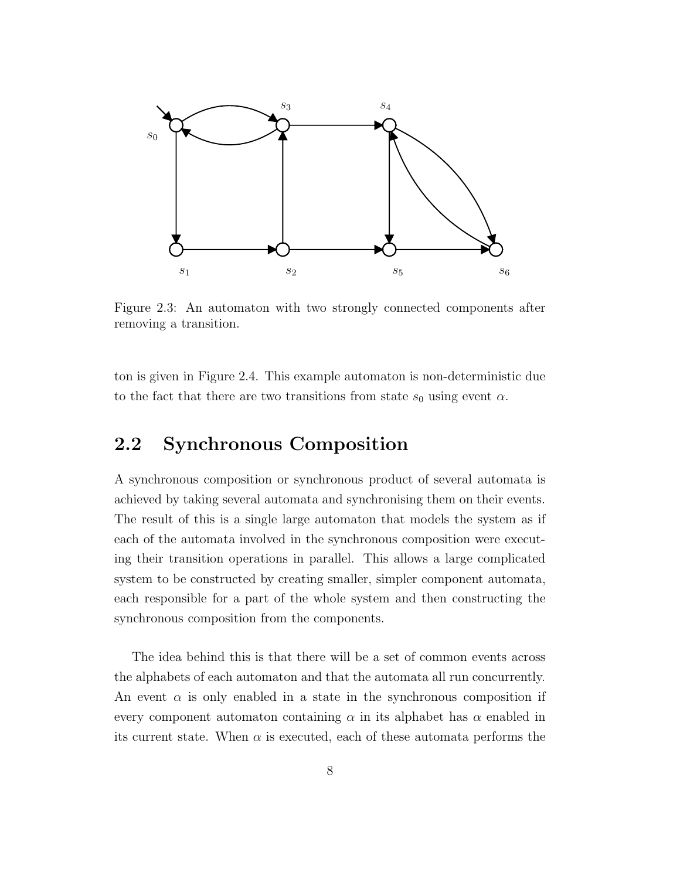Figure 2.3: An automaton with two strongly connected components after removing a transition.

ton is given in Figure 2.4. This example automaton is non-deterministic due to the fact that there are two transitions from state $s_0$ using event $\alpha$.

## 2.2 Synchronous Composition

A synchronous composition or synchronous product of several automata is achieved by taking several automata and synchronising them on their events. The result of this is a single large automaton that models the system as if each of the automata involved in the synchronous composition were executing their transition operations in parallel. This allows a large complicated system to be constructed by creating smaller, simpler component automata, each responsible for a part of the whole system and then constructing the synchronous composition from the components.

The idea behind this is that there will be a set of common events across the alphabets of each automaton and that the automata all run concurrently. An event $\alpha$ is only enabled in a state in the synchronous composition if every component automaton containing $\alpha$ in its alphabet has $\alpha$ enabled in its current state. When $\alpha$ is executed, each of these automata performs the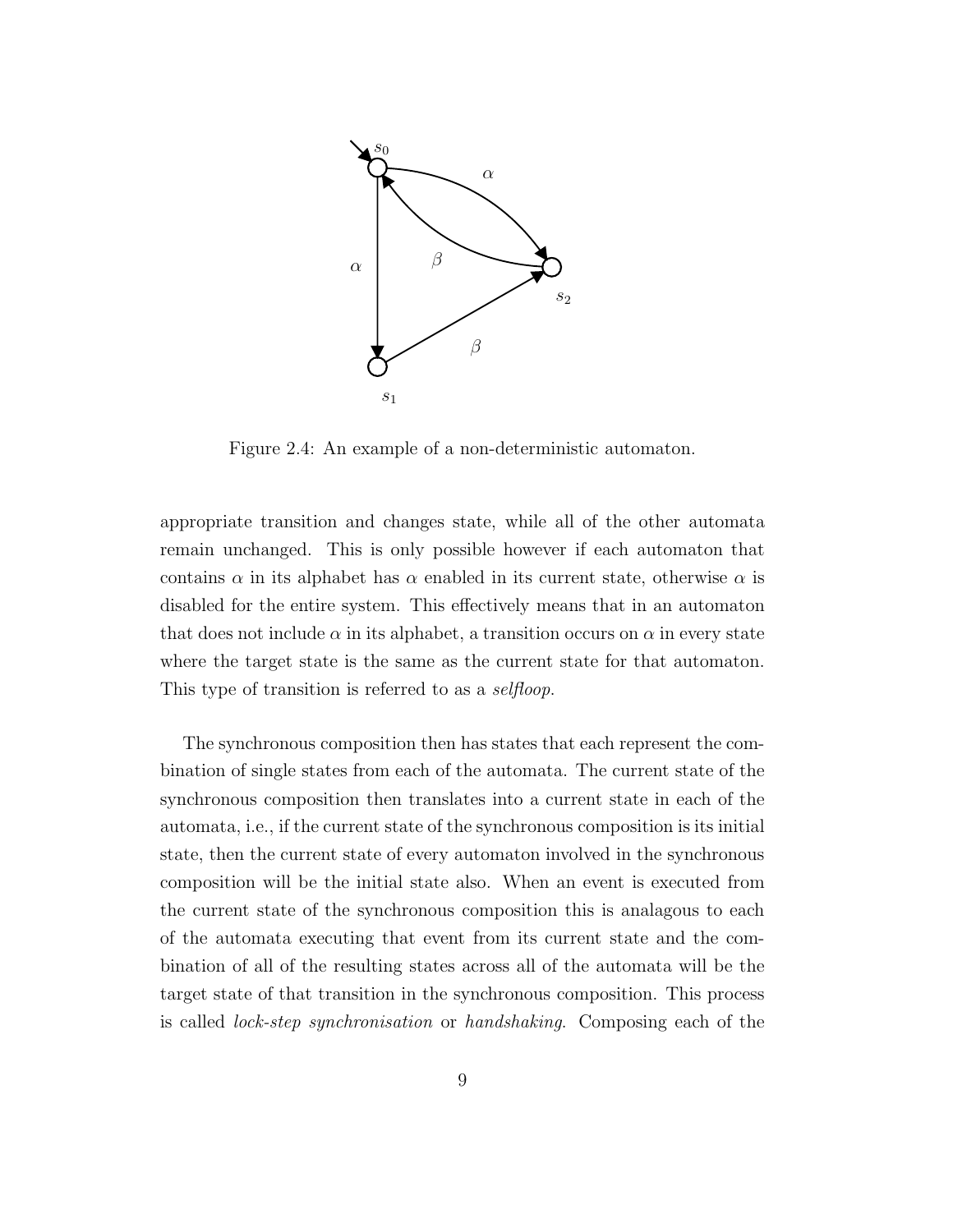Figure 2.4: An example of a non-deterministic automaton.

appropriate transition and changes state, while all of the other automata remain unchanged. This is only possible however if each automaton that contains $\alpha$ in its alphabet has $\alpha$ enabled in its current state, otherwise $\alpha$ is disabled for the entire system. This effectively means that in an automaton that does not include $\alpha$ in its alphabet, a transition occurs on $\alpha$ in every state where the target state is the same as the current state for that automaton. This type of transition is referred to as a *selfloop*.

The synchronous composition then has states that each represent the combination of single states from each of the automata. The current state of the synchronous composition then translates into a current state in each of the automata, i.e., if the current state of the synchronous composition is its initial state, then the current state of every automaton involved in the synchronous composition will be the initial state also. When an event is executed from the current state of the synchronous composition this is analagous to each of the automata executing that event from its current state and the combination of all of the resulting states across all of the automata will be the target state of that transition in the synchronous composition. This process is called *lock-step synchronisation* or *handshaking*. Composing each of the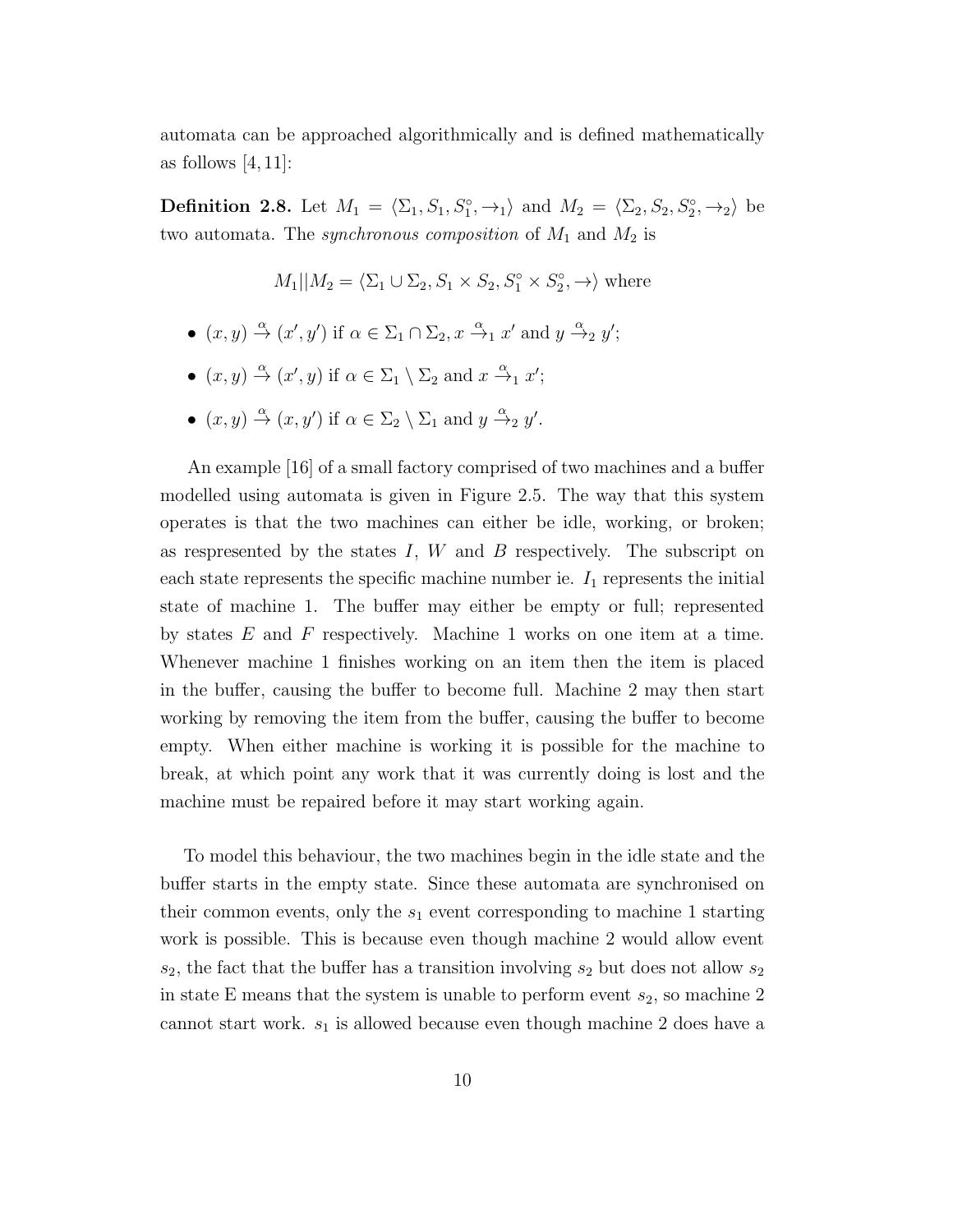automata can be approached algorithmically and is defined mathematically as follows [4, 11]:

**Definition 2.8.** Let $M_1 = \langle \Sigma_1, S_1, S_1^\circ, \rightarrow_1 \rangle$ and $M_2 = \langle \Sigma_2, S_2, S_2^\circ, \rightarrow_2 \rangle$ be two automata. The *synchronous composition* of $M_1$ and $M_2$ is

$$M_1 || M_2 = \langle \Sigma_1 \cup \Sigma_2, S_1 \times S_2, S_1^\circ \times S_2^\circ, \rightarrow \rangle \text{ where}$$

- $(x, y) \xrightarrow{\alpha} (x', y')$ if $\alpha \in \Sigma_1 \cap \Sigma_2$, $x \xrightarrow{\alpha}_1 x'$ and $y \xrightarrow{\alpha}_2 y'$;
- $(x, y) \xrightarrow{\alpha} (x', y)$ if $\alpha \in \Sigma_1 \setminus \Sigma_2$ and $x \xrightarrow{\alpha}_1 x'$;
- $(x, y) \xrightarrow{\alpha} (x, y')$ if $\alpha \in \Sigma_2 \setminus \Sigma_1$ and $y \xrightarrow{\alpha}_2 y'$.

An example [16] of a small factory comprised of two machines and a buffer modelled using automata is given in Figure 2.5. The way that this system operates is that the two machines can either be idle, working, or broken; as respresented by the states $I$, $W$ and $B$ respectively. The subscript on each state represents the specific machine number ie. $I_1$ represents the initial state of machine 1. The buffer may either be empty or full; represented by states $E$ and $F$ respectively. Machine 1 works on one item at a time. Whenever machine 1 finishes working on an item then the item is placed in the buffer, causing the buffer to become full. Machine 2 may then start working by removing the item from the buffer, causing the buffer to become empty. When either machine is working it is possible for the machine to break, at which point any work that it was currently doing is lost and the machine must be repaired before it may start working again.

To model this behaviour, the two machines begin in the idle state and the buffer starts in the empty state. Since these automata are synchronised on their common events, only the $s_1$ event corresponding to machine 1 starting work is possible. This is because even though machine 2 would allow event $s_2$, the fact that the buffer has a transition involving $s_2$ but does not allow $s_2$ in state E means that the system is unable to perform event $s_2$, so machine 2 cannot start work. $s_1$ is allowed because even though machine 2 does have a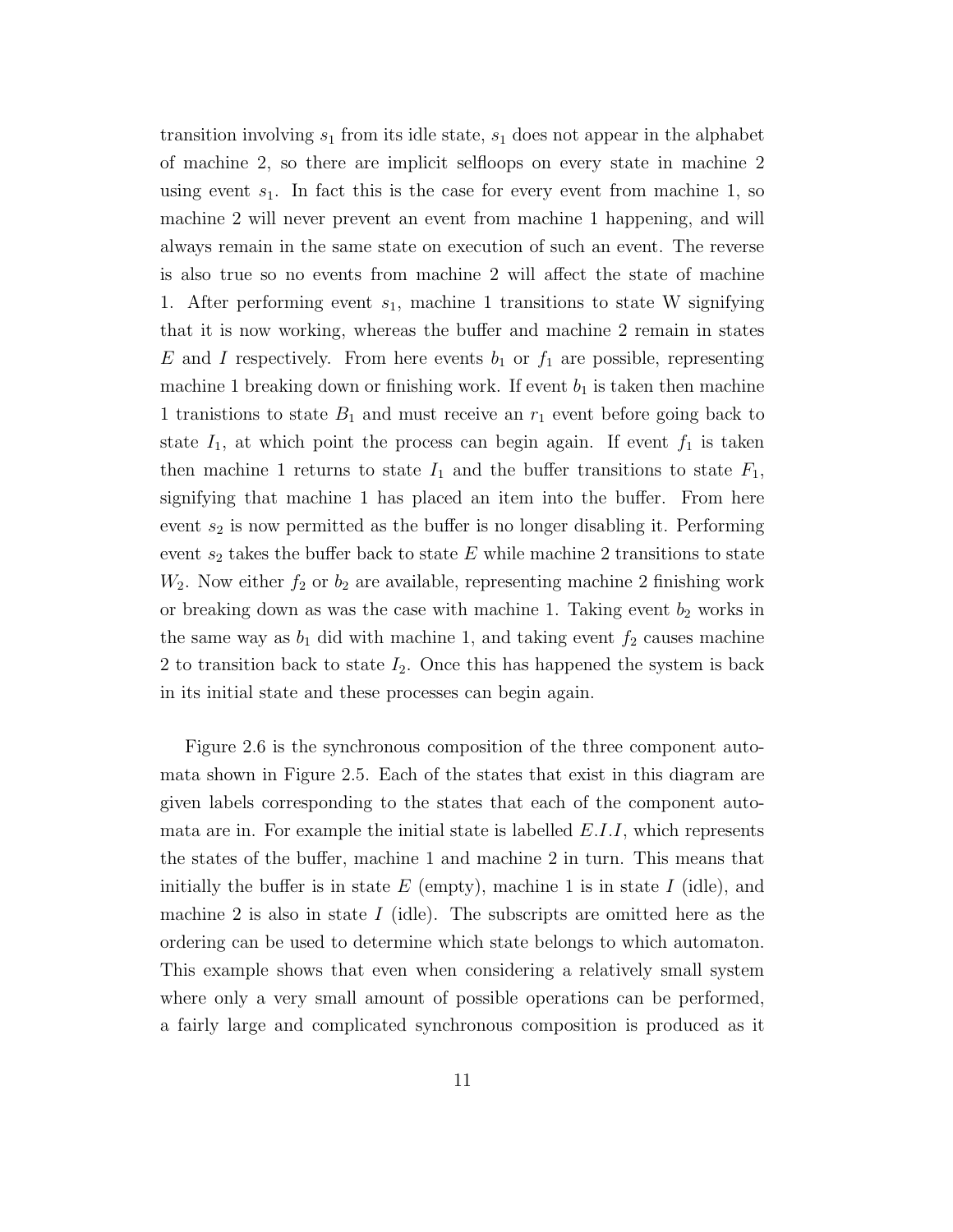transition involving $s_1$ from its idle state, $s_1$ does not appear in the alphabet of machine 2, so there are implicit selfloops on every state in machine 2 using event $s_1$. In fact this is the case for every event from machine 1, so machine 2 will never prevent an event from machine 1 happening, and will always remain in the same state on execution of such an event. The reverse is also true so no events from machine 2 will affect the state of machine 1. After performing event $s_1$, machine 1 transitions to state W signifying that it is now working, whereas the buffer and machine 2 remain in states $E$ and $I$ respectively. From here events $b_1$ or $f_1$ are possible, representing machine 1 breaking down or finishing work. If event $b_1$ is taken then machine 1 tranistions to state $B_1$ and must receive an $r_1$ event before going back to state $I_1$, at which point the process can begin again. If event $f_1$ is taken then machine 1 returns to state $I_1$ and the buffer transitions to state $F_1$, signifying that machine 1 has placed an item into the buffer. From here event $s_2$ is now permitted as the buffer is no longer disabling it. Performing event $s_2$ takes the buffer back to state $E$ while machine 2 transitions to state $W_2$. Now either $f_2$ or $b_2$ are available, representing machine 2 finishing work or breaking down as was the case with machine 1. Taking event $b_2$ works in the same way as $b_1$ did with machine 1, and taking event $f_2$ causes machine 2 to transition back to state $I_2$. Once this has happened the system is back in its initial state and these processes can begin again.

Figure 2.6 is the synchronous composition of the three component automata shown in Figure 2.5. Each of the states that exist in this diagram are given labels corresponding to the states that each of the component automata are in. For example the initial state is labelled $E.I.I$, which represents the states of the buffer, machine 1 and machine 2 in turn. This means that initially the buffer is in state $E$ (empty), machine 1 is in state $I$ (idle), and machine 2 is also in state $I$ (idle). The subscripts are omitted here as the ordering can be used to determine which state belongs to which automaton. This example shows that even when considering a relatively small system where only a very small amount of possible operations can be performed, a fairly large and complicated synchronous composition is produced as it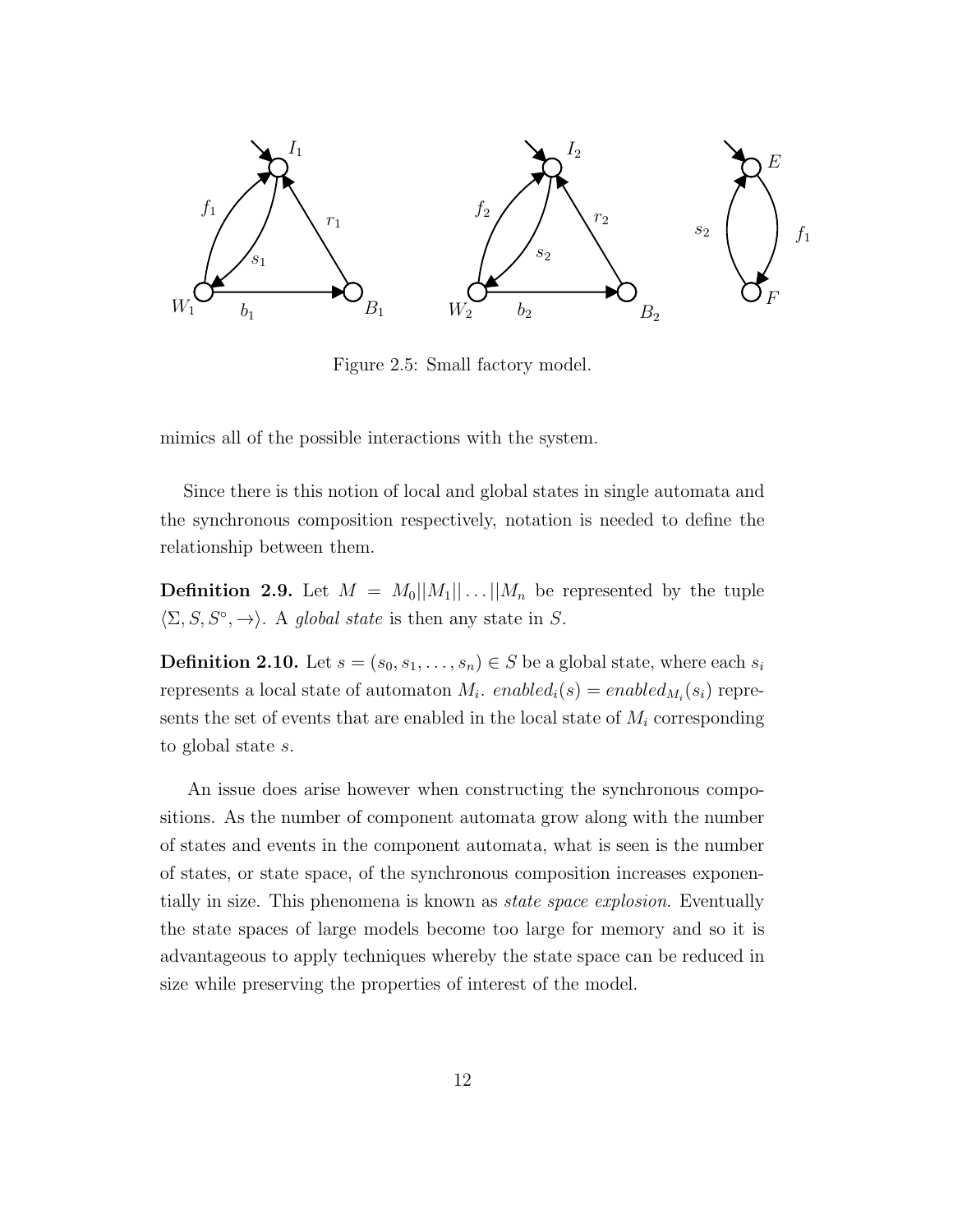Figure 2.5: Small factory model.

mimics all of the possible interactions with the system.

Since there is this notion of local and global states in single automata and the synchronous composition respectively, notation is needed to define the relationship between them.

**Definition 2.9.** Let $M = M_0||M_1||\ldots||M_n$ be represented by the tuple $\langle \Sigma, S, S^\circ, \rightarrow \rangle$. A *global state* is then any state in $S$.

**Definition 2.10.** Let $s = (s_0, s_1, \ldots, s_n) \in S$ be a global state, where each $s_i$ represents a local state of automaton $M_i$. $enabled_i(s) = enabled_{M_i}(s_i)$ represents the set of events that are enabled in the local state of $M_i$ corresponding to global state $s$.

An issue does arise however when constructing the synchronous compositions. As the number of component automata grow along with the number of states and events in the component automata, what is seen is the number of states, or state space, of the synchronous composition increases exponentially in size. This phenomena is known as *state space explosion*. Eventually the state spaces of large models become too large for memory and so it is advantageous to apply techniques whereby the state space can be reduced in size while preserving the properties of interest of the model.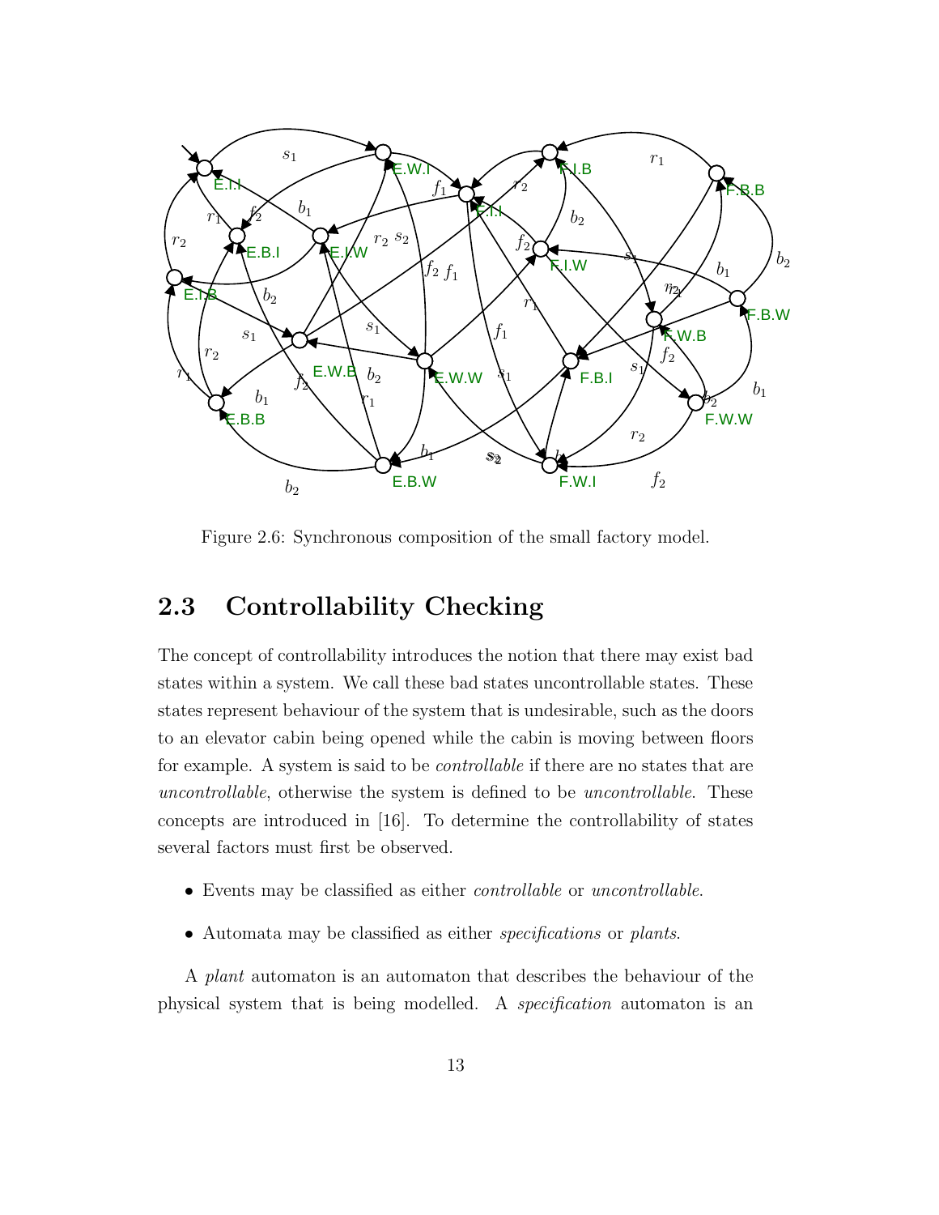Figure 2.6: Synchronous composition of the small factory model.

## 2.3 Controllability Checking

The concept of controllability introduces the notion that there may exist bad states within a system. We call these bad states uncontrollable states. These states represent behaviour of the system that is undesirable, such as the doors to an elevator cabin being opened while the cabin is moving between floors for example. A system is said to be *controllable* if there are no states that are *uncontrollable*, otherwise the system is defined to be *uncontrollable*. These concepts are introduced in [16]. To determine the controllability of states several factors must first be observed.

- Events may be classified as either *controllable* or *uncontrollable*.
- Automata may be classified as either *specifications* or *plants*.

A *plant* automaton is an automaton that describes the behaviour of the physical system that is being modelled. A *specification* automaton is an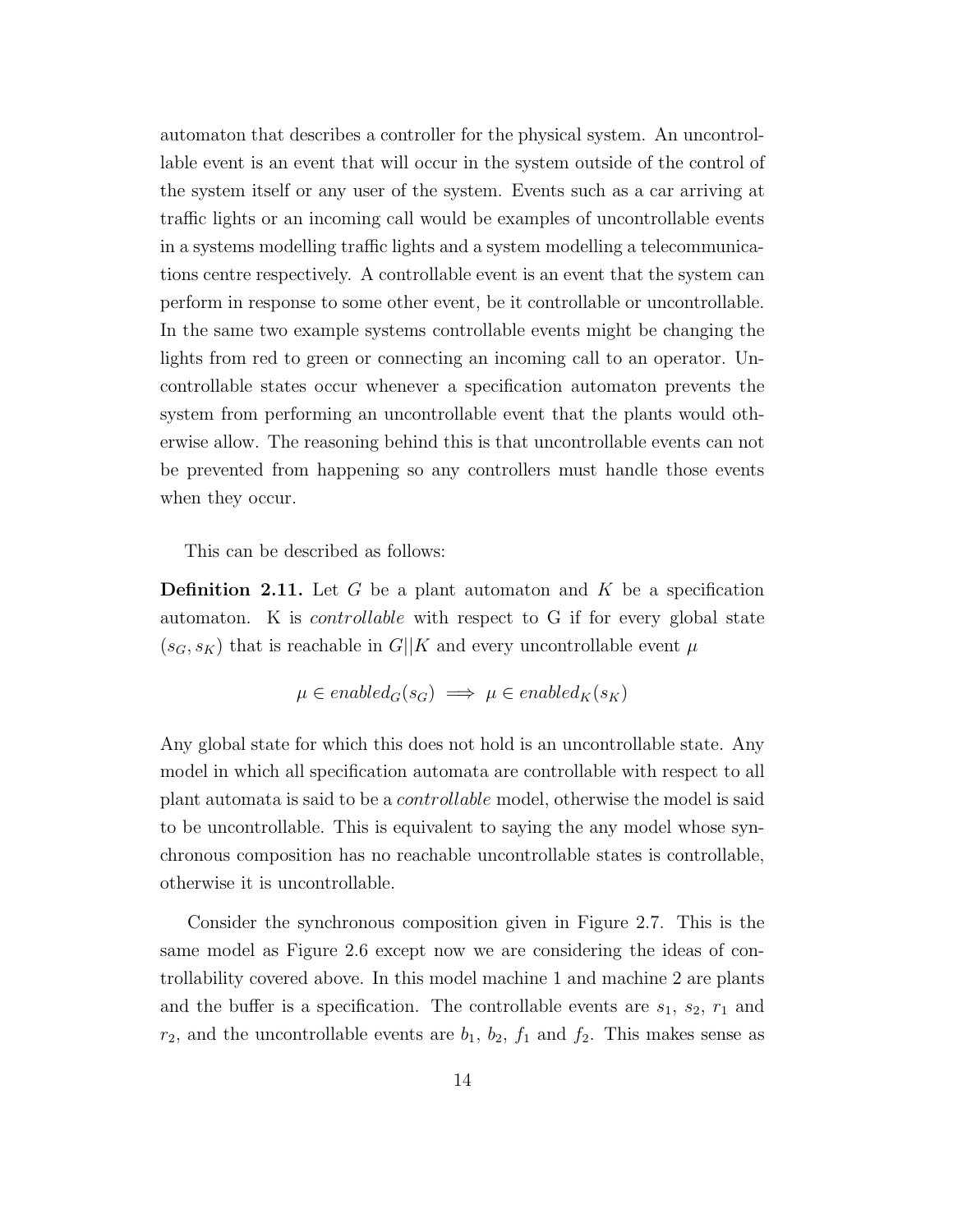automaton that describes a controller for the physical system. An uncontrollable event is an event that will occur in the system outside of the control of the system itself or any user of the system. Events such as a car arriving at traffic lights or an incoming call would be examples of uncontrollable events in a systems modelling traffic lights and a system modelling a telecommunications centre respectively. A controllable event is an event that the system can perform in response to some other event, be it controllable or uncontrollable. In the same two example systems controllable events might be changing the lights from red to green or connecting an incoming call to an operator. Uncontrollable states occur whenever a specification automaton prevents the system from performing an uncontrollable event that the plants would otherwise allow. The reasoning behind this is that uncontrollable events can not be prevented from happening so any controllers must handle those events when they occur.

This can be described as follows:

**Definition 2.11.** Let $G$ be a plant automaton and $K$ be a specification automaton. K is *controllable* with respect to G if for every global state $(s_G, s_K)$ that is reachable in $G||K$ and every uncontrollable event $\mu$

$$\mu \in enabled_G(s_G) \implies \mu \in enabled_K(s_K)$$

Any global state for which this does not hold is an uncontrollable state. Any model in which all specification automata are controllable with respect to all plant automata is said to be a *controllable* model, otherwise the model is said to be uncontrollable. This is equivalent to saying the any model whose synchronous composition has no reachable uncontrollable states is controllable, otherwise it is uncontrollable.

Consider the synchronous composition given in Figure 2.7. This is the same model as Figure 2.6 except now we are considering the ideas of controllability covered above. In this model machine 1 and machine 2 are plants and the buffer is a specification. The controllable events are $s_1$, $s_2$, $r_1$ and $r_2$, and the uncontrollable events are $b_1$, $b_2$, $f_1$ and $f_2$. This makes sense as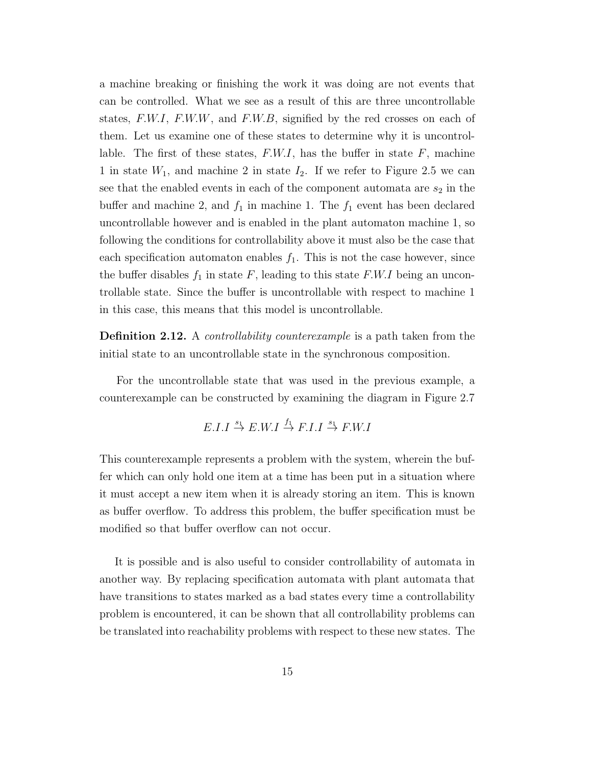a machine breaking or finishing the work it was doing are not events that can be controlled. What we see as a result of this are three uncontrollable states, $F.W.I$, $F.W.W$, and $F.W.B$, signified by the red crosses on each of them. Let us examine one of these states to determine why it is uncontrollable. The first of these states, $F.W.I$, has the buffer in state $F$, machine 1 in state $W_1$, and machine 2 in state $I_2$. If we refer to Figure 2.5 we can see that the enabled events in each of the component automata are $s_2$ in the buffer and machine 2, and $f_1$ in machine 1. The $f_1$ event has been declared uncontrollable however and is enabled in the plant automaton machine 1, so following the conditions for controllability above it must also be the case that each specification automaton enables $f_1$. This is not the case however, since the buffer disables $f_1$ in state $F$, leading to this state $F.W.I$ being an uncontrollable state. Since the buffer is uncontrollable with respect to machine 1 in this case, this means that this model is uncontrollable.

**Definition 2.12.** A *controllability counterexample* is a path taken from the initial state to an uncontrollable state in the synchronous composition.

For the uncontrollable state that was used in the previous example, a counterexample can be constructed by examining the diagram in Figure 2.7

$$E.I.I \xrightarrow{s_1} E.W.I \xrightarrow{f_1} F.I.I \xrightarrow{s_1} F.W.I$$

This counterexample represents a problem with the system, wherein the buffer which can only hold one item at a time has been put in a situation where it must accept a new item when it is already storing an item. This is known as buffer overflow. To address this problem, the buffer specification must be modified so that buffer overflow can not occur.

It is possible and is also useful to consider controllability of automata in another way. By replacing specification automata with plant automata that have transitions to states marked as a bad states every time a controllability problem is encountered, it can be shown that all controllability problems can be translated into reachability problems with respect to these new states. The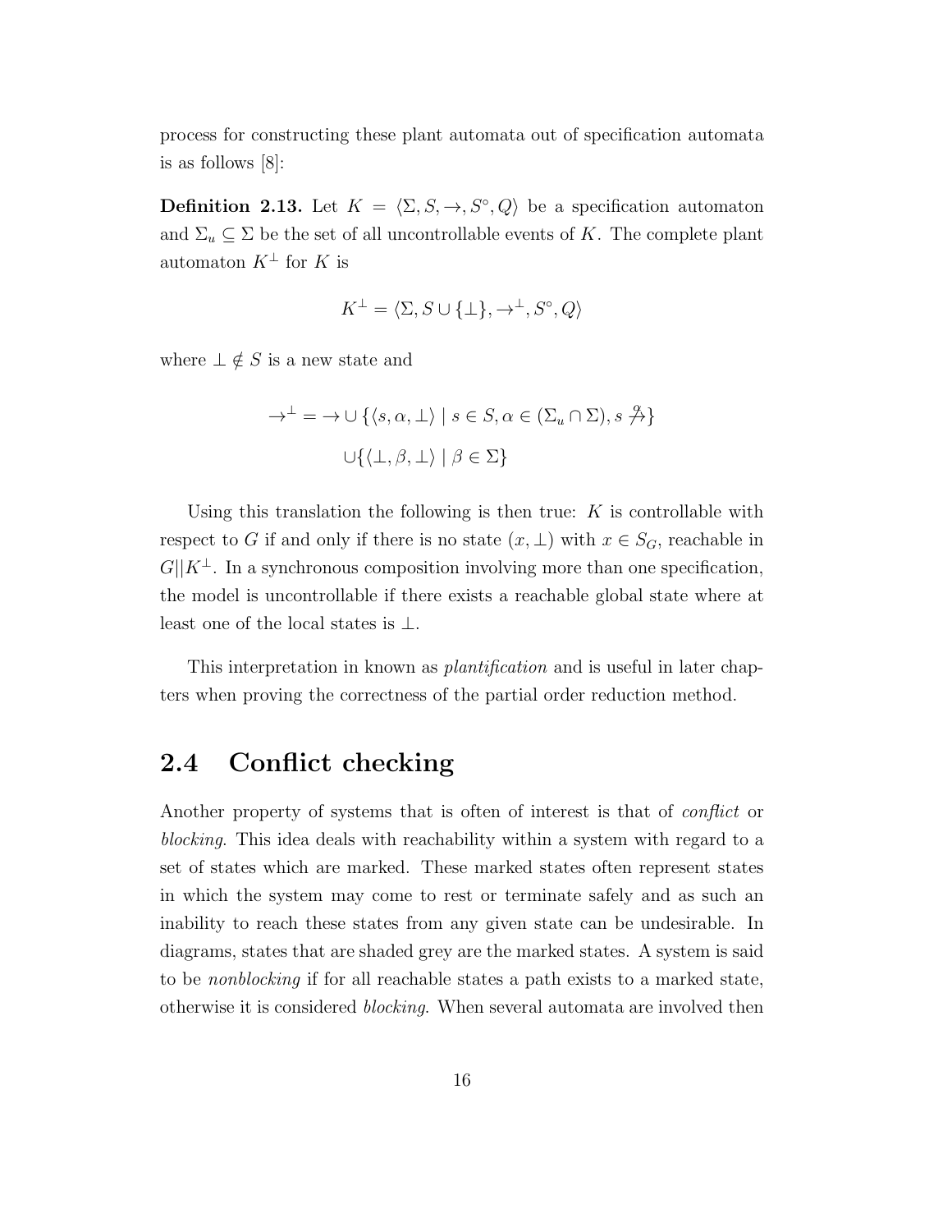process for constructing these plant automata out of specification automata is as follows [8]:

**Definition 2.13.** Let $K = \langle \Sigma, S, \rightarrow, S^\circ, Q \rangle$ be a specification automaton and $\Sigma_u \subseteq \Sigma$ be the set of all uncontrollable events of $K$. The complete plant automaton $K^\perp$ for $K$ is

$$K^\perp = \langle \Sigma, S \cup \{\perp\}, \rightarrow^\perp, S^\circ, Q \rangle$$

where $\perp \notin S$ is a new state and

$$\rightarrow^\perp = \rightarrow \cup \{\langle s, \alpha, \perp \rangle \mid s \in S, \alpha \in (\Sigma_u \cap \Sigma), s \stackrel{\alpha}{\not\rightarrow}\}$$

$$\cup \{\langle \perp, \beta, \perp \rangle \mid \beta \in \Sigma\}$$

Using this translation the following is then true: $K$ is controllable with respect to $G$ if and only if there is no state $(x, \perp)$ with $x \in S_G$, reachable in $G || K^\perp$. In a synchronous composition involving more than one specification, the model is uncontrollable if there exists a reachable global state where at least one of the local states is $\perp$.

This interpretation in known as *plantification* and is useful in later chapters when proving the correctness of the partial order reduction method.

## 2.4 Conflict checking

Another property of systems that is often of interest is that of *conflict* or *blocking*. This idea deals with reachability within a system with regard to a set of states which are marked. These marked states often represent states in which the system may come to rest or terminate safely and as such an inability to reach these states from any given state can be undesirable. In diagrams, states that are shaded grey are the marked states. A system is said to be *nonblocking* if for all reachable states a path exists to a marked state, otherwise it is considered *blocking*. When several automata are involved then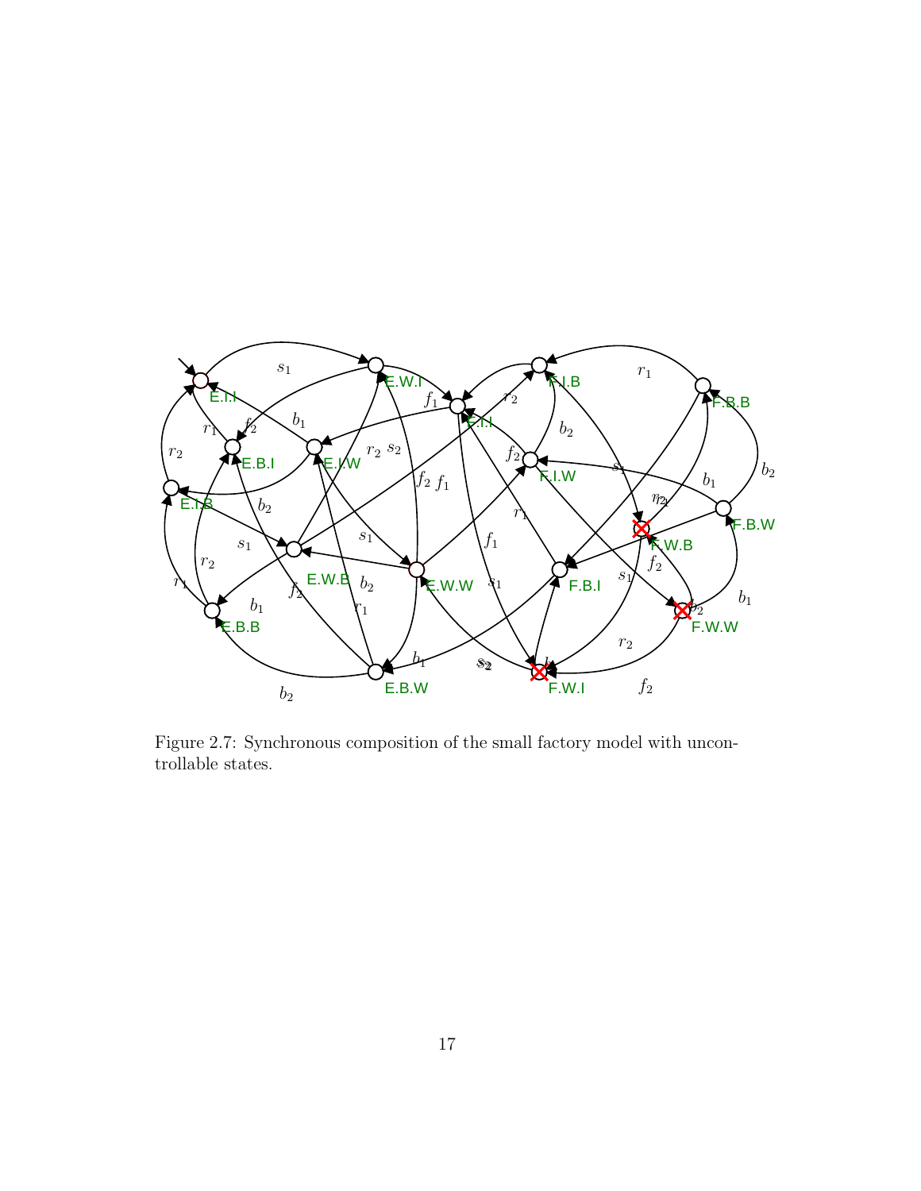Figure 2.7: Synchronous composition of the small factory model with uncontrollable states.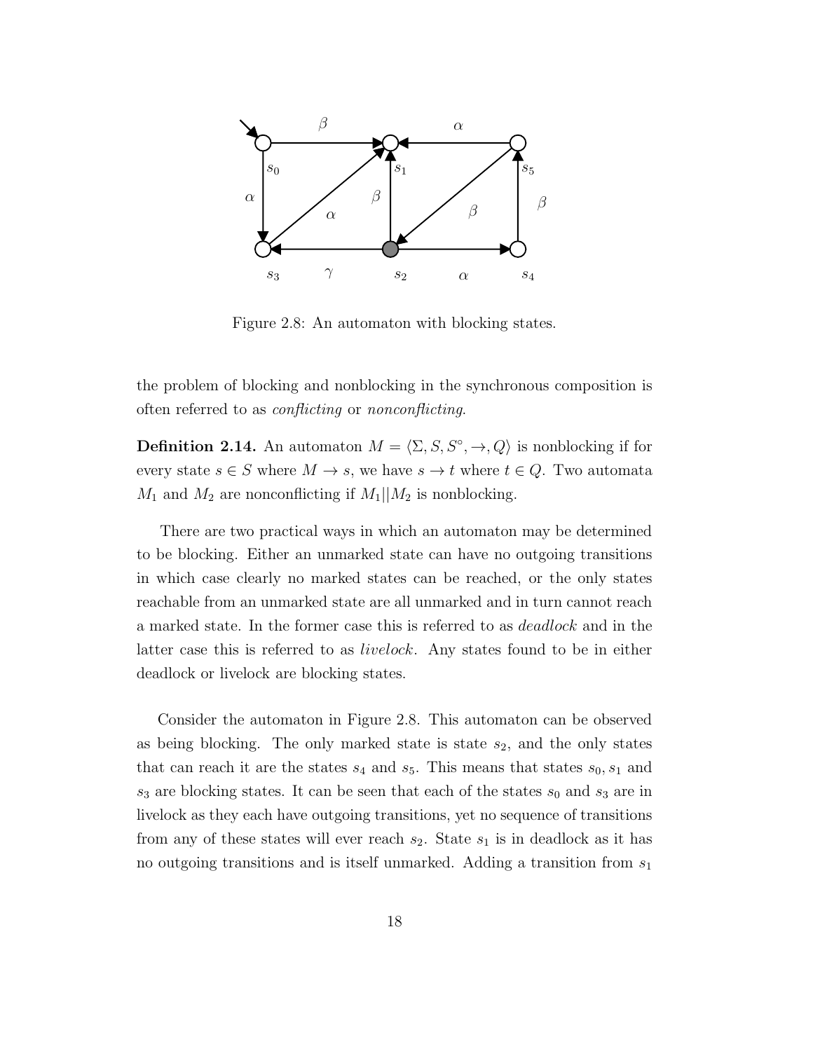Figure 2.8: An automaton with blocking states.

the problem of blocking and nonblocking in the synchronous composition is often referred to as *conflicting* or *nonconflicting*.

**Definition 2.14.** An automaton $M = \langle \Sigma, S, S^{\circ}, \rightarrow, Q \rangle$ is nonblocking if for every state $s \in S$ where $M \rightarrow s$, we have $s \rightarrow t$ where $t \in Q$. Two automata $M_1$ and $M_2$ are nonconflicting if $M_1 || M_2$ is nonblocking.

There are two practical ways in which an automaton may be determined to be blocking. Either an unmarked state can have no outgoing transitions in which case clearly no marked states can be reached, or the only states reachable from an unmarked state are all unmarked and in turn cannot reach a marked state. In the former case this is referred to as *deadlock* and in the latter case this is referred to as *livelock*. Any states found to be in either deadlock or livelock are blocking states.

Consider the automaton in Figure 2.8. This automaton can be observed as being blocking. The only marked state is state $s_2$, and the only states that can reach it are the states $s_4$ and $s_5$. This means that states $s_0, s_1$ and $s_3$ are blocking states. It can be seen that each of the states $s_0$ and $s_3$ are in livelock as they each have outgoing transitions, yet no sequence of transitions from any of these states will ever reach $s_2$. State $s_1$ is in deadlock as it has no outgoing transitions and is itself unmarked. Adding a transition from $s_1$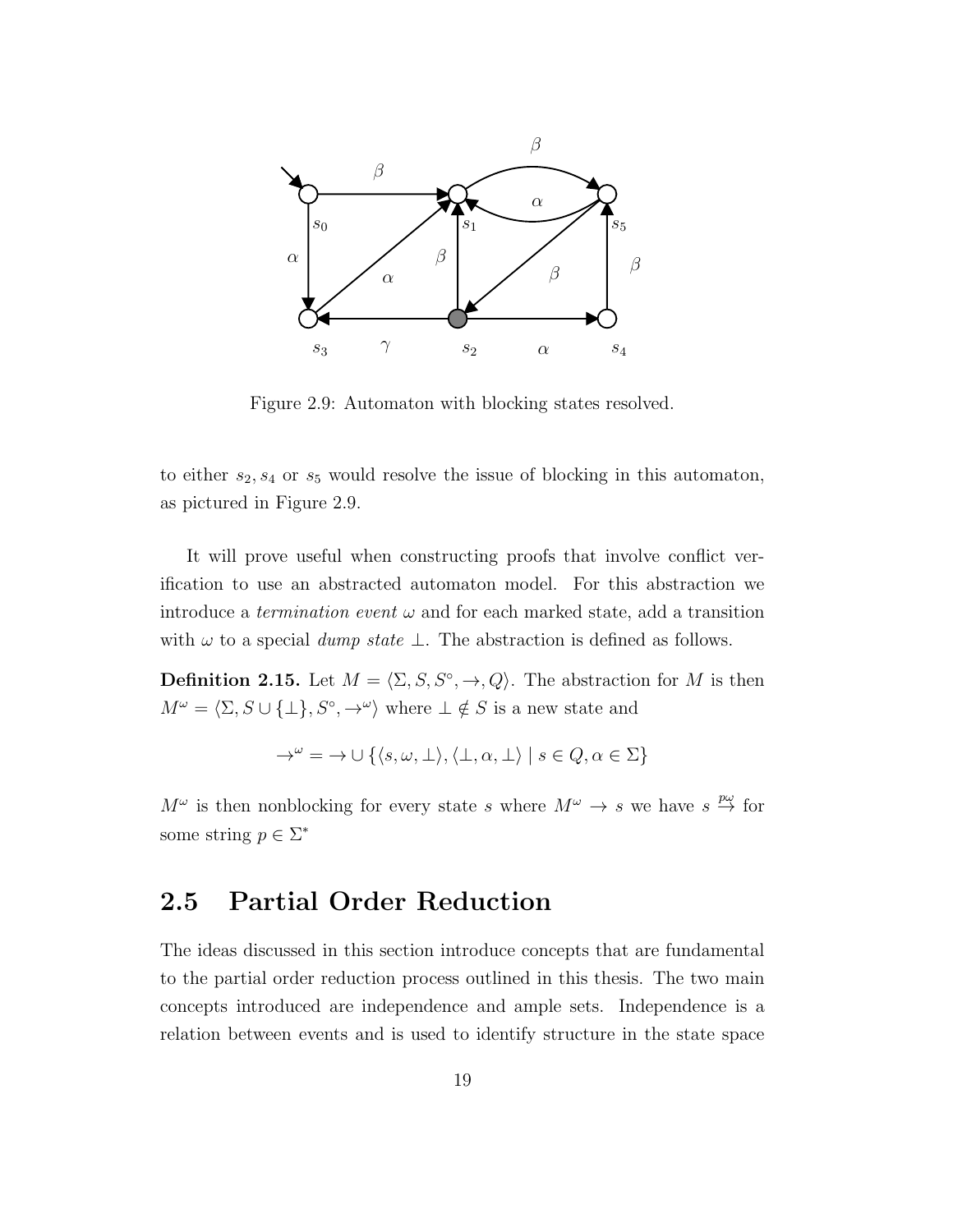Figure 2.9: Automaton with blocking states resolved.

to either $s_2, s_4$ or $s_5$ would resolve the issue of blocking in this automaton, as pictured in Figure 2.9.

It will prove useful when constructing proofs that involve conflict verification to use an abstracted automaton model. For this abstraction we introduce a *termination event* $\omega$ and for each marked state, add a transition with $\omega$ to a special *dump state* $\bot$. The abstraction is defined as follows.

**Definition 2.15.** Let $M = \langle \Sigma, S, S^\circ, \rightarrow, Q \rangle$. The abstraction for $M$ is then $M^\omega = \langle \Sigma, S \cup \{\bot\}, S^\circ, \rightarrow^\omega \rangle$ where $\bot \notin S$ is a new state and

$$\rightarrow^\omega = \rightarrow \cup \{\langle s, \omega, \bot \rangle, \langle \bot, \alpha, \bot \rangle \mid s \in Q, \alpha \in \Sigma\}$$

$M^\omega$ is then nonblocking for every state $s$ where $M^\omega \rightarrow s$ we have $s \stackrel{p\omega}{\rightarrow}$ for some string $p \in \Sigma^*$

## 2.5 Partial Order Reduction

The ideas discussed in this section introduce concepts that are fundamental to the partial order reduction process outlined in this thesis. The two main concepts introduced are independence and ample sets. Independence is a relation between events and is used to identify structure in the state space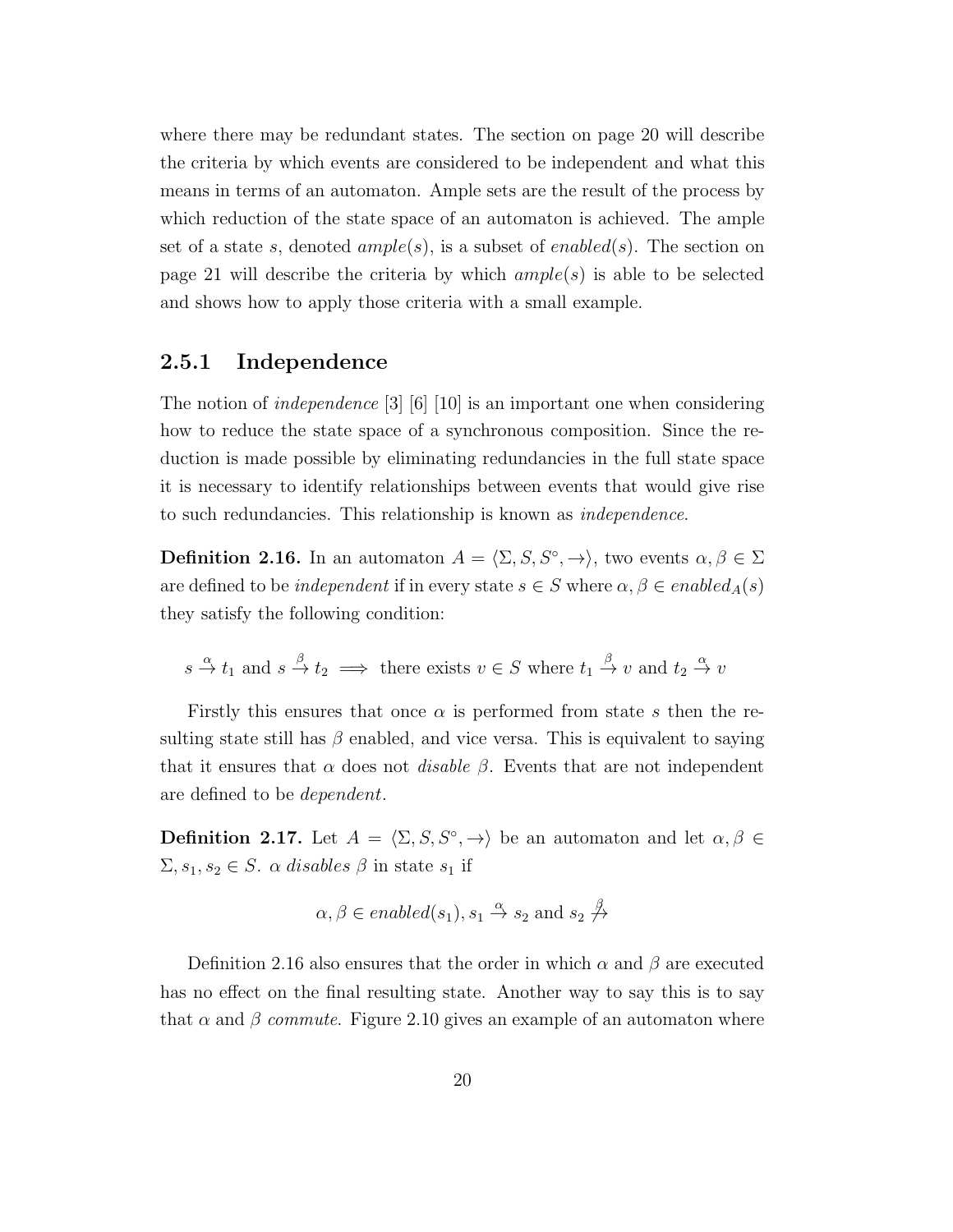where there may be redundant states. The section on page 20 will describe the criteria by which events are considered to be independent and what this means in terms of an automaton. Ample sets are the result of the process by which reduction of the state space of an automaton is achieved. The ample set of a state $s$, denoted $ample(s)$, is a subset of $enabled(s)$. The section on page 21 will describe the criteria by which $ample(s)$ is able to be selected and shows how to apply those criteria with a small example.

### 2.5.1 Independence

The notion of *independence* [3] [6] [10] is an important one when considering how to reduce the state space of a synchronous composition. Since the reduction is made possible by eliminating redundancies in the full state space it is necessary to identify relationships between events that would give rise to such redundancies. This relationship is known as *independence*.

**Definition 2.16.** In an automaton $A = \langle \Sigma, S, S^\circ, \rightarrow \rangle$, two events $\alpha, \beta \in \Sigma$ are defined to be *independent* if in every state $s \in S$ where $\alpha, \beta \in enabled_A(s)$ they satisfy the following condition:

$$s \xrightarrow{\alpha} t_1 \text{ and } s \xrightarrow{\beta} t_2 \implies \text{there exists } v \in S \text{ where } t_1 \xrightarrow{\beta} v \text{ and } t_2 \xrightarrow{\alpha} v$$

Firstly this ensures that once $\alpha$ is performed from state $s$ then the resulting state still has $\beta$ enabled, and vice versa. This is equivalent to saying that it ensures that $\alpha$ does not *disable* $\beta$. Events that are not independent are defined to be *dependent*.

**Definition 2.17.** Let $A = \langle \Sigma, S, S^\circ, \rightarrow \rangle$ be an automaton and let $\alpha, \beta \in \Sigma, s_1, s_2 \in S$. $\alpha$ *disables* $\beta$ in state $s_1$ if

$$\alpha, \beta \in enabled(s_1), s_1 \xrightarrow{\alpha} s_2 \text{ and } s_2 \stackrel{\beta}{\not\rightarrow}$$

Definition 2.16 also ensures that the order in which $\alpha$ and $\beta$ are executed has no effect on the final resulting state. Another way to say this is to say that $\alpha$ and $\beta$ *commute*. Figure 2.10 gives an example of an automaton where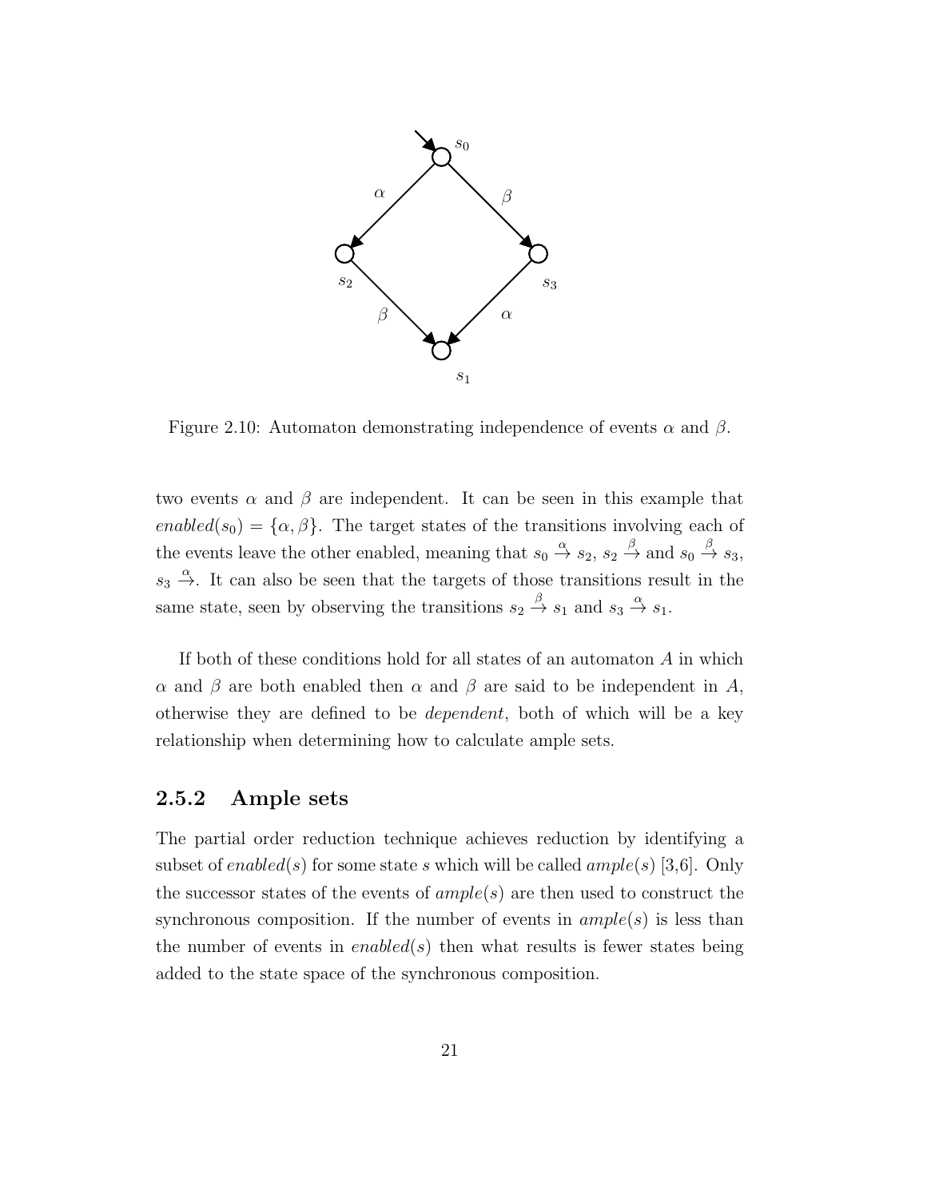Figure 2.10: Automaton demonstrating independence of events $\alpha$ and $\beta$.

two events $\alpha$ and $\beta$ are independent. It can be seen in this example that $enabled(s_0) = \{\alpha, \beta\}$. The target states of the transitions involving each of the events leave the other enabled, meaning that $s_0 \xrightarrow{\alpha} s_2$, $s_2 \xrightarrow{\beta}$ and $s_0 \xrightarrow{\beta} s_3$, $s_3 \xrightarrow{\alpha}$. It can also be seen that the targets of those transitions result in the same state, seen by observing the transitions $s_2 \xrightarrow{\beta} s_1$ and $s_3 \xrightarrow{\alpha} s_1$.

If both of these conditions hold for all states of an automaton $A$ in which $\alpha$ and $\beta$ are both enabled then $\alpha$ and $\beta$ are said to be independent in $A$, otherwise they are defined to be *dependent*, both of which will be a key relationship when determining how to calculate ample sets.

### 2.5.2 Ample sets

The partial order reduction technique achieves reduction by identifying a subset of $enabled(s)$ for some state $s$ which will be called $ample(s)$ [3,6]. Only the successor states of the events of $ample(s)$ are then used to construct the synchronous composition. If the number of events in $ample(s)$ is less than the number of events in $enabled(s)$ then what results is fewer states being added to the state space of the synchronous composition.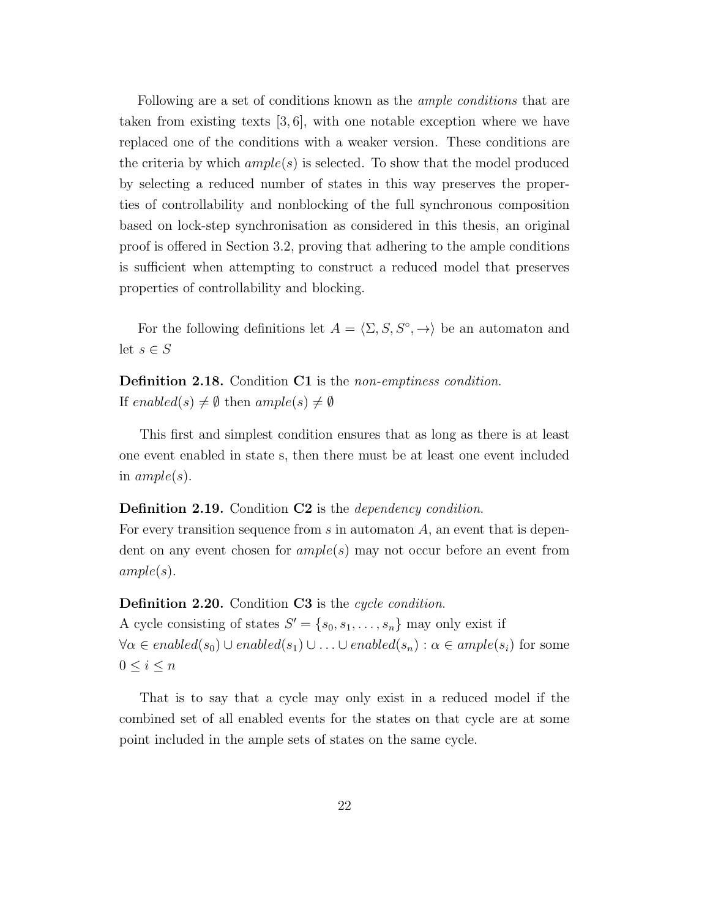Following are a set of conditions known as the *ample conditions* that are taken from existing texts [3, 6], with one notable exception where we have replaced one of the conditions with a weaker version. These conditions are the criteria by which $ample(s)$ is selected. To show that the model produced by selecting a reduced number of states in this way preserves the properties of controllability and nonblocking of the full synchronous composition based on lock-step synchronisation as considered in this thesis, an original proof is offered in Section 3.2, proving that adhering to the ample conditions is sufficient when attempting to construct a reduced model that preserves properties of controllability and blocking.

For the following definitions let $A = \langle \Sigma, S, S^\circ, \rightarrow \rangle$ be an automaton and let $s \in S$

**Definition 2.18.** Condition **C1** is the *non-emptiness condition*.
If $enabled(s) \neq \emptyset$ then $ample(s) \neq \emptyset$

This first and simplest condition ensures that as long as there is at least one event enabled in state s, then there must be at least one event included in $ample(s)$.

**Definition 2.19.** Condition **C2** is the *dependency condition*.
For every transition sequence from $s$ in automaton $A$, an event that is dependent on any event chosen for $ample(s)$ may not occur before an event from $ample(s)$.

**Definition 2.20.** Condition **C3** is the *cycle condition*.
A cycle consisting of states $S' = \{s_0, s_1, \ldots, s_n\}$ may only exist if $\forall \alpha \in enabled(s_0) \cup enabled(s_1) \cup \ldots \cup enabled(s_n) : \alpha \in ample(s_i)$ for some $0 \leq i \leq n$

That is to say that a cycle may only exist in a reduced model if the combined set of all enabled events for the states on that cycle are at some point included in the ample sets of states on the same cycle.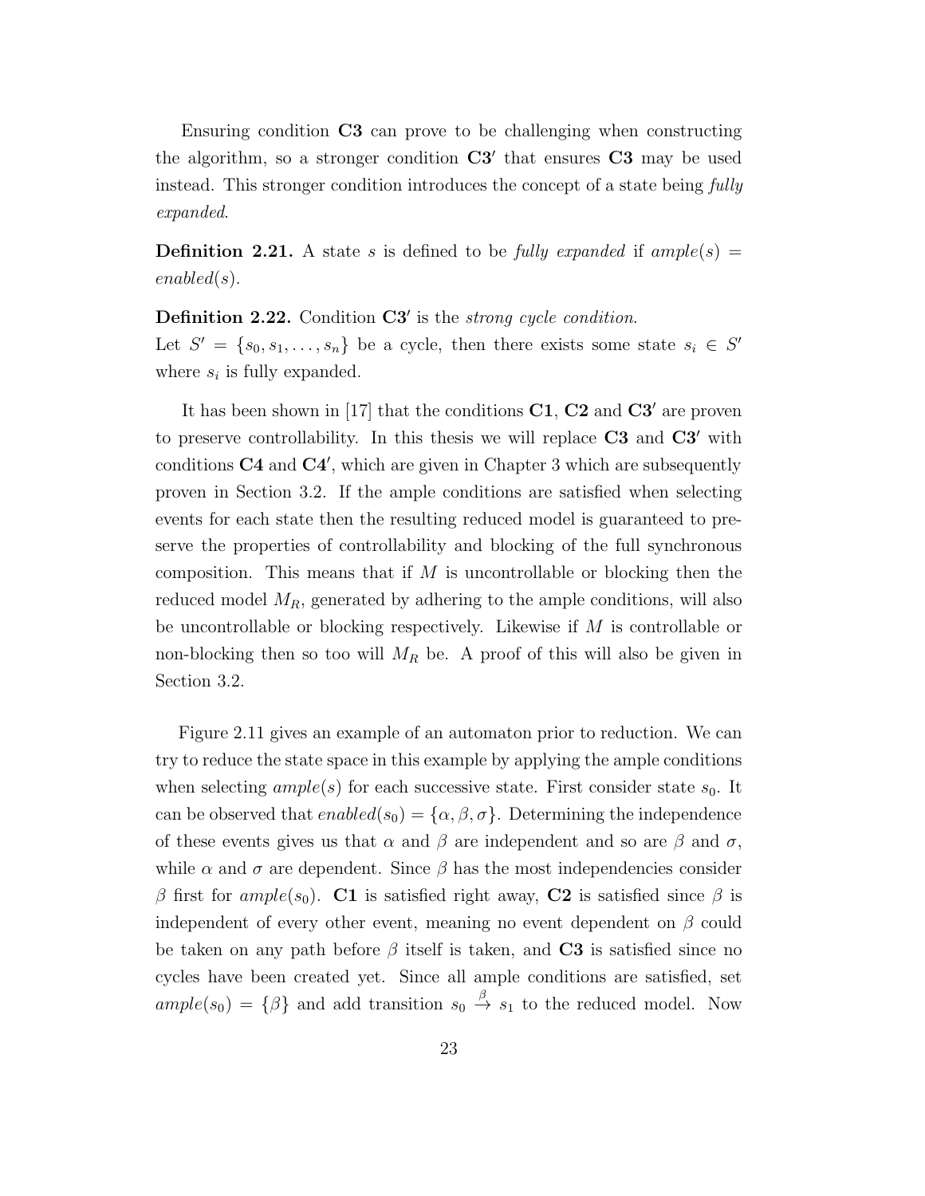Ensuring condition **C3** can prove to be challenging when constructing the algorithm, so a stronger condition **C3′** that ensures **C3** may be used instead. This stronger condition introduces the concept of a state being *fully expanded*.

**Definition 2.21.** A state $s$ is defined to be *fully expanded* if $ample(s) = enabled(s)$.

**Definition 2.22.** Condition **C3′** is the *strong cycle condition*.
Let $S' = \{s_0, s_1, \ldots, s_n\}$ be a cycle, then there exists some state $s_i \in S'$ where $s_i$ is fully expanded.

It has been shown in [17] that the conditions **C1**, **C2** and **C3′** are proven to preserve controllability. In this thesis we will replace **C3** and **C3′** with conditions **C4** and **C4′**, which are given in Chapter 3 which are subsequently proven in Section 3.2. If the ample conditions are satisfied when selecting events for each state then the resulting reduced model is guaranteed to preserve the properties of controllability and blocking of the full synchronous composition. This means that if $M$ is uncontrollable or blocking then the reduced model $M_R$, generated by adhering to the ample conditions, will also be uncontrollable or blocking respectively. Likewise if $M$ is controllable or non-blocking then so too will $M_R$ be. A proof of this will also be given in Section 3.2.

Figure 2.11 gives an example of an automaton prior to reduction. We can try to reduce the state space in this example by applying the ample conditions when selecting $ample(s)$ for each successive state. First consider state $s_0$. It can be observed that $enabled(s_0) = \{\alpha, \beta, \sigma\}$. Determining the independence of these events gives us that $\alpha$ and $\beta$ are independent and so are $\beta$ and $\sigma$, while $\alpha$ and $\sigma$ are dependent. Since $\beta$ has the most independencies consider $\beta$ first for $ample(s_0)$. **C1** is satisfied right away, **C2** is satisfied since $\beta$ is independent of every other event, meaning no event dependent on $\beta$ could be taken on any path before $\beta$ itself is taken, and **C3** is satisfied since no cycles have been created yet. Since all ample conditions are satisfied, set $ample(s_0) = \{\beta\}$ and add transition $s_0 \xrightarrow{\beta} s_1$ to the reduced model. Now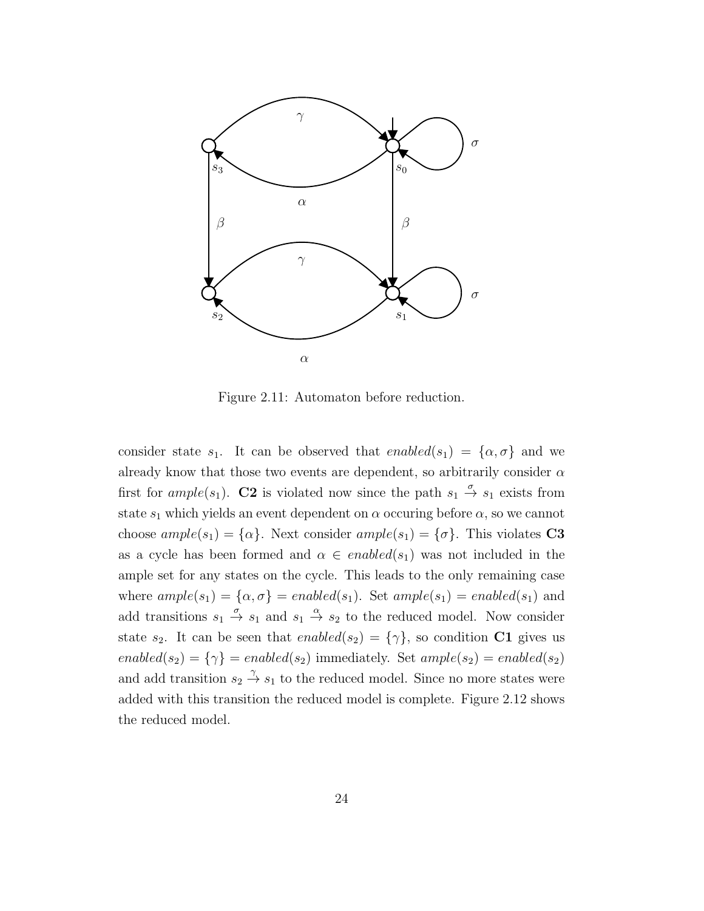Figure 2.11: Automaton before reduction.

consider state $s_1$. It can be observed that $enabled(s_1) = \{\alpha, \sigma\}$ and we already know that those two events are dependent, so arbitrarily consider $\alpha$ first for $ample(s_1)$. **C2** is violated now since the path $s_1 \xrightarrow{\sigma} s_1$ exists from state $s_1$ which yields an event dependent on $\alpha$ occuring before $\alpha$, so we cannot choose $ample(s_1) = \{\alpha\}$. Next consider $ample(s_1) = \{\sigma\}$. This violates **C3** as a cycle has been formed and $\alpha \in enabled(s_1)$ was not included in the ample set for any states on the cycle. This leads to the only remaining case where $ample(s_1) = \{\alpha, \sigma\} = enabled(s_1)$. Set $ample(s_1) = enabled(s_1)$ and add transitions $s_1 \xrightarrow{\sigma} s_1$ and $s_1 \xrightarrow{\alpha} s_2$ to the reduced model. Now consider state $s_2$. It can be seen that $enabled(s_2) = \{\gamma\}$, so condition **C1** gives us $enabled(s_2) = \{\gamma\} = enabled(s_2)$ immediately. Set $ample(s_2) = enabled(s_2)$ and add transition $s_2 \xrightarrow{\gamma} s_1$ to the reduced model. Since no more states were added with this transition the reduced model is complete. Figure 2.12 shows the reduced model.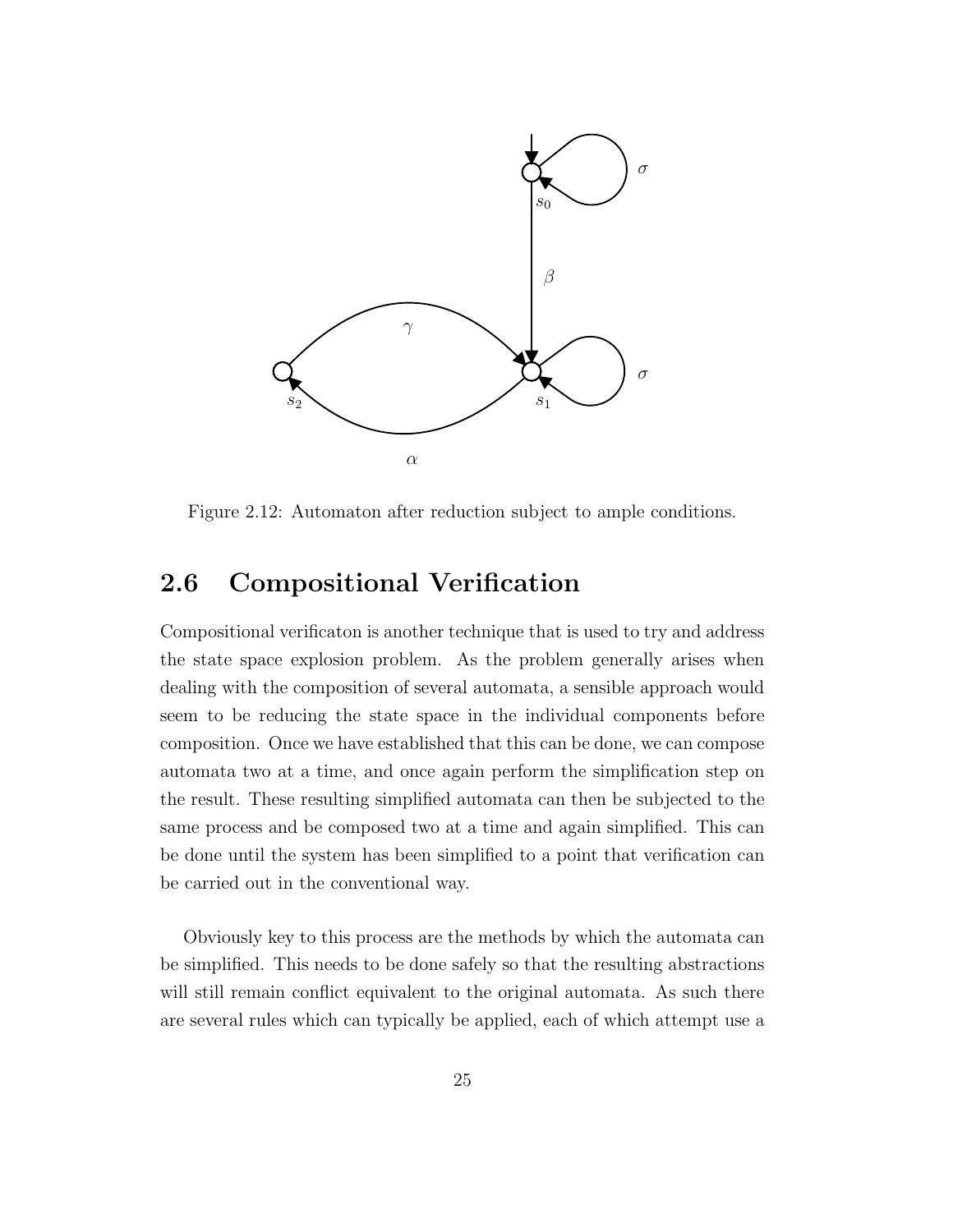Figure 2.12: Automaton after reduction subject to ample conditions.

## 2.6 Compositional Verification

Compositional verificaton is another technique that is used to try and address the state space explosion problem. As the problem generally arises when dealing with the composition of several automata, a sensible approach would seem to be reducing the state space in the individual components before composition. Once we have established that this can be done, we can compose automata two at a time, and once again perform the simplification step on the result. These resulting simplified automata can then be subjected to the same process and be composed two at a time and again simplified. This can be done until the system has been simplified to a point that verification can be carried out in the conventional way.

Obviously key to this process are the methods by which the automata can be simplified. This needs to be done safely so that the resulting abstractions will still remain conflict equivalent to the original automata. As such there are several rules which can typically be applied, each of which attempt use a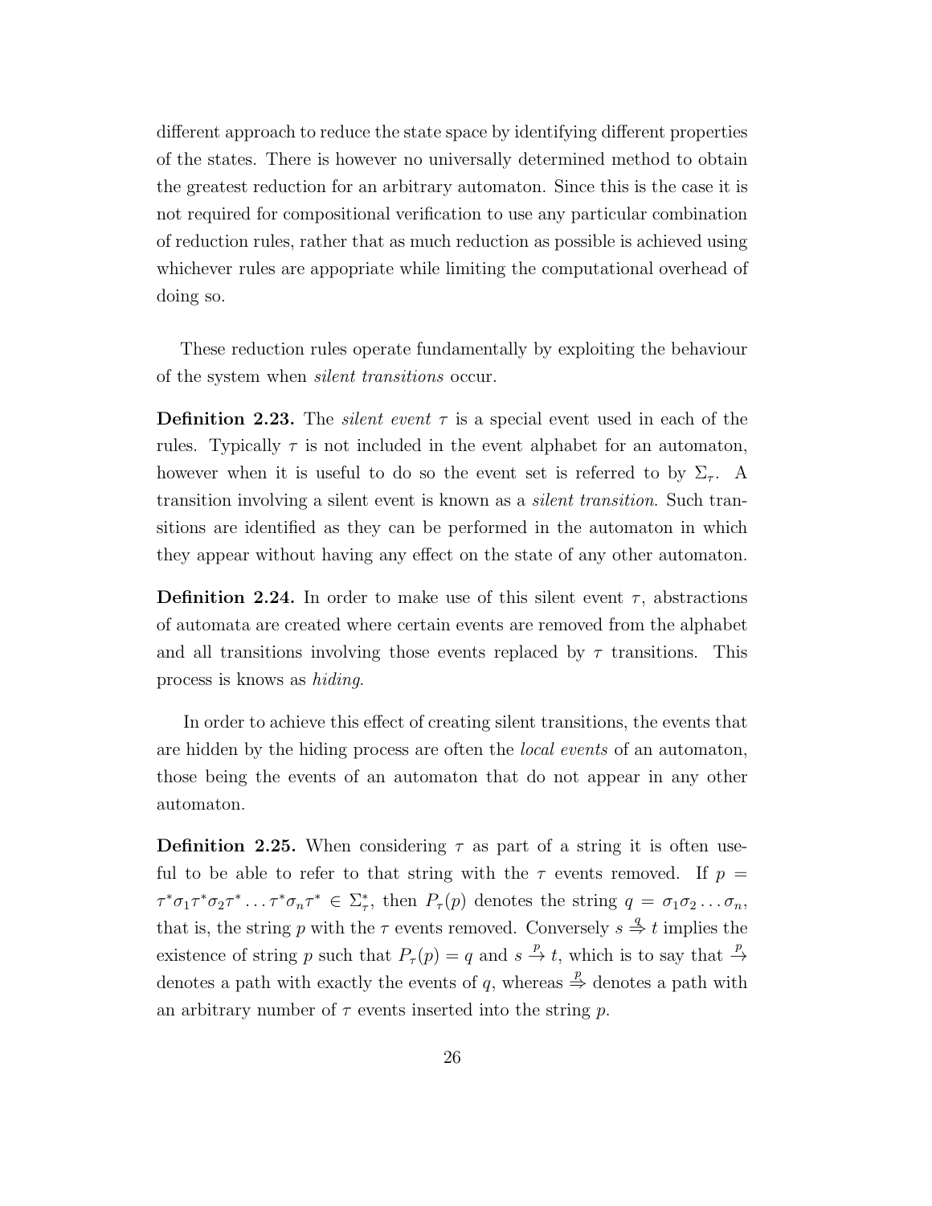different approach to reduce the state space by identifying different properties of the states. There is however no universally determined method to obtain the greatest reduction for an arbitrary automaton. Since this is the case it is not required for compositional verification to use any particular combination of reduction rules, rather that as much reduction as possible is achieved using whichever rules are appopriate while limiting the computational overhead of doing so.

These reduction rules operate fundamentally by exploiting the behaviour of the system when *silent transitions* occur.

**Definition 2.23.** The *silent event* $\tau$ is a special event used in each of the rules. Typically $\tau$ is not included in the event alphabet for an automaton, however when it is useful to do so the event set is referred to by $\Sigma_\tau$. A transition involving a silent event is known as a *silent transition*. Such transitions are identified as they can be performed in the automaton in which they appear without having any effect on the state of any other automaton.

**Definition 2.24.** In order to make use of this silent event $\tau$, abstractions of automata are created where certain events are removed from the alphabet and all transitions involving those events replaced by $\tau$ transitions. This process is knows as *hiding*.

In order to achieve this effect of creating silent transitions, the events that are hidden by the hiding process are often the *local events* of an automaton, those being the events of an automaton that do not appear in any other automaton.

**Definition 2.25.** When considering $\tau$ as part of a string it is often useful to be able to refer to that string with the $\tau$ events removed. If $p = \tau^*\sigma_1\tau^*\sigma_2\tau^* \dots \tau^*\sigma_n\tau^* \in \Sigma_\tau^*$, then $P_\tau(p)$ denotes the string $q = \sigma_1\sigma_2 \dots \sigma_n$, that is, the string $p$ with the $\tau$ events removed. Conversely $s \stackrel{q}{\Rightarrow} t$ implies the existence of string $p$ such that $P_\tau(p) = q$ and $s \stackrel{p}{\rightarrow} t$, which is to say that $\stackrel{p}{\rightarrow}$ denotes a path with exactly the events of $q$, whereas $\stackrel{p}{\Rightarrow}$ denotes a path with an arbitrary number of $\tau$ events inserted into the string $p$.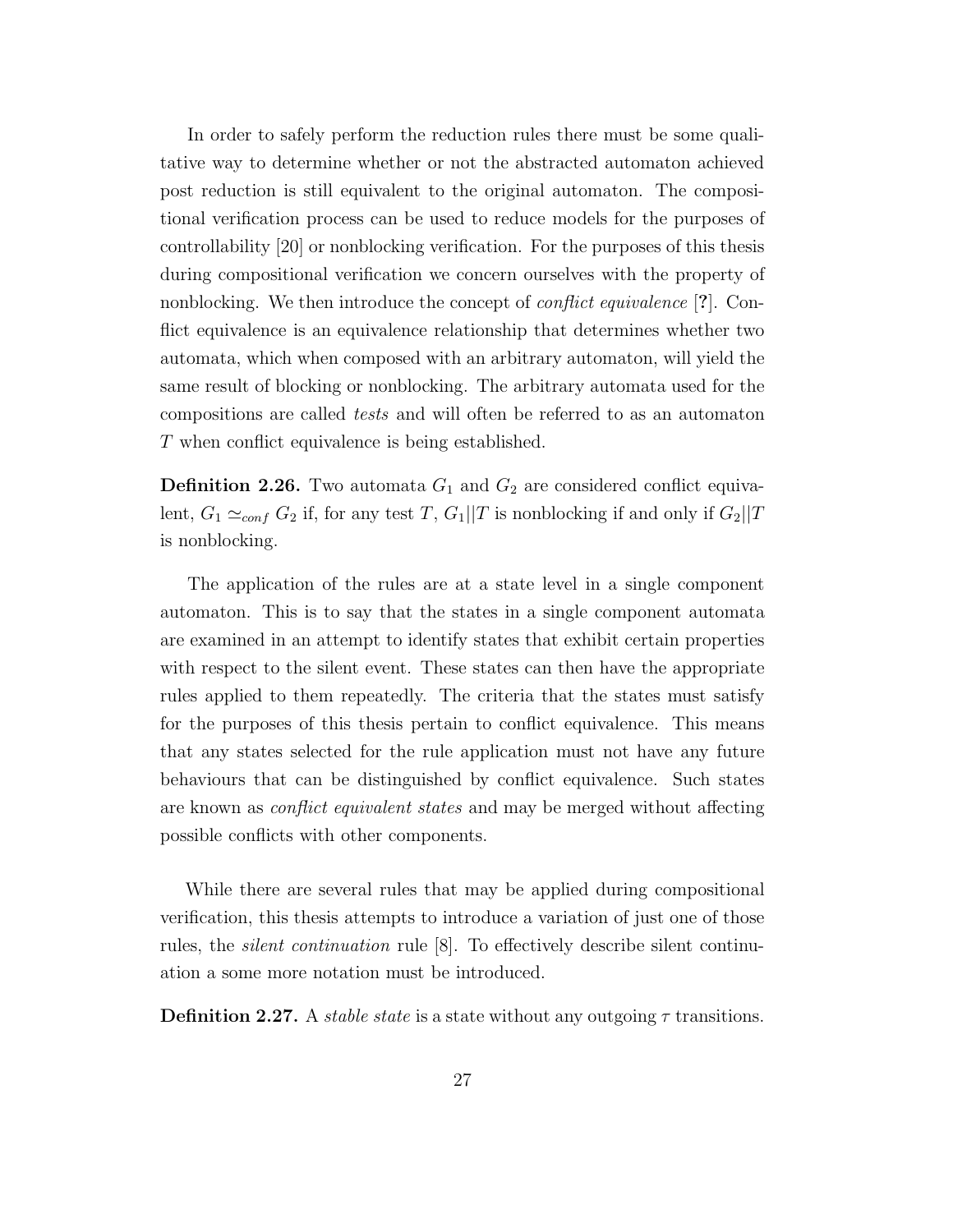In order to safely perform the reduction rules there must be some qualitative way to determine whether or not the abstracted automaton achieved post reduction is still equivalent to the original automaton. The compositional verification process can be used to reduce models for the purposes of controllability [20] or nonblocking verification. For the purposes of this thesis during compositional verification we concern ourselves with the property of nonblocking. We then introduce the concept of *conflict equivalence* [**?**]. Conflict equivalence is an equivalence relationship that determines whether two automata, which when composed with an arbitrary automaton, will yield the same result of blocking or nonblocking. The arbitrary automata used for the compositions are called *tests* and will often be referred to as an automaton $T$ when conflict equivalence is being established.

**Definition 2.26.** Two automata $G_1$ and $G_2$ are considered conflict equivalent, $G_1 \simeq_{conf} G_2$ if, for any test $T$, $G_1||T$ is nonblocking if and only if $G_2||T$ is nonblocking.

The application of the rules are at a state level in a single component automaton. This is to say that the states in a single component automata are examined in an attempt to identify states that exhibit certain properties with respect to the silent event. These states can then have the appropriate rules applied to them repeatedly. The criteria that the states must satisfy for the purposes of this thesis pertain to conflict equivalence. This means that any states selected for the rule application must not have any future behaviours that can be distinguished by conflict equivalence. Such states are known as *conflict equivalent states* and may be merged without affecting possible conflicts with other components.

While there are several rules that may be applied during compositional verification, this thesis attempts to introduce a variation of just one of those rules, the *silent continuation* rule [8]. To effectively describe silent continuation a some more notation must be introduced.

**Definition 2.27.** A *stable state* is a state without any outgoing $\tau$ transitions.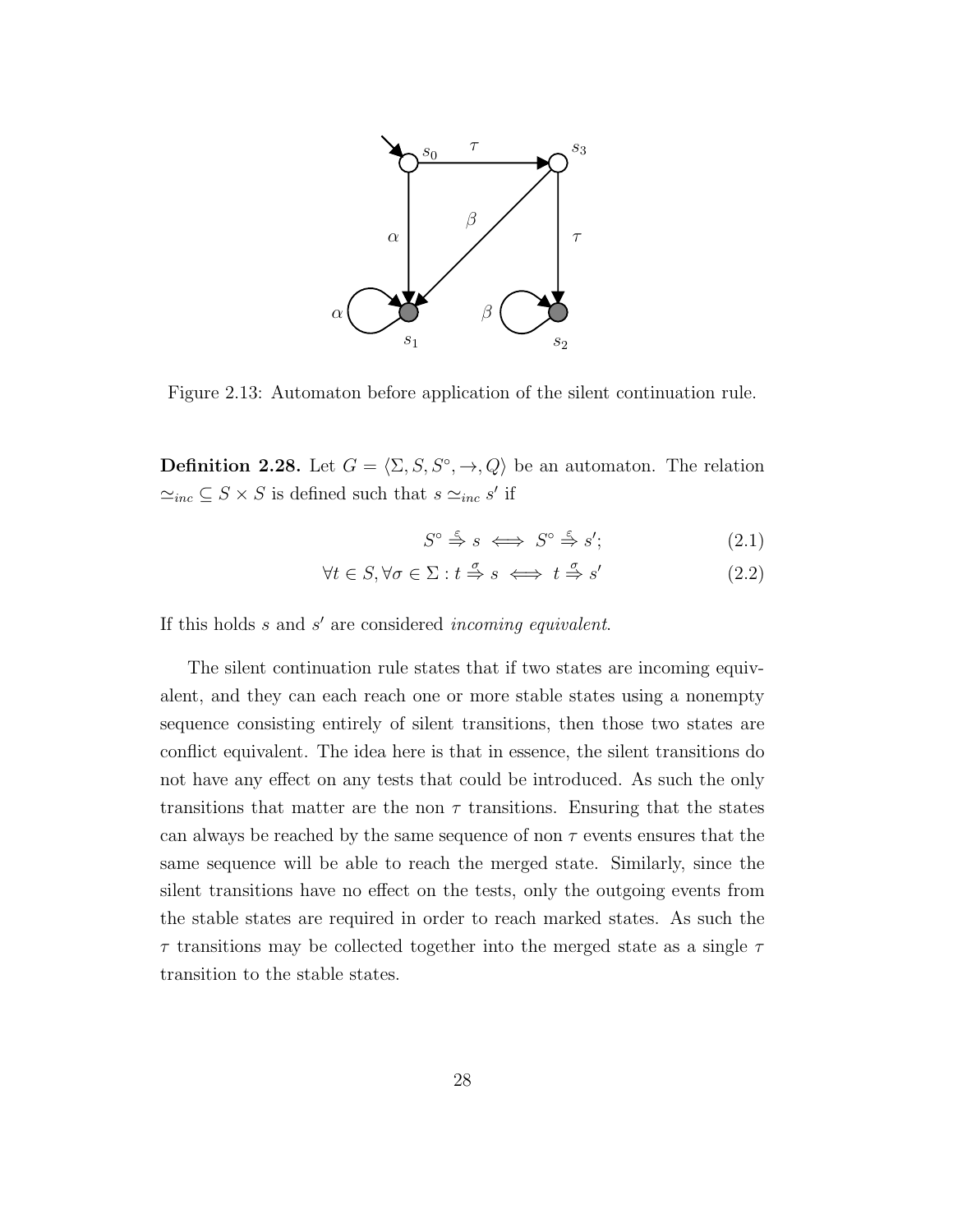Figure 2.13: Automaton before application of the silent continuation rule.

**Definition 2.28.** Let $G = \langle \Sigma, S, S^\circ, \rightarrow, Q \rangle$ be an automaton. The relation $\simeq_{inc} \subseteq S \times S$ is defined such that $s \simeq_{inc} s'$ if

$$S^\circ \stackrel{\varepsilon}{\Rightarrow} s \iff S^\circ \stackrel{\varepsilon}{\Rightarrow} s'; \tag{2.1}$$

$$\forall t \in S, \forall \sigma \in \Sigma : t \stackrel{\sigma}{\Rightarrow} s \iff t \stackrel{\sigma}{\Rightarrow} s' \tag{2.2}$$

If this holds $s$ and $s'$ are considered *incoming equivalent*.

The silent continuation rule states that if two states are incoming equivalent, and they can each reach one or more stable states using a nonempty sequence consisting entirely of silent transitions, then those two states are conflict equivalent. The idea here is that in essence, the silent transitions do not have any effect on any tests that could be introduced. As such the only transitions that matter are the non $\tau$ transitions. Ensuring that the states can always be reached by the same sequence of non $\tau$ events ensures that the same sequence will be able to reach the merged state. Similarly, since the silent transitions have no effect on the tests, only the outgoing events from the stable states are required in order to reach marked states. As such the $\tau$ transitions may be collected together into the merged state as a single $\tau$ transition to the stable states.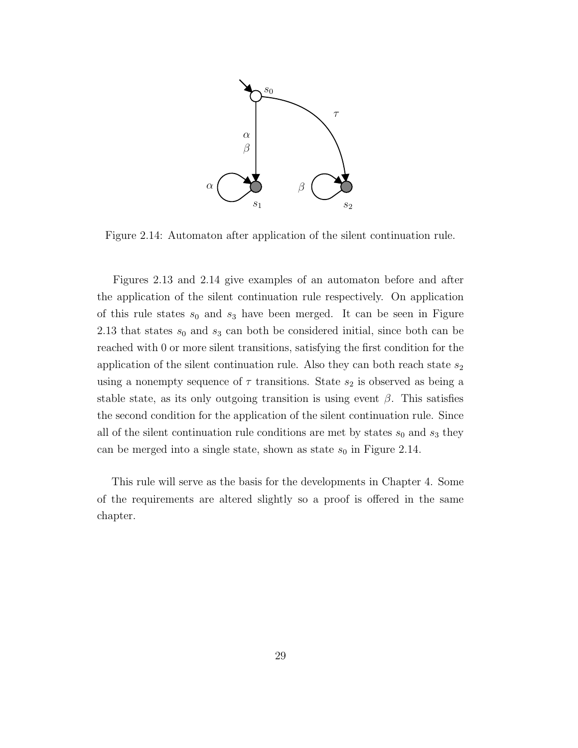Figure 2.14: Automaton after application of the silent continuation rule.

Figures 2.13 and 2.14 give examples of an automaton before and after the application of the silent continuation rule respectively. On application of this rule states $s_0$ and $s_3$ have been merged. It can be seen in Figure 2.13 that states $s_0$ and $s_3$ can both be considered initial, since both can be reached with 0 or more silent transitions, satisfying the first condition for the application of the silent continuation rule. Also they can both reach state $s_2$ using a nonempty sequence of $\tau$ transitions. State $s_2$ is observed as being a stable state, as its only outgoing transition is using event $\beta$. This satisfies the second condition for the application of the silent continuation rule. Since all of the silent continuation rule conditions are met by states $s_0$ and $s_3$ they can be merged into a single state, shown as state $s_0$ in Figure 2.14.

This rule will serve as the basis for the developments in Chapter 4. Some of the requirements are altered slightly so a proof is offered in the same chapter.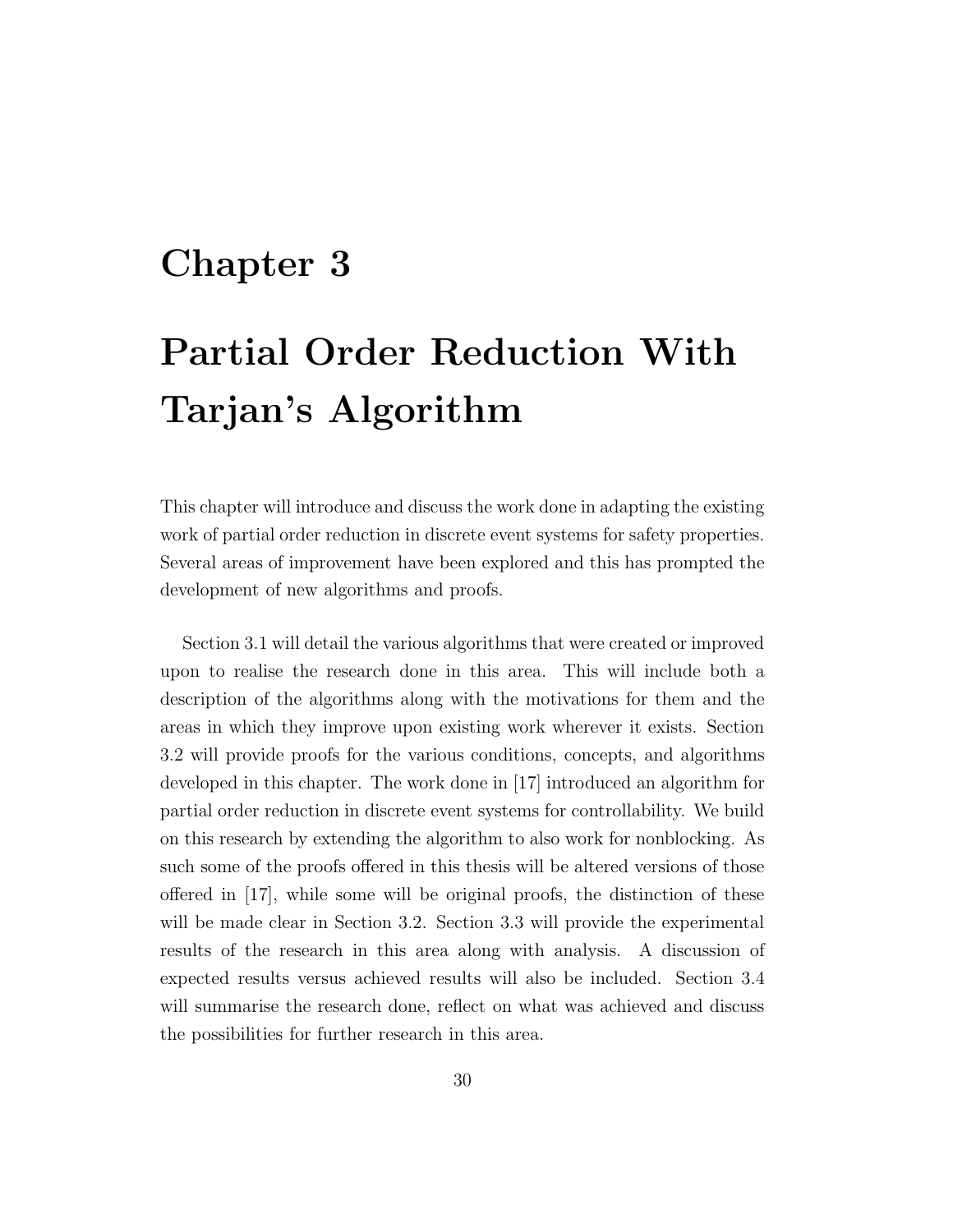# Chapter 3

# Partial Order Reduction With Tarjan's Algorithm

This chapter will introduce and discuss the work done in adapting the existing work of partial order reduction in discrete event systems for safety properties. Several areas of improvement have been explored and this has prompted the development of new algorithms and proofs.

Section 3.1 will detail the various algorithms that were created or improved upon to realise the research done in this area. This will include both a description of the algorithms along with the motivations for them and the areas in which they improve upon existing work wherever it exists. Section 3.2 will provide proofs for the various conditions, concepts, and algorithms developed in this chapter. The work done in [17] introduced an algorithm for partial order reduction in discrete event systems for controllability. We build on this research by extending the algorithm to also work for nonblocking. As such some of the proofs offered in this thesis will be altered versions of those offered in [17], while some will be original proofs, the distinction of these will be made clear in Section 3.2. Section 3.3 will provide the experimental results of the research in this area along with analysis. A discussion of expected results versus achieved results will also be included. Section 3.4 will summarise the research done, reflect on what was achieved and discuss the possibilities for further research in this area.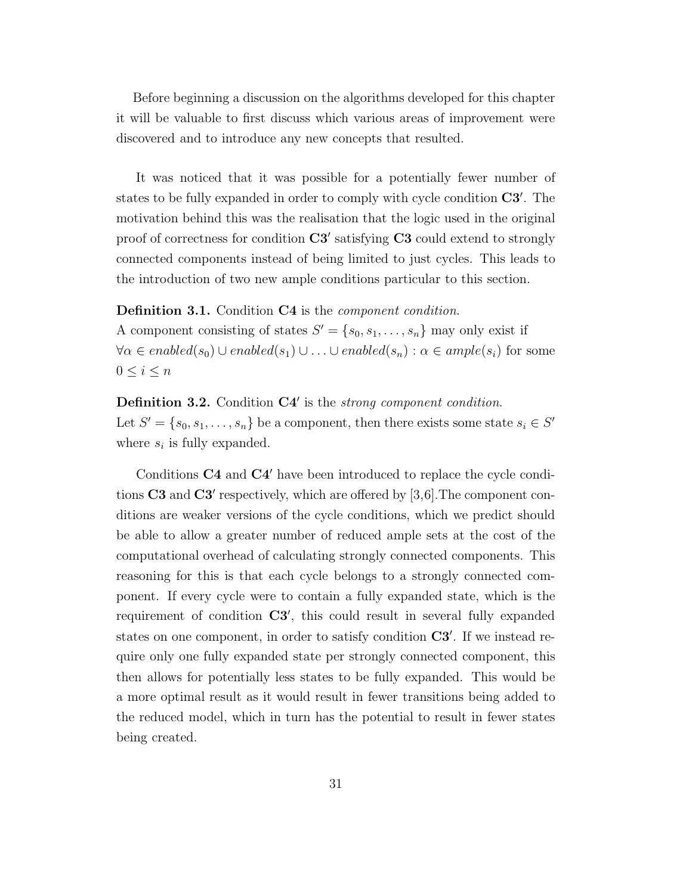Before beginning a discussion on the algorithms developed for this chapter it will be valuable to first discuss which various areas of improvement were discovered and to introduce any new concepts that resulted.

It was noticed that it was possible for a potentially fewer number of states to be fully expanded in order to comply with cycle condition **C3′**. The motivation behind this was the realisation that the logic used in the original proof of correctness for condition **C3′** satisfying **C3** could extend to strongly connected components instead of being limited to just cycles. This leads to the introduction of two new ample conditions particular to this section.

**Definition 3.1.** Condition **C4** is the *component condition*.
A component consisting of states $S' = \{s_0, s_1, \ldots, s_n\}$ may only exist if $\forall \alpha \in \mathit{enabled}(s_0) \cup \mathit{enabled}(s_1) \cup \ldots \cup \mathit{enabled}(s_n) : \alpha \in \mathit{ample}(s_i)$ for some $0 \leq i \leq n$

**Definition 3.2.** Condition **C4′** is the *strong component condition*.
Let $S' = \{s_0, s_1, \ldots, s_n\}$ be a component, then there exists some state $s_i \in S'$ where $s_i$ is fully expanded.

Conditions **C4** and **C4′** have been introduced to replace the cycle conditions **C3** and **C3′** respectively, which are offered by [3,6].The component conditions are weaker versions of the cycle conditions, which we predict should be able to allow a greater number of reduced ample sets at the cost of the computational overhead of calculating strongly connected components. This reasoning for this is that each cycle belongs to a strongly connected component. If every cycle were to contain a fully expanded state, which is the requirement of condition **C3′**, this could result in several fully expanded states on one component, in order to satisfy condition **C3′**. If we instead require only one fully expanded state per strongly connected component, this then allows for potentially less states to be fully expanded. This would be a more optimal result as it would result in fewer transitions being added to the reduced model, which in turn has the potential to result in fewer states being created.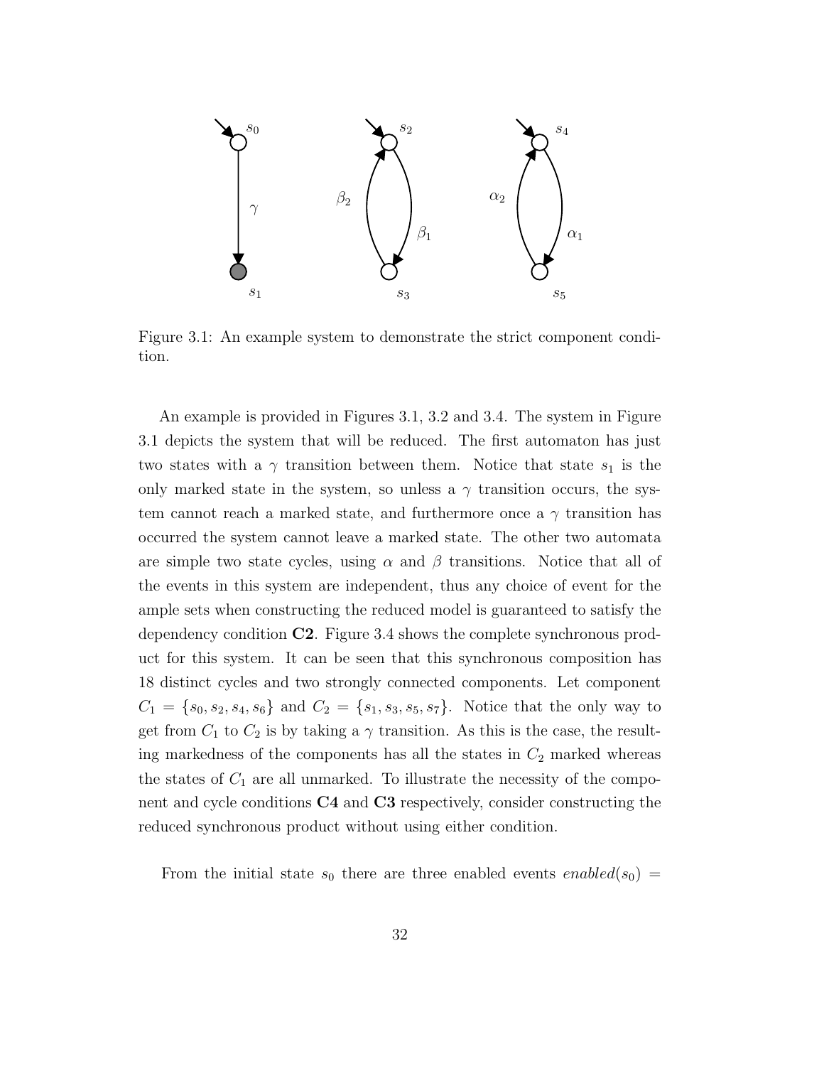Figure 3.1: An example system to demonstrate the strict component condition.

An example is provided in Figures 3.1, 3.2 and 3.4. The system in Figure 3.1 depicts the system that will be reduced. The first automaton has just two states with a $\gamma$ transition between them. Notice that state $s_1$ is the only marked state in the system, so unless a $\gamma$ transition occurs, the system cannot reach a marked state, and furthermore once a $\gamma$ transition has occurred the system cannot leave a marked state. The other two automata are simple two state cycles, using $\alpha$ and $\beta$ transitions. Notice that all of the events in this system are independent, thus any choice of event for the ample sets when constructing the reduced model is guaranteed to satisfy the dependency condition **C2**. Figure 3.4 shows the complete synchronous product for this system. It can be seen that this synchronous composition has 18 distinct cycles and two strongly connected components. Let component $C_1 = \{s_0, s_2, s_4, s_6\}$ and $C_2 = \{s_1, s_3, s_5, s_7\}$. Notice that the only way to get from $C_1$ to $C_2$ is by taking a $\gamma$ transition. As this is the case, the resulting markedness of the components has all the states in $C_2$ marked whereas the states of $C_1$ are all unmarked. To illustrate the necessity of the component and cycle conditions **C4** and **C3** respectively, consider constructing the reduced synchronous product without using either condition.

From the initial state $s_0$ there are three enabled events $enabled(s_0) =$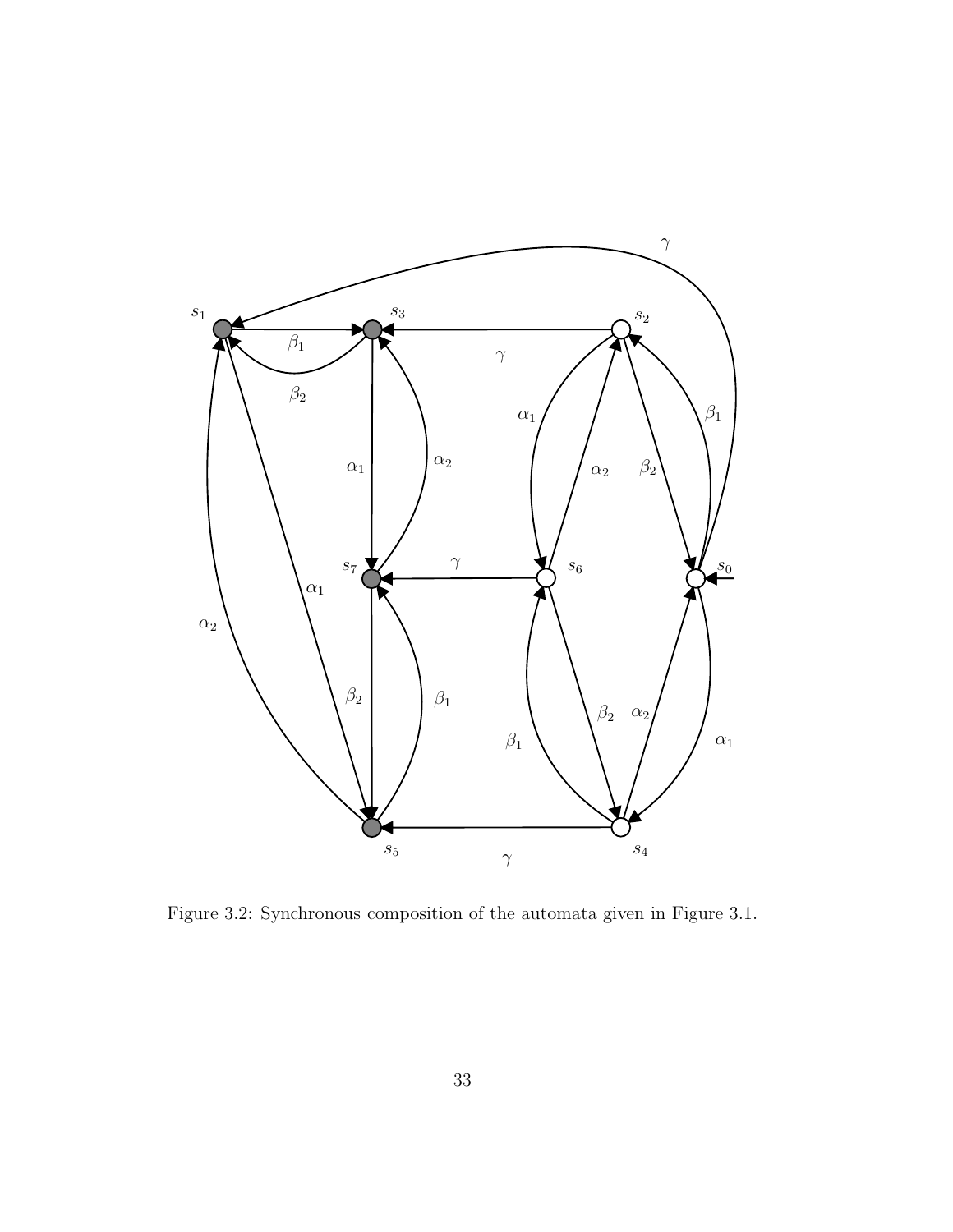Figure 3.2: Synchronous composition of the automata given in Figure 3.1.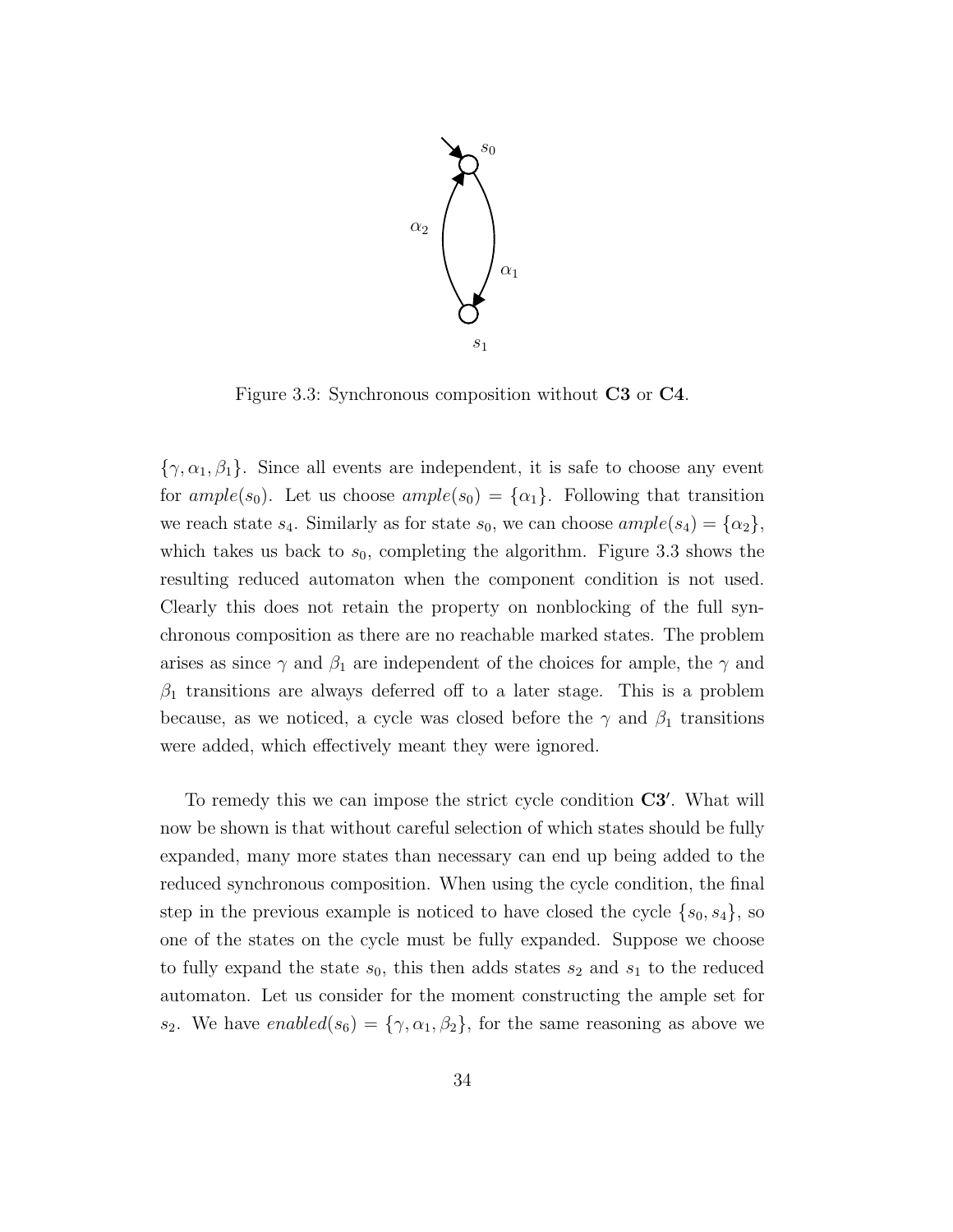Figure 3.3: Synchronous composition without **C3** or **C4**.

$\{\gamma, \alpha_1, \beta_1\}$. Since all events are independent, it is safe to choose any event for $ample(s_0)$. Let us choose $ample(s_0) = \{\alpha_1\}$. Following that transition we reach state $s_4$. Similarly as for state $s_0$, we can choose $ample(s_4) = \{\alpha_2\}$, which takes us back to $s_0$, completing the algorithm. Figure 3.3 shows the resulting reduced automaton when the component condition is not used. Clearly this does not retain the property on nonblocking of the full synchronous composition as there are no reachable marked states. The problem arises as since $\gamma$ and $\beta_1$ are independent of the choices for ample, the $\gamma$ and $\beta_1$ transitions are always deferred off to a later stage. This is a problem because, as we noticed, a cycle was closed before the $\gamma$ and $\beta_1$ transitions were added, which effectively meant they were ignored.

To remedy this we can impose the strict cycle condition **C3′**. What will now be shown is that without careful selection of which states should be fully expanded, many more states than necessary can end up being added to the reduced synchronous composition. When using the cycle condition, the final step in the previous example is noticed to have closed the cycle $\{s_0, s_4\}$, so one of the states on the cycle must be fully expanded. Suppose we choose to fully expand the state $s_0$, this then adds states $s_2$ and $s_1$ to the reduced automaton. Let us consider for the moment constructing the ample set for $s_2$. We have $enabled(s_6) = \{\gamma, \alpha_1, \beta_2\}$, for the same reasoning as above we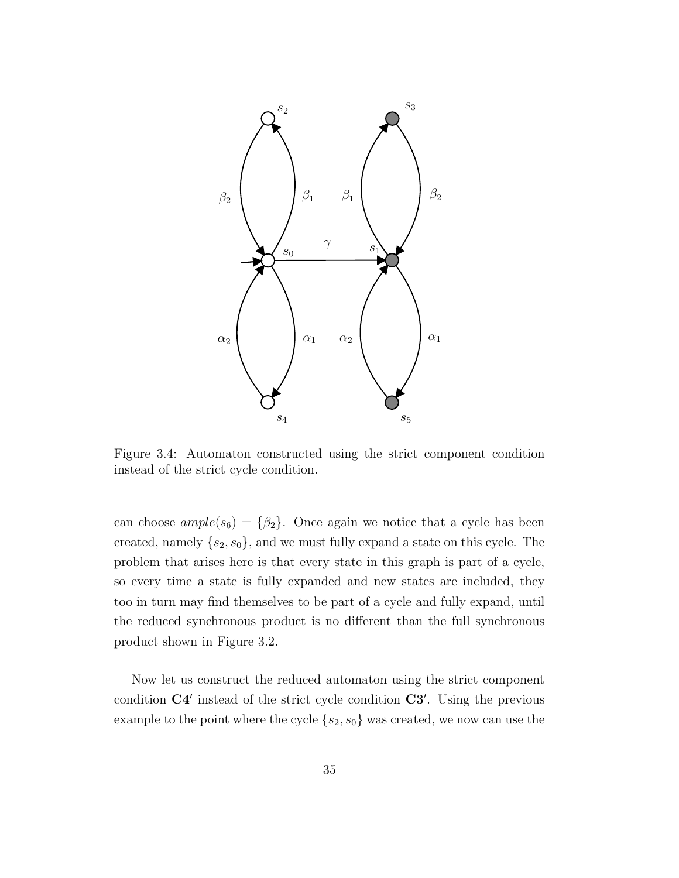Figure 3.4: Automaton constructed using the strict component condition instead of the strict cycle condition.

can choose $ample(s_6) = \{\beta_2\}$. Once again we notice that a cycle has been created, namely $\{s_2, s_0\}$, and we must fully expand a state on this cycle. The problem that arises here is that every state in this graph is part of a cycle, so every time a state is fully expanded and new states are included, they too in turn may find themselves to be part of a cycle and fully expand, until the reduced synchronous product is no different than the full synchronous product shown in Figure 3.2.

Now let us construct the reduced automaton using the strict component condition **C4′** instead of the strict cycle condition **C3′**. Using the previous example to the point where the cycle $\{s_2, s_0\}$ was created, we now can use the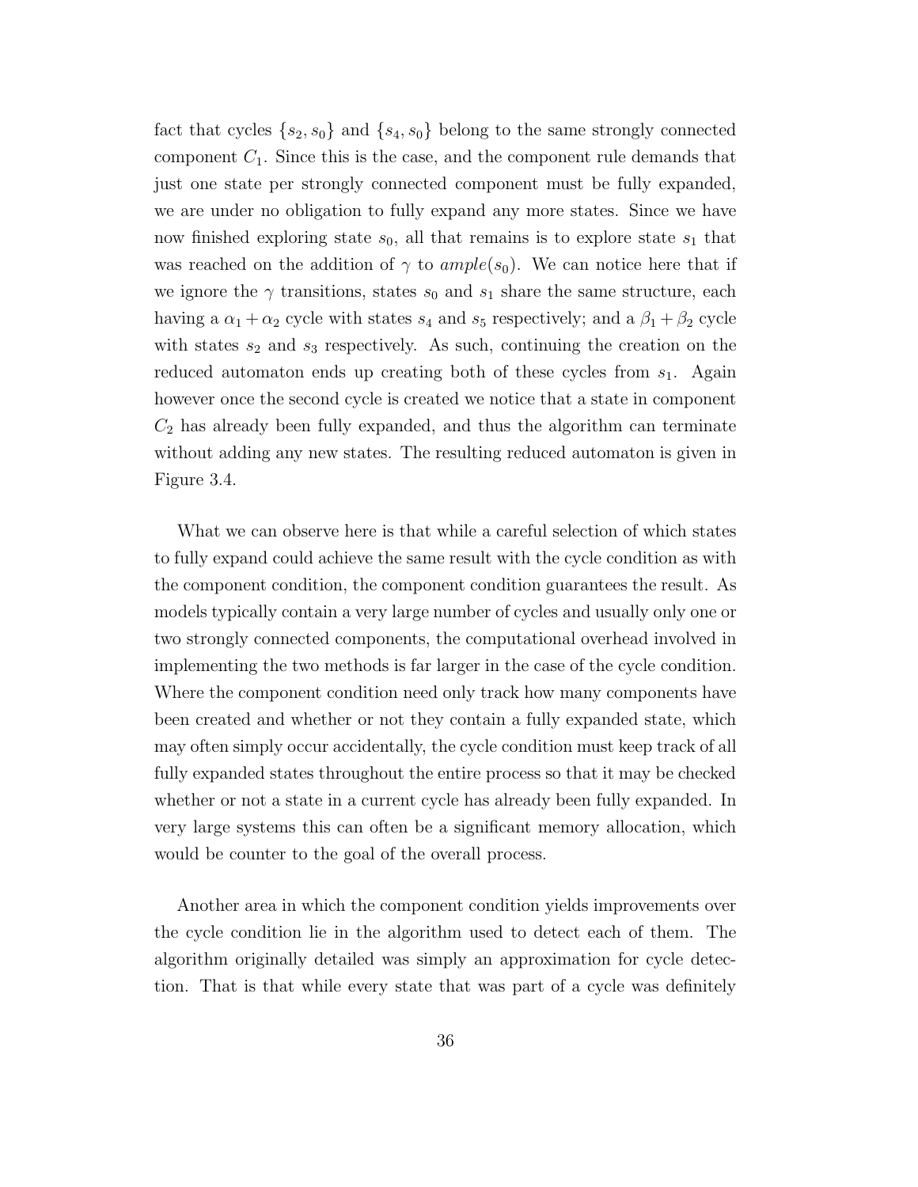fact that cycles $\{s_2, s_0\}$ and $\{s_4, s_0\}$ belong to the same strongly connected component $C_1$. Since this is the case, and the component rule demands that just one state per strongly connected component must be fully expanded, we are under no obligation to fully expand any more states. Since we have now finished exploring state $s_0$, all that remains is to explore state $s_1$ that was reached on the addition of $\gamma$ to $ample(s_0)$. We can notice here that if we ignore the $\gamma$ transitions, states $s_0$ and $s_1$ share the same structure, each having a $\alpha_1 + \alpha_2$ cycle with states $s_4$ and $s_5$ respectively; and a $\beta_1 + \beta_2$ cycle with states $s_2$ and $s_3$ respectively. As such, continuing the creation on the reduced automaton ends up creating both of these cycles from $s_1$. Again however once the second cycle is created we notice that a state in component $C_2$ has already been fully expanded, and thus the algorithm can terminate without adding any new states. The resulting reduced automaton is given in Figure 3.4.

What we can observe here is that while a careful selection of which states to fully expand could achieve the same result with the cycle condition as with the component condition, the component condition guarantees the result. As models typically contain a very large number of cycles and usually only one or two strongly connected components, the computational overhead involved in implementing the two methods is far larger in the case of the cycle condition. Where the component condition need only track how many components have been created and whether or not they contain a fully expanded state, which may often simply occur accidentally, the cycle condition must keep track of all fully expanded states throughout the entire process so that it may be checked whether or not a state in a current cycle has already been fully expanded. In very large systems this can often be a significant memory allocation, which would be counter to the goal of the overall process.

Another area in which the component condition yields improvements over the cycle condition lie in the algorithm used to detect each of them. The algorithm originally detailed was simply an approximation for cycle detection. That is that while every state that was part of a cycle was definitely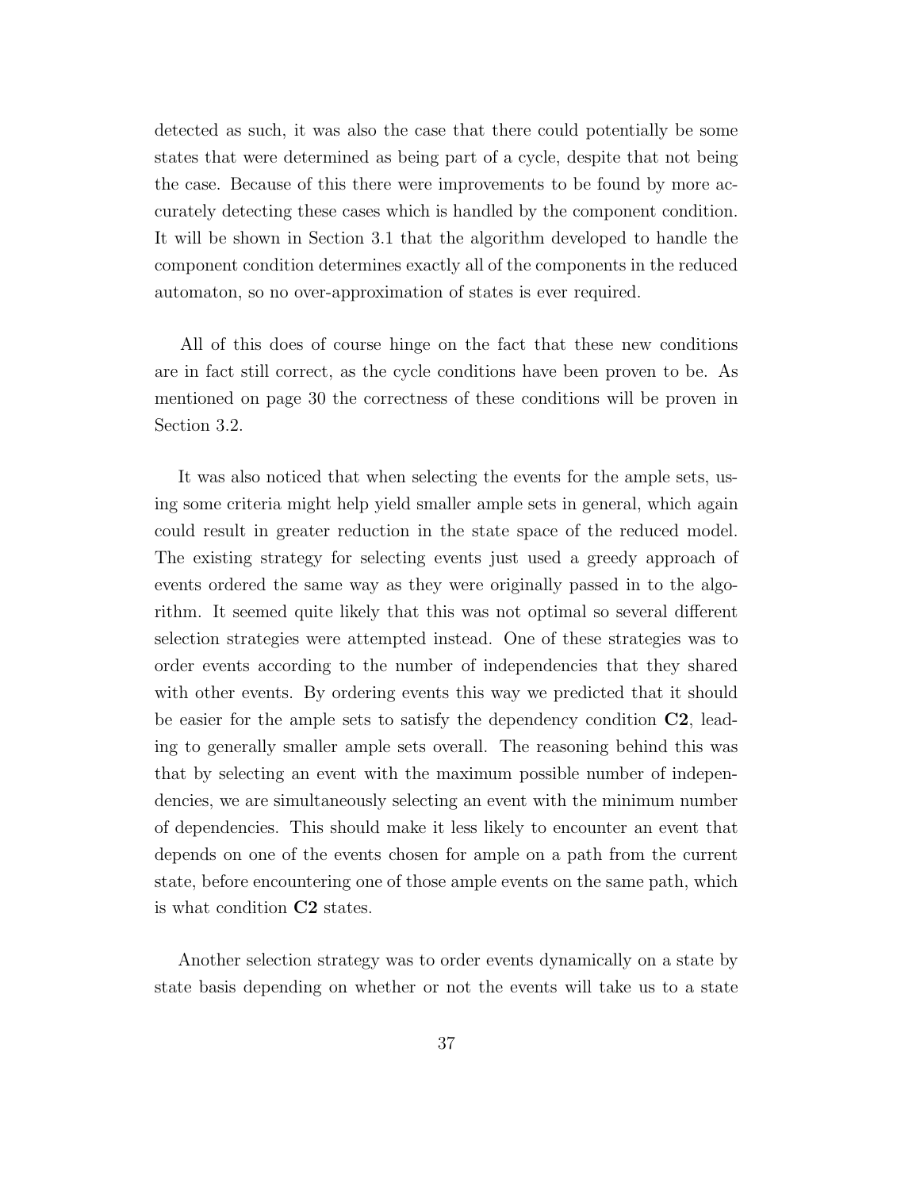detected as such, it was also the case that there could potentially be some states that were determined as being part of a cycle, despite that not being the case. Because of this there were improvements to be found by more accurately detecting these cases which is handled by the component condition. It will be shown in Section 3.1 that the algorithm developed to handle the component condition determines exactly all of the components in the reduced automaton, so no over-approximation of states is ever required.

All of this does of course hinge on the fact that these new conditions are in fact still correct, as the cycle conditions have been proven to be. As mentioned on page 30 the correctness of these conditions will be proven in Section 3.2.

It was also noticed that when selecting the events for the ample sets, using some criteria might help yield smaller ample sets in general, which again could result in greater reduction in the state space of the reduced model. The existing strategy for selecting events just used a greedy approach of events ordered the same way as they were originally passed in to the algorithm. It seemed quite likely that this was not optimal so several different selection strategies were attempted instead. One of these strategies was to order events according to the number of independencies that they shared with other events. By ordering events this way we predicted that it should be easier for the ample sets to satisfy the dependency condition **C2**, leading to generally smaller ample sets overall. The reasoning behind this was that by selecting an event with the maximum possible number of independencies, we are simultaneously selecting an event with the minimum number of dependencies. This should make it less likely to encounter an event that depends on one of the events chosen for ample on a path from the current state, before encountering one of those ample events on the same path, which is what condition **C2** states.

Another selection strategy was to order events dynamically on a state by state basis depending on whether or not the events will take us to a state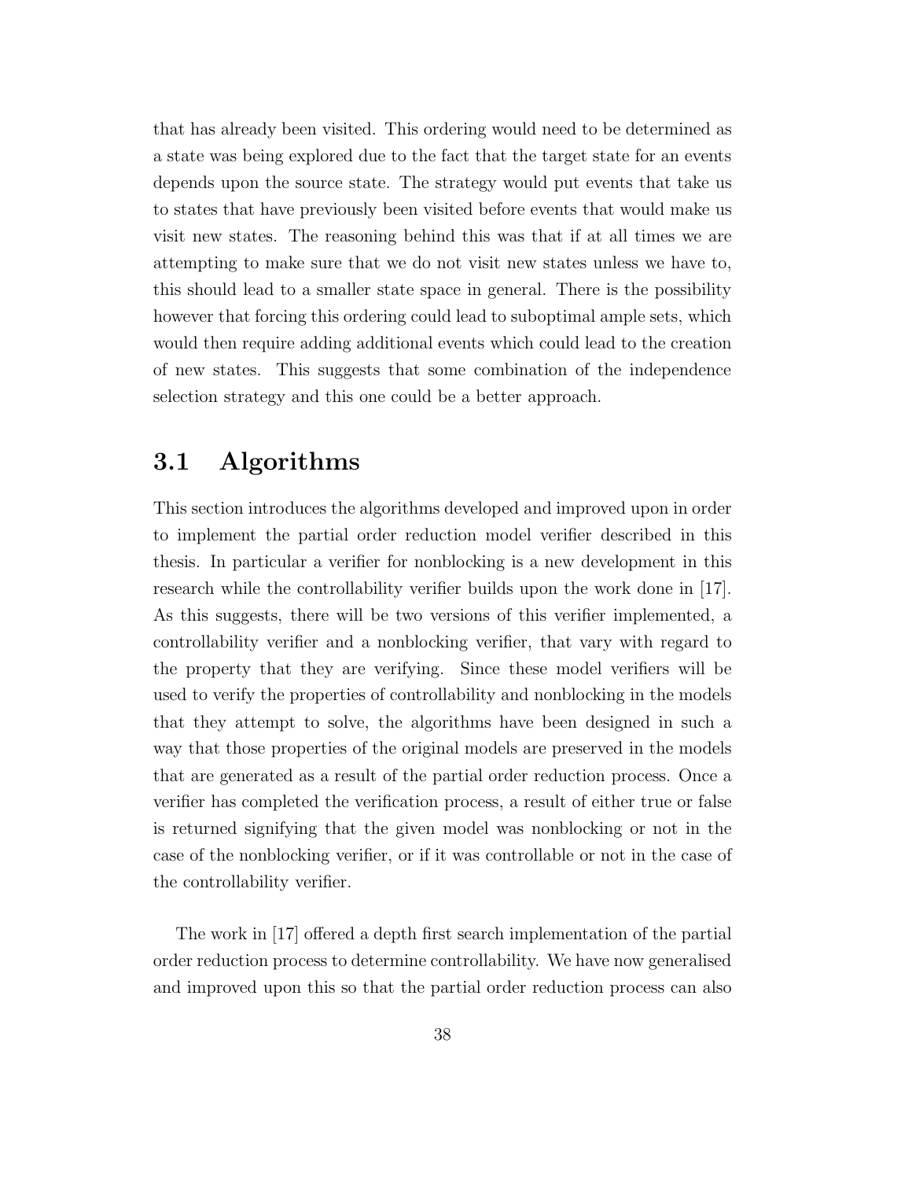that has already been visited. This ordering would need to be determined as a state was being explored due to the fact that the target state for an events depends upon the source state. The strategy would put events that take us to states that have previously been visited before events that would make us visit new states. The reasoning behind this was that if at all times we are attempting to make sure that we do not visit new states unless we have to, this should lead to a smaller state space in general. There is the possibility however that forcing this ordering could lead to suboptimal ample sets, which would then require adding additional events which could lead to the creation of new states. This suggests that some combination of the independence selection strategy and this one could be a better approach.

## 3.1 Algorithms

This section introduces the algorithms developed and improved upon in order to implement the partial order reduction model verifier described in this thesis. In particular a verifier for nonblocking is a new development in this research while the controllability verifier builds upon the work done in [17]. As this suggests, there will be two versions of this verifier implemented, a controllability verifier and a nonblocking verifier, that vary with regard to the property that they are verifying. Since these model verifiers will be used to verify the properties of controllability and nonblocking in the models that they attempt to solve, the algorithms have been designed in such a way that those properties of the original models are preserved in the models that are generated as a result of the partial order reduction process. Once a verifier has completed the verification process, a result of either true or false is returned signifying that the given model was nonblocking or not in the case of the nonblocking verifier, or if it was controllable or not in the case of the controllability verifier.

The work in [17] offered a depth first search implementation of the partial order reduction process to determine controllability. We have now generalised and improved upon this so that the partial order reduction process can also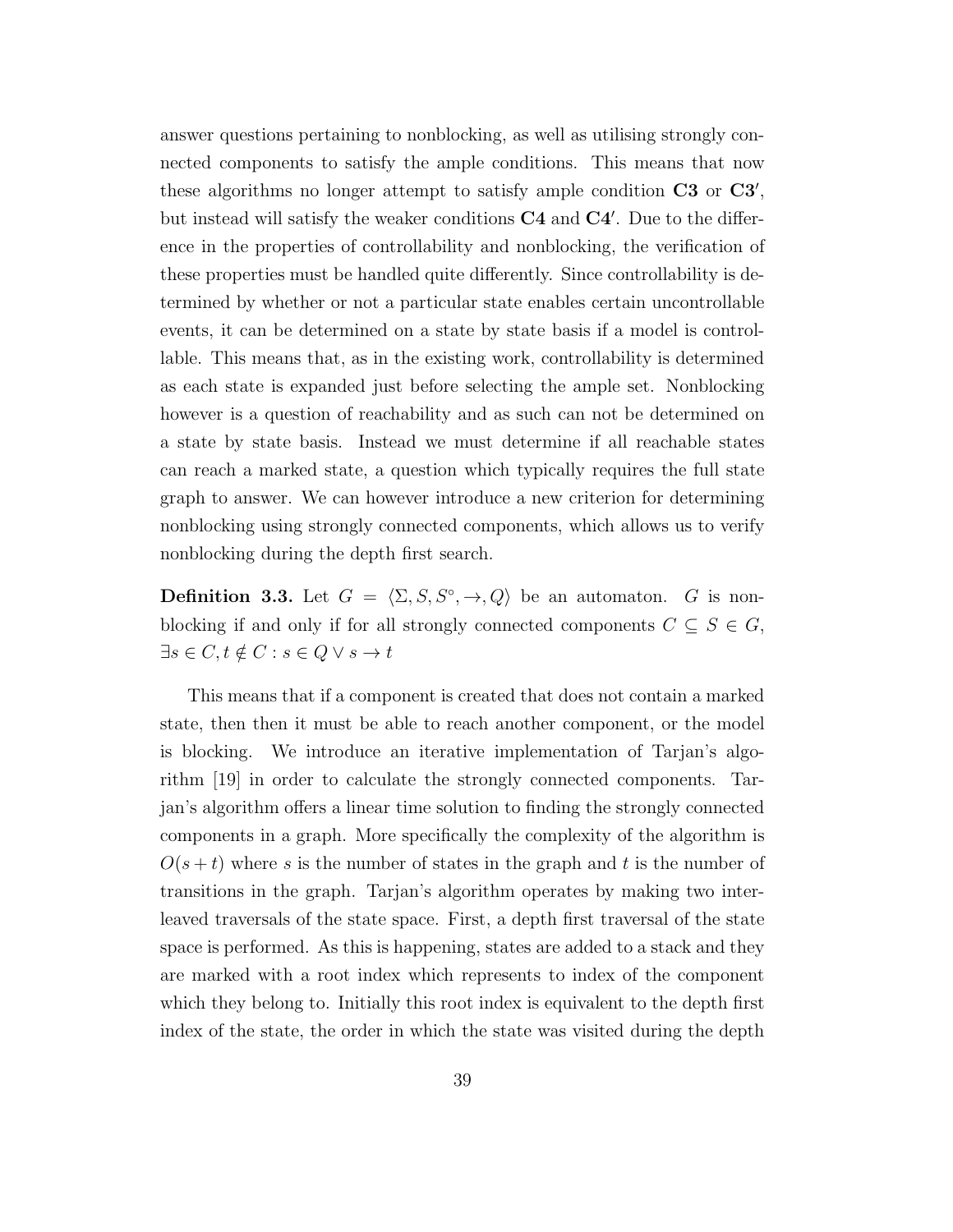answer questions pertaining to nonblocking, as well as utilising strongly connected components to satisfy the ample conditions. This means that now these algorithms no longer attempt to satisfy ample condition **C3** or **C3′**, but instead will satisfy the weaker conditions **C4** and **C4′**. Due to the difference in the properties of controllability and nonblocking, the verification of these properties must be handled quite differently. Since controllability is determined by whether or not a particular state enables certain uncontrollable events, it can be determined on a state by state basis if a model is controllable. This means that, as in the existing work, controllability is determined as each state is expanded just before selecting the ample set. Nonblocking however is a question of reachability and as such can not be determined on a state by state basis. Instead we must determine if all reachable states can reach a marked state, a question which typically requires the full state graph to answer. We can however introduce a new criterion for determining nonblocking using strongly connected components, which allows us to verify nonblocking during the depth first search.

**Definition 3.3.** Let $G = \langle \Sigma, S, S^{\circ}, \rightarrow, Q \rangle$ be an automaton. $G$ is nonblocking if and only if for all strongly connected components $C \subseteq S \in G$, $\exists s \in C, t \notin C : s \in Q \vee s \rightarrow t$

This means that if a component is created that does not contain a marked state, then then it must be able to reach another component, or the model is blocking. We introduce an iterative implementation of Tarjan's algorithm [19] in order to calculate the strongly connected components. Tarjan's algorithm offers a linear time solution to finding the strongly connected components in a graph. More specifically the complexity of the algorithm is $O(s + t)$ where $s$ is the number of states in the graph and $t$ is the number of transitions in the graph. Tarjan's algorithm operates by making two interleaved traversals of the state space. First, a depth first traversal of the state space is performed. As this is happening, states are added to a stack and they are marked with a root index which represents to index of the component which they belong to. Initially this root index is equivalent to the depth first index of the state, the order in which the state was visited during the depth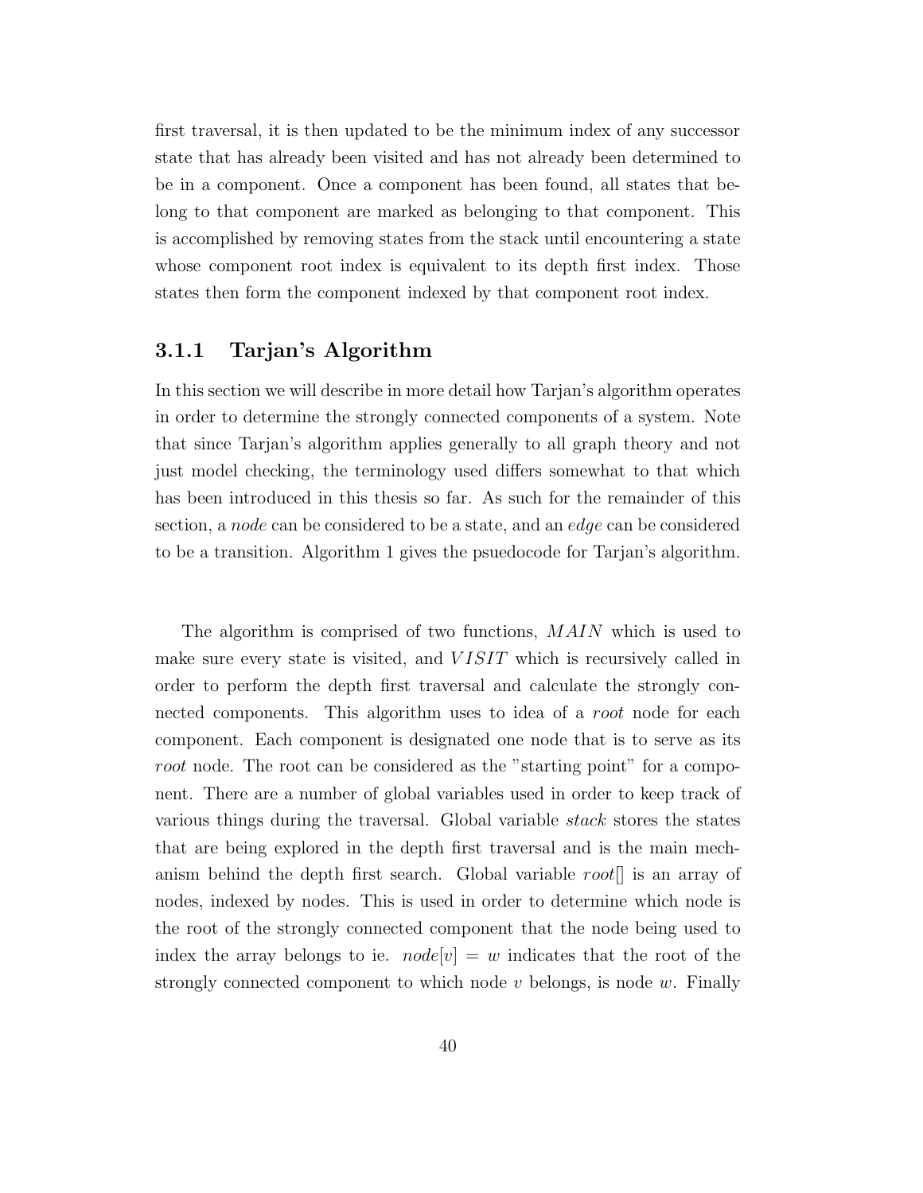first traversal, it is then updated to be the minimum index of any successor state that has already been visited and has not already been determined to be in a component. Once a component has been found, all states that belong to that component are marked as belonging to that component. This is accomplished by removing states from the stack until encountering a state whose component root index is equivalent to its depth first index. Those states then form the component indexed by that component root index.

### 3.1.1 Tarjan's Algorithm

In this section we will describe in more detail how Tarjan's algorithm operates in order to determine the strongly connected components of a system. Note that since Tarjan's algorithm applies generally to all graph theory and not just model checking, the terminology used differs somewhat to that which has been introduced in this thesis so far. As such for the remainder of this section, a *node* can be considered to be a state, and an *edge* can be considered to be a transition. Algorithm 1 gives the psuedocode for Tarjan's algorithm.

The algorithm is comprised of two functions, $MAIN$ which is used to make sure every state is visited, and $VISIT$ which is recursively called in order to perform the depth first traversal and calculate the strongly connected components. This algorithm uses to idea of a *root* node for each component. Each component is designated one node that is to serve as its *root* node. The root can be considered as the "starting point" for a component. There are a number of global variables used in order to keep track of various things during the traversal. Global variable *stack* stores the states that are being explored in the depth first traversal and is the main mechanism behind the depth first search. Global variable $root[]$ is an array of nodes, indexed by nodes. This is used in order to determine which node is the root of the strongly connected component that the node being used to index the array belongs to ie. $node[v] = w$ indicates that the root of the strongly connected component to which node $v$ belongs, is node $w$. Finally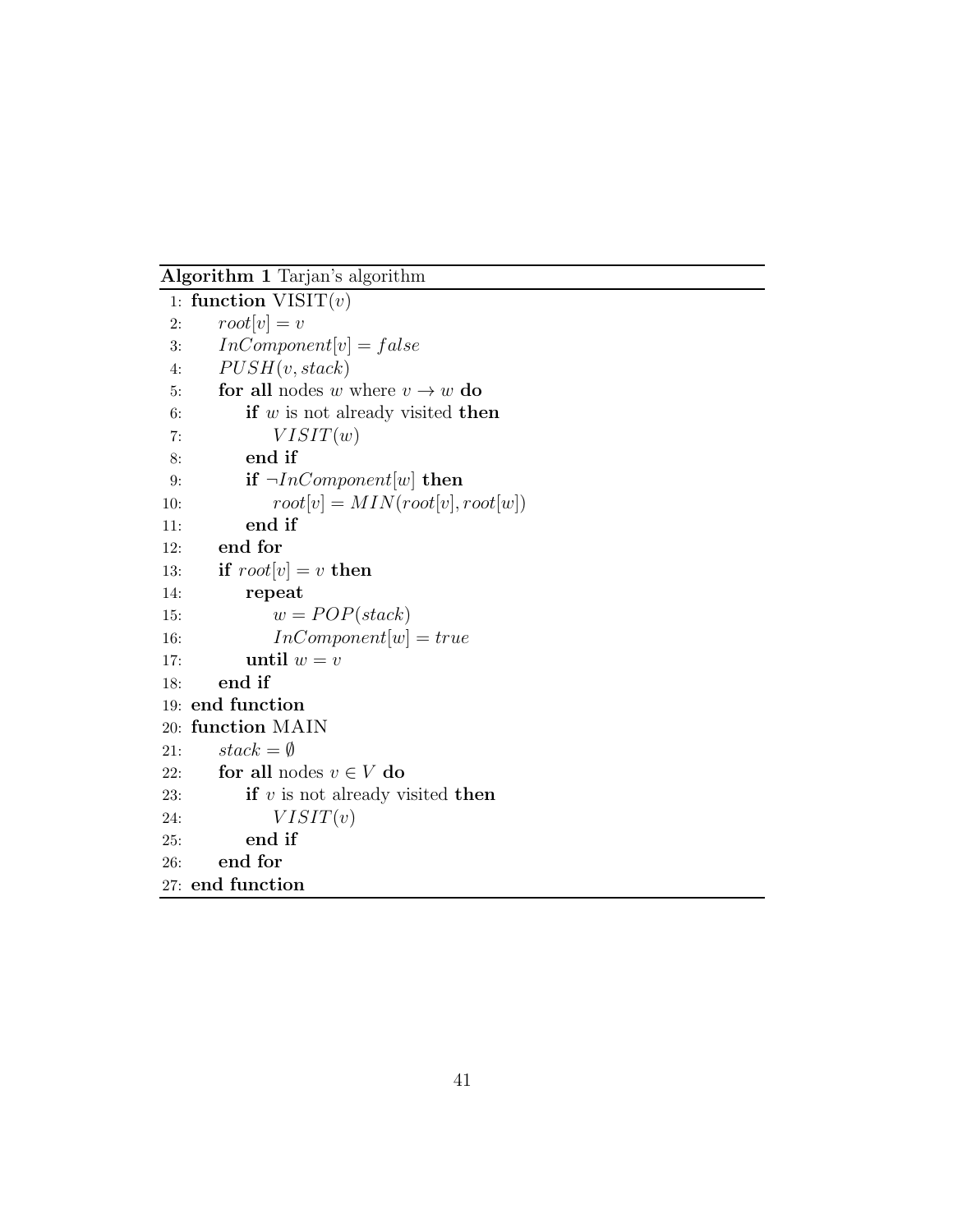**Algorithm 1** Tarjan's algorithm

```
 1: function VISIT(v)
 2:     root[v] = v
 3:     InComponent[v] = false
 4:     PUSH(v, stack)
 5:     for all nodes w where v → w do
 6:         if w is not already visited then
 7:             VISIT(w)
 8:         end if
 9:         if ¬InComponent[w] then
10:             root[v] = MIN(root[v], root[w])
11:         end if
12:     end for
13:     if root[v] = v then
14:         repeat
15:             w = POP(stack)
16:             InComponent[w] = true
17:         until w = v
18:     end if
19: end function
20: function MAIN
21:     stack = ∅
22:     for all nodes v ∈ V do
23:         if v is not already visited then
24:             VISIT(v)
25:         end if
26:     end for
27: end function
```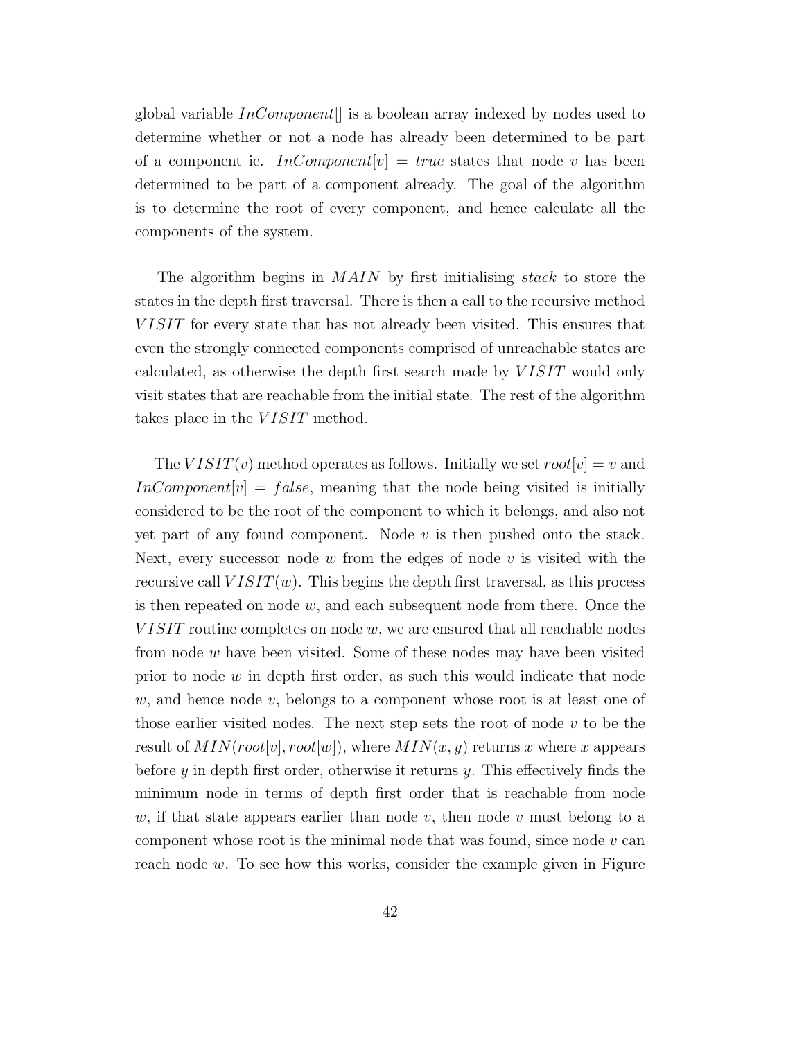global variable $InComponent[]$ is a boolean array indexed by nodes used to determine whether or not a node has already been determined to be part of a component ie. $InComponent[v] = true$ states that node $v$ has been determined to be part of a component already. The goal of the algorithm is to determine the root of every component, and hence calculate all the components of the system.

The algorithm begins in $MAIN$ by first initialising *stack* to store the states in the depth first traversal. There is then a call to the recursive method $VISIT$ for every state that has not already been visited. This ensures that even the strongly connected components comprised of unreachable states are calculated, as otherwise the depth first search made by $VISIT$ would only visit states that are reachable from the initial state. The rest of the algorithm takes place in the $VISIT$ method.

The $VISIT(v)$ method operates as follows. Initially we set $root[v] = v$ and $InComponent[v] = false$, meaning that the node being visited is initially considered to be the root of the component to which it belongs, and also not yet part of any found component. Node $v$ is then pushed onto the stack. Next, every successor node $w$ from the edges of node $v$ is visited with the recursive call $VISIT(w)$. This begins the depth first traversal, as this process is then repeated on node $w$, and each subsequent node from there. Once the $VISIT$ routine completes on node $w$, we are ensured that all reachable nodes from node $w$ have been visited. Some of these nodes may have been visited prior to node $w$ in depth first order, as such this would indicate that node $w$, and hence node $v$, belongs to a component whose root is at least one of those earlier visited nodes. The next step sets the root of node $v$ to be the result of $MIN(root[v], root[w])$, where $MIN(x, y)$ returns $x$ where $x$ appears before $y$ in depth first order, otherwise it returns $y$. This effectively finds the minimum node in terms of depth first order that is reachable from node $w$, if that state appears earlier than node $v$, then node $v$ must belong to a component whose root is the minimal node that was found, since node $v$ can reach node $w$. To see how this works, consider the example given in Figure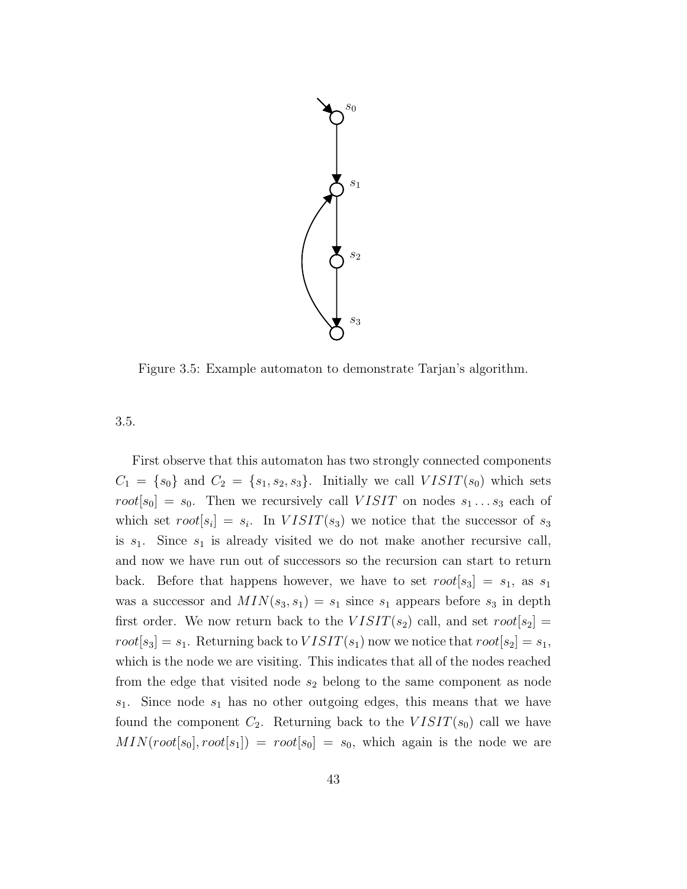Figure 3.5: Example automaton to demonstrate Tarjan's algorithm.

3.5.

First observe that this automaton has two strongly connected components $C_1 = \{s_0\}$ and $C_2 = \{s_1, s_2, s_3\}$. Initially we call $VISIT(s_0)$ which sets $root[s_0] = s_0$. Then we recursively call $VISIT$ on nodes $s_1 \ldots s_3$ each of which set $root[s_i] = s_i$. In $VISIT(s_3)$ we notice that the successor of $s_3$ is $s_1$. Since $s_1$ is already visited we do not make another recursive call, and now we have run out of successors so the recursion can start to return back. Before that happens however, we have to set $root[s_3] = s_1$, as $s_1$ was a successor and $MIN(s_3, s_1) = s_1$ since $s_1$ appears before $s_3$ in depth first order. We now return back to the $VISIT(s_2)$ call, and set $root[s_2] = root[s_3] = s_1$. Returning back to $VISIT(s_1)$ now we notice that $root[s_2] = s_1$, which is the node we are visiting. This indicates that all of the nodes reached from the edge that visited node $s_2$ belong to the same component as node $s_1$. Since node $s_1$ has no other outgoing edges, this means that we have found the component $C_2$. Returning back to the $VISIT(s_0)$ call we have $MIN(root[s_0], root[s_1]) = root[s_0] = s_0$, which again is the node we are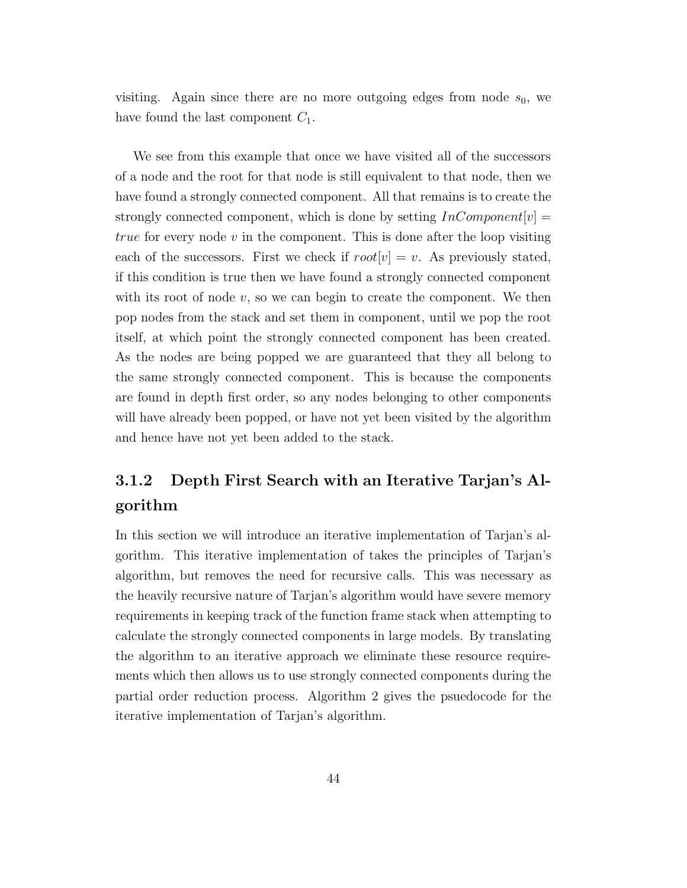visiting. Again since there are no more outgoing edges from node $s_0$, we have found the last component $C_1$.

We see from this example that once we have visited all of the successors of a node and the root for that node is still equivalent to that node, then we have found a strongly connected component. All that remains is to create the strongly connected component, which is done by setting $InComponent[v] = true$ for every node $v$ in the component. This is done after the loop visiting each of the successors. First we check if $root[v] = v$. As previously stated, if this condition is true then we have found a strongly connected component with its root of node $v$, so we can begin to create the component. We then pop nodes from the stack and set them in component, until we pop the root itself, at which point the strongly connected component has been created. As the nodes are being popped we are guaranteed that they all belong to the same strongly connected component. This is because the components are found in depth first order, so any nodes belonging to other components will have already been popped, or have not yet been visited by the algorithm and hence have not yet been added to the stack.

### 3.1.2 Depth First Search with an Iterative Tarjan's Algorithm

In this section we will introduce an iterative implementation of Tarjan's algorithm. This iterative implementation of takes the principles of Tarjan's algorithm, but removes the need for recursive calls. This was necessary as the heavily recursive nature of Tarjan's algorithm would have severe memory requirements in keeping track of the function frame stack when attempting to calculate the strongly connected components in large models. By translating the algorithm to an iterative approach we eliminate these resource requirements which then allows us to use strongly connected components during the partial order reduction process. Algorithm 2 gives the psuedocode for the iterative implementation of Tarjan's algorithm.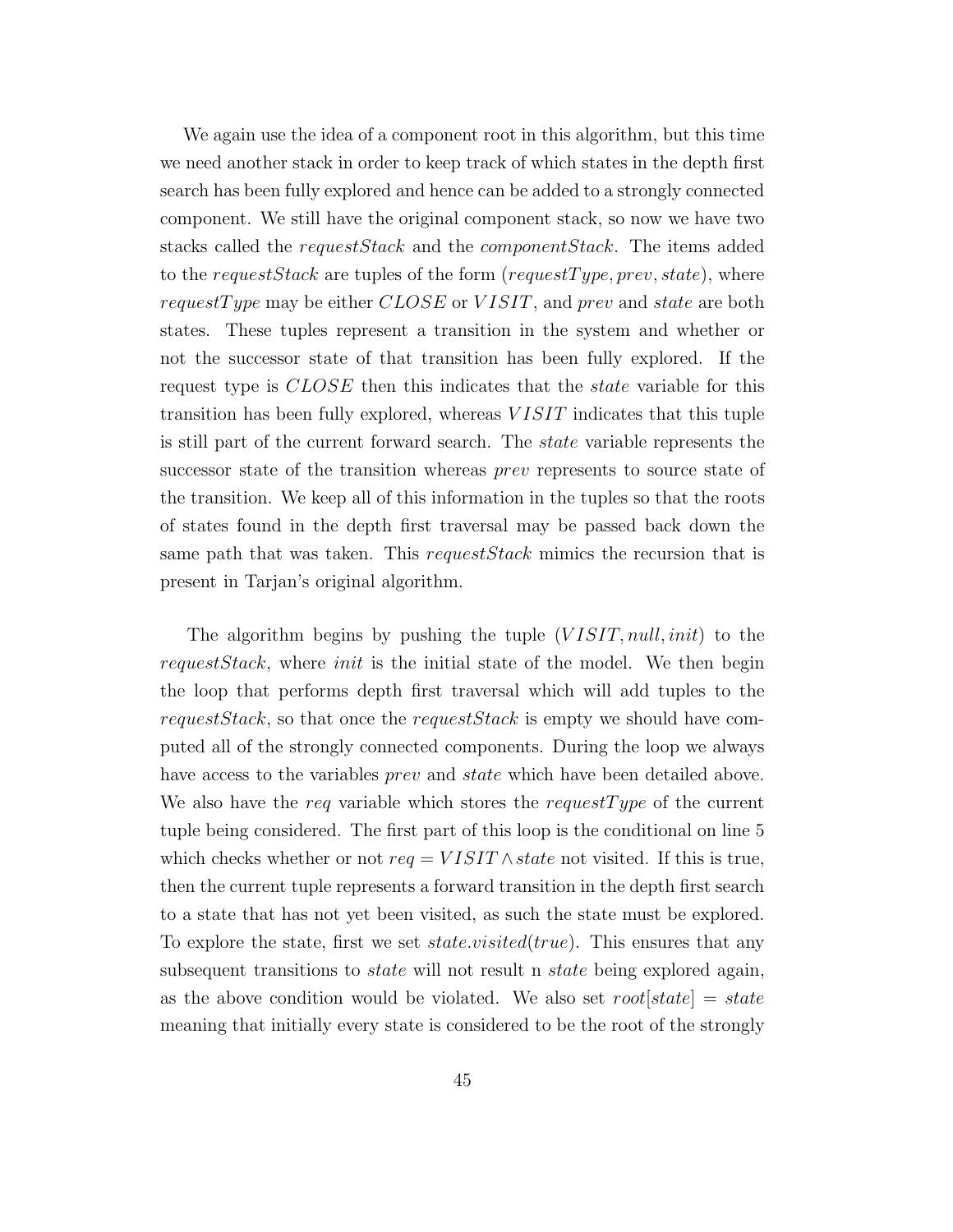We again use the idea of a component root in this algorithm, but this time we need another stack in order to keep track of which states in the depth first search has been fully explored and hence can be added to a strongly connected component. We still have the original component stack, so now we have two stacks called the *requestStack* and the *componentStack*. The items added to the *requestStack* are tuples of the form $(requestType, prev, state)$, where *requestType* may be either $CLOSE$ or $VISIT$, and *prev* and *state* are both states. These tuples represent a transition in the system and whether or not the successor state of that transition has been fully explored. If the request type is $CLOSE$ then this indicates that the *state* variable for this transition has been fully explored, whereas $VISIT$ indicates that this tuple is still part of the current forward search. The *state* variable represents the successor state of the transition whereas *prev* represents to source state of the transition. We keep all of this information in the tuples so that the roots of states found in the depth first traversal may be passed back down the same path that was taken. This *requestStack* mimics the recursion that is present in Tarjan's original algorithm.

The algorithm begins by pushing the tuple $(VISIT, null, init)$ to the *requestStack*, where *init* is the initial state of the model. We then begin the loop that performs depth first traversal which will add tuples to the *requestStack*, so that once the *requestStack* is empty we should have computed all of the strongly connected components. During the loop we always have access to the variables *prev* and *state* which have been detailed above. We also have the *req* variable which stores the *requestType* of the current tuple being considered. The first part of this loop is the conditional on line 5 which checks whether or not $req = VISIT \wedge state$ not visited. If this is true, then the current tuple represents a forward transition in the depth first search to a state that has not yet been visited, as such the state must be explored. To explore the state, first we set $state.visited(true)$. This ensures that any subsequent transitions to *state* will not result n *state* being explored again, as the above condition would be violated. We also set $root[state] = state$ meaning that initially every state is considered to be the root of the strongly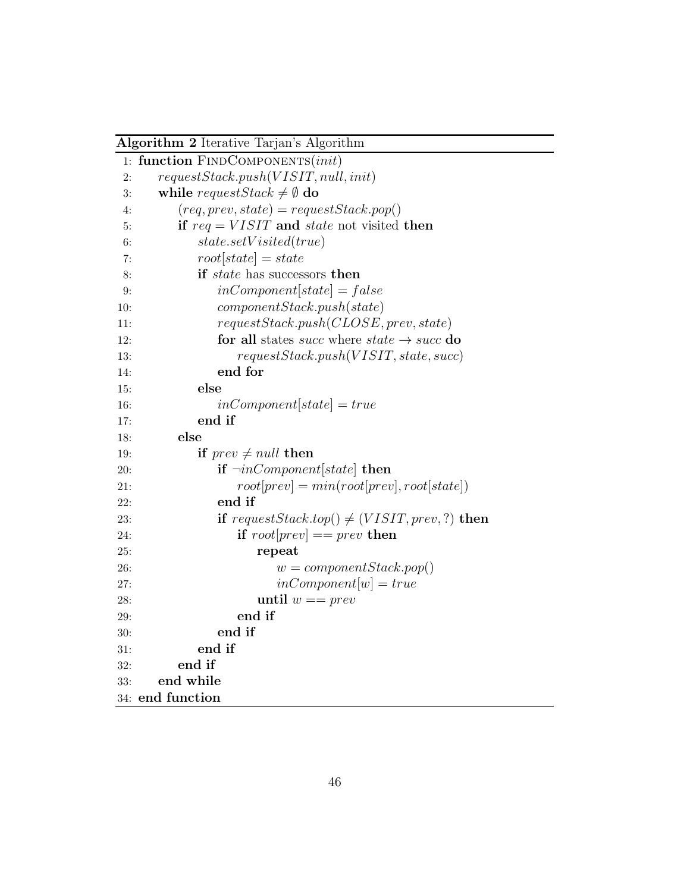**Algorithm 2** Iterative Tarjan's Algorithm

```
1:  function FindComponents(init)
2:      requestStack.push(VISIT, null, init)
3:      while requestStack ≠ ∅ do
4:          (req, prev, state) = requestStack.pop()
5:          if req = VISIT and state not visited then
6:              state.setVisited(true)
7:              root[state] = state
8:              if state has successors then
9:                  inComponent[state] = false
10:                 componentStack.push(state)
11:                 requestStack.push(CLOSE, prev, state)
12:                 for all states succ where state → succ do
13:                     requestStack.push(VISIT, state, succ)
14:                 end for
15:             else
16:                 inComponent[state] = true
17:             end if
18:         else
19:             if prev ≠ null then
20:                 if ¬inComponent[state] then
21:                     root[prev] = min(root[prev], root[state])
22:                 end if
23:                 if requestStack.top() ≠ (VISIT, prev, ?) then
24:                     if root[prev] == prev then
25:                         repeat
26:                             w = componentStack.pop()
27:                             inComponent[w] = true
28:                         until w == prev
29:                     end if
30:                 end if
31:             end if
32:         end if
33:     end while
34: end function
```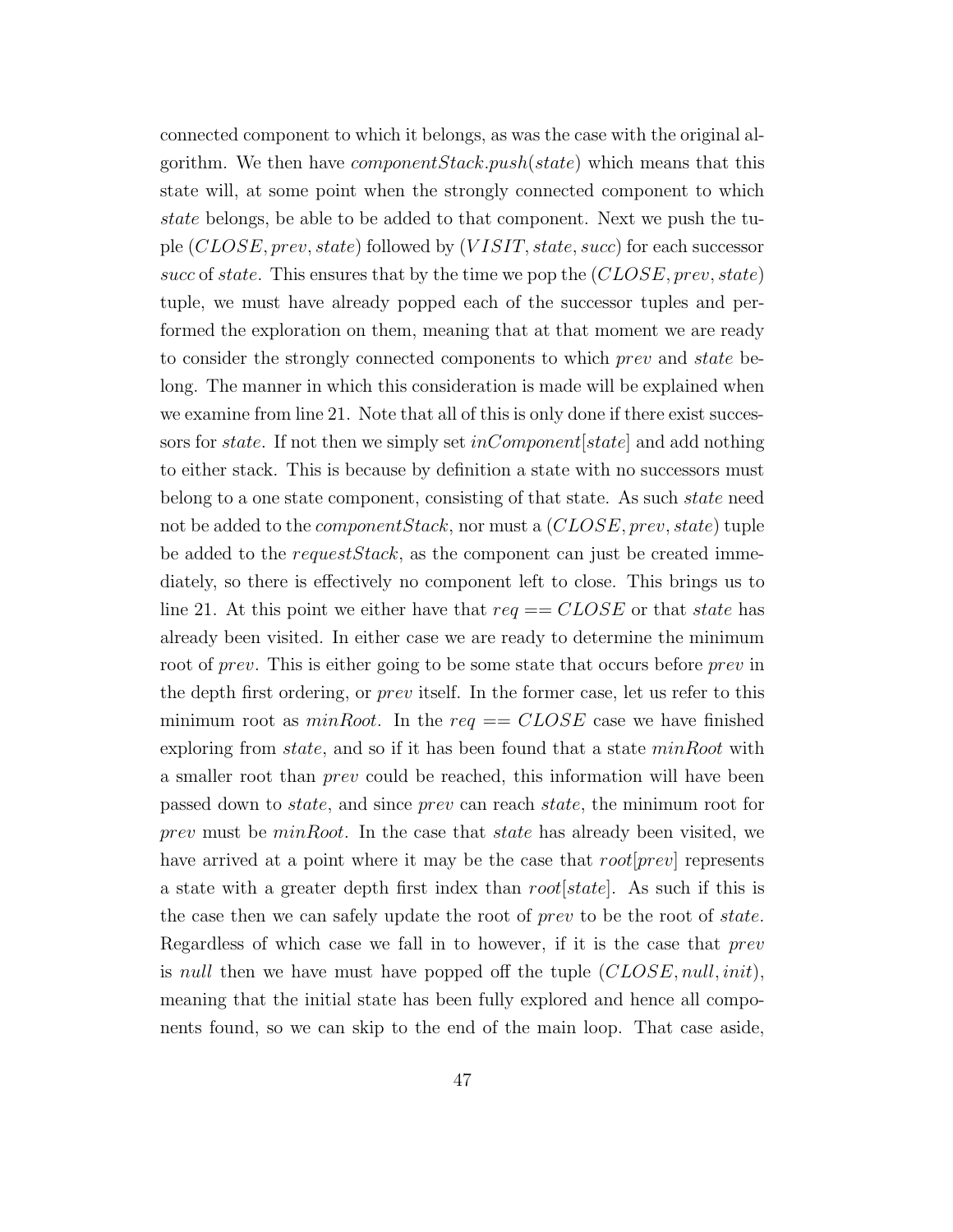connected component to which it belongs, as was the case with the original algorithm. We then have *componentStack.push*(*state*) which means that this state will, at some point when the strongly connected component to which *state* belongs, be able to be added to that component. Next we push the tuple $(CLOSE, prev, state)$ followed by $(VISIT, state, succ)$ for each successor *succ* of *state*. This ensures that by the time we pop the $(CLOSE, prev, state)$ tuple, we must have already popped each of the successor tuples and performed the exploration on them, meaning that at that moment we are ready to consider the strongly connected components to which *prev* and *state* belong. The manner in which this consideration is made will be explained when we examine from line 21. Note that all of this is only done if there exist successors for *state*. If not then we simply set *inComponent*[*state*] and add nothing to either stack. This is because by definition a state with no successors must belong to a one state component, consisting of that state. As such *state* need not be added to the *componentStack*, nor must a $(CLOSE, prev, state)$ tuple be added to the *requestStack*, as the component can just be created immediately, so there is effectively no component left to close. This brings us to line 21. At this point we either have that $req == CLOSE$ or that *state* has already been visited. In either case we are ready to determine the minimum root of *prev*. This is either going to be some state that occurs before *prev* in the depth first ordering, or *prev* itself. In the former case, let us refer to this minimum root as *minRoot*. In the $req == CLOSE$ case we have finished exploring from *state*, and so if it has been found that a state *minRoot* with a smaller root than *prev* could be reached, this information will have been passed down to *state*, and since *prev* can reach *state*, the minimum root for *prev* must be *minRoot*. In the case that *state* has already been visited, we have arrived at a point where it may be the case that *root*[*prev*] represents a state with a greater depth first index than *root*[*state*]. As such if this is the case then we can safely update the root of *prev* to be the root of *state*. Regardless of which case we fall in to however, if it is the case that *prev* is *null* then we have must have popped off the tuple $(CLOSE, null, init)$, meaning that the initial state has been fully explored and hence all components found, so we can skip to the end of the main loop. That case aside,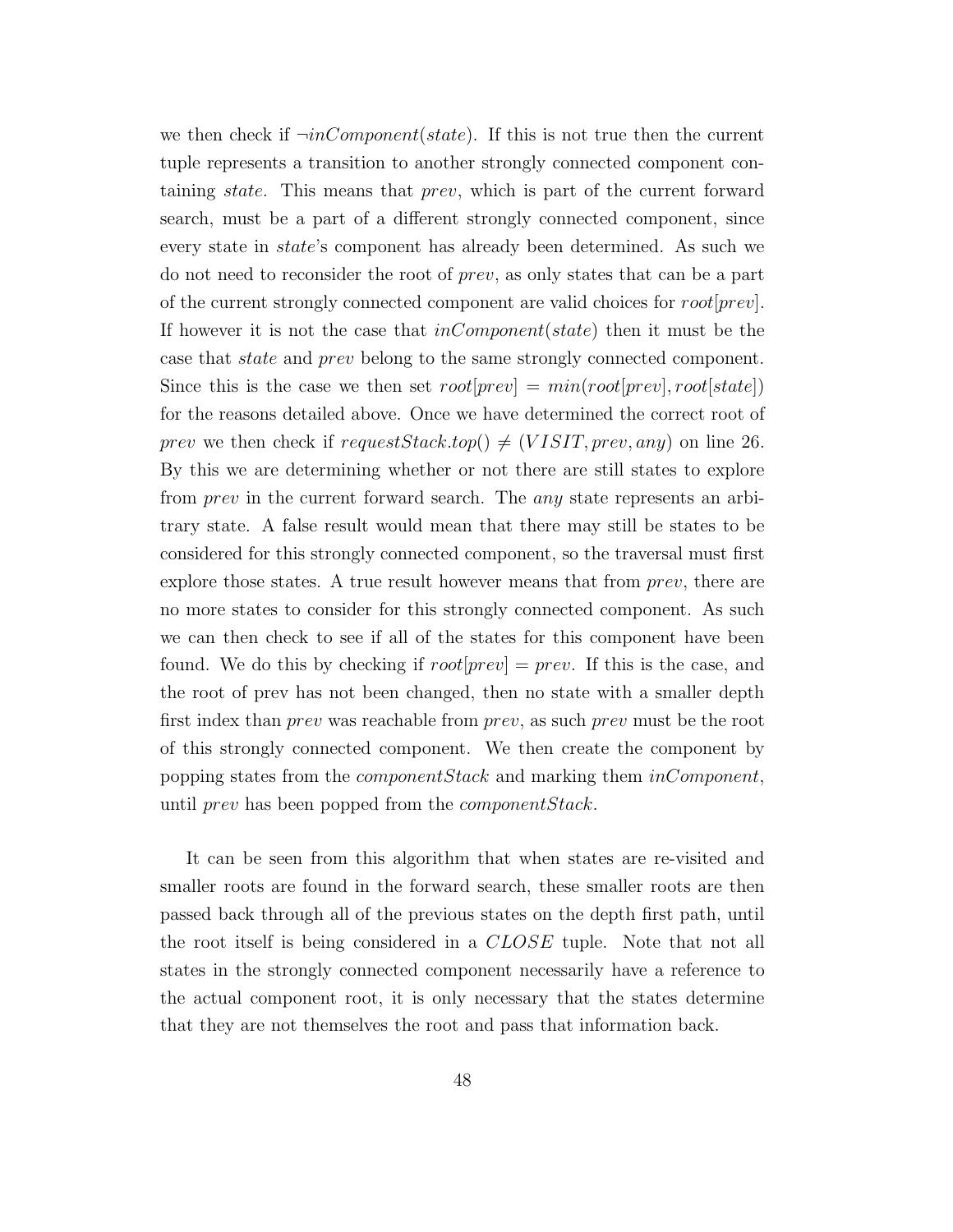we then check if $\neg inComponent(state)$. If this is not true then the current tuple represents a transition to another strongly connected component containing *state*. This means that *prev*, which is part of the current forward search, must be a part of a different strongly connected component, since every state in *state*'s component has already been determined. As such we do not need to reconsider the root of *prev*, as only states that can be a part of the current strongly connected component are valid choices for $root[prev]$. If however it is not the case that $inComponent(state)$ then it must be the case that *state* and *prev* belong to the same strongly connected component. Since this is the case we then set $root[prev] = min(root[prev], root[state])$ for the reasons detailed above. Once we have determined the correct root of *prev* we then check if $requestStack.top() \neq (VISIT, prev, any)$ on line 26. By this we are determining whether or not there are still states to explore from *prev* in the current forward search. The *any* state represents an arbitrary state. A false result would mean that there may still be states to be considered for this strongly connected component, so the traversal must first explore those states. A true result however means that from *prev*, there are no more states to consider for this strongly connected component. As such we can then check to see if all of the states for this component have been found. We do this by checking if $root[prev] = prev$. If this is the case, and the root of prev has not been changed, then no state with a smaller depth first index than *prev* was reachable from *prev*, as such *prev* must be the root of this strongly connected component. We then create the component by popping states from the *componentStack* and marking them *inComponent*, until *prev* has been popped from the *componentStack*.

It can be seen from this algorithm that when states are re-visited and smaller roots are found in the forward search, these smaller roots are then passed back through all of the previous states on the depth first path, until the root itself is being considered in a *CLOSE* tuple. Note that not all states in the strongly connected component necessarily have a reference to the actual component root, it is only necessary that the states determine that they are not themselves the root and pass that information back.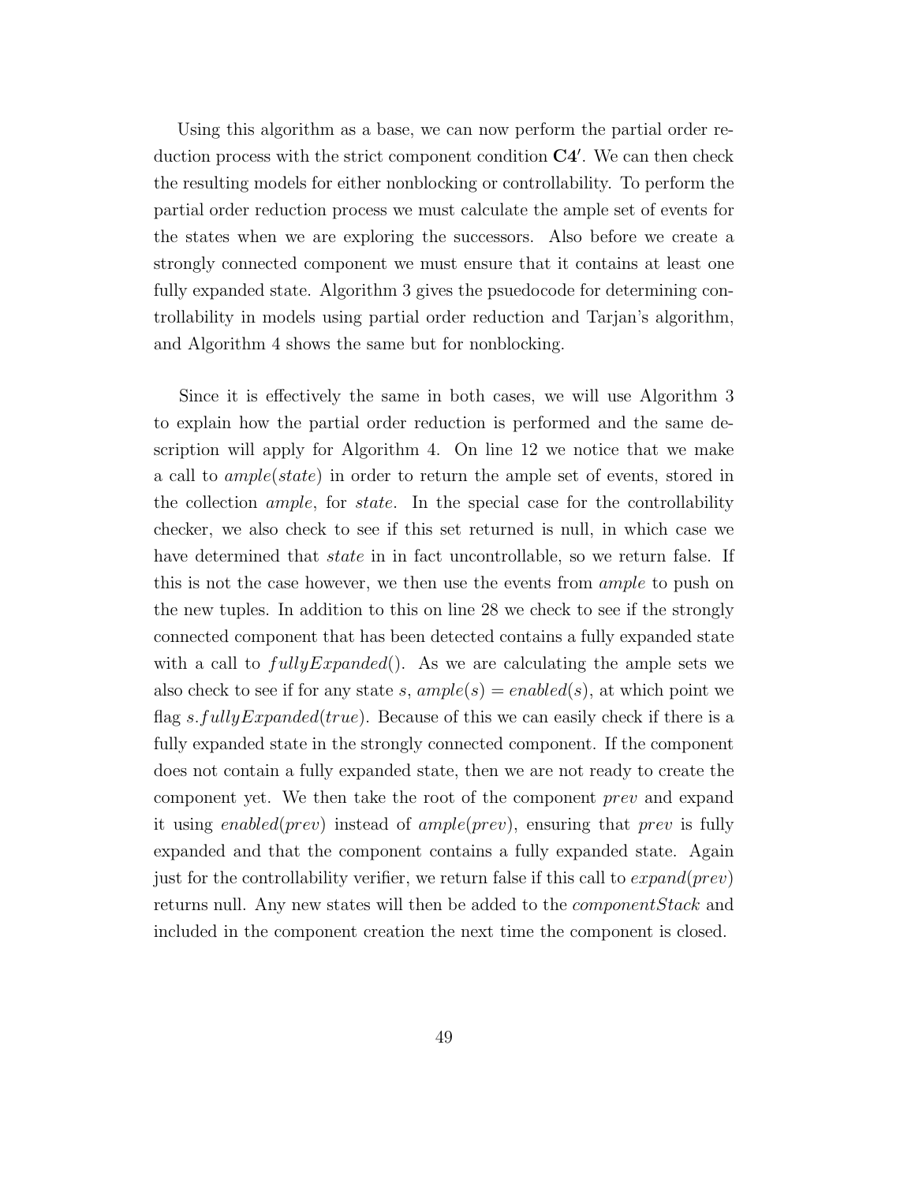Using this algorithm as a base, we can now perform the partial order reduction process with the strict component condition **C4′**. We can then check the resulting models for either nonblocking or controllability. To perform the partial order reduction process we must calculate the ample set of events for the states when we are exploring the successors. Also before we create a strongly connected component we must ensure that it contains at least one fully expanded state. Algorithm 3 gives the psuedocode for determining controllability in models using partial order reduction and Tarjan's algorithm, and Algorithm 4 shows the same but for nonblocking.

Since it is effectively the same in both cases, we will use Algorithm 3 to explain how the partial order reduction is performed and the same description will apply for Algorithm 4. On line 12 we notice that we make a call to $ample(state)$ in order to return the ample set of events, stored in the collection *ample*, for *state*. In the special case for the controllability checker, we also check to see if this set returned is null, in which case we have determined that *state* in in fact uncontrollable, so we return false. If this is not the case however, we then use the events from *ample* to push on the new tuples. In addition to this on line 28 we check to see if the strongly connected component that has been detected contains a fully expanded state with a call to $fullyExpanded()$. As we are calculating the ample sets we also check to see if for any state $s$, $ample(s) = enabled(s)$, at which point we flag $s.fullyExpanded(true)$. Because of this we can easily check if there is a fully expanded state in the strongly connected component. If the component does not contain a fully expanded state, then we are not ready to create the component yet. We then take the root of the component *prev* and expand it using $enabled(prev)$ instead of $ample(prev)$, ensuring that *prev* is fully expanded and that the component contains a fully expanded state. Again just for the controllability verifier, we return false if this call to $expand(prev)$ returns null. Any new states will then be added to the *componentStack* and included in the component creation the next time the component is closed.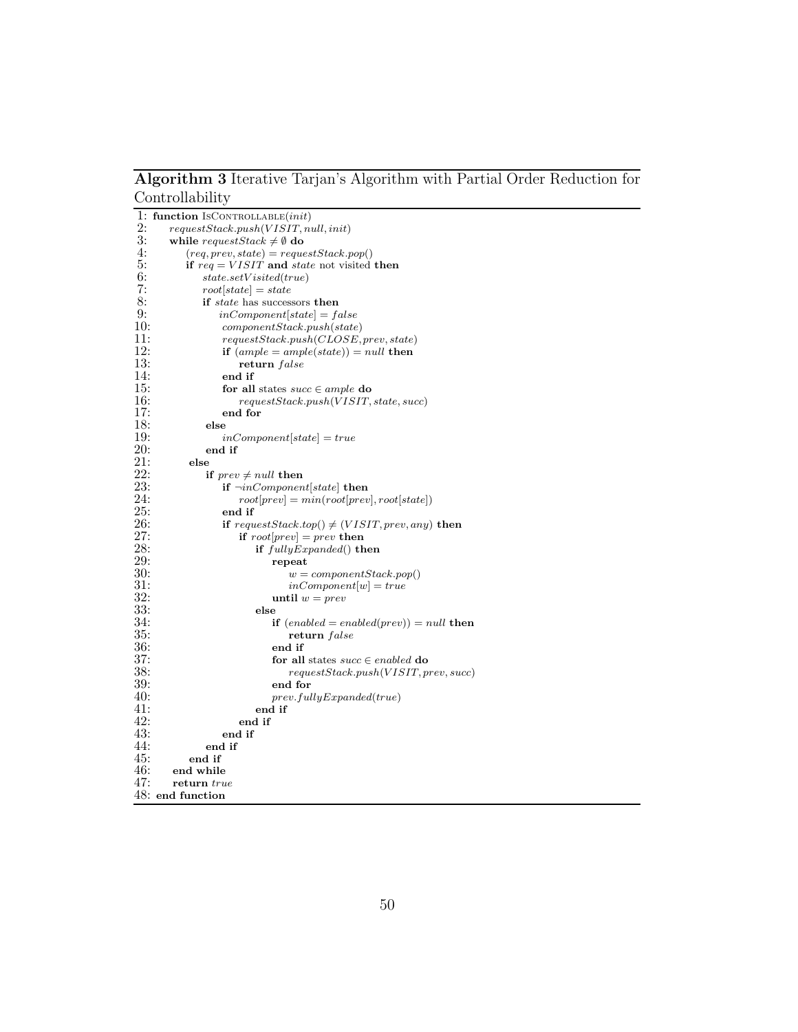**Algorithm 3** Iterative Tarjan's Algorithm with Partial Order Reduction for Controllability

```
1: function IsControllable(init)
2:     requestStack.push(VISIT, null, init)
3:     while requestStack ≠ ∅ do
4:         (req, prev, state) = requestStack.pop()
5:         if req = VISIT and state not visited then
6:             state.setVisited(true)
7:             root[state] = state
8:             if state has successors then
9:                 inComponent[state] = false
10:                componentStack.push(state)
11:                requestStack.push(CLOSE, prev, state)
12:                if (ample = ample(state)) = null then
13:                    return false
14:                end if
15:                for all states succ ∈ ample do
16:                    requestStack.push(VISIT, state, succ)
17:                end for
18:            else
19:                inComponent[state] = true
20:            end if
21:        else
22:            if prev ≠ null then
23:                if ¬inComponent[state] then
24:                    root[prev] = min(root[prev], root[state])
25:                end if
26:                if requestStack.top() ≠ (VISIT, prev, any) then
27:                    if root[prev] = prev then
28:                        if fullyExpanded() then
29:                            repeat
30:                                w = componentStack.pop()
31:                                inComponent[w] = true
32:                            until w = prev
33:                        else
34:                            if (enabled = enabled(prev)) = null then
35:                                return false
36:                            end if
37:                            for all states succ ∈ enabled do
38:                                requestStack.push(VISIT, prev, succ)
39:                            end for
40:                            prev.fullyExpanded(true)
41:                        end if
42:                    end if
43:                end if
44:            end if
45:        end if
46:    end while
47:    return true
48: end function
```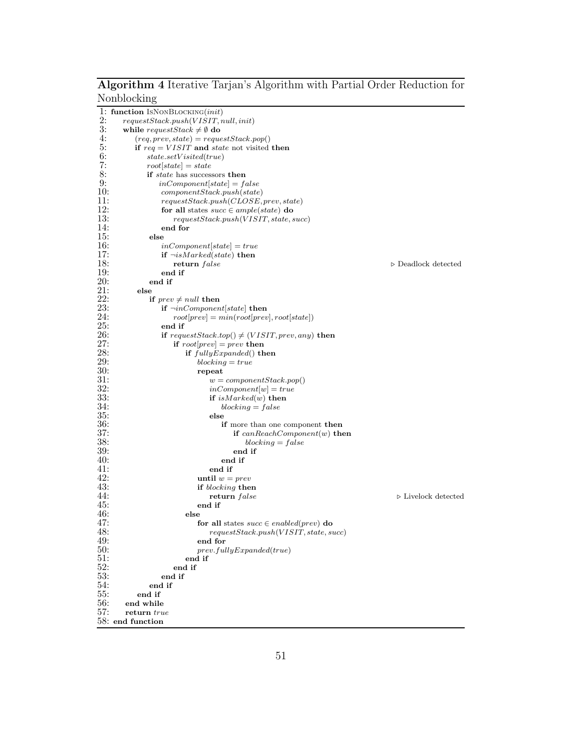**Algorithm 4** Iterative Tarjan's Algorithm with Partial Order Reduction for Nonblocking

```
1:  function IsNonBlocking(init)
2:      requestStack.push(VISIT, null, init)
3:      while requestStack ≠ ∅ do
4:          (req, prev, state) = requestStack.pop()
5:          if req = VISIT and state not visited then
6:              state.setVisited(true)
7:              root[state] = state
8:              if state has successors then
9:                  inComponent[state] = false
10:                 componentStack.push(state)
11:                 requestStack.push(CLOSE, prev, state)
12:                 for all states succ ∈ ample(state) do
13:                     requestStack.push(VISIT, state, succ)
14:                 end for
15:             else
16:                 inComponent[state] = true
17:                 if ¬isMarked(state) then
18:                     return false                                ▷ Deadlock detected
19:                 end if
20:             end if
21:         else
22:             if prev ≠ null then
23:                 if ¬inComponent[state] then
24:                     root[prev] = min(root[prev], root[state])
25:                 end if
26:                 if requestStack.top() ≠ (VISIT, prev, any) then
27:                     if root[prev] = prev then
28:                         if fullyExpanded() then
29:                             blocking = true
30:                             repeat
31:                                 w = componentStack.pop()
32:                                 inComponent[w] = true
33:                                 if isMarked(w) then
34:                                     blocking = false
35:                                 else
36:                                     if more than one component then
37:                                         if canReachComponent(w) then
38:                                             blocking = false
39:                                         end if
40:                                     end if
41:                                 end if
42:                             until w = prev
43:                             if blocking then
44:                                 return false                    ▷ Livelock detected
45:                             end if
46:                         else
47:                             for all states succ ∈ enabled(prev) do
48:                                 requestStack.push(VISIT, state, succ)
49:                             end for
50:                             prev.fullyExpanded(true)
51:                         end if
52:                     end if
53:                 end if
54:             end if
55:         end if
56:     end while
57:     return true
58: end function
```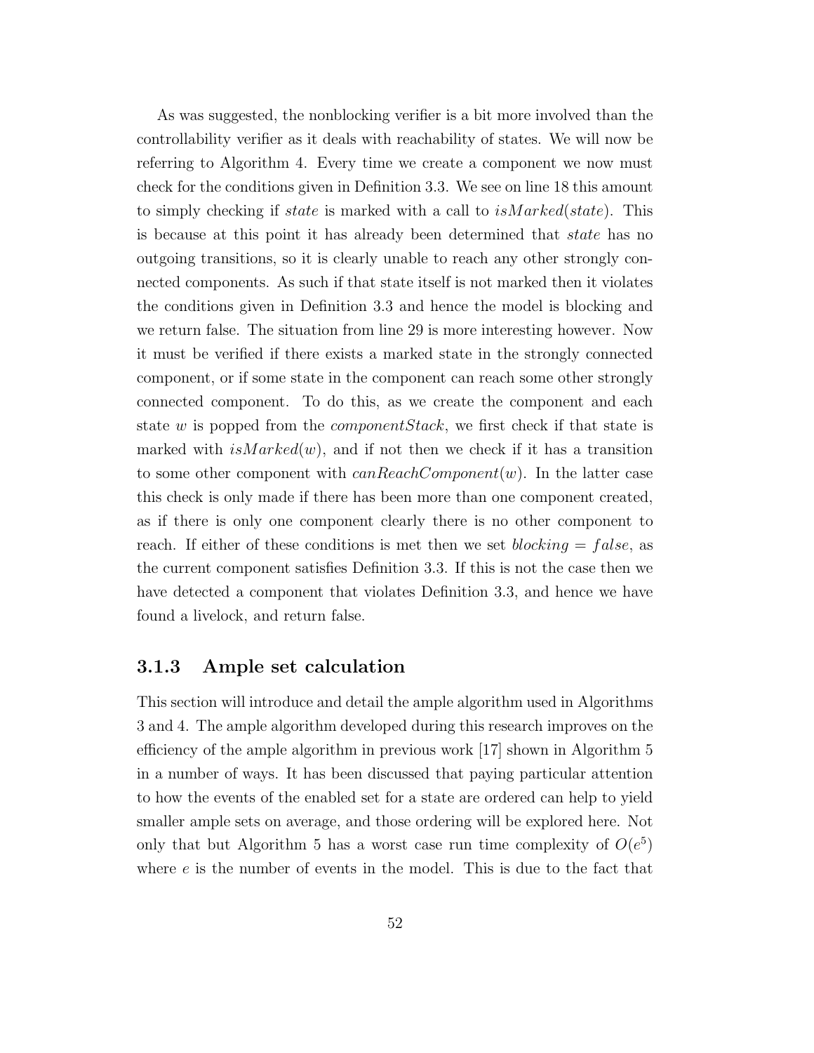As was suggested, the nonblocking verifier is a bit more involved than the controllability verifier as it deals with reachability of states. We will now be referring to Algorithm 4. Every time we create a component we now must check for the conditions given in Definition 3.3. We see on line 18 this amount to simply checking if *state* is marked with a call to $isMarked(state)$. This is because at this point it has already been determined that *state* has no outgoing transitions, so it is clearly unable to reach any other strongly connected components. As such if that state itself is not marked then it violates the conditions given in Definition 3.3 and hence the model is blocking and we return false. The situation from line 29 is more interesting however. Now it must be verified if there exists a marked state in the strongly connected component, or if some state in the component can reach some other strongly connected component. To do this, as we create the component and each state $w$ is popped from the *componentStack*, we first check if that state is marked with $isMarked(w)$, and if not then we check if it has a transition to some other component with $canReachComponent(w)$. In the latter case this check is only made if there has been more than one component created, as if there is only one component clearly there is no other component to reach. If either of these conditions is met then we set $blocking = false$, as the current component satisfies Definition 3.3. If this is not the case then we have detected a component that violates Definition 3.3, and hence we have found a livelock, and return false.

### 3.1.3 Ample set calculation

This section will introduce and detail the ample algorithm used in Algorithms 3 and 4. The ample algorithm developed during this research improves on the efficiency of the ample algorithm in previous work [17] shown in Algorithm 5 in a number of ways. It has been discussed that paying particular attention to how the events of the enabled set for a state are ordered can help to yield smaller ample sets on average, and those ordering will be explored here. Not only that but Algorithm 5 has a worst case run time complexity of $O(e^5)$ where $e$ is the number of events in the model. This is due to the fact that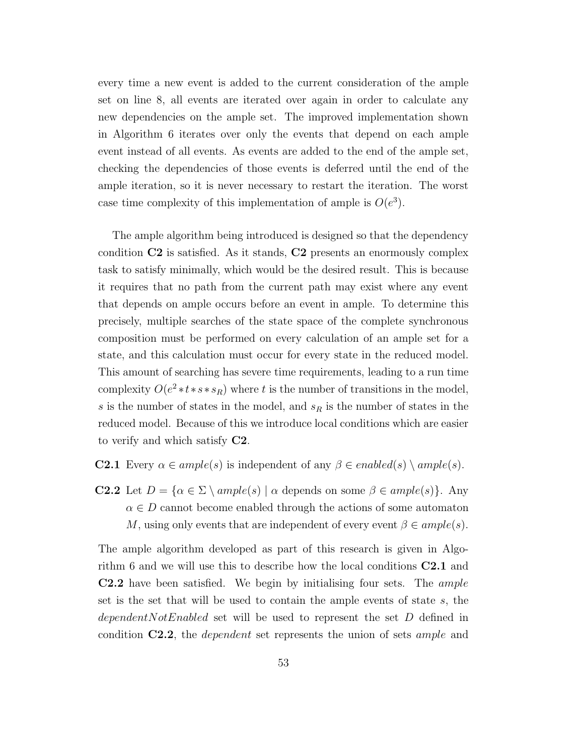every time a new event is added to the current consideration of the ample set on line 8, all events are iterated over again in order to calculate any new dependencies on the ample set. The improved implementation shown in Algorithm 6 iterates over only the events that depend on each ample event instead of all events. As events are added to the end of the ample set, checking the dependencies of those events is deferred until the end of the ample iteration, so it is never necessary to restart the iteration. The worst case time complexity of this implementation of ample is $O(e^3)$.

The ample algorithm being introduced is designed so that the dependency condition **C2** is satisfied. As it stands, **C2** presents an enormously complex task to satisfy minimally, which would be the desired result. This is because it requires that no path from the current path may exist where any event that depends on ample occurs before an event in ample. To determine this precisely, multiple searches of the state space of the complete synchronous composition must be performed on every calculation of an ample set for a state, and this calculation must occur for every state in the reduced model. This amount of searching has severe time requirements, leading to a run time complexity $O(e^2 * t * s * s_R)$ where $t$ is the number of transitions in the model, $s$ is the number of states in the model, and $s_R$ is the number of states in the reduced model. Because of this we introduce local conditions which are easier to verify and which satisfy **C2**.

**C2.1** Every $\alpha \in ample(s)$ is independent of any $\beta \in enabled(s) \setminus ample(s)$.

**C2.2** Let $D = \{\alpha \in \Sigma \setminus ample(s) \mid \alpha \text{ depends on some } \beta \in ample(s)\}$. Any $\alpha \in D$ cannot become enabled through the actions of some automaton $M$, using only events that are independent of every event $\beta \in ample(s)$.

The ample algorithm developed as part of this research is given in Algorithm 6 and we will use this to describe how the local conditions **C2.1** and **C2.2** have been satisfied. We begin by initialising four sets. The *ample* set is the set that will be used to contain the ample events of state $s$, the *dependentNotEnabled* set will be used to represent the set $D$ defined in condition **C2.2**, the *dependent* set represents the union of sets *ample* and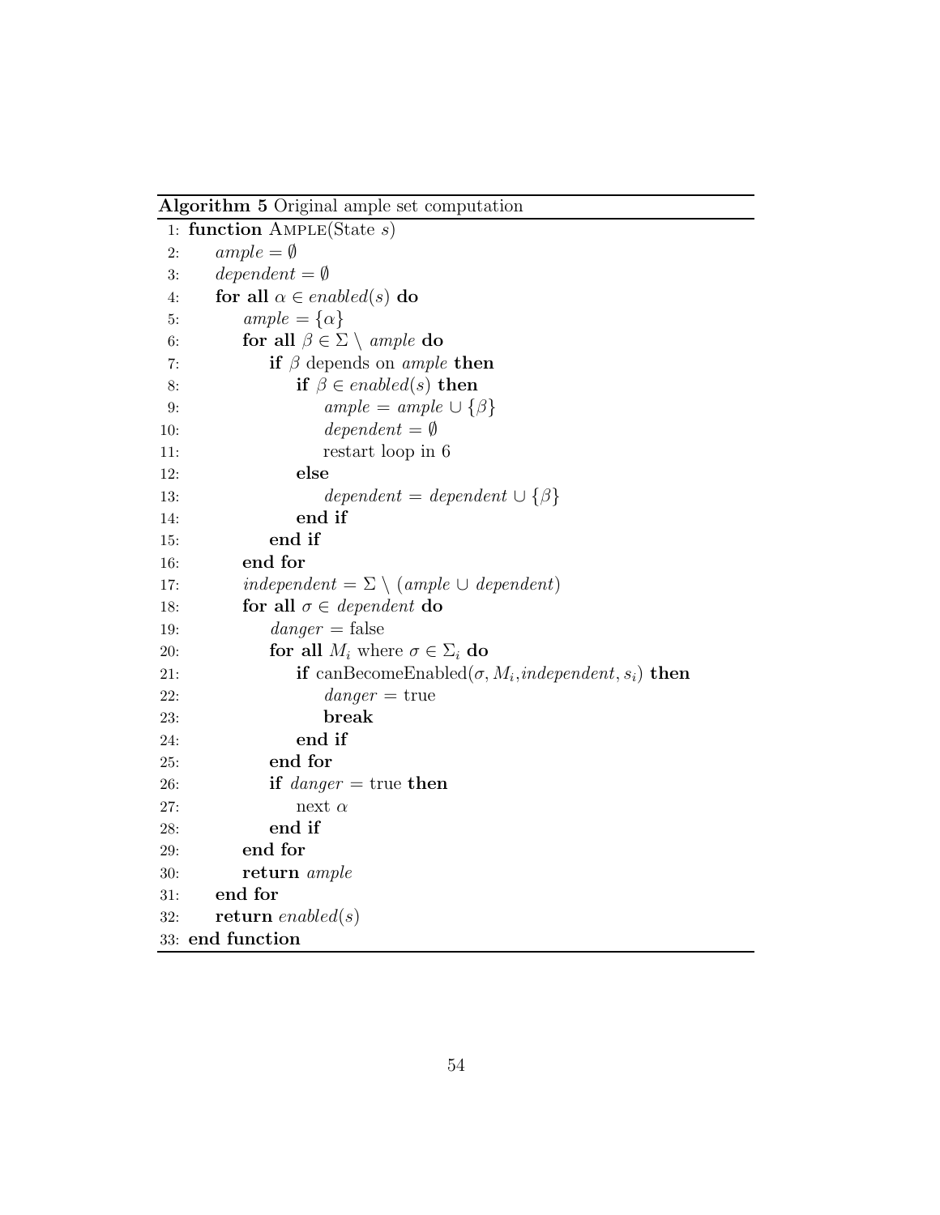**Algorithm 5** Original ample set computation

```
 1: function AMPLE(State s)
 2:     ample = ∅
 3:     dependent = ∅
 4:     for all α ∈ enabled(s) do
 5:         ample = {α}
 6:         for all β ∈ Σ \ ample do
 7:             if β depends on ample then
 8:                 if β ∈ enabled(s) then
 9:                     ample = ample ∪ {β}
10:                     dependent = ∅
11:                     restart loop in 6
12:                 else
13:                     dependent = dependent ∪ {β}
14:                 end if
15:             end if
16:         end for
17:         independent = Σ \ (ample ∪ dependent)
18:         for all σ ∈ dependent do
19:             danger = false
20:             for all M_i where σ ∈ Σ_i do
21:                 if canBecomeEnabled(σ, M_i, independent, s_i) then
22:                     danger = true
23:                     break
24:                 end if
25:             end for
26:             if danger = true then
27:                 next α
28:             end if
29:         end for
30:         return ample
31:     end for
32:     return enabled(s)
33: end function
```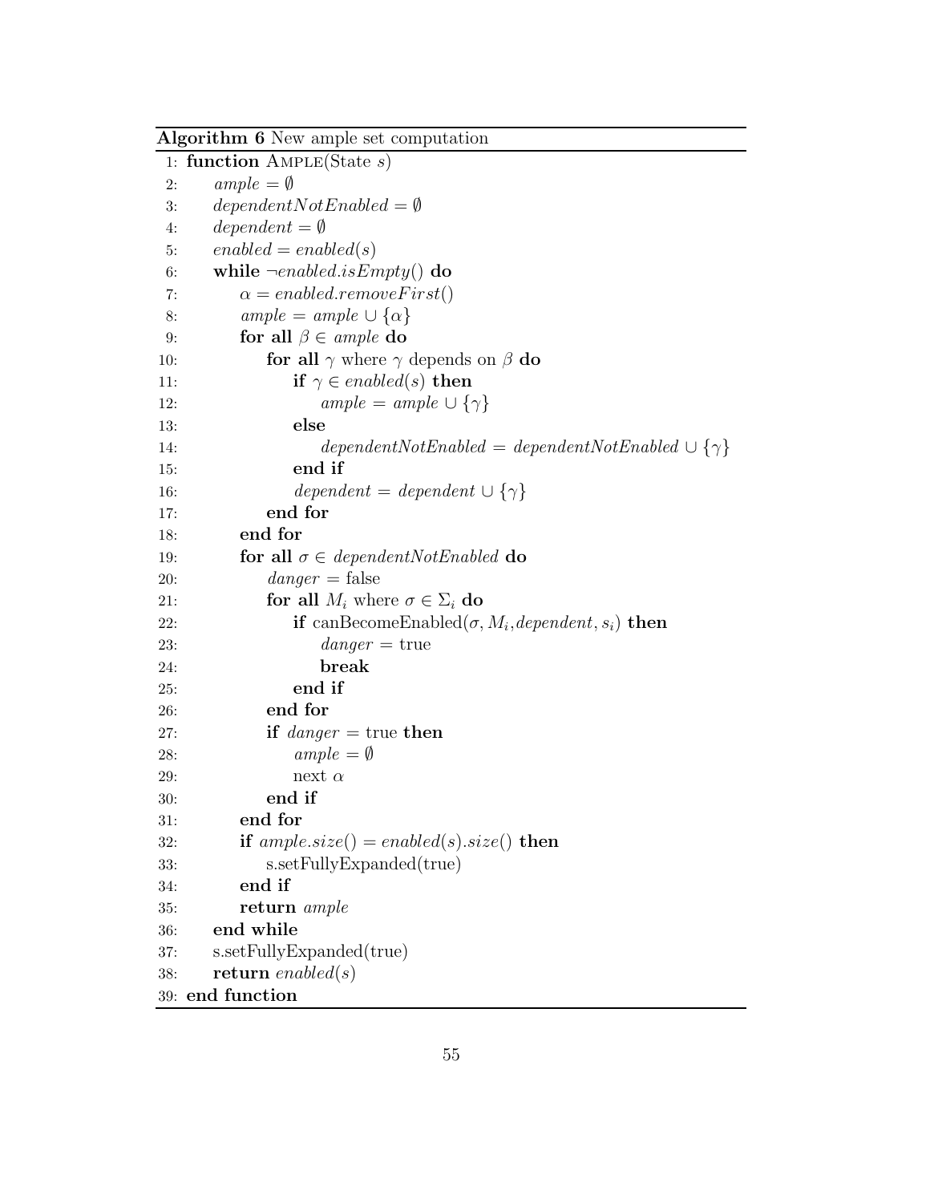**Algorithm 6** New ample set computation

```
 1: function AMPLE(State s)
 2:     ample = ∅
 3:     dependentNotEnabled = ∅
 4:     dependent = ∅
 5:     enabled = enabled(s)
 6:     while ¬enabled.isEmpty() do
 7:         α = enabled.removeFirst()
 8:         ample = ample ∪ {α}
 9:         for all β ∈ ample do
10:             for all γ where γ depends on β do
11:                 if γ ∈ enabled(s) then
12:                     ample = ample ∪ {γ}
13:                 else
14:                     dependentNotEnabled = dependentNotEnabled ∪ {γ}
15:                 end if
16:                 dependent = dependent ∪ {γ}
17:             end for
18:         end for
19:         for all σ ∈ dependentNotEnabled do
20:             danger = false
21:             for all M_i where σ ∈ Σ_i do
22:                 if canBecomeEnabled(σ, M_i, dependent, s_i) then
23:                     danger = true
24:                     break
25:                 end if
26:             end for
27:             if danger = true then
28:                 ample = ∅
29:                 next α
30:             end if
31:         end for
32:         if ample.size() = enabled(s).size() then
33:             s.setFullyExpanded(true)
34:         end if
35:         return ample
36:     end while
37:     s.setFullyExpanded(true)
38:     return enabled(s)
39: end function
```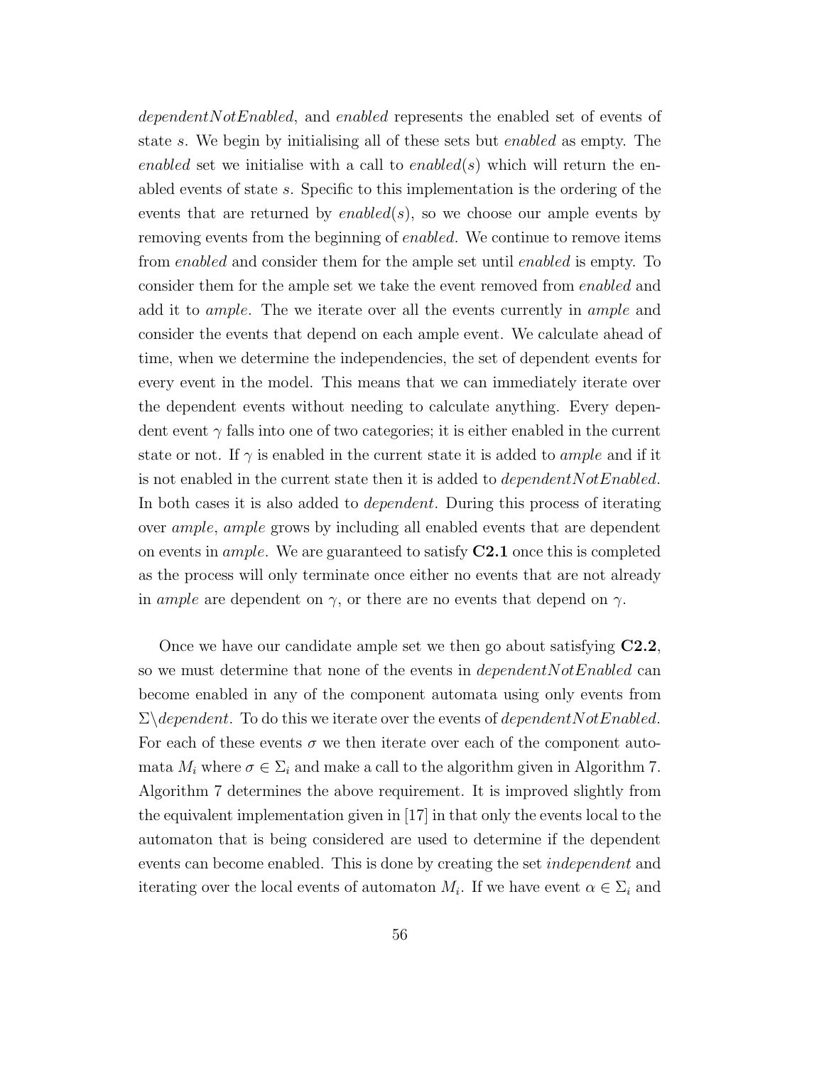*dependentNotEnabled*, and *enabled* represents the enabled set of events of state $s$. We begin by initialising all of these sets but *enabled* as empty. The *enabled* set we initialise with a call to *enabled*($s$) which will return the enabled events of state $s$. Specific to this implementation is the ordering of the events that are returned by *enabled*($s$), so we choose our ample events by removing events from the beginning of *enabled*. We continue to remove items from *enabled* and consider them for the ample set until *enabled* is empty. To consider them for the ample set we take the event removed from *enabled* and add it to *ample*. The we iterate over all the events currently in *ample* and consider the events that depend on each ample event. We calculate ahead of time, when we determine the independencies, the set of dependent events for every event in the model. This means that we can immediately iterate over the dependent events without needing to calculate anything. Every dependent event $\gamma$ falls into one of two categories; it is either enabled in the current state or not. If $\gamma$ is enabled in the current state it is added to *ample* and if it is not enabled in the current state then it is added to *dependentNotEnabled*. In both cases it is also added to *dependent*. During this process of iterating over *ample*, *ample* grows by including all enabled events that are dependent on events in *ample*. We are guaranteed to satisfy **C2.1** once this is completed as the process will only terminate once either no events that are not already in *ample* are dependent on $\gamma$, or there are no events that depend on $\gamma$.

Once we have our candidate ample set we then go about satisfying **C2.2**, so we must determine that none of the events in *dependentNotEnabled* can become enabled in any of the component automata using only events from $\Sigma \backslash dependent$. To do this we iterate over the events of *dependentNotEnabled*. For each of these events $\sigma$ we then iterate over each of the component automata $M_i$ where $\sigma \in \Sigma_i$ and make a call to the algorithm given in Algorithm 7. Algorithm 7 determines the above requirement. It is improved slightly from the equivalent implementation given in [17] in that only the events local to the automaton that is being considered are used to determine if the dependent events can become enabled. This is done by creating the set *independent* and iterating over the local events of automaton $M_i$. If we have event $\alpha \in \Sigma_i$ and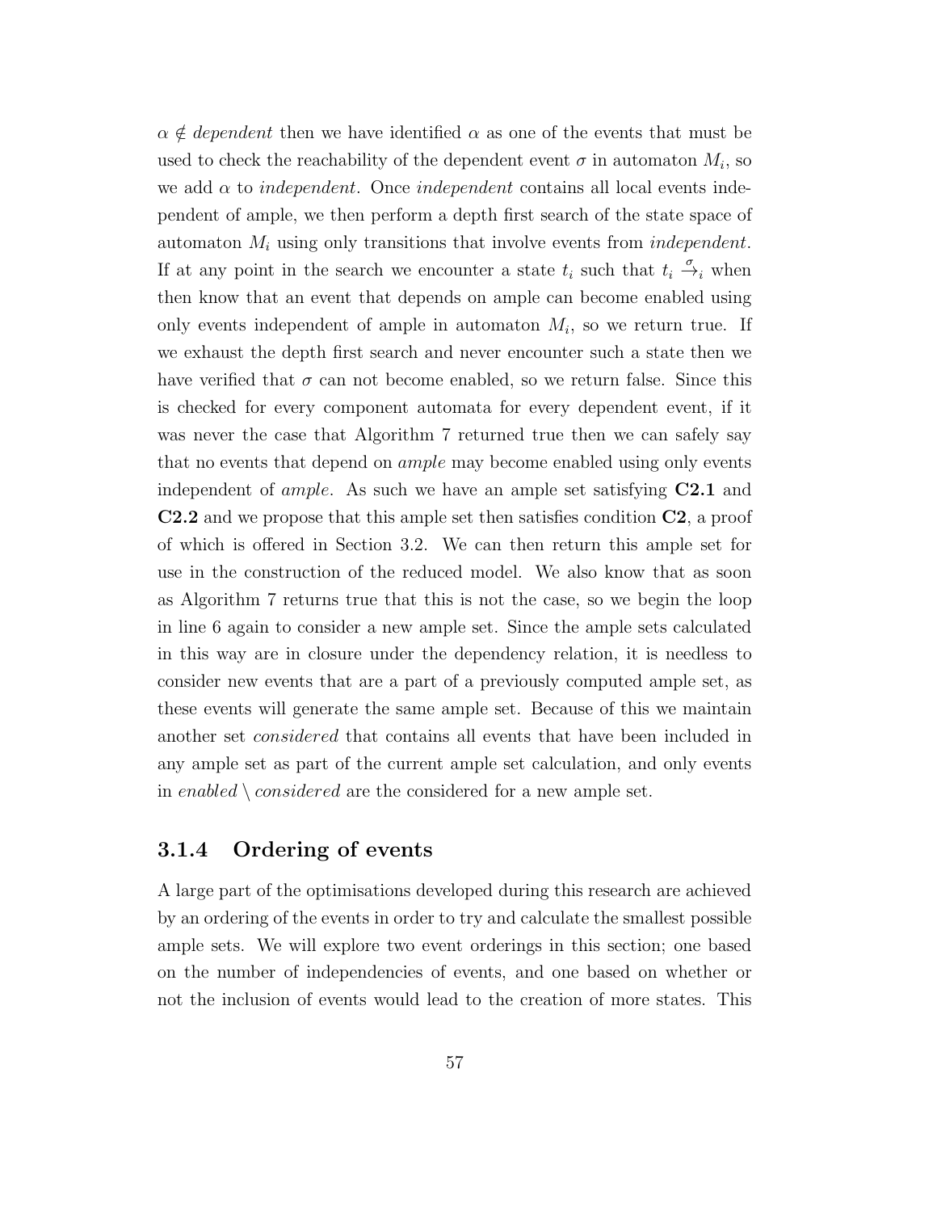$\alpha \notin$ *dependent* then we have identified $\alpha$ as one of the events that must be used to check the reachability of the dependent event $\sigma$ in automaton $M_i$, so we add $\alpha$ to *independent*. Once *independent* contains all local events independent of ample, we then perform a depth first search of the state space of automaton $M_i$ using only transitions that involve events from *independent*. If at any point in the search we encounter a state $t_i$ such that $t_i \xrightarrow{\sigma}_i$ when then know that an event that depends on ample can become enabled using only events independent of ample in automaton $M_i$, so we return true. If we exhaust the depth first search and never encounter such a state then we have verified that $\sigma$ can not become enabled, so we return false. Since this is checked for every component automata for every dependent event, if it was never the case that Algorithm 7 returned true then we can safely say that no events that depend on *ample* may become enabled using only events independent of *ample*. As such we have an ample set satisfying **C2.1** and **C2.2** and we propose that this ample set then satisfies condition **C2**, a proof of which is offered in Section 3.2. We can then return this ample set for use in the construction of the reduced model. We also know that as soon as Algorithm 7 returns true that this is not the case, so we begin the loop in line 6 again to consider a new ample set. Since the ample sets calculated in this way are in closure under the dependency relation, it is needless to consider new events that are a part of a previously computed ample set, as these events will generate the same ample set. Because of this we maintain another set *considered* that contains all events that have been included in any ample set as part of the current ample set calculation, and only events in *enabled* $\setminus$ *considered* are the considered for a new ample set.

### 3.1.4 Ordering of events

A large part of the optimisations developed during this research are achieved by an ordering of the events in order to try and calculate the smallest possible ample sets. We will explore two event orderings in this section; one based on the number of independencies of events, and one based on whether or not the inclusion of events would lead to the creation of more states. This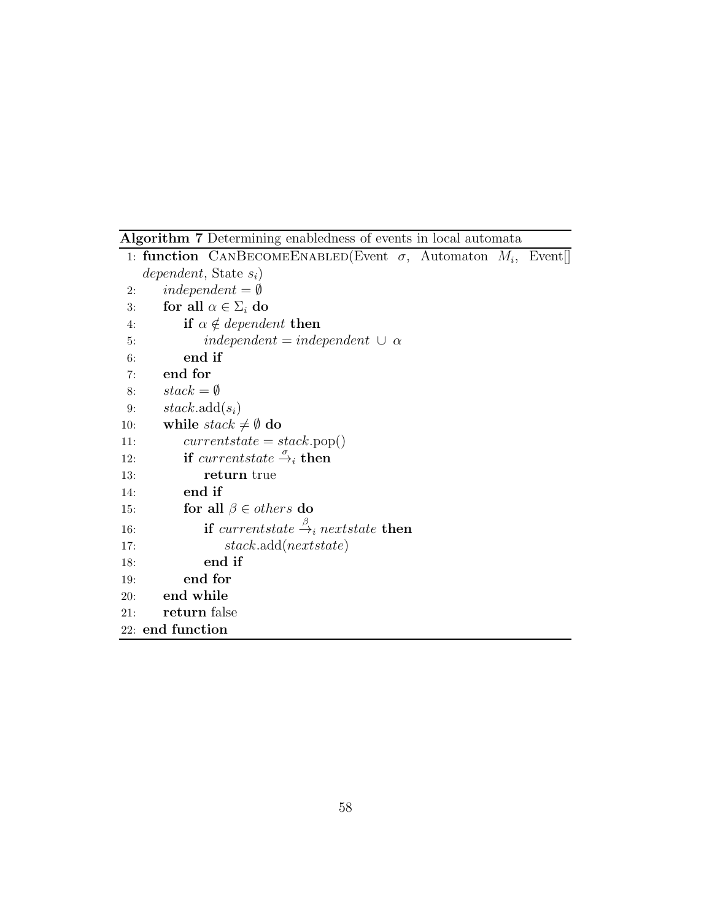**Algorithm 7** Determining enabledness of events in local automata

```
 1: function CanBecomeEnabled(Event σ, Automaton M_i, Event[] dependent, State s_i)
 2:     independent = ∅
 3:     for all α ∈ Σ_i do
 4:         if α ∉ dependent then
 5:             independent = independent ∪ α
 6:         end if
 7:     end for
 8:     stack = ∅
 9:     stack.add(s_i)
10:     while stack ≠ ∅ do
11:         currentstate = stack.pop()
12:         if currentstate →σ_i then
13:             return true
14:         end if
15:         for all β ∈ others do
16:             if currentstate →β_i nextstate then
17:                 stack.add(nextstate)
18:             end if
19:         end for
20:     end while
21:     return false
22: end function
```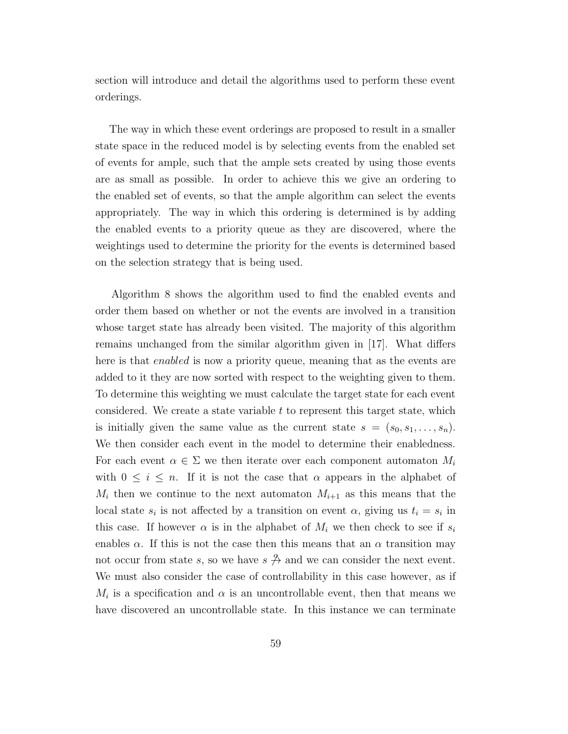section will introduce and detail the algorithms used to perform these event orderings.

The way in which these event orderings are proposed to result in a smaller state space in the reduced model is by selecting events from the enabled set of events for ample, such that the ample sets created by using those events are as small as possible. In order to achieve this we give an ordering to the enabled set of events, so that the ample algorithm can select the events appropriately. The way in which this ordering is determined is by adding the enabled events to a priority queue as they are discovered, where the weightings used to determine the priority for the events is determined based on the selection strategy that is being used.

Algorithm 8 shows the algorithm used to find the enabled events and order them based on whether or not the events are involved in a transition whose target state has already been visited. The majority of this algorithm remains unchanged from the similar algorithm given in [17]. What differs here is that *enabled* is now a priority queue, meaning that as the events are added to it they are now sorted with respect to the weighting given to them. To determine this weighting we must calculate the target state for each event considered. We create a state variable $t$ to represent this target state, which is initially given the same value as the current state $s = (s_0, s_1, \ldots, s_n)$. We then consider each event in the model to determine their enabledness. For each event $\alpha \in \Sigma$ we then iterate over each component automaton $M_i$ with $0 \leq i \leq n$. If it is not the case that $\alpha$ appears in the alphabet of $M_i$ then we continue to the next automaton $M_{i+1}$ as this means that the local state $s_i$ is not affected by a transition on event $\alpha$, giving us $t_i = s_i$ in this case. If however $\alpha$ is in the alphabet of $M_i$ we then check to see if $s_i$ enables $\alpha$. If this is not the case then this means that an $\alpha$ transition may not occur from state $s$, so we have $s \stackrel{\alpha}{\not\rightarrow}$ and we can consider the next event. We must also consider the case of controllability in this case however, as if $M_i$ is a specification and $\alpha$ is an uncontrollable event, then that means we have discovered an uncontrollable state. In this instance we can terminate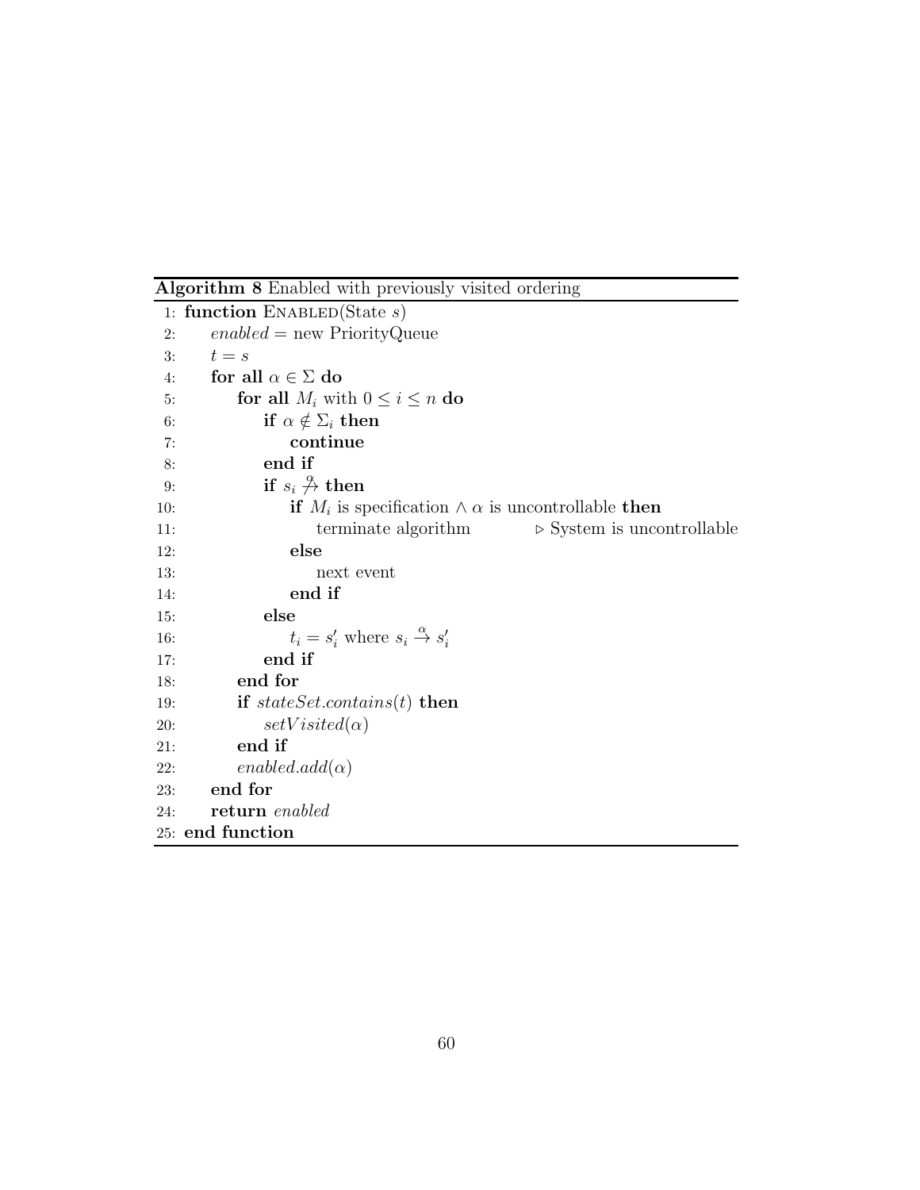**Algorithm 8** Enabled with previously visited ordering

```
 1: function ENABLED(State s)
 2:     enabled = new PriorityQueue
 3:     t = s
 4:     for all α ∈ Σ do
 5:         for all M_i with 0 ≤ i ≤ n do
 6:             if α ∉ Σ_i then
 7:                 continue
 8:             end if
 9:             if s_i -α-/-> then
10:                 if M_i is specification ∧ α is uncontrollable then
11:                     terminate algorithm            ▷ System is uncontrollable
12:                 else
13:                     next event
14:                 end if
15:             else
16:                 t_i = s'_i where s_i -α-> s'_i
17:             end if
18:         end for
19:         if stateSet.contains(t) then
20:             setVisited(α)
21:         end if
22:         enabled.add(α)
23:     end for
24:     return enabled
25: end function
```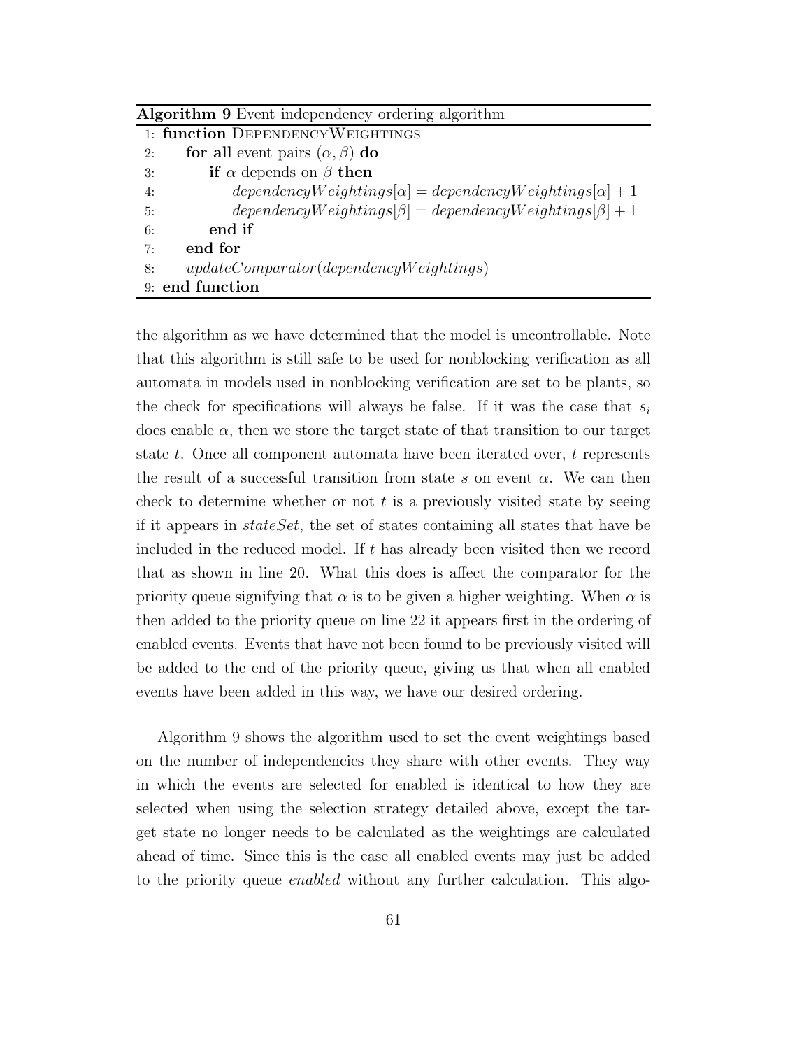**Algorithm 9** Event independency ordering algorithm

```
1: function DependencyWeightings
2:     for all event pairs (α, β) do
3:         if α depends on β then
4:             dependencyWeightings[α] = dependencyWeightings[α] + 1
5:             dependencyWeightings[β] = dependencyWeightings[β] + 1
6:         end if
7:     end for
8:     updateComparator(dependencyWeightings)
9: end function
```

the algorithm as we have determined that the model is uncontrollable. Note that this algorithm is still safe to be used for nonblocking verification as all automata in models used in nonblocking verification are set to be plants, so the check for specifications will always be false. If it was the case that $s_i$ does enable $\alpha$, then we store the target state of that transition to our target state $t$. Once all component automata have been iterated over, $t$ represents the result of a successful transition from state $s$ on event $\alpha$. We can then check to determine whether or not $t$ is a previously visited state by seeing if it appears in *stateSet*, the set of states containing all states that have be included in the reduced model. If $t$ has already been visited then we record that as shown in line 20. What this does is affect the comparator for the priority queue signifying that $\alpha$ is to be given a higher weighting. When $\alpha$ is then added to the priority queue on line 22 it appears first in the ordering of enabled events. Events that have not been found to be previously visited will be added to the end of the priority queue, giving us that when all enabled events have been added in this way, we have our desired ordering.

Algorithm 9 shows the algorithm used to set the event weightings based on the number of independencies they share with other events. They way in which the events are selected for enabled is identical to how they are selected when using the selection strategy detailed above, except the target state no longer needs to be calculated as the weightings are calculated ahead of time. Since this is the case all enabled events may just be added to the priority queue *enabled* without any further calculation. This algo-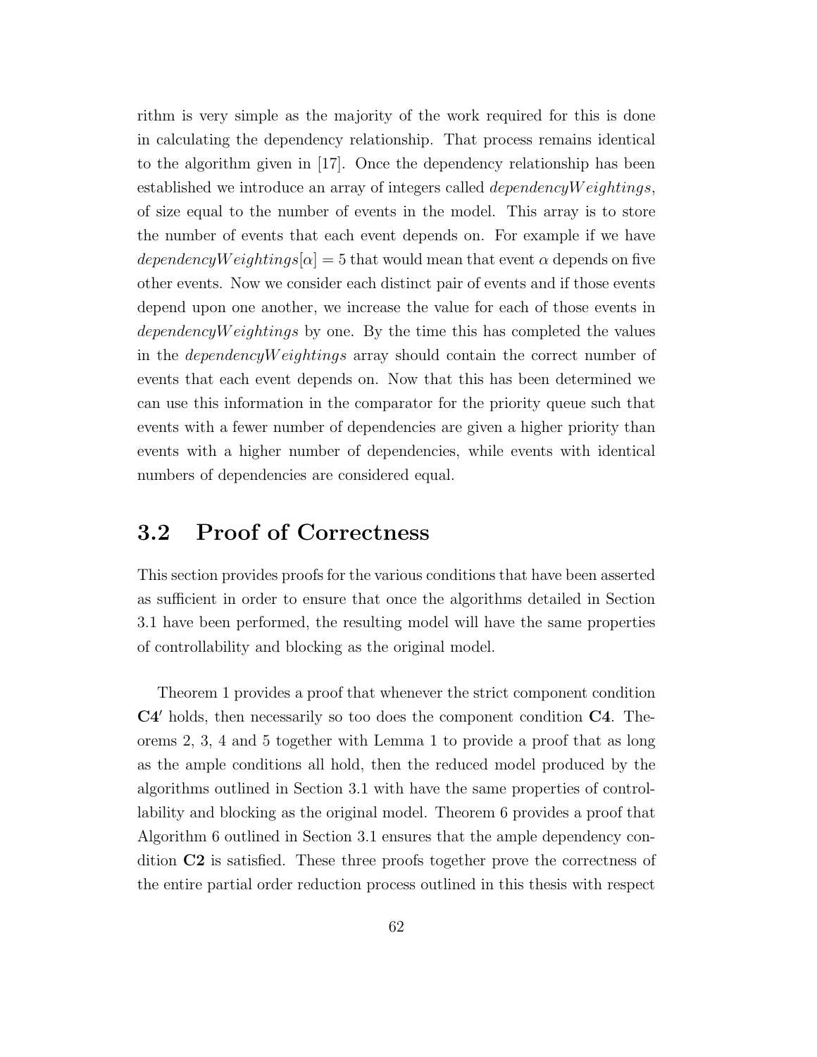rithm is very simple as the majority of the work required for this is done in calculating the dependency relationship. That process remains identical to the algorithm given in [17]. Once the dependency relationship has been established we introduce an array of integers called $dependencyWeightings$, of size equal to the number of events in the model. This array is to store the number of events that each event depends on. For example if we have $dependencyWeightings[\alpha] = 5$ that would mean that event $\alpha$ depends on five other events. Now we consider each distinct pair of events and if those events depend upon one another, we increase the value for each of those events in $dependencyWeightings$ by one. By the time this has completed the values in the $dependencyWeightings$ array should contain the correct number of events that each event depends on. Now that this has been determined we can use this information in the comparator for the priority queue such that events with a fewer number of dependencies are given a higher priority than events with a higher number of dependencies, while events with identical numbers of dependencies are considered equal.

## 3.2 Proof of Correctness

This section provides proofs for the various conditions that have been asserted as sufficient in order to ensure that once the algorithms detailed in Section 3.1 have been performed, the resulting model will have the same properties of controllability and blocking as the original model.

Theorem 1 provides a proof that whenever the strict component condition **C4′** holds, then necessarily so too does the component condition **C4**. Theorems 2, 3, 4 and 5 together with Lemma 1 to provide a proof that as long as the ample conditions all hold, then the reduced model produced by the algorithms outlined in Section 3.1 with have the same properties of controllability and blocking as the original model. Theorem 6 provides a proof that Algorithm 6 outlined in Section 3.1 ensures that the ample dependency condition **C2** is satisfied. These three proofs together prove the correctness of the entire partial order reduction process outlined in this thesis with respect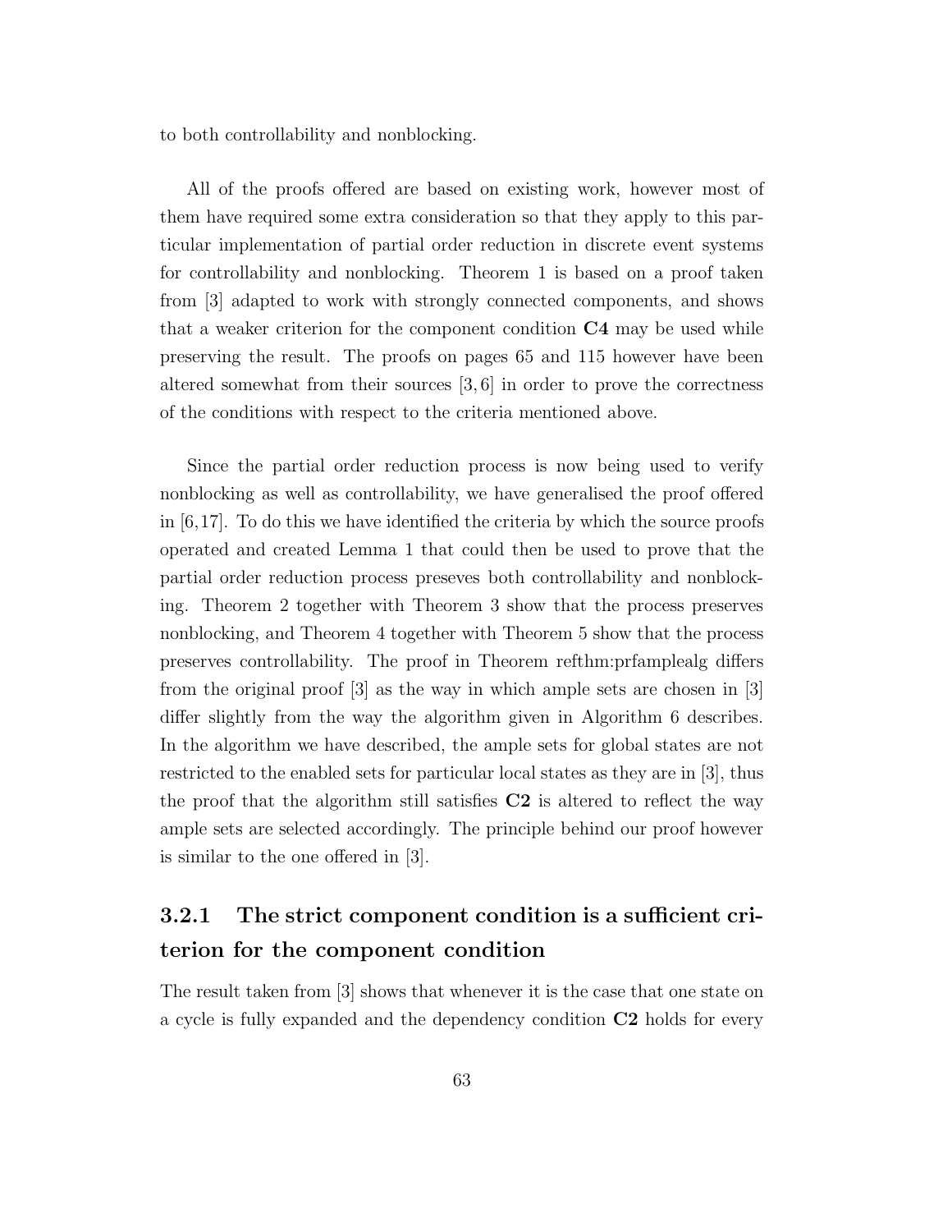to both controllability and nonblocking.

All of the proofs offered are based on existing work, however most of them have required some extra consideration so that they apply to this particular implementation of partial order reduction in discrete event systems for controllability and nonblocking. Theorem 1 is based on a proof taken from [3] adapted to work with strongly connected components, and shows that a weaker criterion for the component condition **C4** may be used while preserving the result. The proofs on pages 65 and 115 however have been altered somewhat from their sources [3, 6] in order to prove the correctness of the conditions with respect to the criteria mentioned above.

Since the partial order reduction process is now being used to verify nonblocking as well as controllability, we have generalised the proof offered in [6,17]. To do this we have identified the criteria by which the source proofs operated and created Lemma 1 that could then be used to prove that the partial order reduction process preseves both controllability and nonblocking. Theorem 2 together with Theorem 3 show that the process preserves nonblocking, and Theorem 4 together with Theorem 5 show that the process preserves controllability. The proof in Theorem refthm:prfamplealg differs from the original proof [3] as the way in which ample sets are chosen in [3] differ slightly from the way the algorithm given in Algorithm 6 describes. In the algorithm we have described, the ample sets for global states are not restricted to the enabled sets for particular local states as they are in [3], thus the proof that the algorithm still satisfies **C2** is altered to reflect the way ample sets are selected accordingly. The principle behind our proof however is similar to the one offered in [3].

### 3.2.1 The strict component condition is a sufficient criterion for the component condition

The result taken from [3] shows that whenever it is the case that one state on a cycle is fully expanded and the dependency condition **C2** holds for every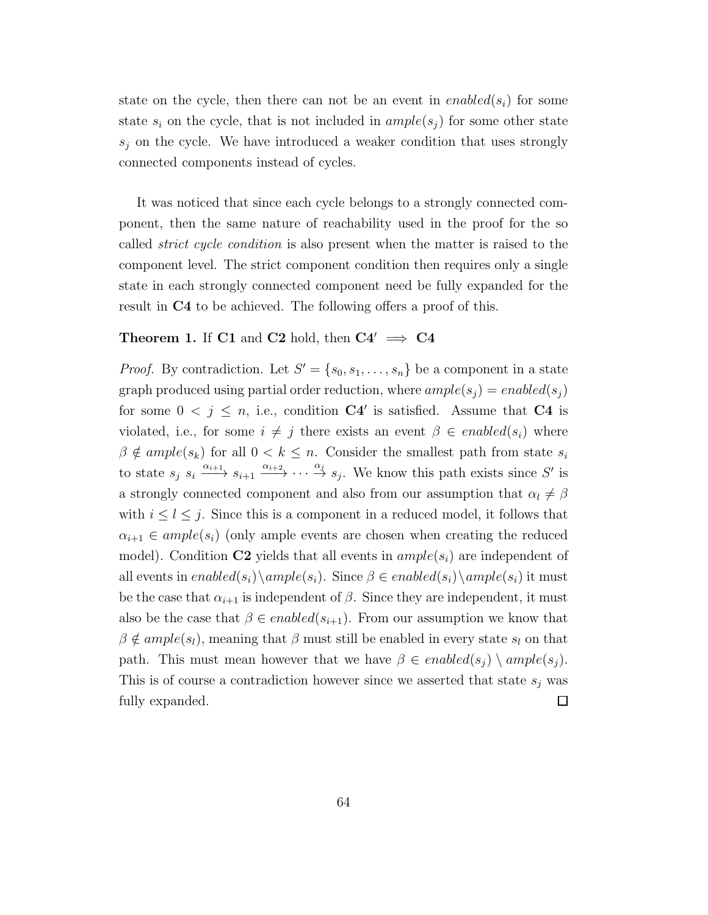state on the cycle, then there can not be an event in $enabled(s_i)$ for some state $s_i$ on the cycle, that is not included in $ample(s_j)$ for some other state $s_j$ on the cycle. We have introduced a weaker condition that uses strongly connected components instead of cycles.

It was noticed that since each cycle belongs to a strongly connected component, then the same nature of reachability used in the proof for the so called *strict cycle condition* is also present when the matter is raised to the component level. The strict component condition then requires only a single state in each strongly connected component need be fully expanded for the result in **C4** to be achieved. The following offers a proof of this.

**Theorem 1.** If **C1** and **C2** hold, then $\mathbf{C4'} \implies \mathbf{C4}$

*Proof.* By contradiction. Let $S' = \{s_0, s_1, \ldots, s_n\}$ be a component in a state graph produced using partial order reduction, where $ample(s_j) = enabled(s_j)$ for some $0 < j \leq n$, i.e., condition $\mathbf{C4'}$ is satisfied. Assume that **C4** is violated, i.e., for some $i \neq j$ there exists an event $\beta \in enabled(s_i)$ where $\beta \notin ample(s_k)$ for all $0 < k \leq n$. Consider the smallest path from state $s_i$ to state $s_j$ $s_i \xrightarrow{\alpha_{i+1}} s_{i+1} \xrightarrow{\alpha_{i+2}} \cdots \xrightarrow{\alpha_j} s_j$. We know this path exists since $S'$ is a strongly connected component and also from our assumption that $\alpha_l \neq \beta$ with $i \leq l \leq j$. Since this is a component in a reduced model, it follows that $\alpha_{i+1} \in ample(s_i)$ (only ample events are chosen when creating the reduced model). Condition **C2** yields that all events in $ample(s_i)$ are independent of all events in $enabled(s_i) \setminus ample(s_i)$. Since $\beta \in enabled(s_i) \setminus ample(s_i)$ it must be the case that $\alpha_{i+1}$ is independent of $\beta$. Since they are independent, it must also be the case that $\beta \in enabled(s_{i+1})$. From our assumption we know that $\beta \notin ample(s_l)$, meaning that $\beta$ must still be enabled in every state $s_l$ on that path. This must mean however that we have $\beta \in enabled(s_j) \setminus ample(s_j)$. This is of course a contradiction however since we asserted that state $s_j$ was fully expanded. $\square$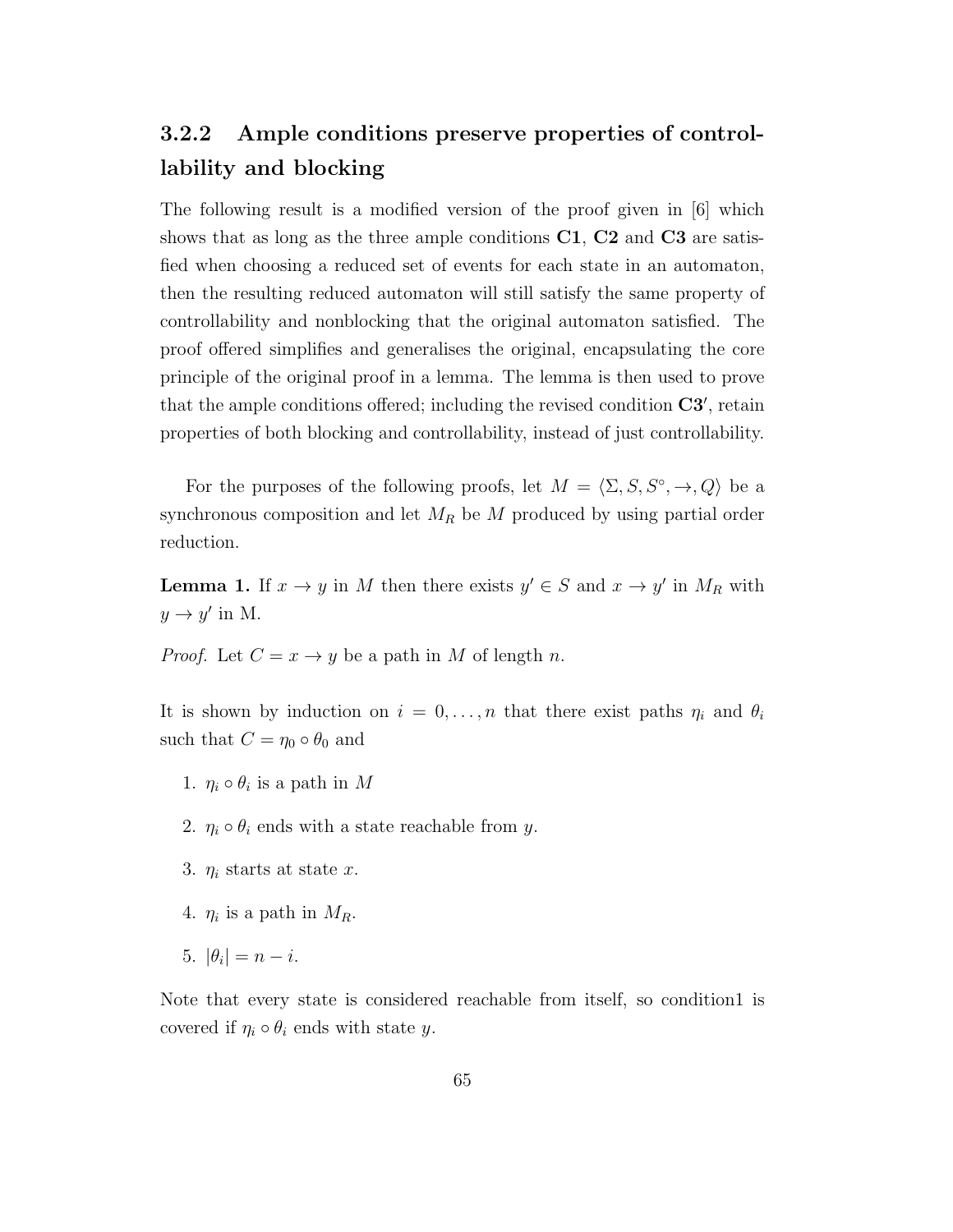### 3.2.2 Ample conditions preserve properties of controllability and blocking

The following result is a modified version of the proof given in [6] which shows that as long as the three ample conditions **C1**, **C2** and **C3** are satisfied when choosing a reduced set of events for each state in an automaton, then the resulting reduced automaton will still satisfy the same property of controllability and nonblocking that the original automaton satisfied. The proof offered simplifies and generalises the original, encapsulating the core principle of the original proof in a lemma. The lemma is then used to prove that the ample conditions offered; including the revised condition **C3′**, retain properties of both blocking and controllability, instead of just controllability.

For the purposes of the following proofs, let $M = \langle \Sigma, S, S^{\circ}, \rightarrow, Q \rangle$ be a synchronous composition and let $M_R$ be $M$ produced by using partial order reduction.

**Lemma 1.** If $x \rightarrow y$ in $M$ then there exists $y' \in S$ and $x \rightarrow y'$ in $M_R$ with $y \rightarrow y'$ in M.

*Proof.* Let $C = x \rightarrow y$ be a path in $M$ of length $n$.

It is shown by induction on $i = 0, \ldots, n$ that there exist paths $\eta_i$ and $\theta_i$ such that $C = \eta_0 \circ \theta_0$ and

1. $\eta_i \circ \theta_i$ is a path in $M$
2. $\eta_i \circ \theta_i$ ends with a state reachable from $y$.
3. $\eta_i$ starts at state $x$.
4. $\eta_i$ is a path in $M_R$.
5. $|\theta_i| = n - i$.

Note that every state is considered reachable from itself, so condition1 is covered if $\eta_i \circ \theta_i$ ends with state $y$.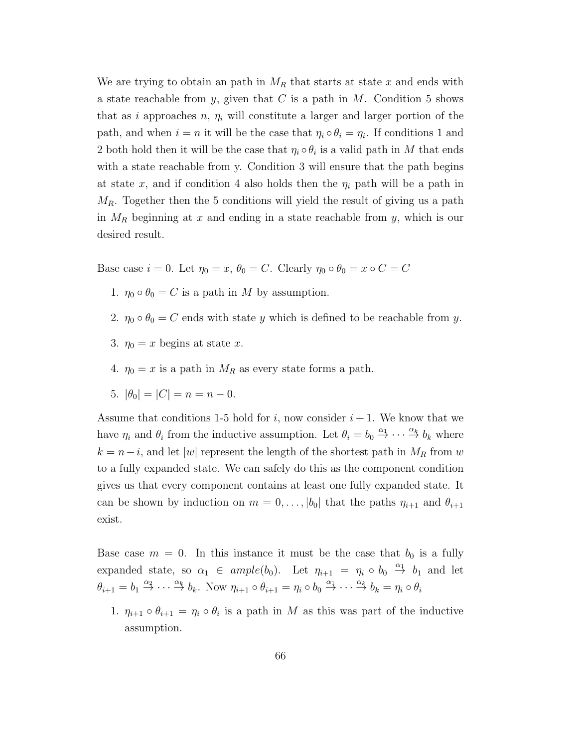We are trying to obtain an path in $M_R$ that starts at state $x$ and ends with a state reachable from $y$, given that $C$ is a path in $M$. Condition 5 shows that as $i$ approaches $n$, $\eta_i$ will constitute a larger and larger portion of the path, and when $i = n$ it will be the case that $\eta_i \circ \theta_i = \eta_i$. If conditions 1 and 2 both hold then it will be the case that $\eta_i \circ \theta_i$ is a valid path in $M$ that ends with a state reachable from y. Condition 3 will ensure that the path begins at state $x$, and if condition 4 also holds then the $\eta_i$ path will be a path in $M_R$. Together then the 5 conditions will yield the result of giving us a path in $M_R$ beginning at $x$ and ending in a state reachable from $y$, which is our desired result.

Base case $i = 0$. Let $\eta_0 = x$, $\theta_0 = C$. Clearly $\eta_0 \circ \theta_0 = x \circ C = C$

1. $\eta_0 \circ \theta_0 = C$ is a path in $M$ by assumption.
2. $\eta_0 \circ \theta_0 = C$ ends with state $y$ which is defined to be reachable from $y$.
3. $\eta_0 = x$ begins at state $x$.
4. $\eta_0 = x$ is a path in $M_R$ as every state forms a path.
5. $|\theta_0| = |C| = n = n - 0$.

Assume that conditions 1-5 hold for $i$, now consider $i + 1$. We know that we have $\eta_i$ and $\theta_i$ from the inductive assumption. Let $\theta_i = b_0 \overset{\alpha_1}{\to} \cdots \overset{\alpha_k}{\to} b_k$ where $k = n - i$, and let $|w|$ represent the length of the shortest path in $M_R$ from $w$ to a fully expanded state. We can safely do this as the component condition gives us that every component contains at least one fully expanded state. It can be shown by induction on $m = 0, \ldots, |b_0|$ that the paths $\eta_{i+1}$ and $\theta_{i+1}$ exist.

Base case $m = 0$. In this instance it must be the case that $b_0$ is a fully expanded state, so $\alpha_1 \in ample(b_0)$. Let $\eta_{i+1} = \eta_i \circ b_0 \overset{\alpha_1}{\to} b_1$ and let $\theta_{i+1} = b_1 \overset{\alpha_2}{\to} \cdots \overset{\alpha_k}{\to} b_k$. Now $\eta_{i+1} \circ \theta_{i+1} = \eta_i \circ b_0 \overset{\alpha_1}{\to} \cdots \overset{\alpha_k}{\to} b_k = \eta_i \circ \theta_i$

1. $\eta_{i+1} \circ \theta_{i+1} = \eta_i \circ \theta_i$ is a path in $M$ as this was part of the inductive assumption.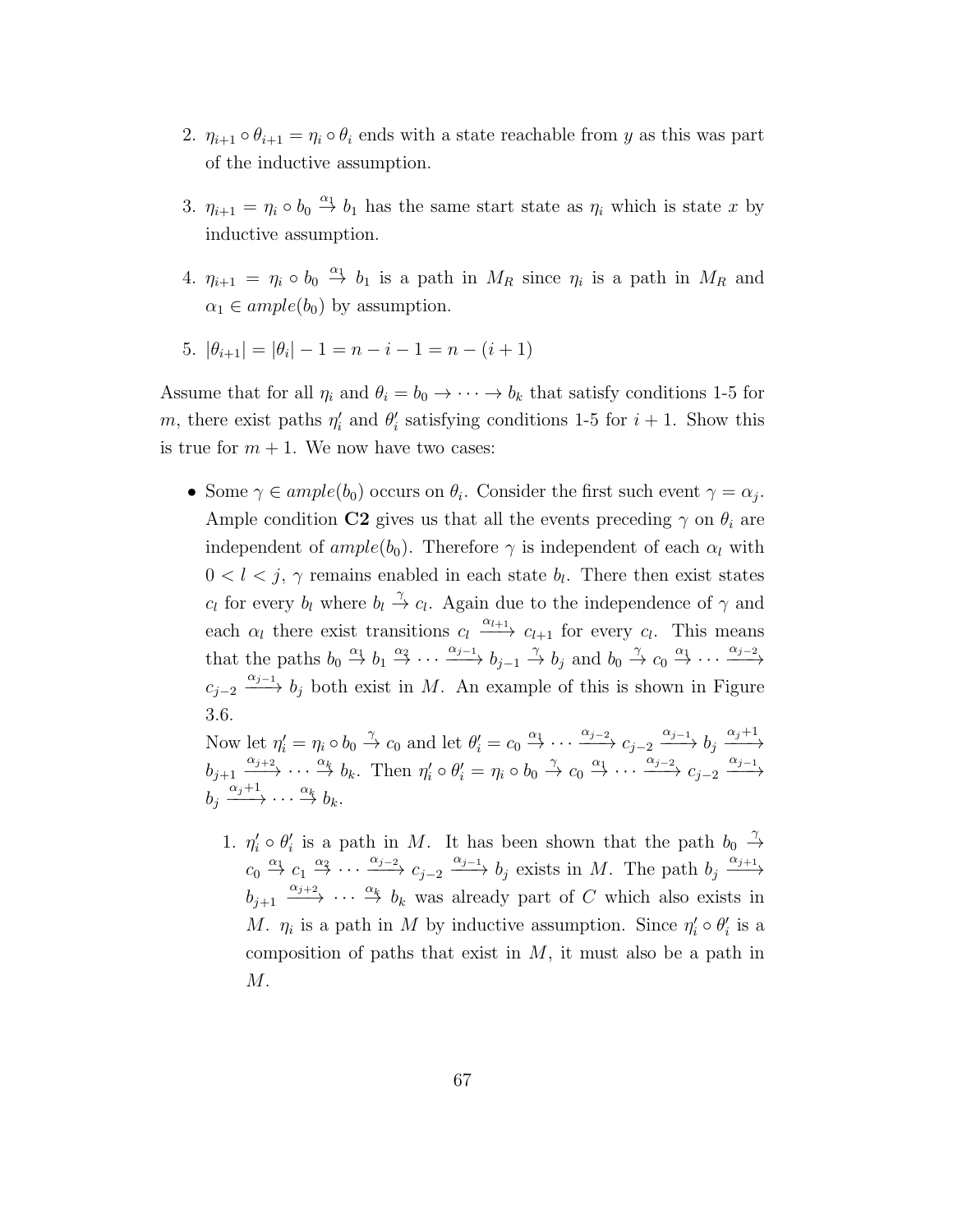2. $\eta_{i+1} \circ \theta_{i+1} = \eta_i \circ \theta_i$ ends with a state reachable from $y$ as this was part of the inductive assumption.

3. $\eta_{i+1} = \eta_i \circ b_0 \xrightarrow{\alpha_1} b_1$ has the same start state as $\eta_i$ which is state $x$ by inductive assumption.

4. $\eta_{i+1} = \eta_i \circ b_0 \xrightarrow{\alpha_1} b_1$ is a path in $M_R$ since $\eta_i$ is a path in $M_R$ and $\alpha_1 \in ample(b_0)$ by assumption.

5. $|\theta_{i+1}| = |\theta_i| - 1 = n - i - 1 = n - (i+1)$

Assume that for all $\eta_i$ and $\theta_i = b_0 \rightarrow \cdots \rightarrow b_k$ that satisfy conditions 1-5 for $m$, there exist paths $\eta_i'$ and $\theta_i'$ satisfying conditions 1-5 for $i+1$. Show this is true for $m+1$. We now have two cases:

- Some $\gamma \in ample(b_0)$ occurs on $\theta_i$. Consider the first such event $\gamma = \alpha_j$. Ample condition **C2** gives us that all the events preceding $\gamma$ on $\theta_i$ are independent of $ample(b_0)$. Therefore $\gamma$ is independent of each $\alpha_l$ with $0 < l < j$, $\gamma$ remains enabled in each state $b_l$. There then exist states $c_l$ for every $b_l$ where $b_l \xrightarrow{\gamma} c_l$. Again due to the independence of $\gamma$ and each $\alpha_l$ there exist transitions $c_l \xrightarrow{\alpha_{l+1}} c_{l+1}$ for every $c_l$. This means that the paths $b_0 \xrightarrow{\alpha_1} b_1 \xrightarrow{\alpha_2} \cdots \xrightarrow{\alpha_{j-1}} b_{j-1} \xrightarrow{\gamma} b_j$ and $b_0 \xrightarrow{\gamma} c_0 \xrightarrow{\alpha_1} \cdots \xrightarrow{\alpha_{j-2}} c_{j-2} \xrightarrow{\alpha_{j-1}} b_j$ both exist in $M$. An example of this is shown in Figure 3.6.

  Now let $\eta_i' = \eta_i \circ b_0 \xrightarrow{\gamma} c_0$ and let $\theta_i' = c_0 \xrightarrow{\alpha_1} \cdots \xrightarrow{\alpha_{j-2}} c_{j-2} \xrightarrow{\alpha_{j-1}} b_j \xrightarrow{\alpha_j+1} b_{j+1} \xrightarrow{\alpha_{j+2}} \cdots \xrightarrow{\alpha_k} b_k$. Then $\eta_i' \circ \theta_i' = \eta_i \circ b_0 \xrightarrow{\gamma} c_0 \xrightarrow{\alpha_1} \cdots \xrightarrow{\alpha_{j-2}} c_{j-2} \xrightarrow{\alpha_{j-1}} b_j \xrightarrow{\alpha_j+1} \cdots \xrightarrow{\alpha_k} b_k$.

  1. $\eta_i' \circ \theta_i'$ is a path in $M$. It has been shown that the path $b_0 \xrightarrow{\gamma} c_0 \xrightarrow{\alpha_1} c_1 \xrightarrow{\alpha_2} \cdots \xrightarrow{\alpha_{j-2}} c_{j-2} \xrightarrow{\alpha_{j-1}} b_j$ exists in $M$. The path $b_j \xrightarrow{\alpha_{j+1}} b_{j+1} \xrightarrow{\alpha_{j+2}} \cdots \xrightarrow{\alpha_k} b_k$ was already part of $C$ which also exists in $M$. $\eta_i$ is a path in $M$ by inductive assumption. Since $\eta_i' \circ \theta_i'$ is a composition of paths that exist in $M$, it must also be a path in $M$.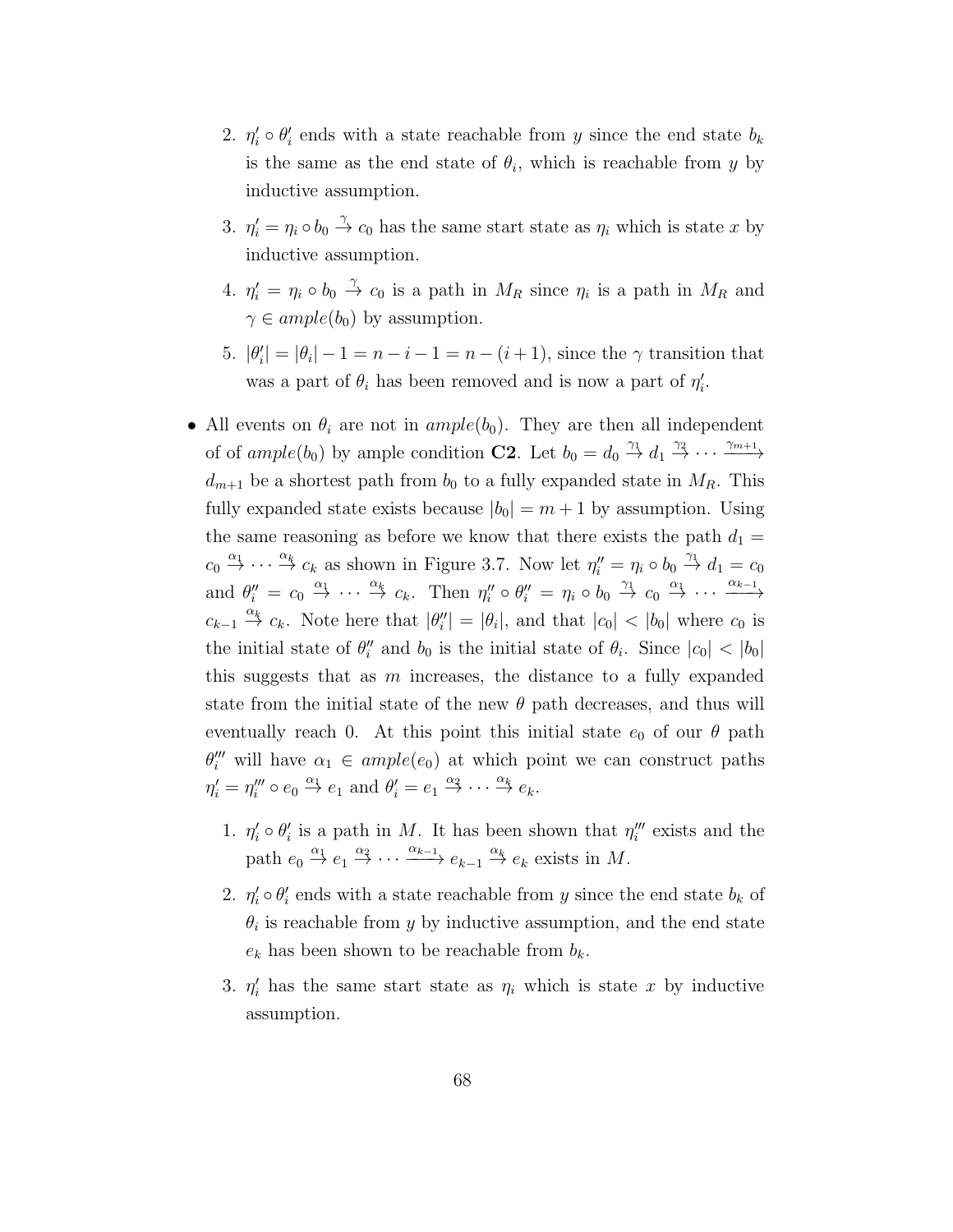2. $\eta_i' \circ \theta_i'$ ends with a state reachable from $y$ since the end state $b_k$ is the same as the end state of $\theta_i$, which is reachable from $y$ by inductive assumption.

3. $\eta_i' = \eta_i \circ b_0 \xrightarrow{\gamma} c_0$ has the same start state as $\eta_i$ which is state $x$ by inductive assumption.

4. $\eta_i' = \eta_i \circ b_0 \xrightarrow{\gamma} c_0$ is a path in $M_R$ since $\eta_i$ is a path in $M_R$ and $\gamma \in ample(b_0)$ by assumption.

5. $|\theta_i'| = |\theta_i| - 1 = n - i - 1 = n - (i+1)$, since the $\gamma$ transition that was a part of $\theta_i$ has been removed and is now a part of $\eta_i'$.

- All events on $\theta_i$ are not in $ample(b_0)$. They are then all independent of of $ample(b_0)$ by ample condition **C2**. Let $b_0 = d_0 \xrightarrow{\gamma_1} d_1 \xrightarrow{\gamma_2} \cdots \xrightarrow{\gamma_{m+1}} d_{m+1}$ be a shortest path from $b_0$ to a fully expanded state in $M_R$. This fully expanded state exists because $|b_0| = m+1$ by assumption. Using the same reasoning as before we know that there exists the path $d_1 = c_0 \xrightarrow{\alpha_1} \cdots \xrightarrow{\alpha_k} c_k$ as shown in Figure 3.7. Now let $\eta_i'' = \eta_i \circ b_0 \xrightarrow{\gamma_1} d_1 = c_0$ and $\theta_i'' = c_0 \xrightarrow{\alpha_1} \cdots \xrightarrow{\alpha_k} c_k$. Then $\eta_i'' \circ \theta_i'' = \eta_i \circ b_0 \xrightarrow{\gamma_1} c_0 \xrightarrow{\alpha_1} \cdots \xrightarrow{\alpha_{k-1}} c_{k-1} \xrightarrow{\alpha_k} c_k$. Note here that $|\theta_i''| = |\theta_i|$, and that $|c_0| < |b_0|$ where $c_0$ is the initial state of $\theta_i''$ and $b_0$ is the initial state of $\theta_i$. Since $|c_0| < |b_0|$ this suggests that as $m$ increases, the distance to a fully expanded state from the initial state of the new $\theta$ path decreases, and thus will eventually reach 0. At this point this initial state $e_0$ of our $\theta$ path $\theta_i'''$ will have $\alpha_1 \in ample(e_0)$ at which point we can construct paths $\eta_i' = \eta_i''' \circ e_0 \xrightarrow{\alpha_1} e_1$ and $\theta_i' = e_1 \xrightarrow{\alpha_2} \cdots \xrightarrow{\alpha_k} e_k$.

  1. $\eta_i' \circ \theta_i'$ is a path in $M$. It has been shown that $\eta_i'''$ exists and the path $e_0 \xrightarrow{\alpha_1} e_1 \xrightarrow{\alpha_2} \cdots \xrightarrow{\alpha_{k-1}} e_{k-1} \xrightarrow{\alpha_k} e_k$ exists in $M$.

  2. $\eta_i' \circ \theta_i'$ ends with a state reachable from $y$ since the end state $b_k$ of $\theta_i$ is reachable from $y$ by inductive assumption, and the end state $e_k$ has been shown to be reachable from $b_k$.

  3. $\eta_i'$ has the same start state as $\eta_i$ which is state $x$ by inductive assumption.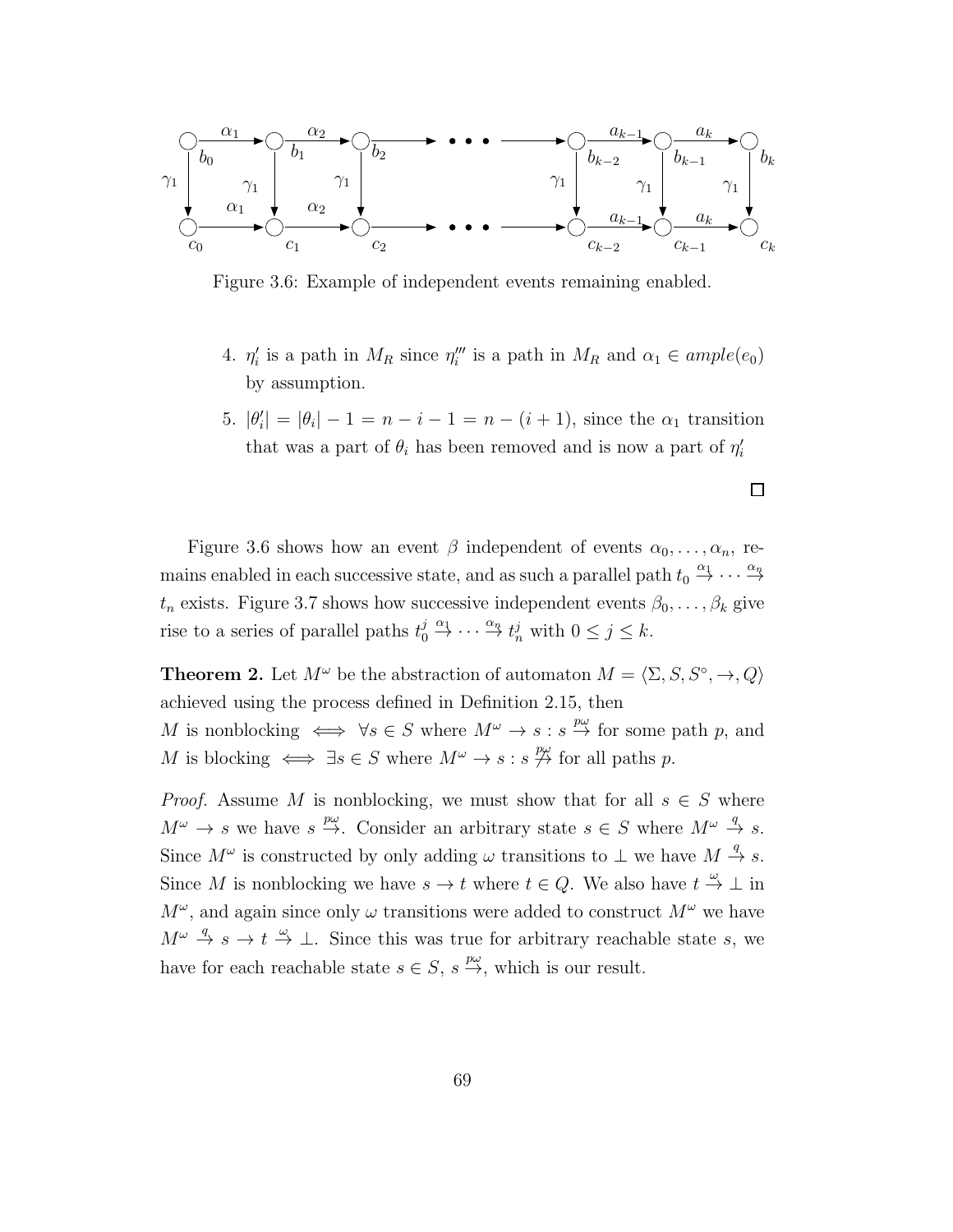Figure 3.6: Example of independent events remaining enabled.

4. $\eta_i'$ is a path in $M_R$ since $\eta_i'''$ is a path in $M_R$ and $\alpha_1 \in ample(e_0)$ by assumption.

5. $|\theta_i'| = |\theta_i| - 1 = n - i - 1 = n - (i+1)$, since the $\alpha_1$ transition that was a part of $\theta_i$ has been removed and is now a part of $\eta_i'$

□

Figure 3.6 shows how an event $\beta$ independent of events $\alpha_0, \ldots, \alpha_n$, remains enabled in each successive state, and as such a parallel path $t_0 \xrightarrow{\alpha_1} \cdots \xrightarrow{\alpha_n} t_n$ exists. Figure 3.7 shows how successive independent events $\beta_0, \ldots, \beta_k$ give rise to a series of parallel paths $t_0^j \xrightarrow{\alpha_1} \cdots \xrightarrow{\alpha_n} t_n^j$ with $0 \leq j \leq k$.

**Theorem 2.** Let $M^\omega$ be the abstraction of automaton $M = \langle \Sigma, S, S^\circ, \rightarrow, Q \rangle$ achieved using the process defined in Definition 2.15, then
$M$ is nonblocking $\iff \forall s \in S$ where $M^\omega \rightarrow s : s \xrightarrow{p\omega}$ for some path $p$, and
$M$ is blocking $\iff \exists s \in S$ where $M^\omega \rightarrow s : s \not\xrightarrow{p\omega}$ for all paths $p$.

*Proof.* Assume $M$ is nonblocking, we must show that for all $s \in S$ where $M^\omega \rightarrow s$ we have $s \xrightarrow{p\omega}$. Consider an arbitrary state $s \in S$ where $M^\omega \xrightarrow{q} s$. Since $M^\omega$ is constructed by only adding $\omega$ transitions to $\bot$ we have $M \xrightarrow{q} s$. Since $M$ is nonblocking we have $s \rightarrow t$ where $t \in Q$. We also have $t \xrightarrow{\omega} \bot$ in $M^\omega$, and again since only $\omega$ transitions were added to construct $M^\omega$ we have $M^\omega \xrightarrow{q} s \rightarrow t \xrightarrow{\omega} \bot$. Since this was true for arbitrary reachable state $s$, we have for each reachable state $s \in S$, $s \xrightarrow{p\omega}$, which is our result.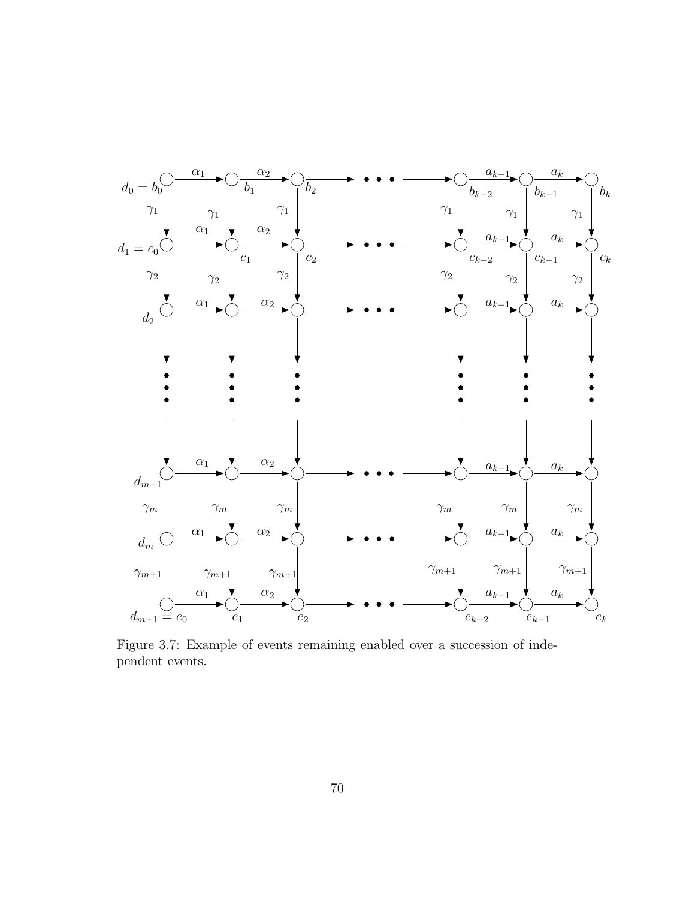Figure 3.7: Example of events remaining enabled over a succession of independent events.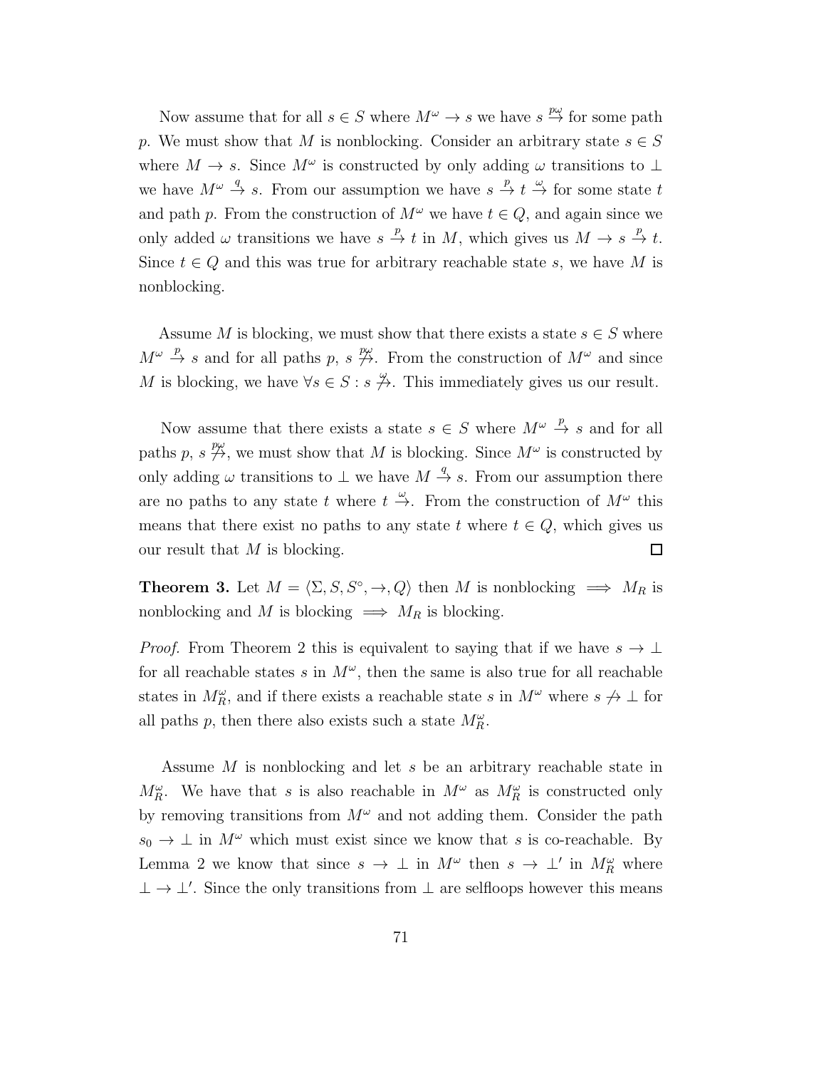Now assume that for all $s \in S$ where $M^\omega \to s$ we have $s \stackrel{p\omega}{\to}$ for some path $p$. We must show that $M$ is nonblocking. Consider an arbitrary state $s \in S$ where $M \to s$. Since $M^\omega$ is constructed by only adding $\omega$ transitions to $\bot$ we have $M^\omega \stackrel{q}{\to} s$. From our assumption we have $s \stackrel{p}{\to} t \stackrel{\omega}{\to}$ for some state $t$ and path $p$. From the construction of $M^\omega$ we have $t \in Q$, and again since we only added $\omega$ transitions we have $s \stackrel{p}{\to} t$ in $M$, which gives us $M \to s \stackrel{p}{\to} t$. Since $t \in Q$ and this was true for arbitrary reachable state $s$, we have $M$ is nonblocking.

Assume $M$ is blocking, we must show that there exists a state $s \in S$ where $M^\omega \stackrel{p}{\to} s$ and for all paths $p$, $s \stackrel{p\omega}{\not\to}$. From the construction of $M^\omega$ and since $M$ is blocking, we have $\forall s \in S : s \stackrel{\omega}{\not\to}$. This immediately gives us our result.

Now assume that there exists a state $s \in S$ where $M^\omega \stackrel{p}{\to} s$ and for all paths $p$, $s \stackrel{p\omega}{\not\to}$, we must show that $M$ is blocking. Since $M^\omega$ is constructed by only adding $\omega$ transitions to $\bot$ we have $M \stackrel{q}{\to} s$. From our assumption there are no paths to any state $t$ where $t \stackrel{\omega}{\to}$. From the construction of $M^\omega$ this means that there exist no paths to any state $t$ where $t \in Q$, which gives us our result that $M$ is blocking. □

**Theorem 3.** Let $M = \langle \Sigma, S, S^\circ, \to, Q \rangle$ then $M$ is nonblocking $\implies M_R$ is nonblocking and $M$ is blocking $\implies M_R$ is blocking.

*Proof.* From Theorem 2 this is equivalent to saying that if we have $s \to \bot$ for all reachable states $s$ in $M^\omega$, then the same is also true for all reachable states in $M_R^\omega$, and if there exists a reachable state $s$ in $M^\omega$ where $s \not\to \bot$ for all paths $p$, then there also exists such a state $M_R^\omega$.

Assume $M$ is nonblocking and let $s$ be an arbitrary reachable state in $M_R^\omega$. We have that $s$ is also reachable in $M^\omega$ as $M_R^\omega$ is constructed only by removing transitions from $M^\omega$ and not adding them. Consider the path $s_0 \to \bot$ in $M^\omega$ which must exist since we know that $s$ is co-reachable. By Lemma 2 we know that since $s \to \bot$ in $M^\omega$ then $s \to \bot'$ in $M_R^\omega$ where $\bot \to \bot'$. Since the only transitions from $\bot$ are selfloops however this means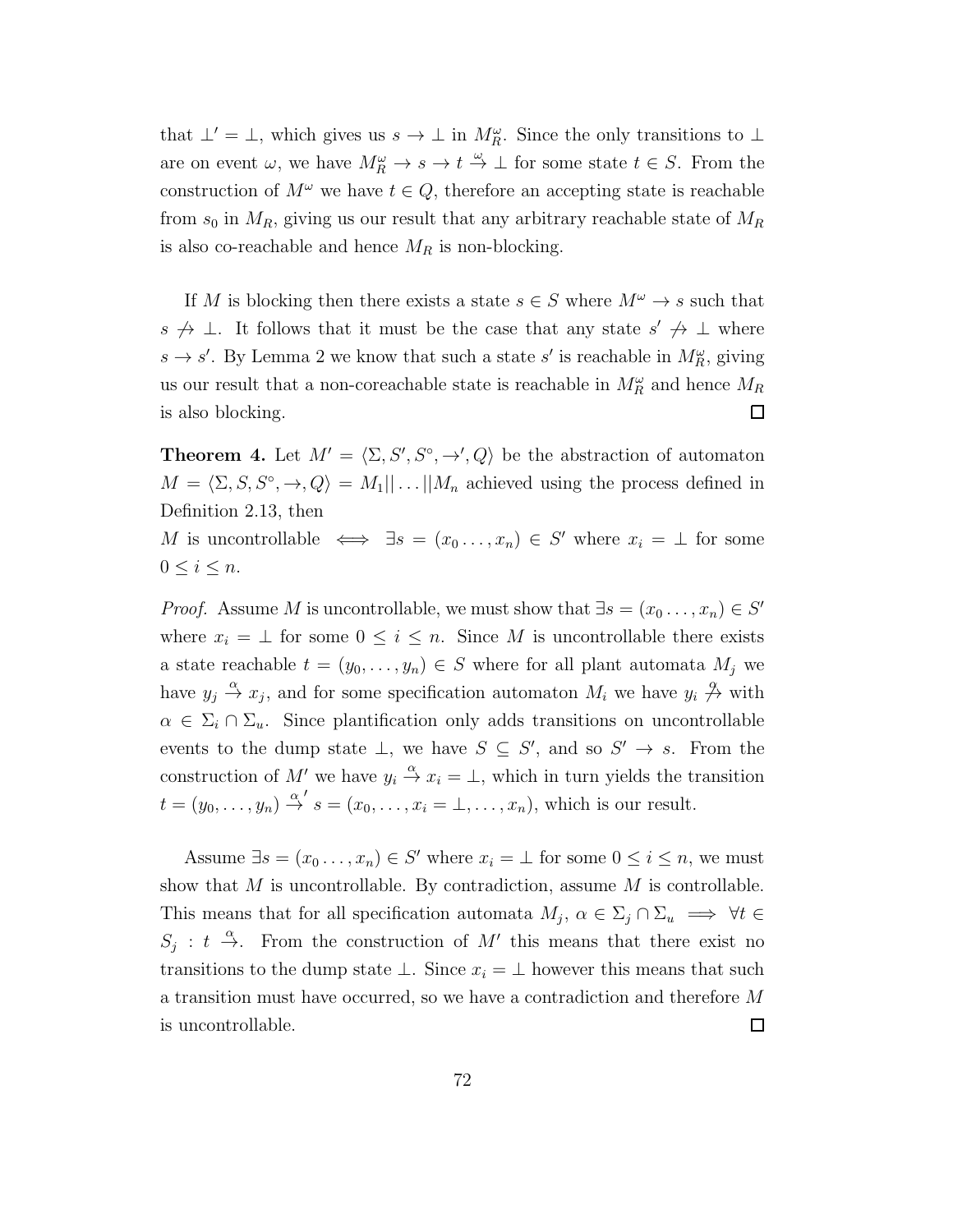that $\bot' = \bot$, which gives us $s \to \bot$ in $M_R^\omega$. Since the only transitions to $\bot$ are on event $\omega$, we have $M_R^\omega \to s \to t \xrightarrow{\omega} \bot$ for some state $t \in S$. From the construction of $M^\omega$ we have $t \in Q$, therefore an accepting state is reachable from $s_0$ in $M_R$, giving us our result that any arbitrary reachable state of $M_R$ is also co-reachable and hence $M_R$ is non-blocking.

If $M$ is blocking then there exists a state $s \in S$ where $M^\omega \to s$ such that $s \not\to \bot$. It follows that it must be the case that any state $s' \not\to \bot$ where $s \to s'$. By Lemma 2 we know that such a state $s'$ is reachable in $M_R^\omega$, giving us our result that a non-coreachable state is reachable in $M_R^\omega$ and hence $M_R$ is also blocking. $\square$

**Theorem 4.** Let $M' = \langle \Sigma, S', S^\circ, \to', Q \rangle$ be the abstraction of automaton $M = \langle \Sigma, S, S^\circ, \to, Q \rangle = M_1 || \ldots || M_n$ achieved using the process defined in Definition 2.13, then
$M$ is uncontrollable $\iff \exists s = (x_0 \ldots, x_n) \in S'$ where $x_i = \bot$ for some $0 \leq i \leq n$.

*Proof.* Assume $M$ is uncontrollable, we must show that $\exists s = (x_0 \ldots, x_n) \in S'$ where $x_i = \bot$ for some $0 \leq i \leq n$. Since $M$ is uncontrollable there exists a state reachable $t = (y_0, \ldots, y_n) \in S$ where for all plant automata $M_j$ we have $y_j \xrightarrow{\alpha} x_j$, and for some specification automaton $M_i$ we have $y_i \stackrel{\alpha}{\not\to}$ with $\alpha \in \Sigma_i \cap \Sigma_u$. Since plantification only adds transitions on uncontrollable events to the dump state $\bot$, we have $S \subseteq S'$, and so $S' \to s$. From the construction of $M'$ we have $y_i \xrightarrow{\alpha} x_i = \bot$, which in turn yields the transition $t = (y_0, \ldots, y_n) \xrightarrow{\alpha}{}' s = (x_0, \ldots, x_i = \bot, \ldots, x_n)$, which is our result.

Assume $\exists s = (x_0 \ldots, x_n) \in S'$ where $x_i = \bot$ for some $0 \leq i \leq n$, we must show that $M$ is uncontrollable. By contradiction, assume $M$ is controllable. This means that for all specification automata $M_j$, $\alpha \in \Sigma_j \cap \Sigma_u \implies \forall t \in S_j : t \xrightarrow{\alpha}$. From the construction of $M'$ this means that there exist no transitions to the dump state $\bot$. Since $x_i = \bot$ however this means that such a transition must have occurred, so we have a contradiction and therefore $M$ is uncontrollable. $\square$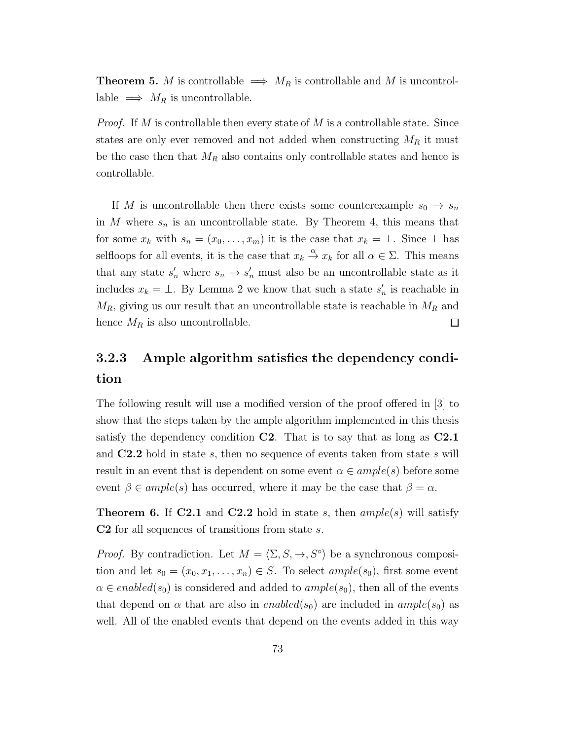**Theorem 5.** $M$ is controllable $\implies$ $M_R$ is controllable and $M$ is uncontrollable $\implies$ $M_R$ is uncontrollable.

*Proof.* If $M$ is controllable then every state of $M$ is a controllable state. Since states are only ever removed and not added when constructing $M_R$ it must be the case then that $M_R$ also contains only controllable states and hence is controllable.

If $M$ is uncontrollable then there exists some counterexample $s_0 \to s_n$ in $M$ where $s_n$ is an uncontrollable state. By Theorem 4, this means that for some $x_k$ with $s_n = (x_0, \ldots, x_m)$ it is the case that $x_k = \bot$. Since $\bot$ has selfloops for all events, it is the case that $x_k \xrightarrow{\alpha} x_k$ for all $\alpha \in \Sigma$. This means that any state $s'_n$ where $s_n \to s'_n$ must also be an uncontrollable state as it includes $x_k = \bot$. By Lemma 2 we know that such a state $s'_n$ is reachable in $M_R$, giving us our result that an uncontrollable state is reachable in $M_R$ and hence $M_R$ is also uncontrollable. $\square$

### 3.2.3 Ample algorithm satisfies the dependency condition

The following result will use a modified version of the proof offered in [3] to show that the steps taken by the ample algorithm implemented in this thesis satisfy the dependency condition **C2**. That is to say that as long as **C2.1** and **C2.2** hold in state $s$, then no sequence of events taken from state $s$ will result in an event that is dependent on some event $\alpha \in ample(s)$ before some event $\beta \in ample(s)$ has occurred, where it may be the case that $\beta = \alpha$.

**Theorem 6.** If **C2.1** and **C2.2** hold in state $s$, then $ample(s)$ will satisfy **C2** for all sequences of transitions from state $s$.

*Proof.* By contradiction. Let $M = \langle \Sigma, S, \to, S^{\circ} \rangle$ be a synchronous composition and let $s_0 = (x_0, x_1, \ldots, x_n) \in S$. To select $ample(s_0)$, first some event $\alpha \in enabled(s_0)$ is considered and added to $ample(s_0)$, then all of the events that depend on $\alpha$ that are also in $enabled(s_0)$ are included in $ample(s_0)$ as well. All of the enabled events that depend on the events added in this way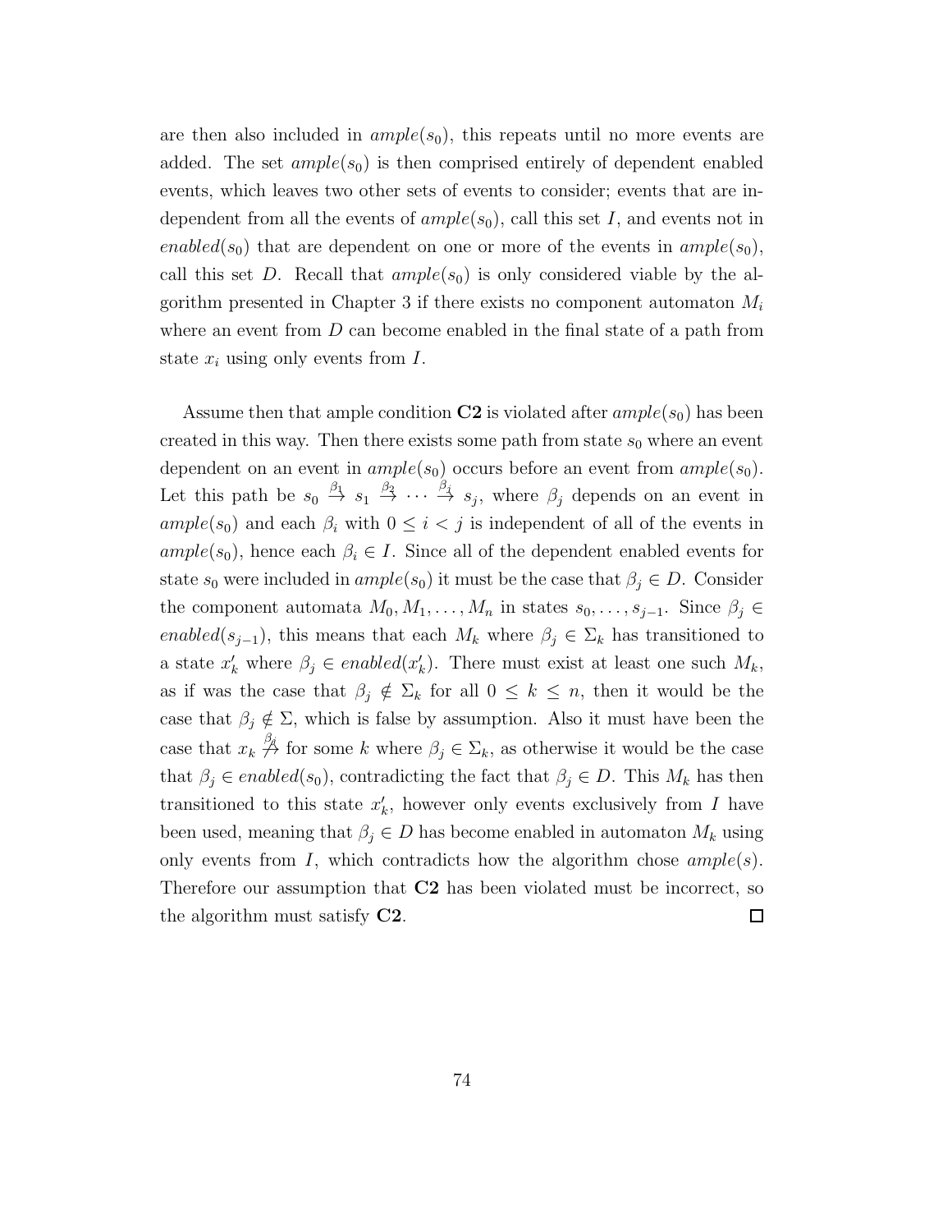are then also included in $ample(s_0)$, this repeats until no more events are added. The set $ample(s_0)$ is then comprised entirely of dependent enabled events, which leaves two other sets of events to consider; events that are independent from all the events of $ample(s_0)$, call this set $I$, and events not in $enabled(s_0)$ that are dependent on one or more of the events in $ample(s_0)$, call this set $D$. Recall that $ample(s_0)$ is only considered viable by the algorithm presented in Chapter 3 if there exists no component automaton $M_i$ where an event from $D$ can become enabled in the final state of a path from state $x_i$ using only events from $I$.

Assume then that ample condition **C2** is violated after $ample(s_0)$ has been created in this way. Then there exists some path from state $s_0$ where an event dependent on an event in $ample(s_0)$ occurs before an event from $ample(s_0)$. Let this path be $s_0 \xrightarrow{\beta_1} s_1 \xrightarrow{\beta_2} \cdots \xrightarrow{\beta_j} s_j$, where $\beta_j$ depends on an event in $ample(s_0)$ and each $\beta_i$ with $0 \leq i < j$ is independent of all of the events in $ample(s_0)$, hence each $\beta_i \in I$. Since all of the dependent enabled events for state $s_0$ were included in $ample(s_0)$ it must be the case that $\beta_j \in D$. Consider the component automata $M_0, M_1, \ldots, M_n$ in states $s_0, \ldots, s_{j-1}$. Since $\beta_j \in enabled(s_{j-1})$, this means that each $M_k$ where $\beta_j \in \Sigma_k$ has transitioned to a state $x'_k$ where $\beta_j \in enabled(x'_k)$. There must exist at least one such $M_k$, as if was the case that $\beta_j \notin \Sigma_k$ for all $0 \leq k \leq n$, then it would be the case that $\beta_j \notin \Sigma$, which is false by assumption. Also it must have been the case that $x_k \overset{\beta_j}{\nrightarrow}$ for some $k$ where $\beta_j \in \Sigma_k$, as otherwise it would be the case that $\beta_j \in enabled(s_0)$, contradicting the fact that $\beta_j \in D$. This $M_k$ has then transitioned to this state $x'_k$, however only events exclusively from $I$ have been used, meaning that $\beta_j \in D$ has become enabled in automaton $M_k$ using only events from $I$, which contradicts how the algorithm chose $ample(s)$. Therefore our assumption that **C2** has been violated must be incorrect, so the algorithm must satisfy **C2**. □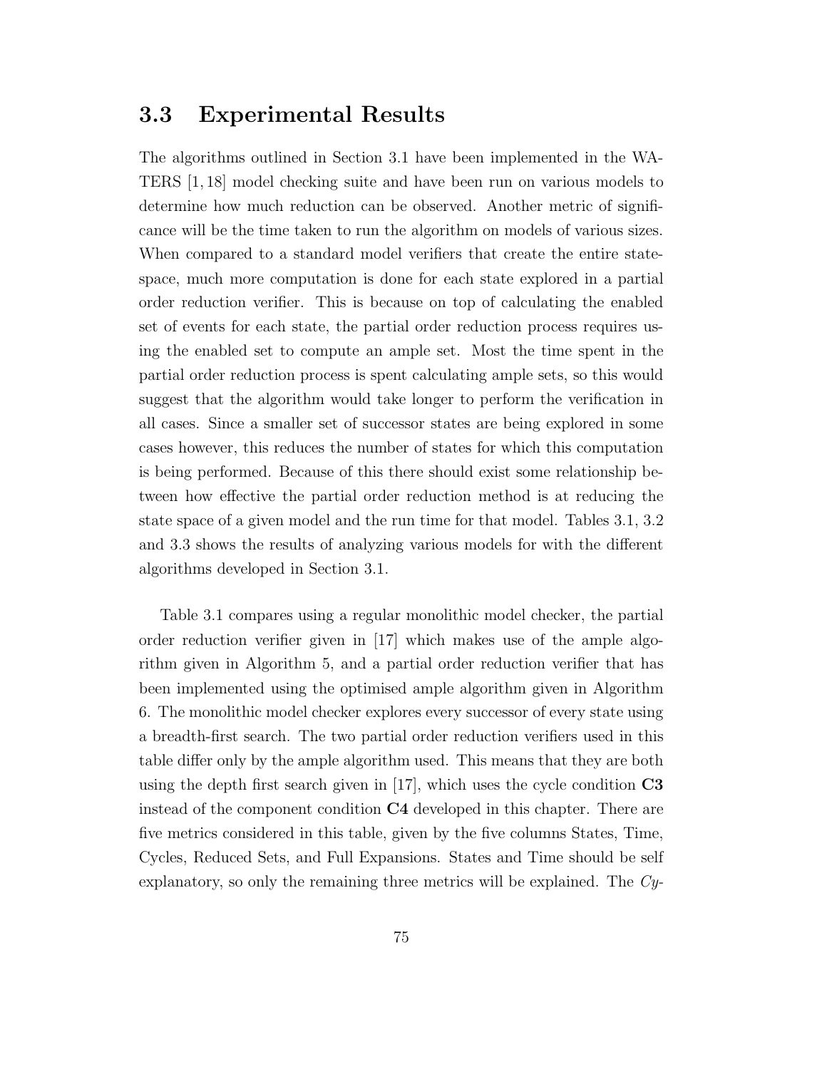## 3.3 Experimental Results

The algorithms outlined in Section 3.1 have been implemented in the WATERS [1, 18] model checking suite and have been run on various models to determine how much reduction can be observed. Another metric of significance will be the time taken to run the algorithm on models of various sizes. When compared to a standard model verifiers that create the entire state-space, much more computation is done for each state explored in a partial order reduction verifier. This is because on top of calculating the enabled set of events for each state, the partial order reduction process requires using the enabled set to compute an ample set. Most the time spent in the partial order reduction process is spent calculating ample sets, so this would suggest that the algorithm would take longer to perform the verification in all cases. Since a smaller set of successor states are being explored in some cases however, this reduces the number of states for which this computation is being performed. Because of this there should exist some relationship between how effective the partial order reduction method is at reducing the state space of a given model and the run time for that model. Tables 3.1, 3.2 and 3.3 shows the results of analyzing various models for with the different algorithms developed in Section 3.1.

Table 3.1 compares using a regular monolithic model checker, the partial order reduction verifier given in [17] which makes use of the ample algorithm given in Algorithm 5, and a partial order reduction verifier that has been implemented using the optimised ample algorithm given in Algorithm 6. The monolithic model checker explores every successor of every state using a breadth-first search. The two partial order reduction verifiers used in this table differ only by the ample algorithm used. This means that they are both using the depth first search given in [17], which uses the cycle condition **C3** instead of the component condition **C4** developed in this chapter. There are five metrics considered in this table, given by the five columns States, Time, Cycles, Reduced Sets, and Full Expansions. States and Time should be self explanatory, so only the remaining three metrics will be explained. The *Cy-*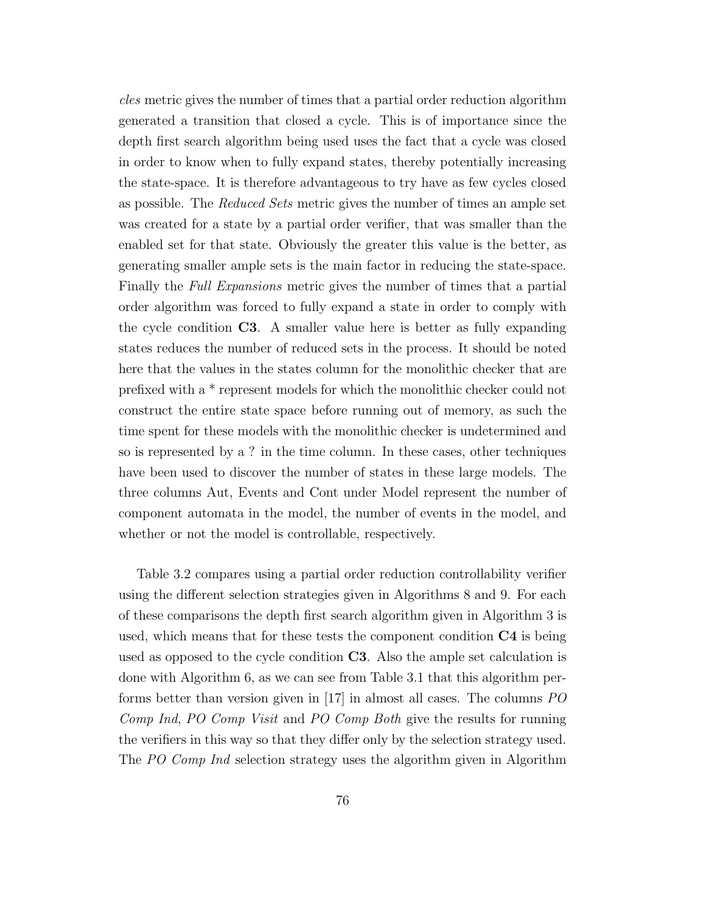*cles* metric gives the number of times that a partial order reduction algorithm generated a transition that closed a cycle. This is of importance since the depth first search algorithm being used uses the fact that a cycle was closed in order to know when to fully expand states, thereby potentially increasing the state-space. It is therefore advantageous to try have as few cycles closed as possible. The *Reduced Sets* metric gives the number of times an ample set was created for a state by a partial order verifier, that was smaller than the enabled set for that state. Obviously the greater this value is the better, as generating smaller ample sets is the main factor in reducing the state-space. Finally the *Full Expansions* metric gives the number of times that a partial order algorithm was forced to fully expand a state in order to comply with the cycle condition **C3**. A smaller value here is better as fully expanding states reduces the number of reduced sets in the process. It should be noted here that the values in the states column for the monolithic checker that are prefixed with a * represent models for which the monolithic checker could not construct the entire state space before running out of memory, as such the time spent for these models with the monolithic checker is undetermined and so is represented by a ? in the time column. In these cases, other techniques have been used to discover the number of states in these large models. The three columns Aut, Events and Cont under Model represent the number of component automata in the model, the number of events in the model, and whether or not the model is controllable, respectively.

Table 3.2 compares using a partial order reduction controllability verifier using the different selection strategies given in Algorithms 8 and 9. For each of these comparisons the depth first search algorithm given in Algorithm 3 is used, which means that for these tests the component condition **C4** is being used as opposed to the cycle condition **C3**. Also the ample set calculation is done with Algorithm 6, as we can see from Table 3.1 that this algorithm performs better than version given in [17] in almost all cases. The columns *PO Comp Ind*, *PO Comp Visit* and *PO Comp Both* give the results for running the verifiers in this way so that they differ only by the selection strategy used. The *PO Comp Ind* selection strategy uses the algorithm given in Algorithm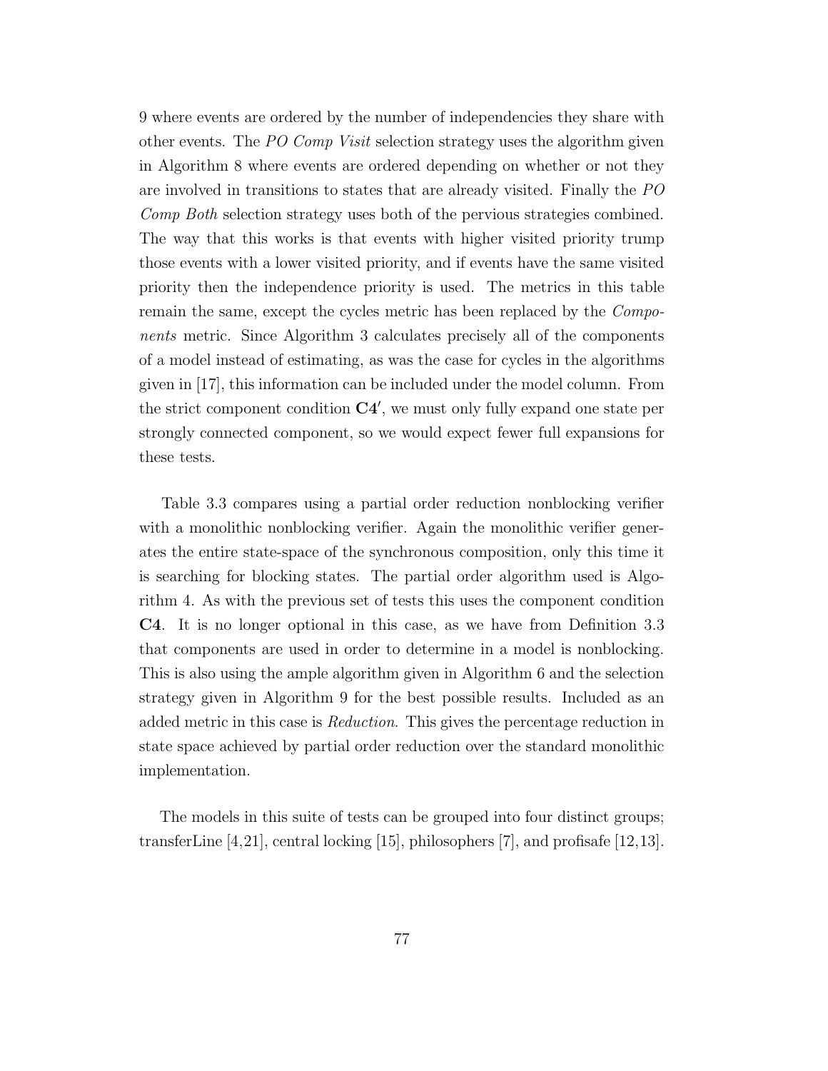9 where events are ordered by the number of independencies they share with other events. The *PO Comp Visit* selection strategy uses the algorithm given in Algorithm 8 where events are ordered depending on whether or not they are involved in transitions to states that are already visited. Finally the *PO Comp Both* selection strategy uses both of the pervious strategies combined. The way that this works is that events with higher visited priority trump those events with a lower visited priority, and if events have the same visited priority then the independence priority is used. The metrics in this table remain the same, except the cycles metric has been replaced by the *Components* metric. Since Algorithm 3 calculates precisely all of the components of a model instead of estimating, as was the case for cycles in the algorithms given in [17], this information can be included under the model column. From the strict component condition $\mathbf{C4'}$, we must only fully expand one state per strongly connected component, so we would expect fewer full expansions for these tests.

Table 3.3 compares using a partial order reduction nonblocking verifier with a monolithic nonblocking verifier. Again the monolithic verifier generates the entire state-space of the synchronous composition, only this time it is searching for blocking states. The partial order algorithm used is Algorithm 4. As with the previous set of tests this uses the component condition **C4**. It is no longer optional in this case, as we have from Definition 3.3 that components are used in order to determine in a model is nonblocking. This is also using the ample algorithm given in Algorithm 6 and the selection strategy given in Algorithm 9 for the best possible results. Included as an added metric in this case is *Reduction*. This gives the percentage reduction in state space achieved by partial order reduction over the standard monolithic implementation.

The models in this suite of tests can be grouped into four distinct groups; transferLine [4,21], central locking [15], philosophers [7], and profisafe [12,13].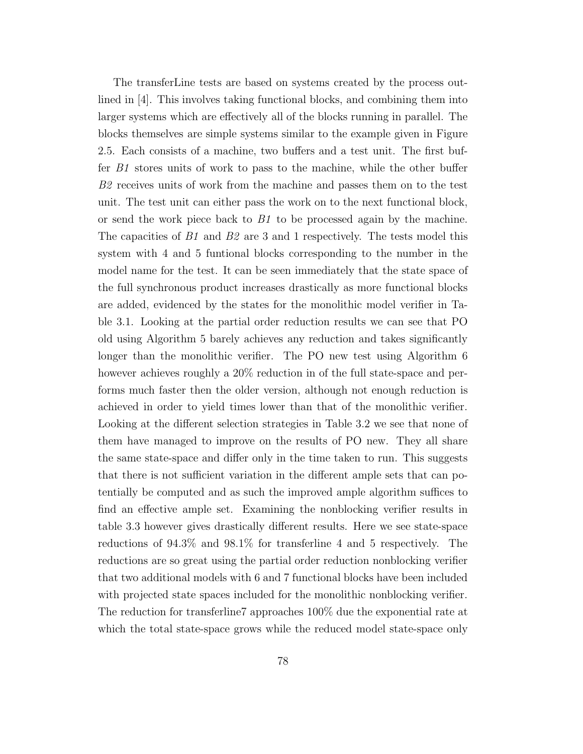The transferLine tests are based on systems created by the process outlined in [4]. This involves taking functional blocks, and combining them into larger systems which are effectively all of the blocks running in parallel. The blocks themselves are simple systems similar to the example given in Figure 2.5. Each consists of a machine, two buffers and a test unit. The first buffer *B1* stores units of work to pass to the machine, while the other buffer *B2* receives units of work from the machine and passes them on to the test unit. The test unit can either pass the work on to the next functional block, or send the work piece back to *B1* to be processed again by the machine. The capacities of *B1* and *B2* are 3 and 1 respectively. The tests model this system with 4 and 5 funtional blocks corresponding to the number in the model name for the test. It can be seen immediately that the state space of the full synchronous product increases drastically as more functional blocks are added, evidenced by the states for the monolithic model verifier in Table 3.1. Looking at the partial order reduction results we can see that PO old using Algorithm 5 barely achieves any reduction and takes significantly longer than the monolithic verifier. The PO new test using Algorithm 6 however achieves roughly a 20% reduction in of the full state-space and performs much faster then the older version, although not enough reduction is achieved in order to yield times lower than that of the monolithic verifier. Looking at the different selection strategies in Table 3.2 we see that none of them have managed to improve on the results of PO new. They all share the same state-space and differ only in the time taken to run. This suggests that there is not sufficient variation in the different ample sets that can potentially be computed and as such the improved ample algorithm suffices to find an effective ample set. Examining the nonblocking verifier results in table 3.3 however gives drastically different results. Here we see state-space reductions of 94.3% and 98.1% for transferline 4 and 5 respectively. The reductions are so great using the partial order reduction nonblocking verifier that two additional models with 6 and 7 functional blocks have been included with projected state spaces included for the monolithic nonblocking verifier. The reduction for transferline7 approaches 100% due the exponential rate at which the total state-space grows while the reduced model state-space only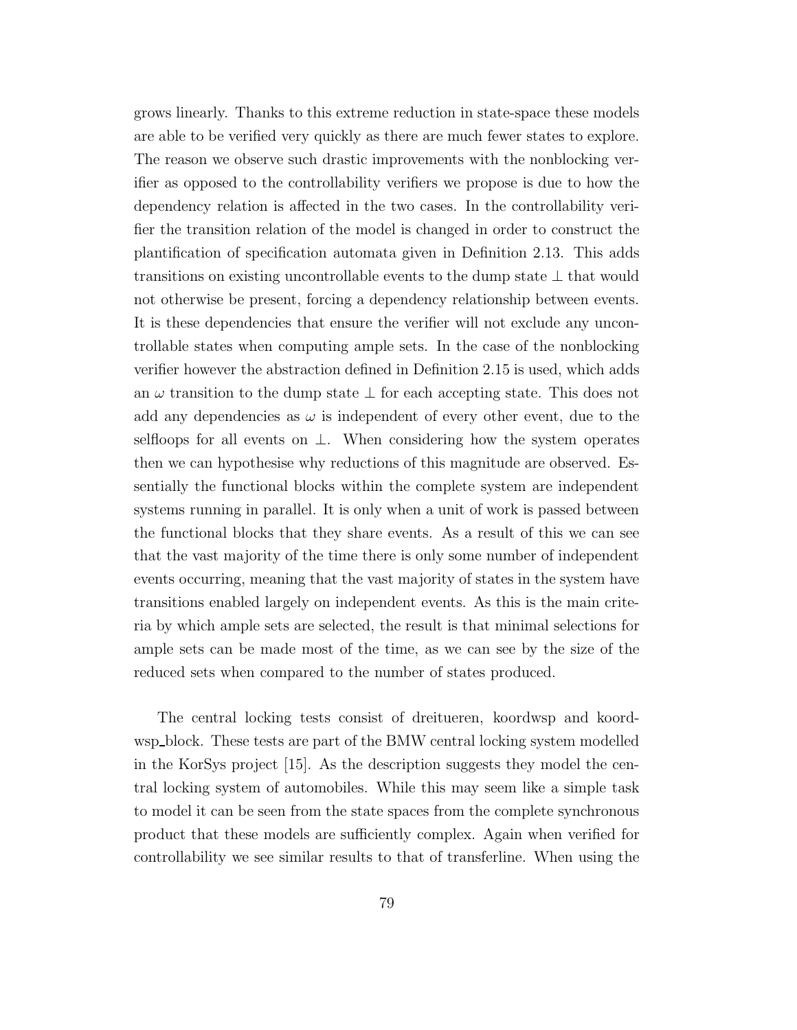grows linearly. Thanks to this extreme reduction in state-space these models are able to be verified very quickly as there are much fewer states to explore. The reason we observe such drastic improvements with the nonblocking verifier as opposed to the controllability verifiers we propose is due to how the dependency relation is affected in the two cases. In the controllability verifier the transition relation of the model is changed in order to construct the plantification of specification automata given in Definition 2.13. This adds transitions on existing uncontrollable events to the dump state $\perp$ that would not otherwise be present, forcing a dependency relationship between events. It is these dependencies that ensure the verifier will not exclude any uncontrollable states when computing ample sets. In the case of the nonblocking verifier however the abstraction defined in Definition 2.15 is used, which adds an $\omega$ transition to the dump state $\perp$ for each accepting state. This does not add any dependencies as $\omega$ is independent of every other event, due to the selfloops for all events on $\perp$. When considering how the system operates then we can hypothesise why reductions of this magnitude are observed. Essentially the functional blocks within the complete system are independent systems running in parallel. It is only when a unit of work is passed between the functional blocks that they share events. As a result of this we can see that the vast majority of the time there is only some number of independent events occurring, meaning that the vast majority of states in the system have transitions enabled largely on independent events. As this is the main criteria by which ample sets are selected, the result is that minimal selections for ample sets can be made most of the time, as we can see by the size of the reduced sets when compared to the number of states produced.

The central locking tests consist of dreitueren, koordwsp and koordwsp_block. These tests are part of the BMW central locking system modelled in the KorSys project [15]. As the description suggests they model the central locking system of automobiles. While this may seem like a simple task to model it can be seen from the state spaces from the complete synchronous product that these models are sufficiently complex. Again when verified for controllability we see similar results to that of transferline. When using the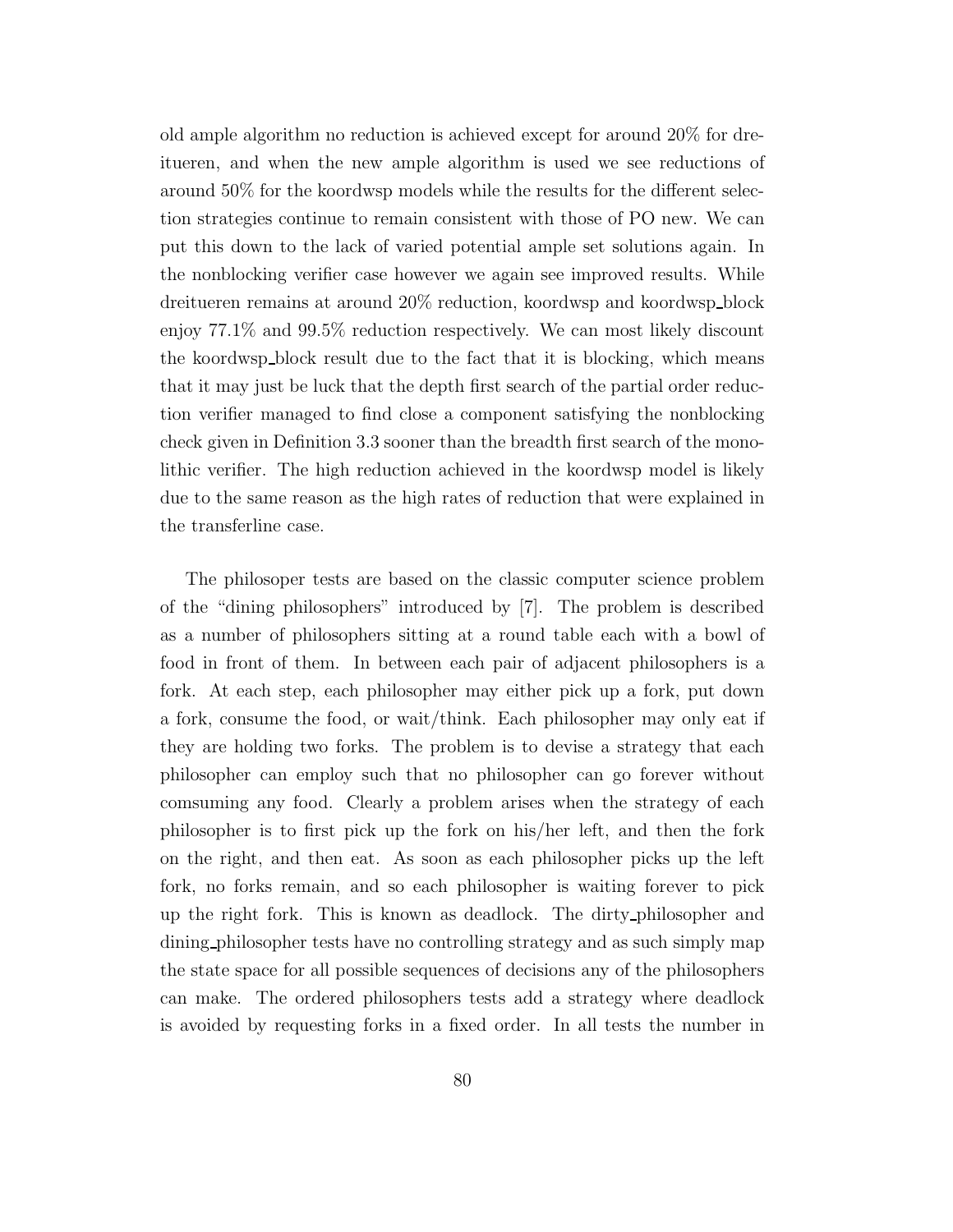old ample algorithm no reduction is achieved except for around 20% for dreitueren, and when the new ample algorithm is used we see reductions of around 50% for the koordwsp models while the results for the different selection strategies continue to remain consistent with those of PO new. We can put this down to the lack of varied potential ample set solutions again. In the nonblocking verifier case however we again see improved results. While dreitueren remains at around 20% reduction, koordwsp and koordwsp_block enjoy 77.1% and 99.5% reduction respectively. We can most likely discount the koordwsp_block result due to the fact that it is blocking, which means that it may just be luck that the depth first search of the partial order reduction verifier managed to find close a component satisfying the nonblocking check given in Definition 3.3 sooner than the breadth first search of the monolithic verifier. The high reduction achieved in the koordwsp model is likely due to the same reason as the high rates of reduction that were explained in the transferline case.

The philosoper tests are based on the classic computer science problem of the "dining philosophers" introduced by [7]. The problem is described as a number of philosophers sitting at a round table each with a bowl of food in front of them. In between each pair of adjacent philosophers is a fork. At each step, each philosopher may either pick up a fork, put down a fork, consume the food, or wait/think. Each philosopher may only eat if they are holding two forks. The problem is to devise a strategy that each philosopher can employ such that no philosopher can go forever without comsuming any food. Clearly a problem arises when the strategy of each philosopher is to first pick up the fork on his/her left, and then the fork on the right, and then eat. As soon as each philosopher picks up the left fork, no forks remain, and so each philosopher is waiting forever to pick up the right fork. This is known as deadlock. The dirty_philosopher and dining_philosopher tests have no controlling strategy and as such simply map the state space for all possible sequences of decisions any of the philosophers can make. The ordered philosophers tests add a strategy where deadlock is avoided by requesting forks in a fixed order. In all tests the number in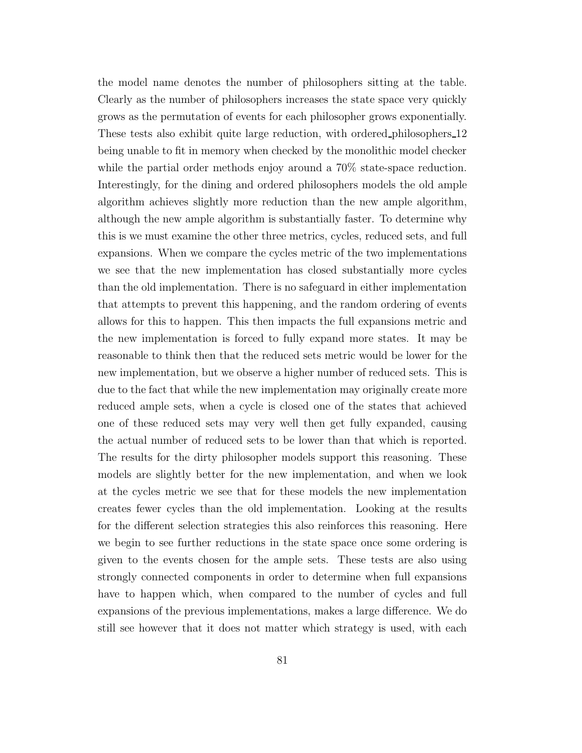the model name denotes the number of philosophers sitting at the table. Clearly as the number of philosophers increases the state space very quickly grows as the permutation of events for each philosopher grows exponentially. These tests also exhibit quite large reduction, with ordered_philosophers_12 being unable to fit in memory when checked by the monolithic model checker while the partial order methods enjoy around a 70% state-space reduction. Interestingly, for the dining and ordered philosophers models the old ample algorithm achieves slightly more reduction than the new ample algorithm, although the new ample algorithm is substantially faster. To determine why this is we must examine the other three metrics, cycles, reduced sets, and full expansions. When we compare the cycles metric of the two implementations we see that the new implementation has closed substantially more cycles than the old implementation. There is no safeguard in either implementation that attempts to prevent this happening, and the random ordering of events allows for this to happen. This then impacts the full expansions metric and the new implementation is forced to fully expand more states. It may be reasonable to think then that the reduced sets metric would be lower for the new implementation, but we observe a higher number of reduced sets. This is due to the fact that while the new implementation may originally create more reduced ample sets, when a cycle is closed one of the states that achieved one of these reduced sets may very well then get fully expanded, causing the actual number of reduced sets to be lower than that which is reported. The results for the dirty philosopher models support this reasoning. These models are slightly better for the new implementation, and when we look at the cycles metric we see that for these models the new implementation creates fewer cycles than the old implementation. Looking at the results for the different selection strategies this also reinforces this reasoning. Here we begin to see further reductions in the state space once some ordering is given to the events chosen for the ample sets. These tests are also using strongly connected components in order to determine when full expansions have to happen which, when compared to the number of cycles and full expansions of the previous implementations, makes a large difference. We do still see however that it does not matter which strategy is used, with each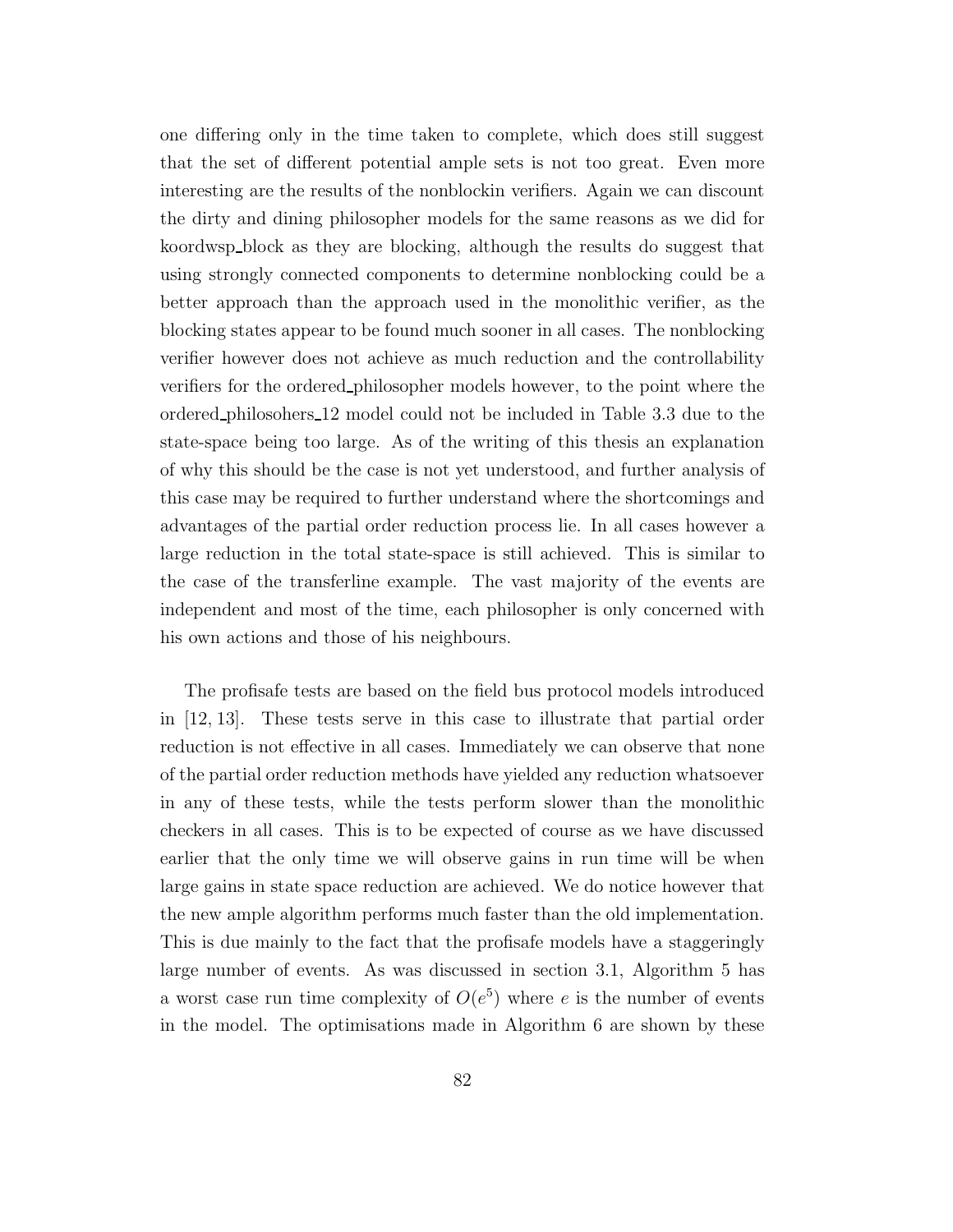one differing only in the time taken to complete, which does still suggest that the set of different potential ample sets is not too great. Even more interesting are the results of the nonblockin verifiers. Again we can discount the dirty and dining philosopher models for the same reasons as we did for koordwsp_block as they are blocking, although the results do suggest that using strongly connected components to determine nonblocking could be a better approach than the approach used in the monolithic verifier, as the blocking states appear to be found much sooner in all cases. The nonblocking verifier however does not achieve as much reduction and the controllability verifiers for the ordered_philosopher models however, to the point where the ordered_philosohers_12 model could not be included in Table 3.3 due to the state-space being too large. As of the writing of this thesis an explanation of why this should be the case is not yet understood, and further analysis of this case may be required to further understand where the shortcomings and advantages of the partial order reduction process lie. In all cases however a large reduction in the total state-space is still achieved. This is similar to the case of the transferline example. The vast majority of the events are independent and most of the time, each philosopher is only concerned with his own actions and those of his neighbours.

The profisafe tests are based on the field bus protocol models introduced in [12, 13]. These tests serve in this case to illustrate that partial order reduction is not effective in all cases. Immediately we can observe that none of the partial order reduction methods have yielded any reduction whatsoever in any of these tests, while the tests perform slower than the monolithic checkers in all cases. This is to be expected of course as we have discussed earlier that the only time we will observe gains in run time will be when large gains in state space reduction are achieved. We do notice however that the new ample algorithm performs much faster than the old implementation. This is due mainly to the fact that the profisafe models have a staggeringly large number of events. As was discussed in section 3.1, Algorithm 5 has a worst case run time complexity of $O(e^5)$ where $e$ is the number of events in the model. The optimisations made in Algorithm 6 are shown by these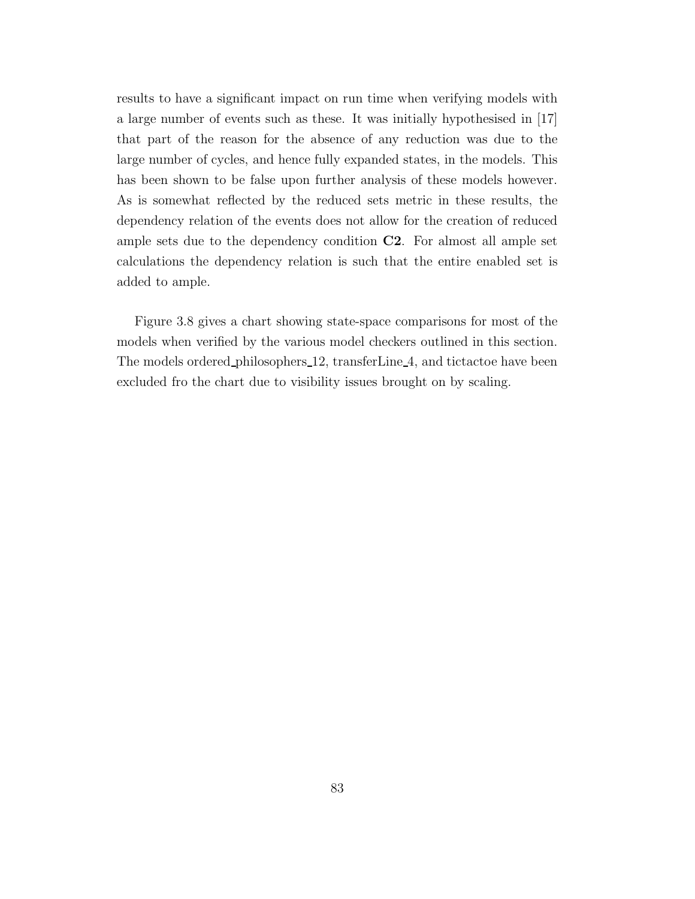results to have a significant impact on run time when verifying models with a large number of events such as these. It was initially hypothesised in [17] that part of the reason for the absence of any reduction was due to the large number of cycles, and hence fully expanded states, in the models. This has been shown to be false upon further analysis of these models however. As is somewhat reflected by the reduced sets metric in these results, the dependency relation of the events does not allow for the creation of reduced ample sets due to the dependency condition **C2**. For almost all ample set calculations the dependency relation is such that the entire enabled set is added to ample.

Figure 3.8 gives a chart showing state-space comparisons for most of the models when verified by the various model checkers outlined in this section. The models ordered_philosophers_12, transferLine_4, and tictactoe have been excluded fro the chart due to visibility issues brought on by scaling.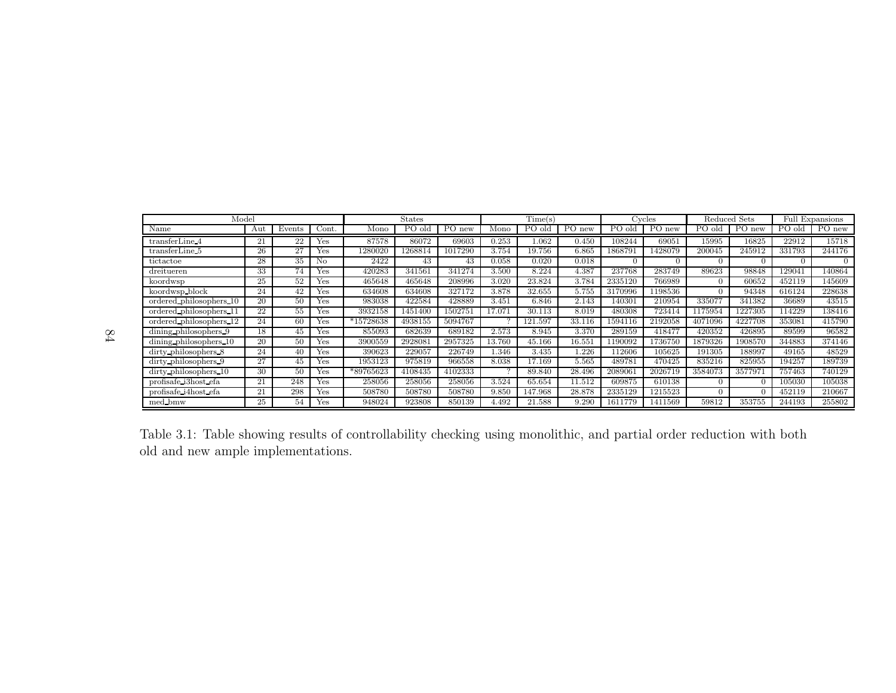| Model | | | | States | | | Time(s) | | | Cycles | | Reduced Sets | | Full Expansions | |
|---|---|---|---|---|---|---|---|---|---|---|---|---|---|---|---|
| Name | Aut | Events | Cont. | Mono | PO old | PO new | Mono | PO old | PO new | PO old | PO new | PO old | PO new | PO old | PO new |
| transferLine_4 | 21 | 22 | Yes | 87578 | 86072 | 69603 | 0.253 | 1.062 | 0.450 | 108244 | 69051 | 15995 | 16825 | 22912 | 15718 |
| transferLine_5 | 26 | 27 | Yes | 1280020 | 1268814 | 1017290 | 3.754 | 19.756 | 6.865 | 1868791 | 1428079 | 200045 | 245912 | 331793 | 244176 |
| tictactoe | 28 | 35 | No | 2422 | 43 | 43 | 0.058 | 0.020 | 0.018 | 0 | 0 | 0 | 0 | 0 | 0 |
| dreitueren | 33 | 74 | Yes | 420283 | 341561 | 341274 | 3.500 | 8.224 | 4.387 | 237768 | 283749 | 89623 | 98848 | 129041 | 140864 |
| koordwsp | 25 | 52 | Yes | 465648 | 465648 | 208996 | 3.020 | 23.824 | 3.784 | 2335120 | 766989 | 0 | 60652 | 452119 | 145609 |
| koordwsp_block | 24 | 42 | Yes | 634608 | 634608 | 327172 | 3.878 | 32.655 | 5.755 | 3170996 | 1198536 | 0 | 94348 | 616124 | 228638 |
| ordered_philosophers_10 | 20 | 50 | Yes | 983038 | 422584 | 428889 | 3.451 | 6.846 | 2.143 | 140301 | 210954 | 335077 | 341382 | 36689 | 43515 |
| ordered_philosophers_11 | 22 | 55 | Yes | 3932158 | 1451400 | 1502751 | 17.071 | 30.113 | 8.019 | 480308 | 723414 | 1175954 | 1227305 | 114229 | 138416 |
| ordered_philosophers_12 | 24 | 60 | Yes | *15728638 | 4938155 | 5094767 | ? | 121.597 | 33.116 | 1594116 | 2192058 | 4071096 | 4227708 | 353081 | 415790 |
| dining_philosophers_9 | 18 | 45 | Yes | 855093 | 682639 | 689182 | 2.573 | 8.945 | 3.370 | 289159 | 418477 | 420352 | 426895 | 89599 | 96582 |
| dining_philosophers_10 | 20 | 50 | Yes | 3900559 | 2928081 | 2957325 | 13.760 | 45.166 | 16.551 | 1190092 | 1736750 | 1879326 | 1908570 | 344883 | 374146 |
| dirty_philosophers_8 | 24 | 40 | Yes | 390623 | 229057 | 226749 | 1.346 | 3.435 | 1.226 | 112606 | 105625 | 191305 | 188997 | 49165 | 48529 |
| dirty_philosophers_9 | 27 | 45 | Yes | 1953123 | 975819 | 966558 | 8.038 | 17.169 | 5.565 | 489781 | 470425 | 835216 | 825955 | 194257 | 189739 |
| dirty_philosophers_10 | 30 | 50 | Yes | *89765623 | 4108435 | 4102333 | ? | 89.840 | 28.496 | 2089061 | 2026719 | 3584073 | 3577971 | 757463 | 740129 |
| profisafe_i3host_efa | 21 | 248 | Yes | 258056 | 258056 | 258056 | 3.524 | 65.654 | 11.512 | 609875 | 610138 | 0 | 0 | 105030 | 105038 |
| profisafe_i4host_efa | 21 | 298 | Yes | 508780 | 508780 | 508780 | 9.850 | 147.968 | 28.878 | 2335129 | 1215523 | 0 | 0 | 452119 | 210667 |
| med_bmw | 25 | 54 | Yes | 948024 | 923808 | 850139 | 4.492 | 21.588 | 9.290 | 1611779 | 1411569 | 59812 | 353755 | 244193 | 255802 |

Table 3.1: Table showing results of controllability checking using monolithic, and partial order reduction with both old and new ample implementations.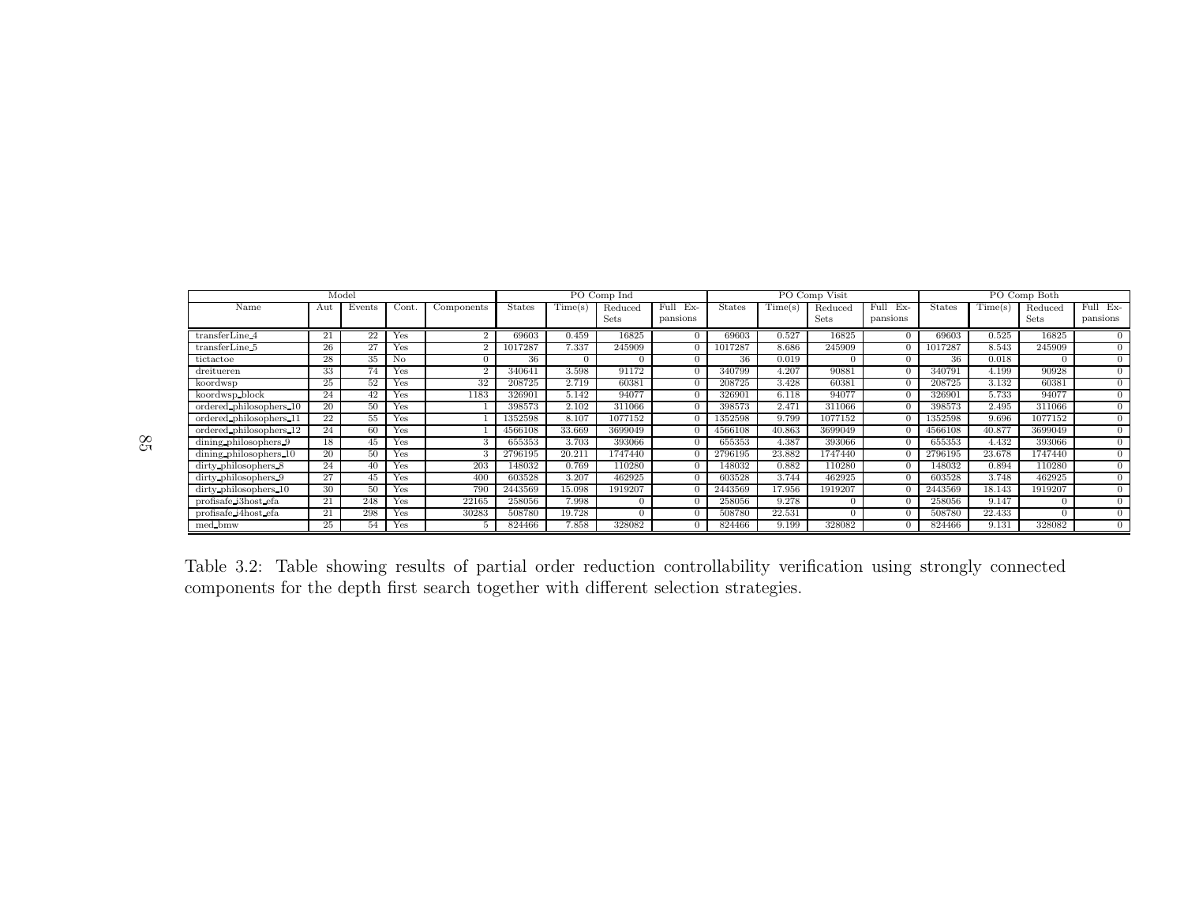| Model | | | | | PO Comp Ind | | | | PO Comp Visit | | | | PO Comp Both | | | |
|---|---|---|---|---|---|---|---|---|---|---|---|---|---|---|---|---|
| Name | Aut | Events | Cont. | Components | States | Time(s) | Reduced Sets | Full Expansions | States | Time(s) | Reduced Sets | Full Expansions | States | Time(s) | Reduced Sets | Full Expansions |
| transferLine_4 | 21 | 22 | Yes | 2 | 69603 | 0.459 | 16825 | 0 | 69603 | 0.527 | 16825 | 0 | 69603 | 0.525 | 16825 | 0 |
| transferLine_5 | 26 | 27 | Yes | 2 | 1017287 | 7.337 | 245909 | 0 | 1017287 | 8.686 | 245909 | 0 | 1017287 | 8.543 | 245909 | 0 |
| tictactoe | 28 | 35 | No | 0 | 36 | 0 | 0 | 0 | 36 | 0.019 | 0 | 0 | 36 | 0.018 | 0 | 0 |
| dreitueren | 33 | 74 | Yes | 2 | 340641 | 3.598 | 91172 | 0 | 340799 | 4.207 | 90881 | 0 | 340791 | 4.199 | 90928 | 0 |
| koordwsp | 25 | 52 | Yes | 32 | 208725 | 2.719 | 60381 | 0 | 208725 | 3.428 | 60381 | 0 | 208725 | 3.132 | 60381 | 0 |
| koordwsp_block | 24 | 42 | Yes | 1183 | 326901 | 5.142 | 94077 | 0 | 326901 | 6.118 | 94077 | 0 | 326901 | 5.733 | 94077 | 0 |
| ordered_philosophers_10 | 20 | 50 | Yes | 1 | 398573 | 2.102 | 311066 | 0 | 398573 | 2.471 | 311066 | 0 | 398573 | 2.495 | 311066 | 0 |
| ordered_philosophers_11 | 22 | 55 | Yes | 1 | 1352598 | 8.107 | 1077152 | 0 | 1352598 | 9.799 | 1077152 | 0 | 1352598 | 9.696 | 1077152 | 0 |
| ordered_philosophers_12 | 24 | 60 | Yes | 1 | 4566108 | 33.669 | 3699049 | 0 | 4566108 | 40.863 | 3699049 | 0 | 4566108 | 40.877 | 3699049 | 0 |
| dining_philosophers_9 | 18 | 45 | Yes | 3 | 655353 | 3.703 | 393066 | 0 | 655353 | 4.387 | 393066 | 0 | 655353 | 4.432 | 393066 | 0 |
| dining_philosophers_10 | 20 | 50 | Yes | 3 | 2796195 | 20.211 | 1747440 | 0 | 2796195 | 23.882 | 1747440 | 0 | 2796195 | 23.678 | 1747440 | 0 |
| dirty_philosophers_8 | 24 | 40 | Yes | 203 | 148032 | 0.769 | 110280 | 0 | 148032 | 0.882 | 110280 | 0 | 148032 | 0.894 | 110280 | 0 |
| dirty_philosophers_9 | 27 | 45 | Yes | 400 | 603528 | 3.207 | 462925 | 0 | 603528 | 3.744 | 462925 | 0 | 603528 | 3.748 | 462925 | 0 |
| dirty_philosophers_10 | 30 | 50 | Yes | 790 | 2443569 | 15.098 | 1919207 | 0 | 2443569 | 17.956 | 1919207 | 0 | 2443569 | 18.143 | 1919207 | 0 |
| profisafe_i3host_efa | 21 | 248 | Yes | 22165 | 258056 | 7.998 | 0 | 0 | 258056 | 9.278 | 0 | 0 | 258056 | 9.147 | 0 | 0 |
| profisafe_i4host_efa | 21 | 298 | Yes | 30283 | 508780 | 19.728 | 0 | 0 | 508780 | 22.531 | 0 | 0 | 508780 | 22.433 | 0 | 0 |
| med_bmw | 25 | 54 | Yes | 5 | 824466 | 7.858 | 328082 | 0 | 824466 | 9.199 | 328082 | 0 | 824466 | 9.131 | 328082 | 0 |

Table 3.2: Table showing results of partial order reduction controllability verification using strongly connected components for the depth first search together with different selection strategies.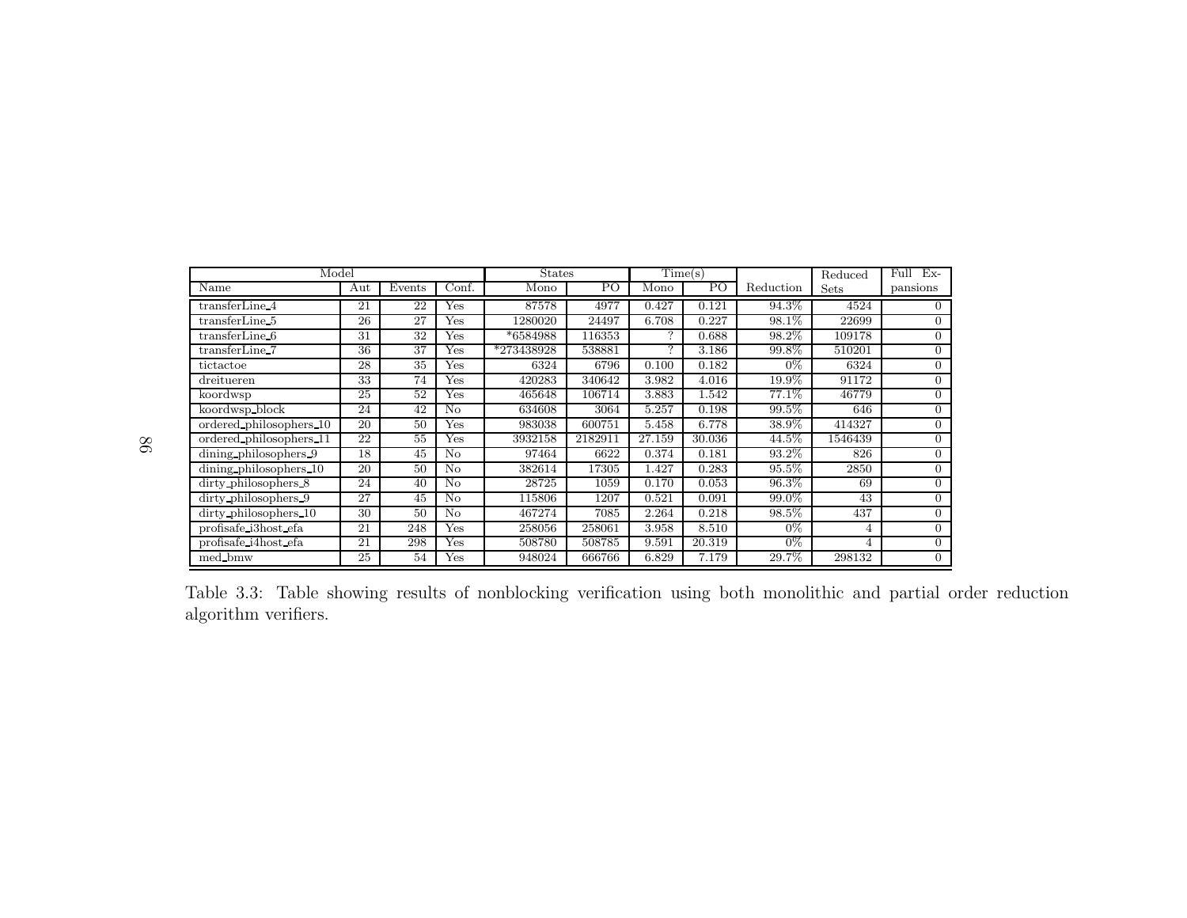| Model | | | | States | | Time(s) | | | Reduced | Full Ex- |
|---|---|---|---|---|---|---|---|---|---|---|
| Name | Aut | Events | Conf. | Mono | PO | Mono | PO | Reduction | Sets | pansions |
| transferLine_4 | 21 | 22 | Yes | 87578 | 4977 | 0.427 | 0.121 | 94.3% | 4524 | 0 |
| transferLine_5 | 26 | 27 | Yes | 1280020 | 24497 | 6.708 | 0.227 | 98.1% | 22699 | 0 |
| transferLine_6 | 31 | 32 | Yes | *6584988 | 116353 | ? | 0.688 | 98.2% | 109178 | 0 |
| transferLine_7 | 36 | 37 | Yes | *273438928 | 538881 | ? | 3.186 | 99.8% | 510201 | 0 |
| tictactoe | 28 | 35 | Yes | 6324 | 6796 | 0.100 | 0.182 | 0% | 6324 | 0 |
| dreitueren | 33 | 74 | Yes | 420283 | 340642 | 3.982 | 4.016 | 19.9% | 91172 | 0 |
| koordwsp | 25 | 52 | Yes | 465648 | 106714 | 3.883 | 1.542 | 77.1% | 46779 | 0 |
| koordwsp_block | 24 | 42 | No | 634608 | 3064 | 5.257 | 0.198 | 99.5% | 646 | 0 |
| ordered_philosophers_10 | 20 | 50 | Yes | 983038 | 600751 | 5.458 | 6.778 | 38.9% | 414327 | 0 |
| ordered_philosophers_11 | 22 | 55 | Yes | 3932158 | 2182911 | 27.159 | 30.036 | 44.5% | 1546439 | 0 |
| dining_philosophers_9 | 18 | 45 | No | 97464 | 6622 | 0.374 | 0.181 | 93.2% | 826 | 0 |
| dining_philosophers_10 | 20 | 50 | No | 382614 | 17305 | 1.427 | 0.283 | 95.5% | 2850 | 0 |
| dirty_philosophers_8 | 24 | 40 | No | 28725 | 1059 | 0.170 | 0.053 | 96.3% | 69 | 0 |
| dirty_philosophers_9 | 27 | 45 | No | 115806 | 1207 | 0.521 | 0.091 | 99.0% | 43 | 0 |
| dirty_philosophers_10 | 30 | 50 | No | 467274 | 7085 | 2.264 | 0.218 | 98.5% | 437 | 0 |
| profisafe_i3host_efa | 21 | 248 | Yes | 258056 | 258061 | 3.958 | 8.510 | 0% | 4 | 0 |
| profisafe_i4host_efa | 21 | 298 | Yes | 508780 | 508785 | 9.591 | 20.319 | 0% | 4 | 0 |
| med_bmw | 25 | 54 | Yes | 948024 | 666766 | 6.829 | 7.179 | 29.7% | 298132 | 0 |

Table 3.3: Table showing results of nonblocking verification using both monolithic and partial order reduction algorithm verifiers.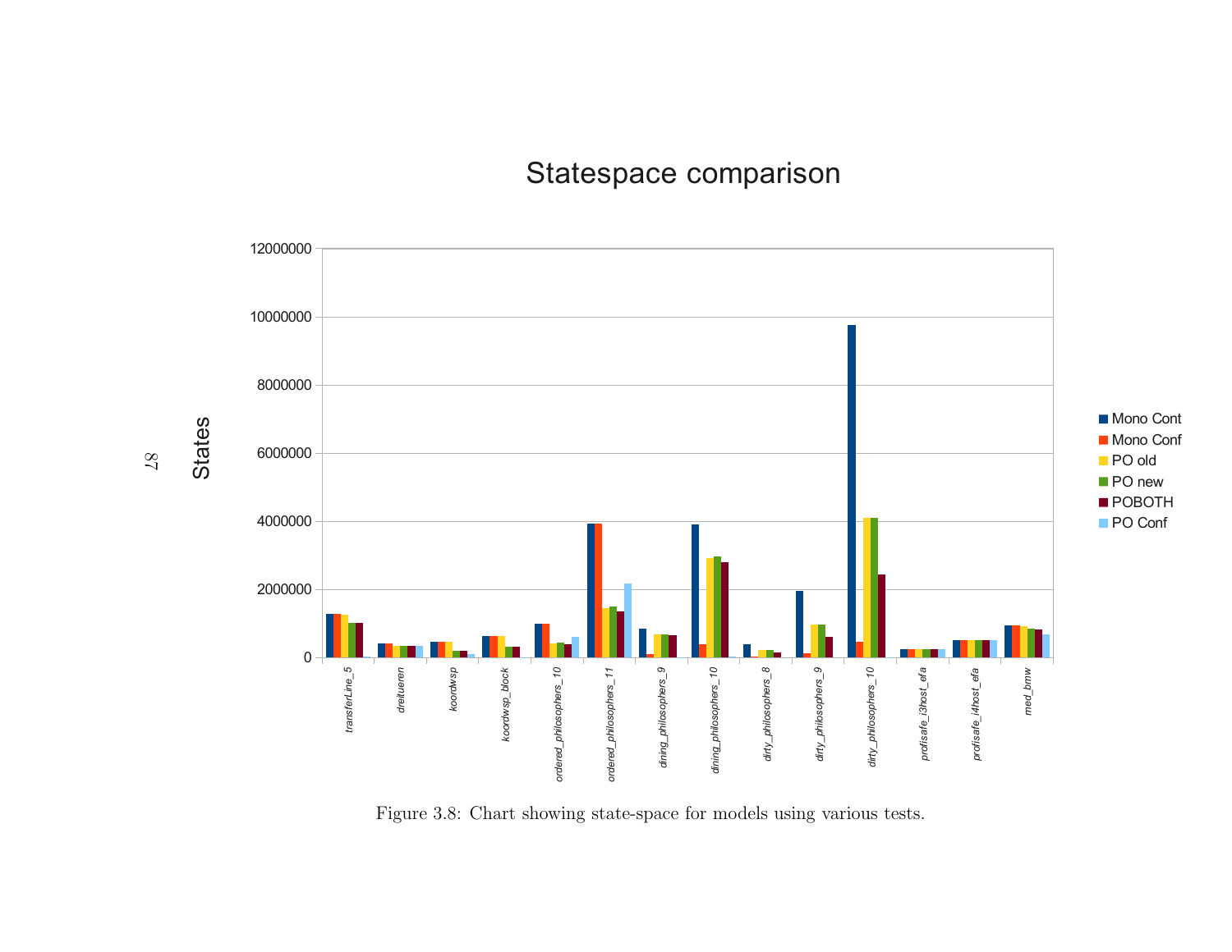Figure 3.8: Chart showing state-space for models using various tests.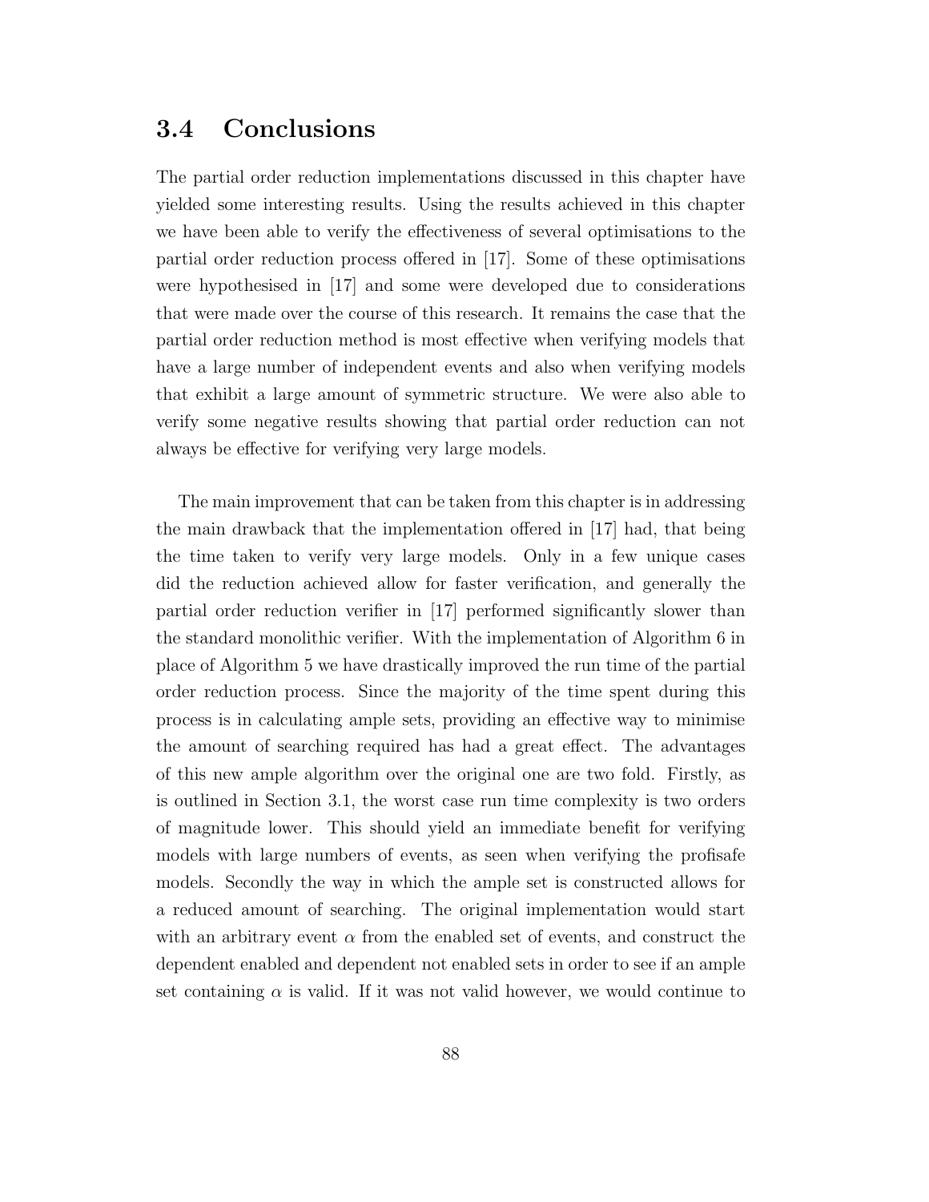## 3.4 Conclusions

The partial order reduction implementations discussed in this chapter have yielded some interesting results. Using the results achieved in this chapter we have been able to verify the effectiveness of several optimisations to the partial order reduction process offered in [17]. Some of these optimisations were hypothesised in [17] and some were developed due to considerations that were made over the course of this research. It remains the case that the partial order reduction method is most effective when verifying models that have a large number of independent events and also when verifying models that exhibit a large amount of symmetric structure. We were also able to verify some negative results showing that partial order reduction can not always be effective for verifying very large models.

The main improvement that can be taken from this chapter is in addressing the main drawback that the implementation offered in [17] had, that being the time taken to verify very large models. Only in a few unique cases did the reduction achieved allow for faster verification, and generally the partial order reduction verifier in [17] performed significantly slower than the standard monolithic verifier. With the implementation of Algorithm 6 in place of Algorithm 5 we have drastically improved the run time of the partial order reduction process. Since the majority of the time spent during this process is in calculating ample sets, providing an effective way to minimise the amount of searching required has had a great effect. The advantages of this new ample algorithm over the original one are two fold. Firstly, as is outlined in Section 3.1, the worst case run time complexity is two orders of magnitude lower. This should yield an immediate benefit for verifying models with large numbers of events, as seen when verifying the profisafe models. Secondly the way in which the ample set is constructed allows for a reduced amount of searching. The original implementation would start with an arbitrary event $\alpha$ from the enabled set of events, and construct the dependent enabled and dependent not enabled sets in order to see if an ample set containing $\alpha$ is valid. If it was not valid however, we would continue to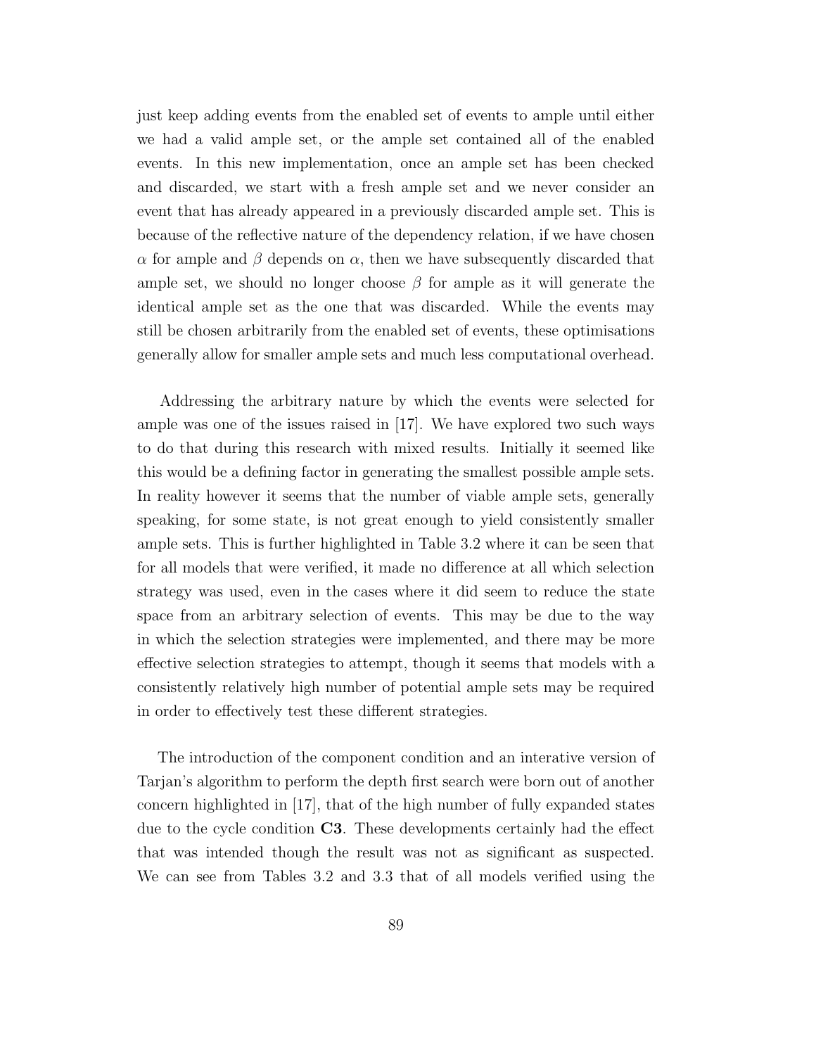just keep adding events from the enabled set of events to ample until either we had a valid ample set, or the ample set contained all of the enabled events. In this new implementation, once an ample set has been checked and discarded, we start with a fresh ample set and we never consider an event that has already appeared in a previously discarded ample set. This is because of the reflective nature of the dependency relation, if we have chosen $\alpha$ for ample and $\beta$ depends on $\alpha$, then we have subsequently discarded that ample set, we should no longer choose $\beta$ for ample as it will generate the identical ample set as the one that was discarded. While the events may still be chosen arbitrarily from the enabled set of events, these optimisations generally allow for smaller ample sets and much less computational overhead.

Addressing the arbitrary nature by which the events were selected for ample was one of the issues raised in [17]. We have explored two such ways to do that during this research with mixed results. Initially it seemed like this would be a defining factor in generating the smallest possible ample sets. In reality however it seems that the number of viable ample sets, generally speaking, for some state, is not great enough to yield consistently smaller ample sets. This is further highlighted in Table 3.2 where it can be seen that for all models that were verified, it made no difference at all which selection strategy was used, even in the cases where it did seem to reduce the state space from an arbitrary selection of events. This may be due to the way in which the selection strategies were implemented, and there may be more effective selection strategies to attempt, though it seems that models with a consistently relatively high number of potential ample sets may be required in order to effectively test these different strategies.

The introduction of the component condition and an interative version of Tarjan's algorithm to perform the depth first search were born out of another concern highlighted in [17], that of the high number of fully expanded states due to the cycle condition **C3**. These developments certainly had the effect that was intended though the result was not as significant as suspected. We can see from Tables 3.2 and 3.3 that of all models verified using the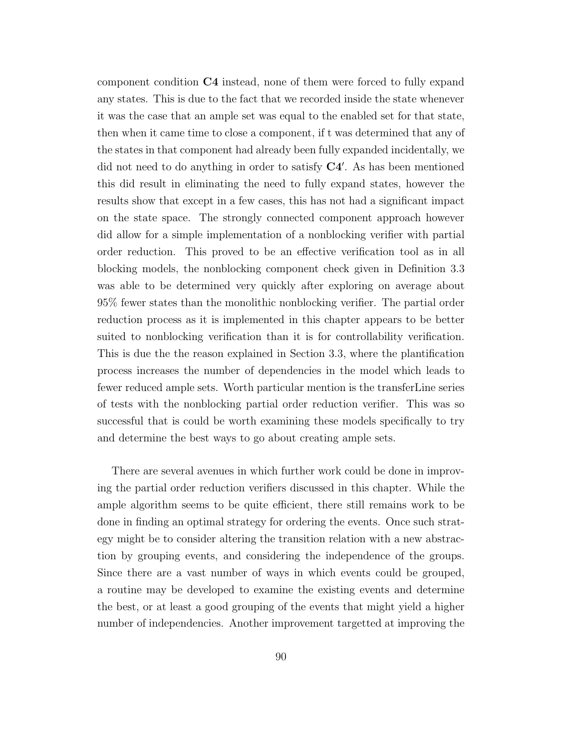component condition **C4** instead, none of them were forced to fully expand any states. This is due to the fact that we recorded inside the state whenever it was the case that an ample set was equal to the enabled set for that state, then when it came time to close a component, if t was determined that any of the states in that component had already been fully expanded incidentally, we did not need to do anything in order to satisfy **C4′**. As has been mentioned this did result in eliminating the need to fully expand states, however the results show that except in a few cases, this has not had a significant impact on the state space. The strongly connected component approach however did allow for a simple implementation of a nonblocking verifier with partial order reduction. This proved to be an effective verification tool as in all blocking models, the nonblocking component check given in Definition 3.3 was able to be determined very quickly after exploring on average about 95% fewer states than the monolithic nonblocking verifier. The partial order reduction process as it is implemented in this chapter appears to be better suited to nonblocking verification than it is for controllability verification. This is due the the reason explained in Section 3.3, where the plantification process increases the number of dependencies in the model which leads to fewer reduced ample sets. Worth particular mention is the transferLine series of tests with the nonblocking partial order reduction verifier. This was so successful that is could be worth examining these models specifically to try and determine the best ways to go about creating ample sets.

There are several avenues in which further work could be done in improving the partial order reduction verifiers discussed in this chapter. While the ample algorithm seems to be quite efficient, there still remains work to be done in finding an optimal strategy for ordering the events. Once such strategy might be to consider altering the transition relation with a new abstraction by grouping events, and considering the independence of the groups. Since there are a vast number of ways in which events could be grouped, a routine may be developed to examine the existing events and determine the best, or at least a good grouping of the events that might yield a higher number of independencies. Another improvement targetted at improving the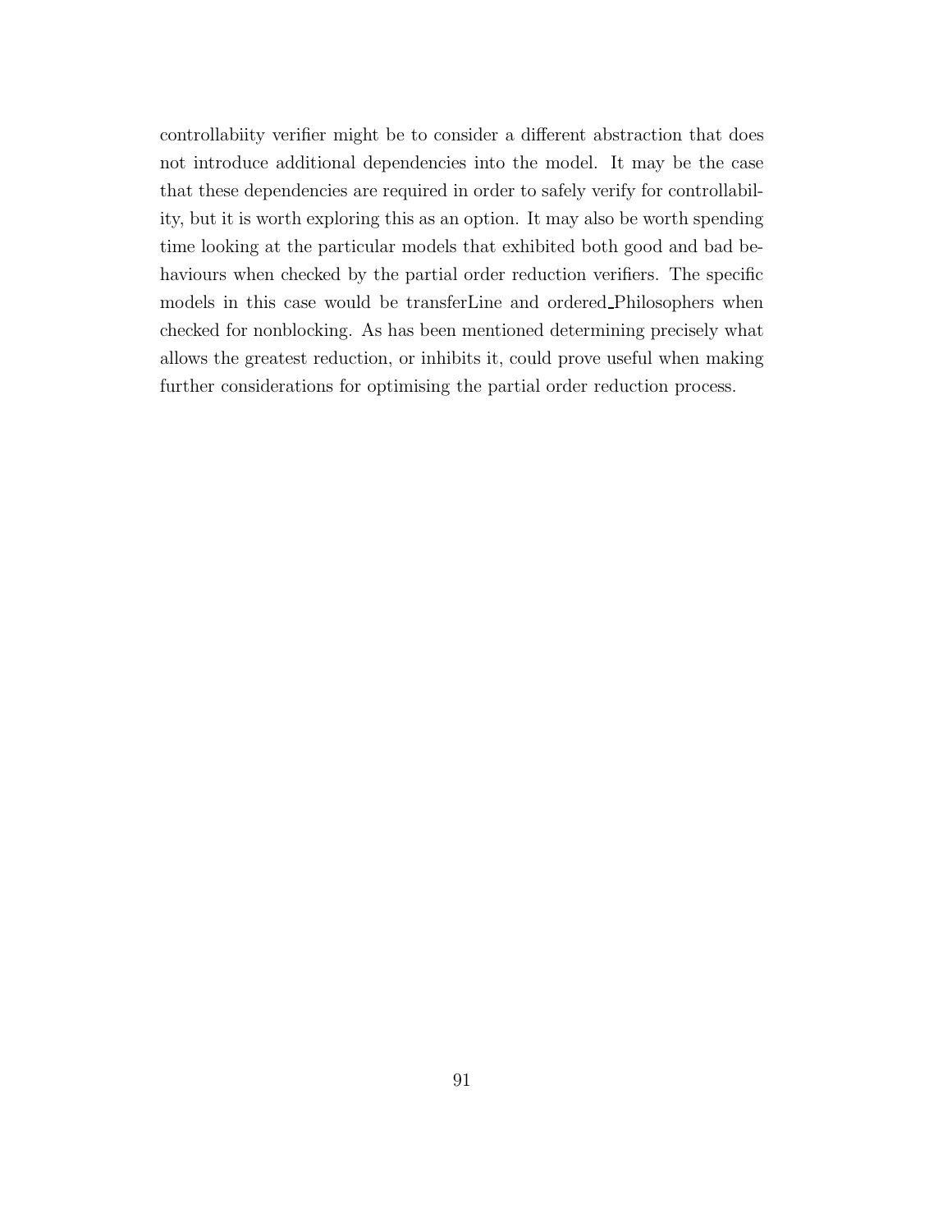controllabiity verifier might be to consider a different abstraction that does not introduce additional dependencies into the model. It may be the case that these dependencies are required in order to safely verify for controllability, but it is worth exploring this as an option. It may also be worth spending time looking at the particular models that exhibited both good and bad behaviours when checked by the partial order reduction verifiers. The specific models in this case would be transferLine and ordered_Philosophers when checked for nonblocking. As has been mentioned determining precisely what allows the greatest reduction, or inhibits it, could prove useful when making further considerations for optimising the partial order reduction process.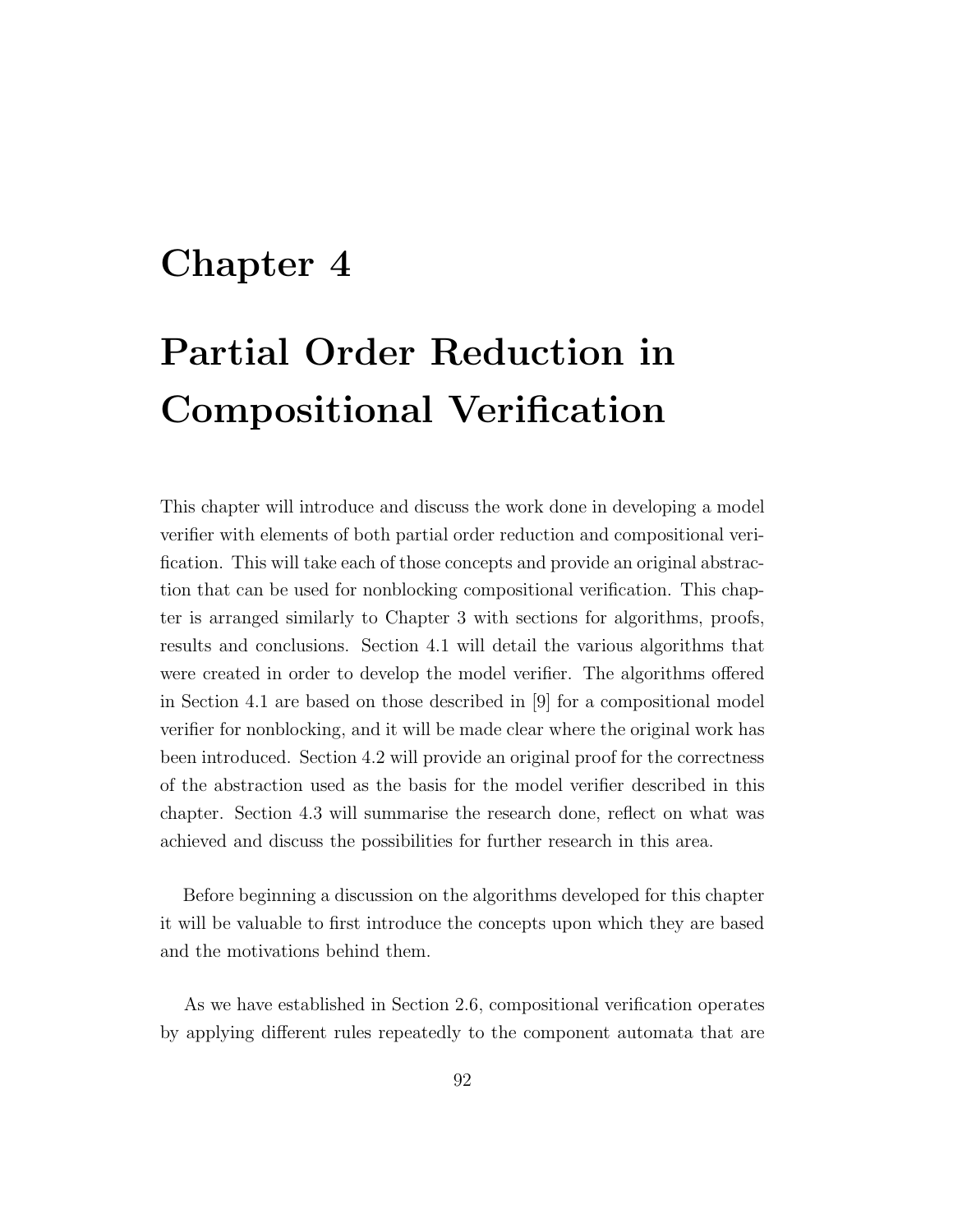# Chapter 4

# Partial Order Reduction in Compositional Verification

This chapter will introduce and discuss the work done in developing a model verifier with elements of both partial order reduction and compositional verification. This will take each of those concepts and provide an original abstraction that can be used for nonblocking compositional verification. This chapter is arranged similarly to Chapter 3 with sections for algorithms, proofs, results and conclusions. Section 4.1 will detail the various algorithms that were created in order to develop the model verifier. The algorithms offered in Section 4.1 are based on those described in [9] for a compositional model verifier for nonblocking, and it will be made clear where the original work has been introduced. Section 4.2 will provide an original proof for the correctness of the abstraction used as the basis for the model verifier described in this chapter. Section 4.3 will summarise the research done, reflect on what was achieved and discuss the possibilities for further research in this area.

Before beginning a discussion on the algorithms developed for this chapter it will be valuable to first introduce the concepts upon which they are based and the motivations behind them.

As we have established in Section 2.6, compositional verification operates by applying different rules repeatedly to the component automata that are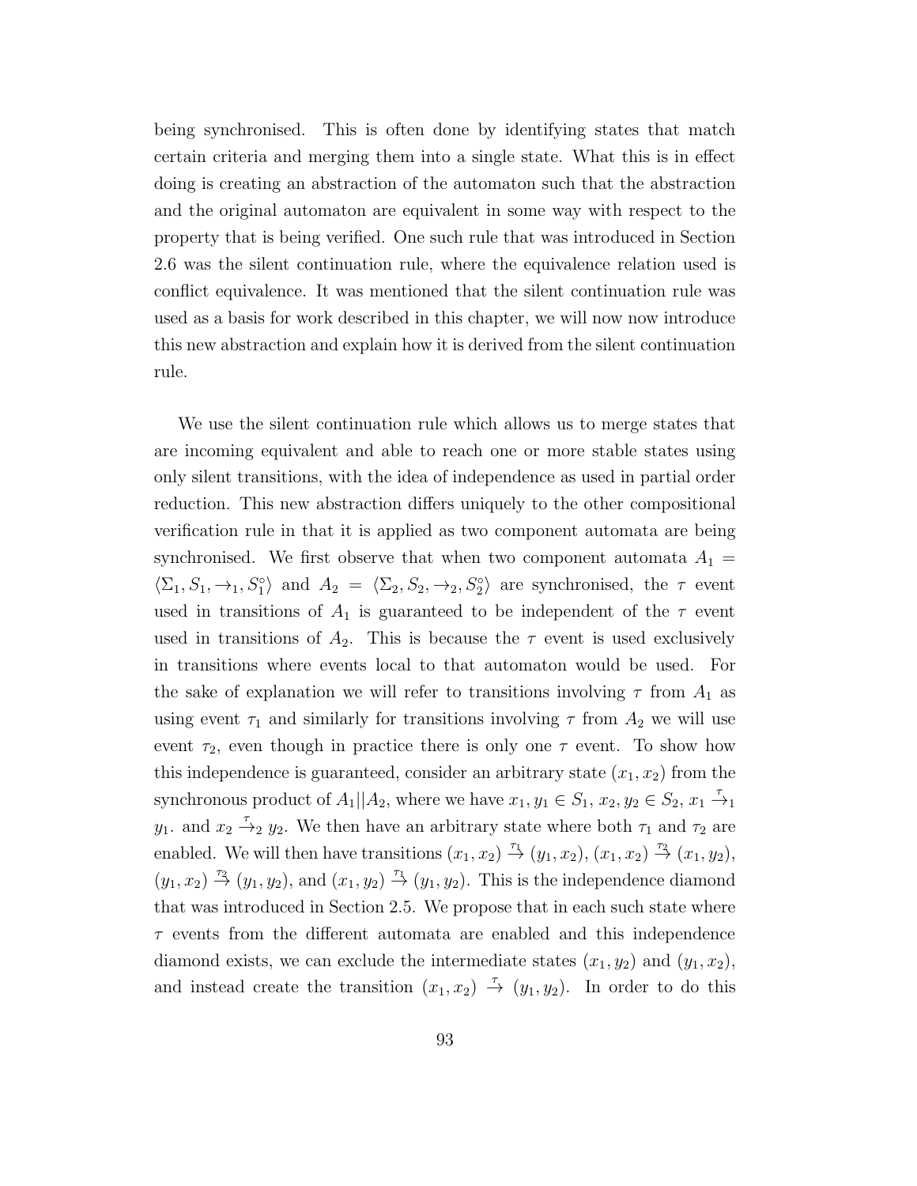being synchronised. This is often done by identifying states that match certain criteria and merging them into a single state. What this is in effect doing is creating an abstraction of the automaton such that the abstraction and the original automaton are equivalent in some way with respect to the property that is being verified. One such rule that was introduced in Section 2.6 was the silent continuation rule, where the equivalence relation used is conflict equivalence. It was mentioned that the silent continuation rule was used as a basis for work described in this chapter, we will now now introduce this new abstraction and explain how it is derived from the silent continuation rule.

We use the silent continuation rule which allows us to merge states that are incoming equivalent and able to reach one or more stable states using only silent transitions, with the idea of independence as used in partial order reduction. This new abstraction differs uniquely to the other compositional verification rule in that it is applied as two component automata are being synchronised. We first observe that when two component automata $A_1 = \langle \Sigma_1, S_1, \rightarrow_1, S_1^\circ \rangle$ and $A_2 = \langle \Sigma_2, S_2, \rightarrow_2, S_2^\circ \rangle$ are synchronised, the $\tau$ event used in transitions of $A_1$ is guaranteed to be independent of the $\tau$ event used in transitions of $A_2$. This is because the $\tau$ event is used exclusively in transitions where events local to that automaton would be used. For the sake of explanation we will refer to transitions involving $\tau$ from $A_1$ as using event $\tau_1$ and similarly for transitions involving $\tau$ from $A_2$ we will use event $\tau_2$, even though in practice there is only one $\tau$ event. To show how this independence is guaranteed, consider an arbitrary state $(x_1, x_2)$ from the synchronous product of $A_1||A_2$, where we have $x_1, y_1 \in S_1$, $x_2, y_2 \in S_2$, $x_1 \xrightarrow{\tau}_1 y_1$. and $x_2 \xrightarrow{\tau}_2 y_2$. We then have an arbitrary state where both $\tau_1$ and $\tau_2$ are enabled. We will then have transitions $(x_1, x_2) \xrightarrow{\tau_1} (y_1, x_2)$, $(x_1, x_2) \xrightarrow{\tau_2} (x_1, y_2)$, $(y_1, x_2) \xrightarrow{\tau_2} (y_1, y_2)$, and $(x_1, y_2) \xrightarrow{\tau_1} (y_1, y_2)$. This is the independence diamond that was introduced in Section 2.5. We propose that in each such state where $\tau$ events from the different automata are enabled and this independence diamond exists, we can exclude the intermediate states $(x_1, y_2)$ and $(y_1, x_2)$, and instead create the transition $(x_1, x_2) \xrightarrow{\tau} (y_1, y_2)$. In order to do this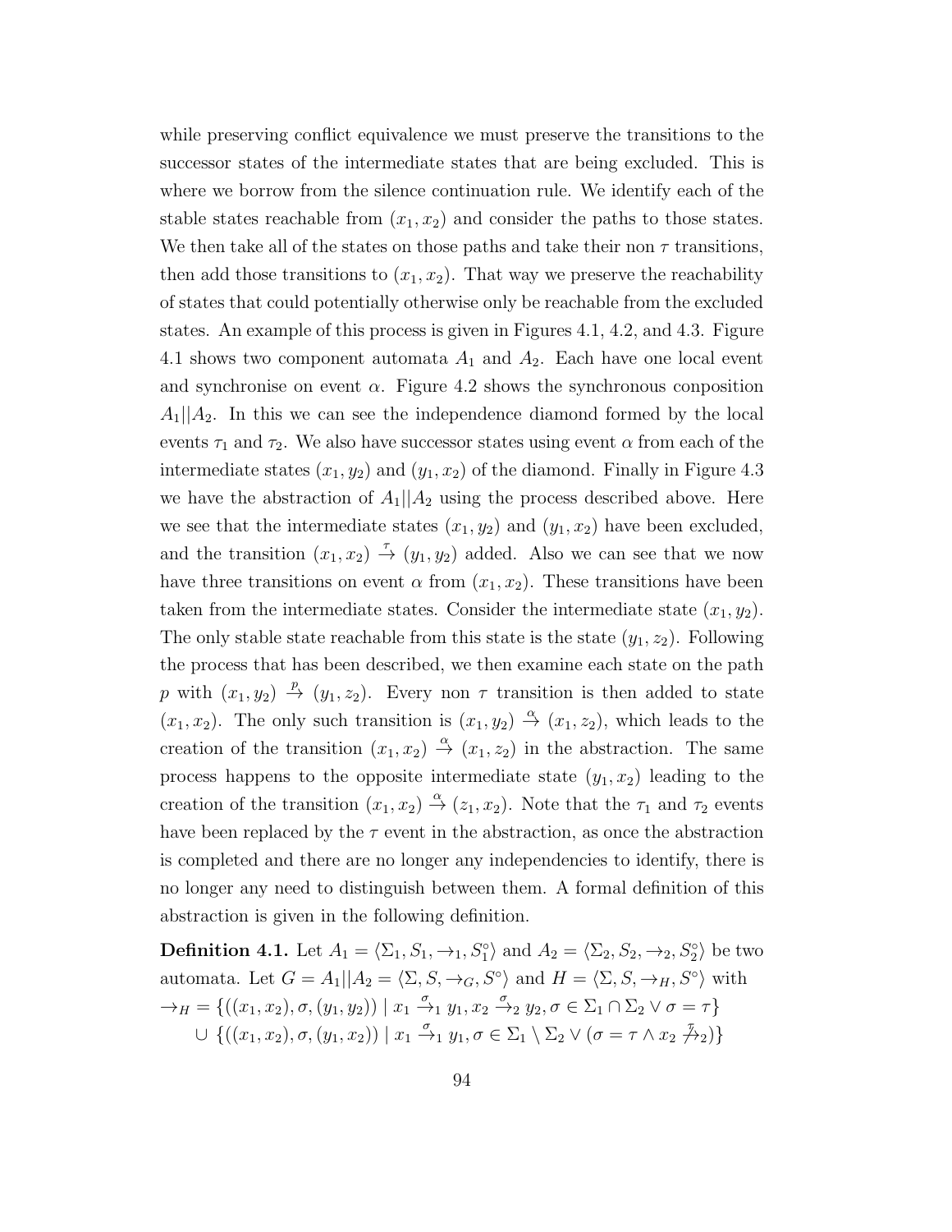while preserving conflict equivalence we must preserve the transitions to the successor states of the intermediate states that are being excluded. This is where we borrow from the silence continuation rule. We identify each of the stable states reachable from $(x_1, x_2)$ and consider the paths to those states. We then take all of the states on those paths and take their non $\tau$ transitions, then add those transitions to $(x_1, x_2)$. That way we preserve the reachability of states that could potentially otherwise only be reachable from the excluded states. An example of this process is given in Figures 4.1, 4.2, and 4.3. Figure 4.1 shows two component automata $A_1$ and $A_2$. Each have one local event and synchronise on event $\alpha$. Figure 4.2 shows the synchronous conposition $A_1||A_2$. In this we can see the independence diamond formed by the local events $\tau_1$ and $\tau_2$. We also have successor states using event $\alpha$ from each of the intermediate states $(x_1, y_2)$ and $(y_1, x_2)$ of the diamond. Finally in Figure 4.3 we have the abstraction of $A_1||A_2$ using the process described above. Here we see that the intermediate states $(x_1, y_2)$ and $(y_1, x_2)$ have been excluded, and the transition $(x_1, x_2) \xrightarrow{\tau} (y_1, y_2)$ added. Also we can see that we now have three transitions on event $\alpha$ from $(x_1, x_2)$. These transitions have been taken from the intermediate states. Consider the intermediate state $(x_1, y_2)$. The only stable state reachable from this state is the state $(y_1, z_2)$. Following the process that has been described, we then examine each state on the path $p$ with $(x_1, y_2) \xrightarrow{p} (y_1, z_2)$. Every non $\tau$ transition is then added to state $(x_1, x_2)$. The only such transition is $(x_1, y_2) \xrightarrow{\alpha} (x_1, z_2)$, which leads to the creation of the transition $(x_1, x_2) \xrightarrow{\alpha} (x_1, z_2)$ in the abstraction. The same process happens to the opposite intermediate state $(y_1, x_2)$ leading to the creation of the transition $(x_1, x_2) \xrightarrow{\alpha} (z_1, x_2)$. Note that the $\tau_1$ and $\tau_2$ events have been replaced by the $\tau$ event in the abstraction, as once the abstraction is completed and there are no longer any independencies to identify, there is no longer any need to distinguish between them. A formal definition of this abstraction is given in the following definition.

**Definition 4.1.** Let $A_1 = \langle \Sigma_1, S_1, \rightarrow_1, S_1^\circ \rangle$ and $A_2 = \langle \Sigma_2, S_2, \rightarrow_2, S_2^\circ \rangle$ be two automata. Let $G = A_1||A_2 = \langle \Sigma, S, \rightarrow_G, S^\circ \rangle$ and $H = \langle \Sigma, S, \rightarrow_H, S^\circ \rangle$ with

$$\rightarrow_H = \{((x_1, x_2), \sigma, (y_1, y_2)) \mid x_1 \xrightarrow{\sigma}_1 y_1, x_2 \xrightarrow{\sigma}_2 y_2, \sigma \in \Sigma_1 \cap \Sigma_2 \vee \sigma = \tau\}$$
$$\cup \; \{((x_1, x_2), \sigma, (y_1, x_2)) \mid x_1 \xrightarrow{\sigma}_1 y_1, \sigma \in \Sigma_1 \setminus \Sigma_2 \vee (\sigma = \tau \wedge x_2 \not\xrightarrow{\tau}_2)\}$$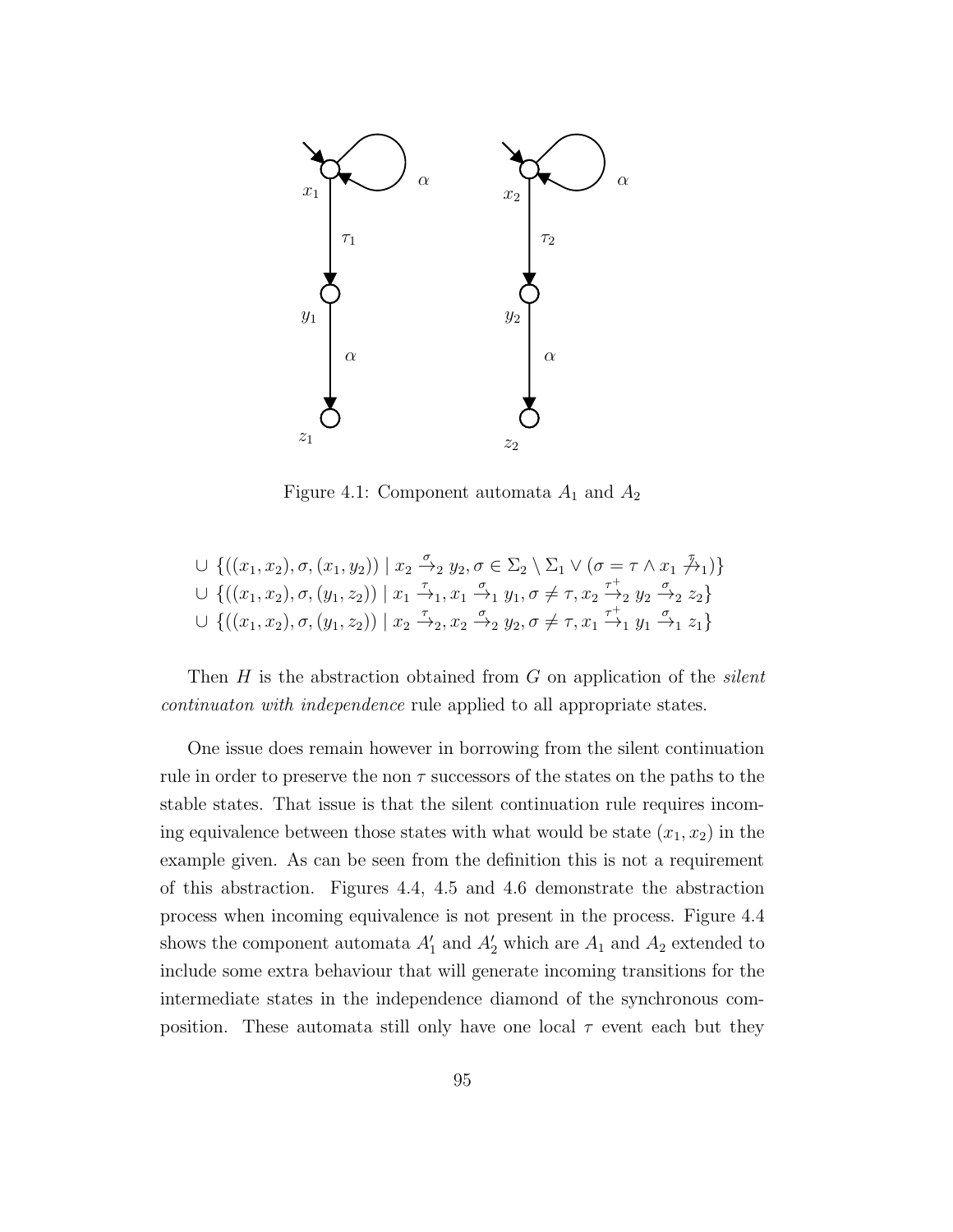Figure 4.1: Component automata $A_1$ and $A_2$

$$\cup \ \{((x_1, x_2), \sigma, (x_1, y_2)) \mid x_2 \xrightarrow{\sigma}_2 y_2, \sigma \in \Sigma_2 \setminus \Sigma_1 \vee (\sigma = \tau \wedge x_1 \not\xrightarrow{\tau}_1)\}$$
$$\cup \ \{((x_1, x_2), \sigma, (y_1, z_2)) \mid x_1 \xrightarrow{\tau}_1, x_1 \xrightarrow{\sigma}_1 y_1, \sigma \neq \tau, x_2 \xrightarrow{\tau^+}_2 y_2 \xrightarrow{\sigma}_2 z_2\}$$
$$\cup \ \{((x_1, x_2), \sigma, (y_1, z_2)) \mid x_2 \xrightarrow{\tau}_2, x_2 \xrightarrow{\sigma}_2 y_2, \sigma \neq \tau, x_1 \xrightarrow{\tau^+}_1 y_1 \xrightarrow{\sigma}_1 z_1\}$$

Then $H$ is the abstraction obtained from $G$ on application of the *silent continuaton with independence* rule applied to all appropriate states.

One issue does remain however in borrowing from the silent continuation rule in order to preserve the non $\tau$ successors of the states on the paths to the stable states. That issue is that the silent continuation rule requires incoming equivalence between those states with what would be state $(x_1, x_2)$ in the example given. As can be seen from the definition this is not a requirement of this abstraction. Figures 4.4, 4.5 and 4.6 demonstrate the abstraction process when incoming equivalence is not present in the process. Figure 4.4 shows the component automata $A_1'$ and $A_2'$ which are $A_1$ and $A_2$ extended to include some extra behaviour that will generate incoming transitions for the intermediate states in the independence diamond of the synchronous composition. These automata still only have one local $\tau$ event each but they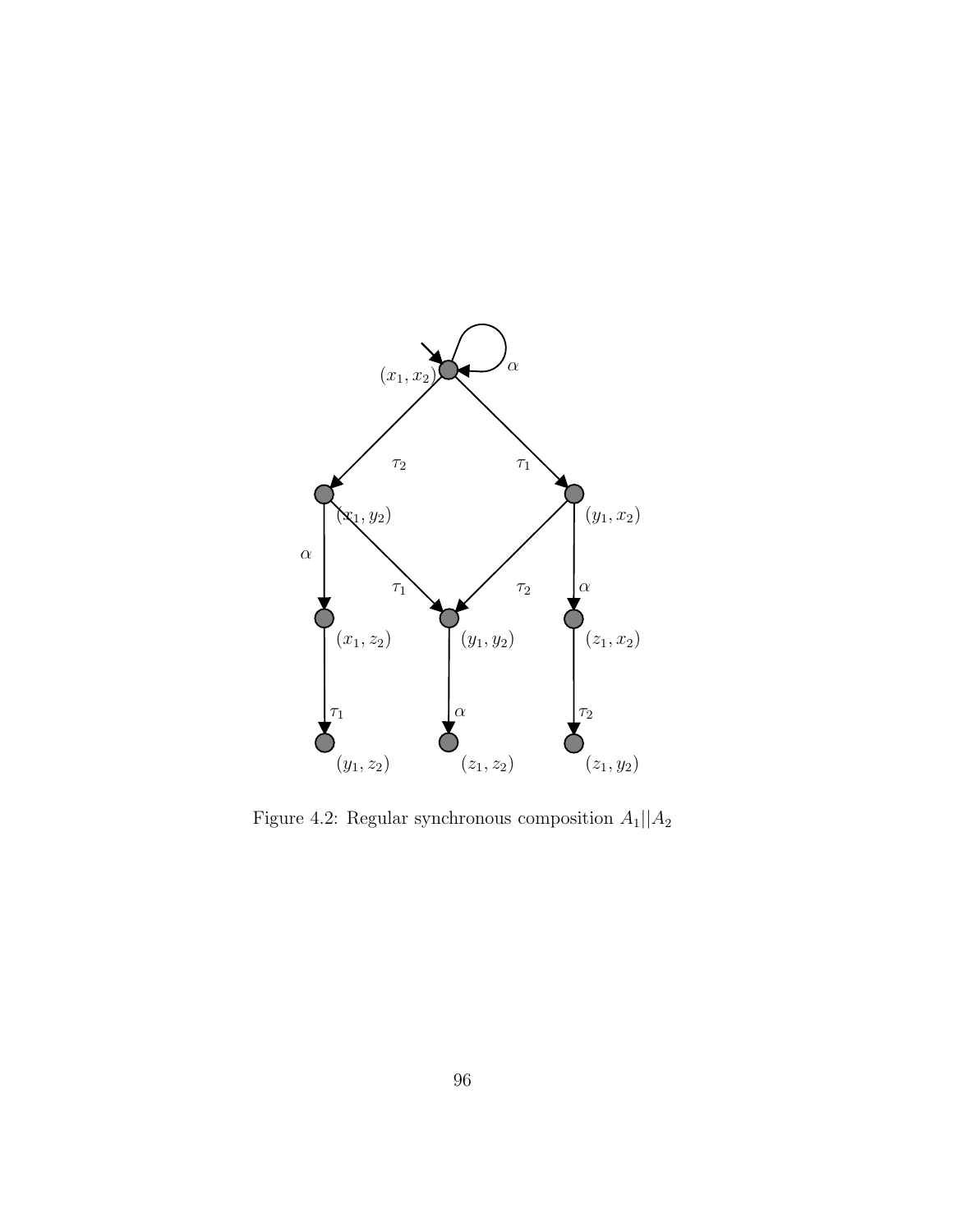Figure 4.2: Regular synchronous composition $A_1||A_2$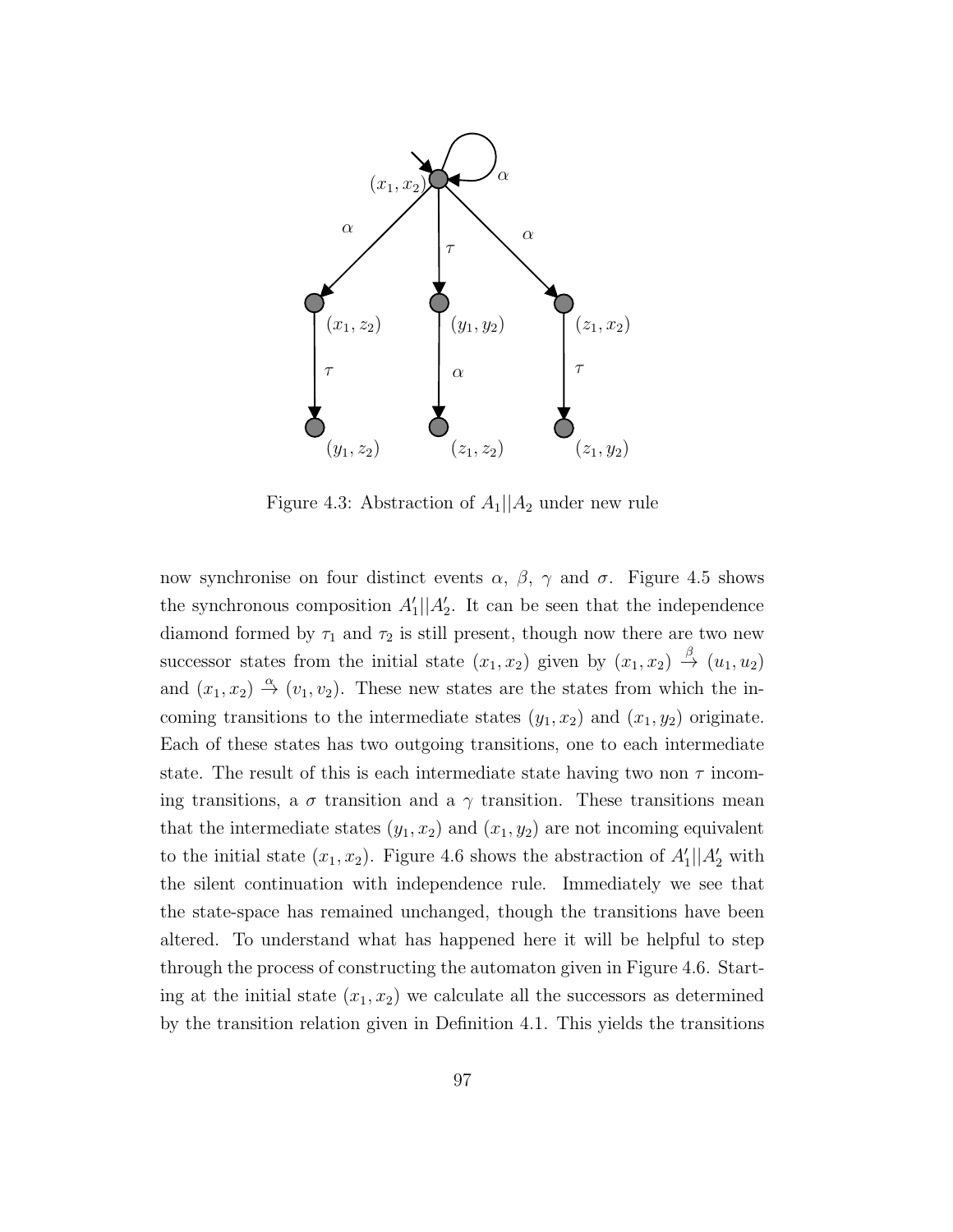Figure 4.3: Abstraction of $A_1||A_2$ under new rule

now synchronise on four distinct events $\alpha$, $\beta$, $\gamma$ and $\sigma$. Figure 4.5 shows the synchronous composition $A'_1||A'_2$. It can be seen that the independence diamond formed by $\tau_1$ and $\tau_2$ is still present, though now there are two new successor states from the initial state $(x_1, x_2)$ given by $(x_1, x_2) \stackrel{\beta}{\to} (u_1, u_2)$ and $(x_1, x_2) \stackrel{\alpha}{\to} (v_1, v_2)$. These new states are the states from which the incoming transitions to the intermediate states $(y_1, x_2)$ and $(x_1, y_2)$ originate. Each of these states has two outgoing transitions, one to each intermediate state. The result of this is each intermediate state having two non $\tau$ incoming transitions, a $\sigma$ transition and a $\gamma$ transition. These transitions mean that the intermediate states $(y_1, x_2)$ and $(x_1, y_2)$ are not incoming equivalent to the initial state $(x_1, x_2)$. Figure 4.6 shows the abstraction of $A'_1||A'_2$ with the silent continuation with independence rule. Immediately we see that the state-space has remained unchanged, though the transitions have been altered. To understand what has happened here it will be helpful to step through the process of constructing the automaton given in Figure 4.6. Starting at the initial state $(x_1, x_2)$ we calculate all the successors as determined by the transition relation given in Definition 4.1. This yields the transitions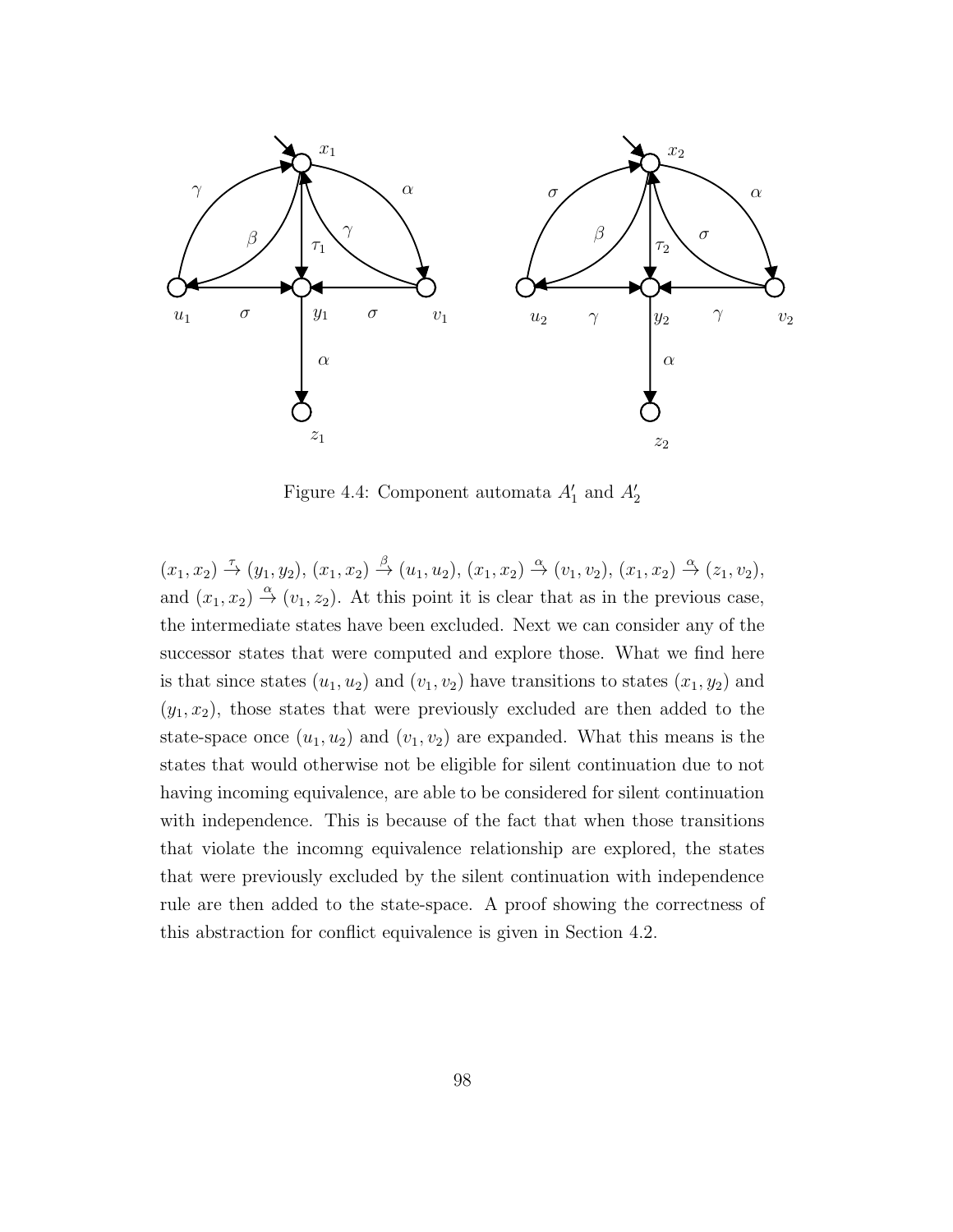Figure 4.4: Component automata $A_1'$ and $A_2'$

$(x_1, x_2) \xrightarrow{\tau} (y_1, y_2)$, $(x_1, x_2) \xrightarrow{\beta} (u_1, u_2)$, $(x_1, x_2) \xrightarrow{\alpha} (v_1, v_2)$, $(x_1, x_2) \xrightarrow{\alpha} (z_1, v_2)$, and $(x_1, x_2) \xrightarrow{\alpha} (v_1, z_2)$. At this point it is clear that as in the previous case, the intermediate states have been excluded. Next we can consider any of the successor states that were computed and explore those. What we find here is that since states $(u_1, u_2)$ and $(v_1, v_2)$ have transitions to states $(x_1, y_2)$ and $(y_1, x_2)$, those states that were previously excluded are then added to the state-space once $(u_1, u_2)$ and $(v_1, v_2)$ are expanded. What this means is the states that would otherwise not be eligible for silent continuation due to not having incoming equivalence, are able to be considered for silent continuation with independence. This is because of the fact that when those transitions that violate the incomng equivalence relationship are explored, the states that were previously excluded by the silent continuation with independence rule are then added to the state-space. A proof showing the correctness of this abstraction for conflict equivalence is given in Section 4.2.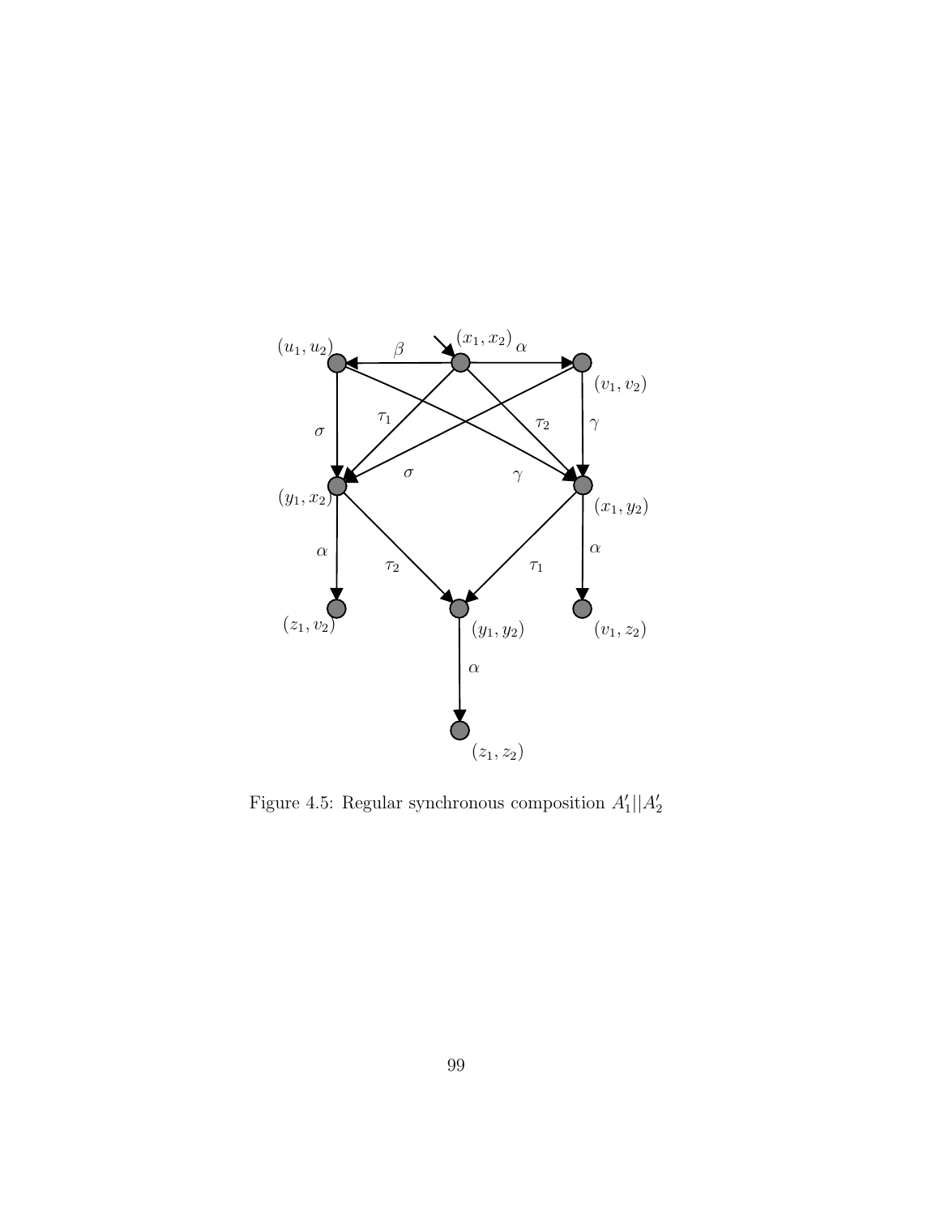Figure 4.5: Regular synchronous composition $A_1'||A_2'$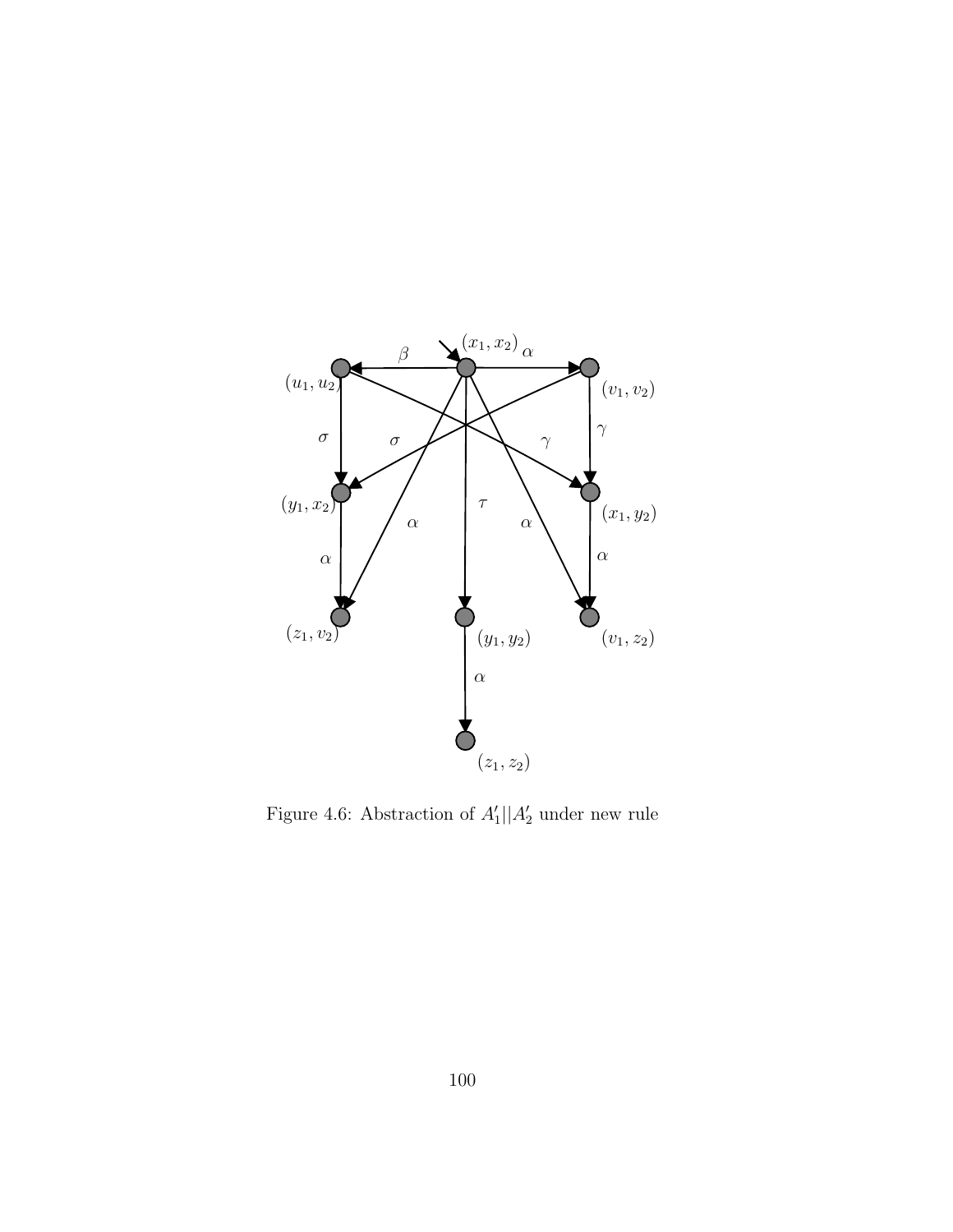Figure 4.6: Abstraction of $A_1'||A_2'$ under new rule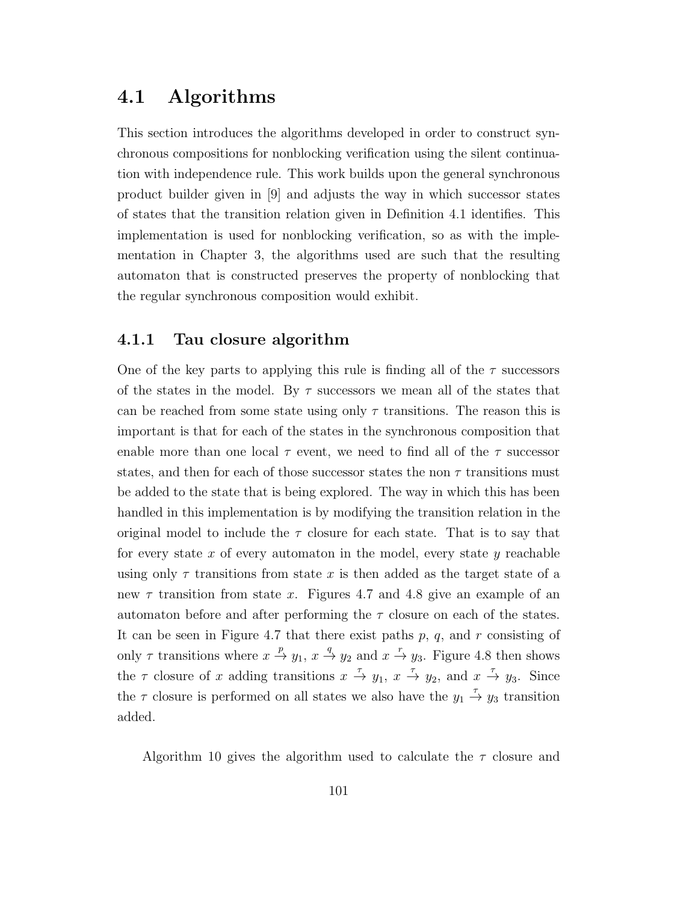## 4.1 Algorithms

This section introduces the algorithms developed in order to construct synchronous compositions for nonblocking verification using the silent continuation with independence rule. This work builds upon the general synchronous product builder given in [9] and adjusts the way in which successor states of states that the transition relation given in Definition 4.1 identifies. This implementation is used for nonblocking verification, so as with the implementation in Chapter 3, the algorithms used are such that the resulting automaton that is constructed preserves the property of nonblocking that the regular synchronous composition would exhibit.

### 4.1.1 Tau closure algorithm

One of the key parts to applying this rule is finding all of the $\tau$ successors of the states in the model. By $\tau$ successors we mean all of the states that can be reached from some state using only $\tau$ transitions. The reason this is important is that for each of the states in the synchronous composition that enable more than one local $\tau$ event, we need to find all of the $\tau$ successor states, and then for each of those successor states the non $\tau$ transitions must be added to the state that is being explored. The way in which this has been handled in this implementation is by modifying the transition relation in the original model to include the $\tau$ closure for each state. That is to say that for every state $x$ of every automaton in the model, every state $y$ reachable using only $\tau$ transitions from state $x$ is then added as the target state of a new $\tau$ transition from state $x$. Figures 4.7 and 4.8 give an example of an automaton before and after performing the $\tau$ closure on each of the states. It can be seen in Figure 4.7 that there exist paths $p$, $q$, and $r$ consisting of only $\tau$ transitions where $x \xrightarrow{p} y_1$, $x \xrightarrow{q} y_2$ and $x \xrightarrow{r} y_3$. Figure 4.8 then shows the $\tau$ closure of $x$ adding transitions $x \xrightarrow{\tau} y_1$, $x \xrightarrow{\tau} y_2$, and $x \xrightarrow{\tau} y_3$. Since the $\tau$ closure is performed on all states we also have the $y_1 \xrightarrow{\tau} y_3$ transition added.

Algorithm 10 gives the algorithm used to calculate the $\tau$ closure and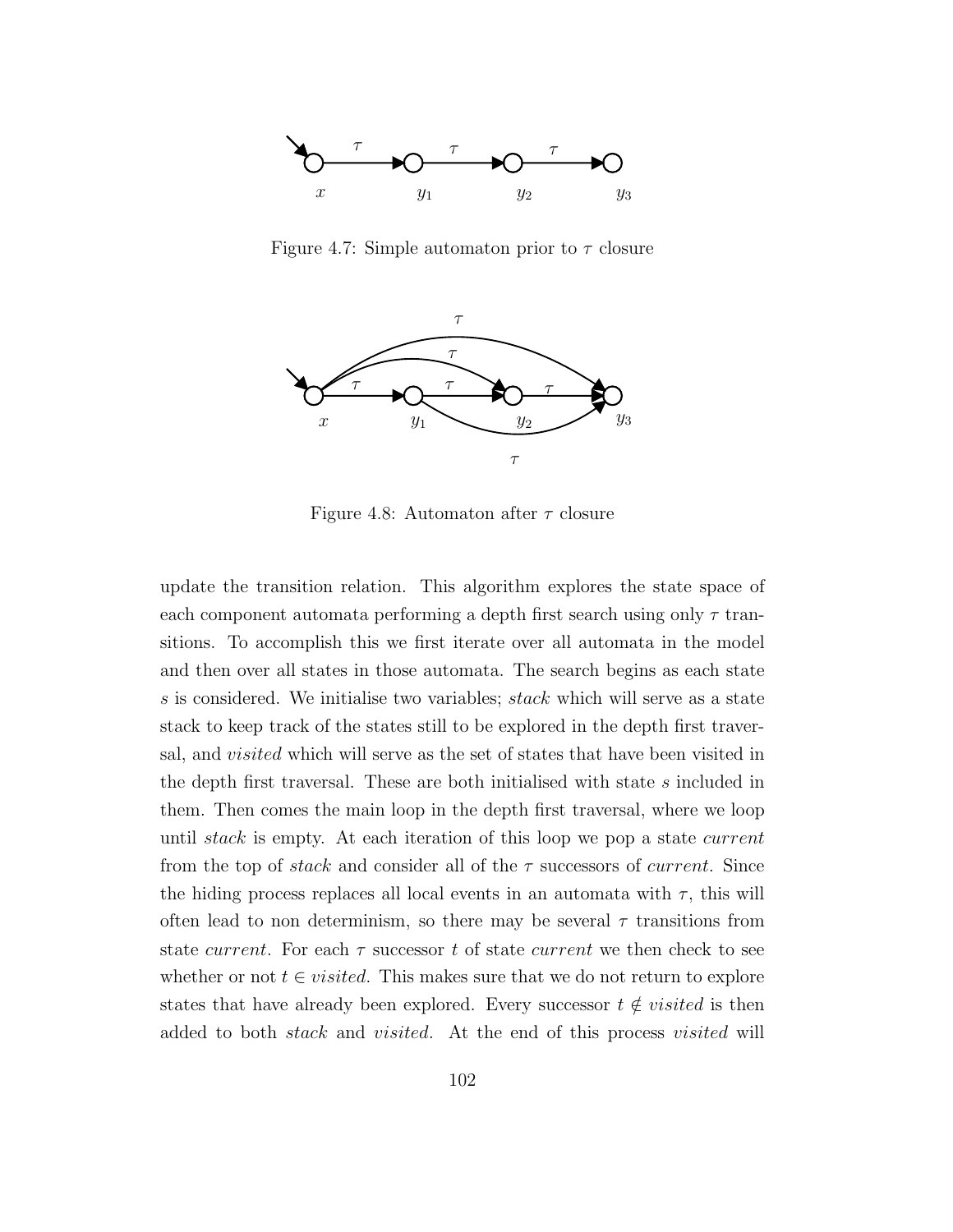Figure 4.7: Simple automaton prior to $\tau$ closure

Figure 4.8: Automaton after $\tau$ closure

update the transition relation. This algorithm explores the state space of each component automata performing a depth first search using only $\tau$ transitions. To accomplish this we first iterate over all automata in the model and then over all states in those automata. The search begins as each state $s$ is considered. We initialise two variables; *stack* which will serve as a state stack to keep track of the states still to be explored in the depth first traversal, and *visited* which will serve as the set of states that have been visited in the depth first traversal. These are both initialised with state $s$ included in them. Then comes the main loop in the depth first traversal, where we loop until *stack* is empty. At each iteration of this loop we pop a state *current* from the top of *stack* and consider all of the $\tau$ successors of *current*. Since the hiding process replaces all local events in an automata with $\tau$, this will often lead to non determinism, so there may be several $\tau$ transitions from state *current*. For each $\tau$ successor $t$ of state *current* we then check to see whether or not $t \in visited$. This makes sure that we do not return to explore states that have already been explored. Every successor $t \notin visited$ is then added to both *stack* and *visited*. At the end of this process *visited* will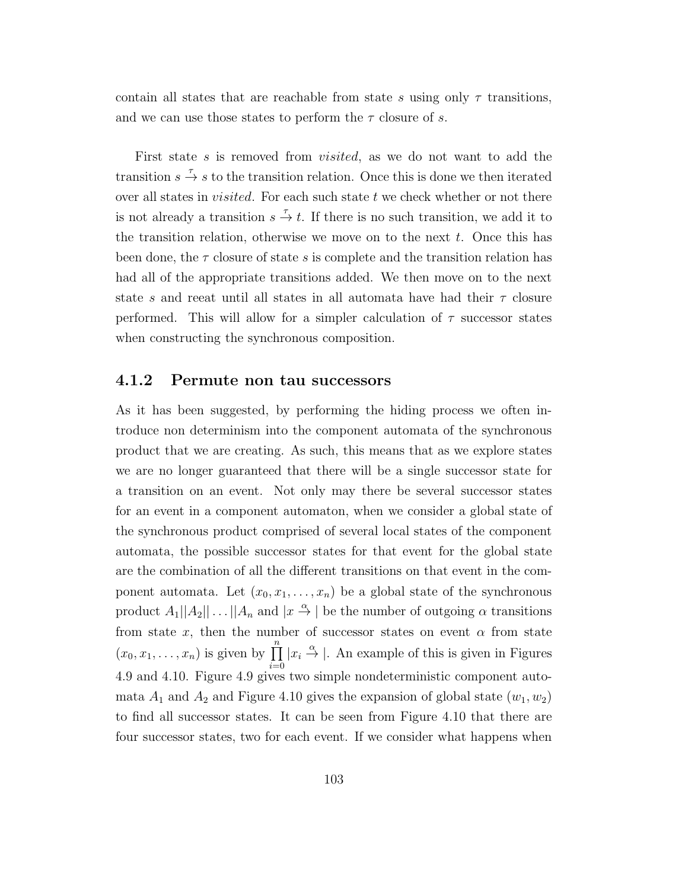contain all states that are reachable from state $s$ using only $\tau$ transitions, and we can use those states to perform the $\tau$ closure of $s$.

First state $s$ is removed from *visited*, as we do not want to add the transition $s \xrightarrow{\tau} s$ to the transition relation. Once this is done we then iterated over all states in *visited*. For each such state $t$ we check whether or not there is not already a transition $s \xrightarrow{\tau} t$. If there is no such transition, we add it to the transition relation, otherwise we move on to the next $t$. Once this has been done, the $\tau$ closure of state $s$ is complete and the transition relation has had all of the appropriate transitions added. We then move on to the next state $s$ and reeat until all states in all automata have had their $\tau$ closure performed. This will allow for a simpler calculation of $\tau$ successor states when constructing the synchronous composition.

### 4.1.2 Permute non tau successors

As it has been suggested, by performing the hiding process we often introduce non determinism into the component automata of the synchronous product that we are creating. As such, this means that as we explore states we are no longer guaranteed that there will be a single successor state for a transition on an event. Not only may there be several successor states for an event in a component automaton, when we consider a global state of the synchronous product comprised of several local states of the component automata, the possible successor states for that event for the global state are the combination of all the different transitions on that event in the component automata. Let $(x_0, x_1, \ldots, x_n)$ be a global state of the synchronous product $A_1||A_2||\ldots||A_n$ and $|x \xrightarrow{\alpha}|$ be the number of outgoing $\alpha$ transitions from state $x$, then the number of successor states on event $\alpha$ from state $(x_0, x_1, \ldots, x_n)$ is given by $\prod_{i=0}^{n} |x_i \xrightarrow{\alpha}|$. An example of this is given in Figures 4.9 and 4.10. Figure 4.9 gives two simple nondeterministic component automata $A_1$ and $A_2$ and Figure 4.10 gives the expansion of global state $(w_1, w_2)$ to find all successor states. It can be seen from Figure 4.10 that there are four successor states, two for each event. If we consider what happens when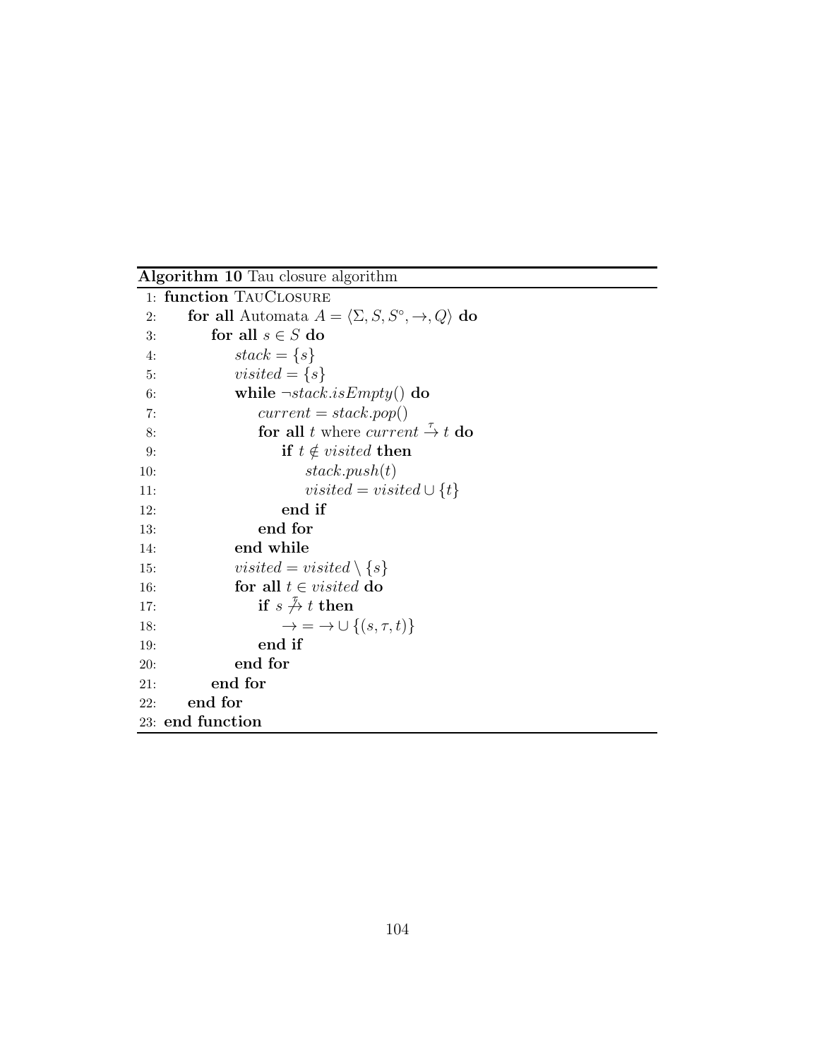**Algorithm 10** Tau closure algorithm

```
 1: function TauClosure
 2:     for all Automata A = ⟨Σ, S, S°, →, Q⟩ do
 3:         for all s ∈ S do
 4:             stack = {s}
 5:             visited = {s}
 6:             while ¬stack.isEmpty() do
 7:                 current = stack.pop()
 8:                 for all t where current −τ→ t do
 9:                     if t ∉ visited then
10:                         stack.push(t)
11:                         visited = visited ∪ {t}
12:                     end if
13:                 end for
14:             end while
15:             visited = visited \ {s}
16:             for all t ∈ visited do
17:                 if s −τ↛ t then
18:                     → = → ∪ {(s, τ, t)}
19:                 end if
20:             end for
21:         end for
22:     end for
23: end function
```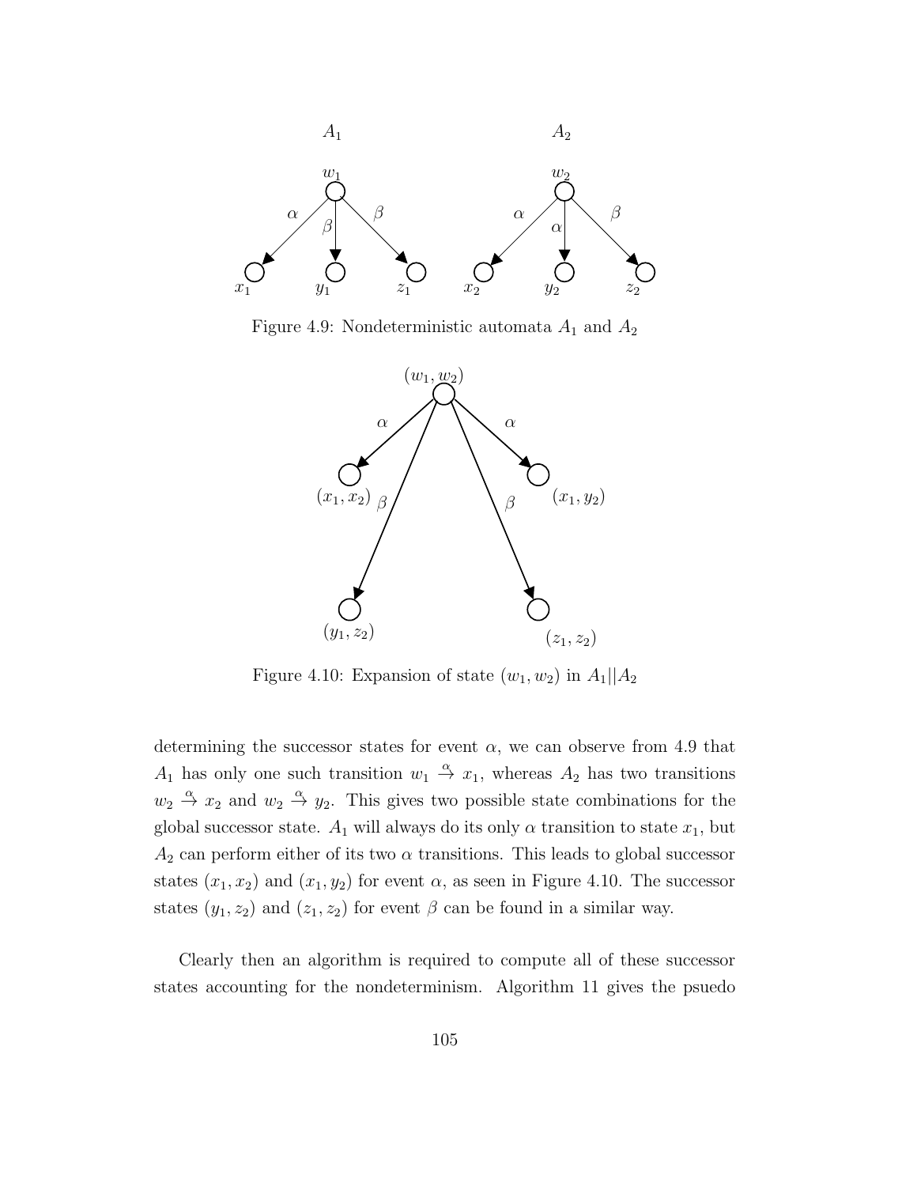Figure 4.9: Nondeterministic automata $A_1$ and $A_2$

Figure 4.10: Expansion of state $(w_1, w_2)$ in $A_1||A_2$

determining the successor states for event $\alpha$, we can observe from 4.9 that $A_1$ has only one such transition $w_1 \xrightarrow{\alpha} x_1$, whereas $A_2$ has two transitions $w_2 \xrightarrow{\alpha} x_2$ and $w_2 \xrightarrow{\alpha} y_2$. This gives two possible state combinations for the global successor state. $A_1$ will always do its only $\alpha$ transition to state $x_1$, but $A_2$ can perform either of its two $\alpha$ transitions. This leads to global successor states $(x_1, x_2)$ and $(x_1, y_2)$ for event $\alpha$, as seen in Figure 4.10. The successor states $(y_1, z_2)$ and $(z_1, z_2)$ for event $\beta$ can be found in a similar way.

Clearly then an algorithm is required to compute all of these successor states accounting for the nondeterminism. Algorithm 11 gives the psuedo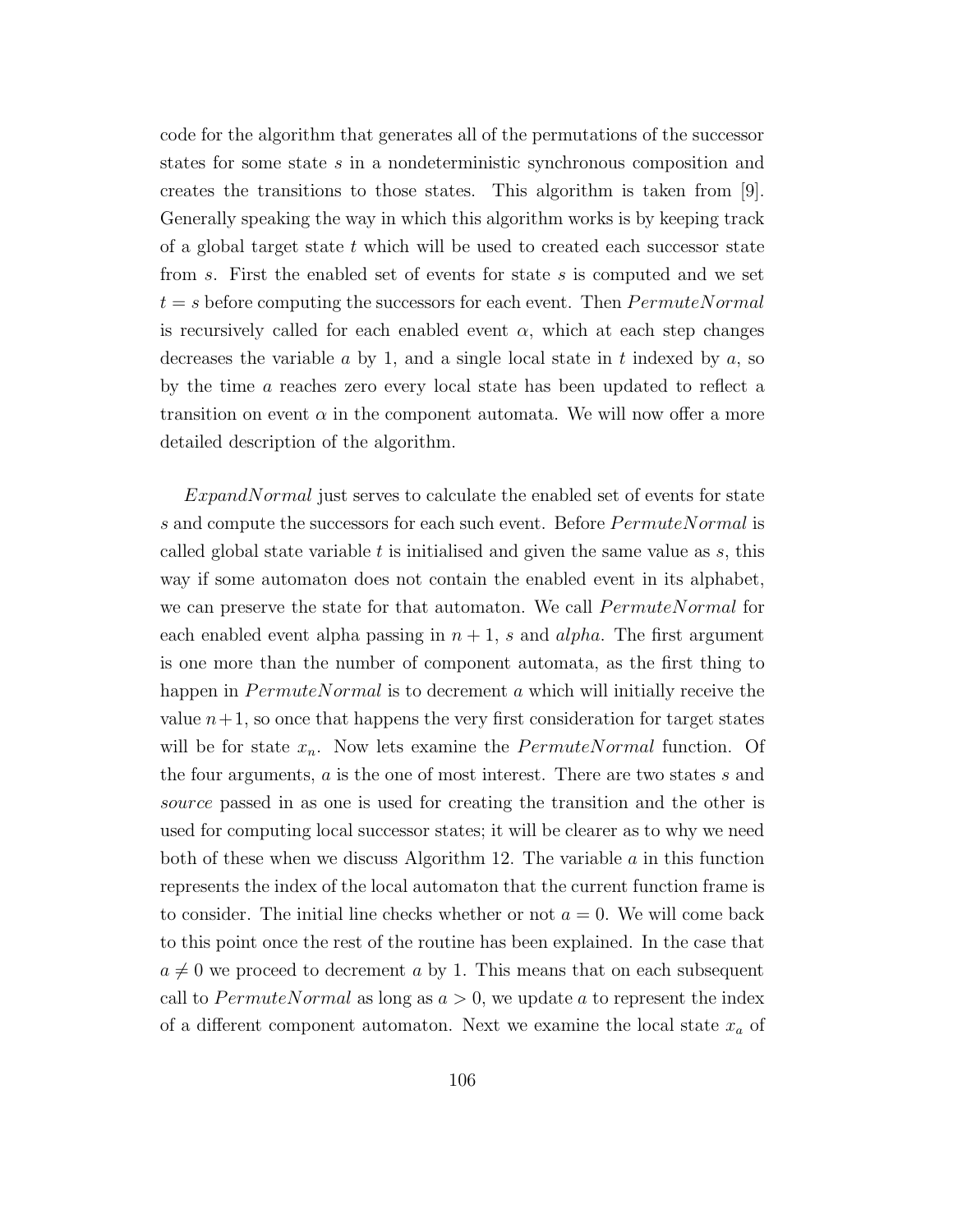code for the algorithm that generates all of the permutations of the successor states for some state $s$ in a nondeterministic synchronous composition and creates the transitions to those states. This algorithm is taken from [9]. Generally speaking the way in which this algorithm works is by keeping track of a global target state $t$ which will be used to created each successor state from $s$. First the enabled set of events for state $s$ is computed and we set $t = s$ before computing the successors for each event. Then $PermuteNormal$ is recursively called for each enabled event $\alpha$, which at each step changes decreases the variable $a$ by 1, and a single local state in $t$ indexed by $a$, so by the time $a$ reaches zero every local state has been updated to reflect a transition on event $\alpha$ in the component automata. We will now offer a more detailed description of the algorithm.

$ExpandNormal$ just serves to calculate the enabled set of events for state $s$ and compute the successors for each such event. Before $PermuteNormal$ is called global state variable $t$ is initialised and given the same value as $s$, this way if some automaton does not contain the enabled event in its alphabet, we can preserve the state for that automaton. We call $PermuteNormal$ for each enabled event alpha passing in $n + 1$, $s$ and $alpha$. The first argument is one more than the number of component automata, as the first thing to happen in $PermuteNormal$ is to decrement $a$ which will initially receive the value $n+1$, so once that happens the very first consideration for target states will be for state $x_n$. Now lets examine the $PermuteNormal$ function. Of the four arguments, $a$ is the one of most interest. There are two states $s$ and $source$ passed in as one is used for creating the transition and the other is used for computing local successor states; it will be clearer as to why we need both of these when we discuss Algorithm 12. The variable $a$ in this function represents the index of the local automaton that the current function frame is to consider. The initial line checks whether or not $a = 0$. We will come back to this point once the rest of the routine has been explained. In the case that $a \neq 0$ we proceed to decrement $a$ by 1. This means that on each subsequent call to $PermuteNormal$ as long as $a > 0$, we update $a$ to represent the index of a different component automaton. Next we examine the local state $x_a$ of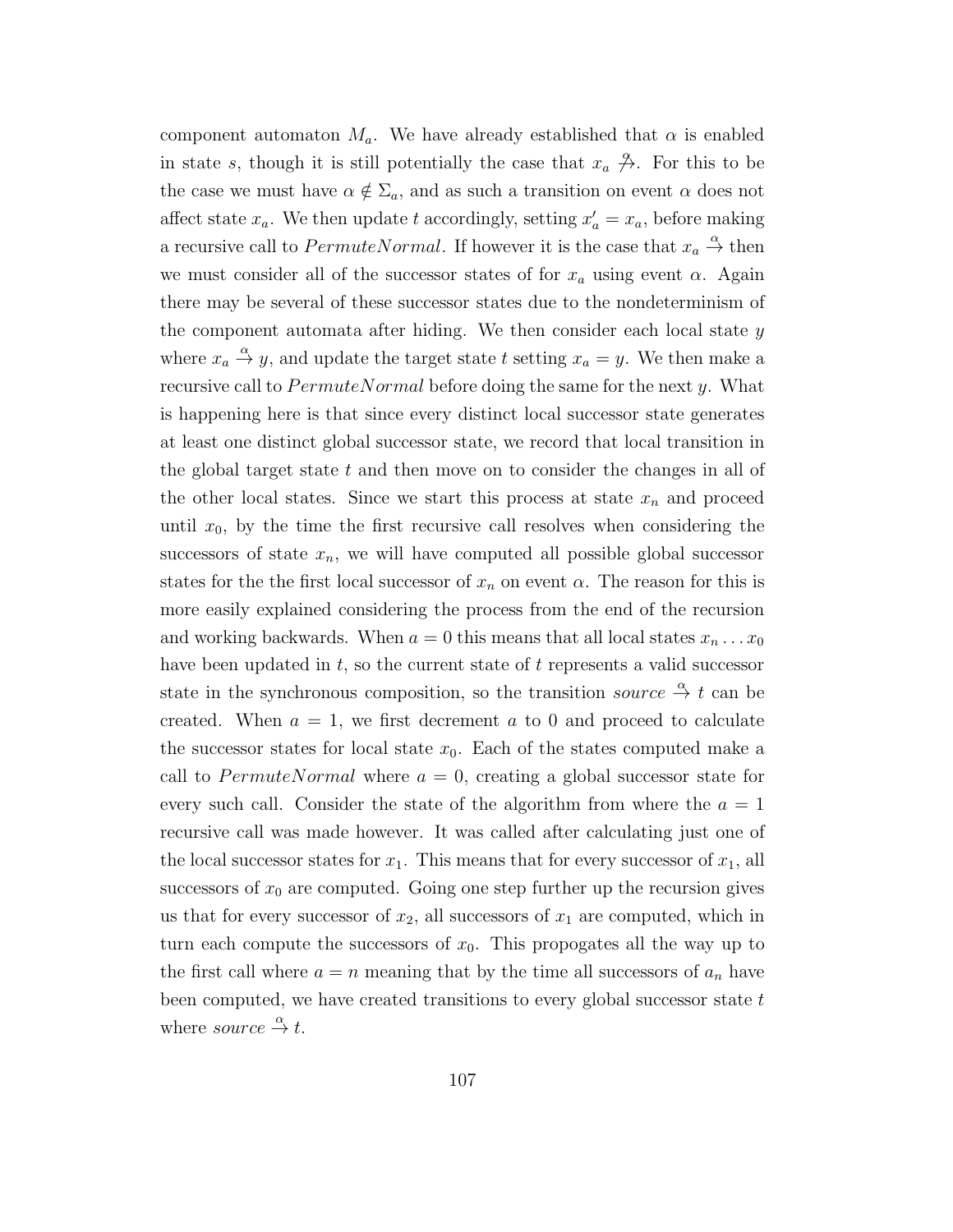component automaton $M_a$. We have already established that $\alpha$ is enabled in state $s$, though it is still potentially the case that $x_a \stackrel{\alpha}{\not\rightarrow}$. For this to be the case we must have $\alpha \notin \Sigma_a$, and as such a transition on event $\alpha$ does not affect state $x_a$. We then update $t$ accordingly, setting $x'_a = x_a$, before making a recursive call to $PermuteNormal$. If however it is the case that $x_a \stackrel{\alpha}{\rightarrow}$ then we must consider all of the successor states of for $x_a$ using event $\alpha$. Again there may be several of these successor states due to the nondeterminism of the component automata after hiding. We then consider each local state $y$ where $x_a \stackrel{\alpha}{\rightarrow} y$, and update the target state $t$ setting $x_a = y$. We then make a recursive call to $PermuteNormal$ before doing the same for the next $y$. What is happening here is that since every distinct local successor state generates at least one distinct global successor state, we record that local transition in the global target state $t$ and then move on to consider the changes in all of the other local states. Since we start this process at state $x_n$ and proceed until $x_0$, by the time the first recursive call resolves when considering the successors of state $x_n$, we will have computed all possible global successor states for the the first local successor of $x_n$ on event $\alpha$. The reason for this is more easily explained considering the process from the end of the recursion and working backwards. When $a = 0$ this means that all local states $x_n \ldots x_0$ have been updated in $t$, so the current state of $t$ represents a valid successor state in the synchronous composition, so the transition $source \stackrel{\alpha}{\rightarrow} t$ can be created. When $a = 1$, we first decrement $a$ to 0 and proceed to calculate the successor states for local state $x_0$. Each of the states computed make a call to $PermuteNormal$ where $a = 0$, creating a global successor state for every such call. Consider the state of the algorithm from where the $a = 1$ recursive call was made however. It was called after calculating just one of the local successor states for $x_1$. This means that for every successor of $x_1$, all successors of $x_0$ are computed. Going one step further up the recursion gives us that for every successor of $x_2$, all successors of $x_1$ are computed, which in turn each compute the successors of $x_0$. This propogates all the way up to the first call where $a = n$ meaning that by the time all successors of $a_n$ have been computed, we have created transitions to every global successor state $t$ where $source \stackrel{\alpha}{\rightarrow} t$.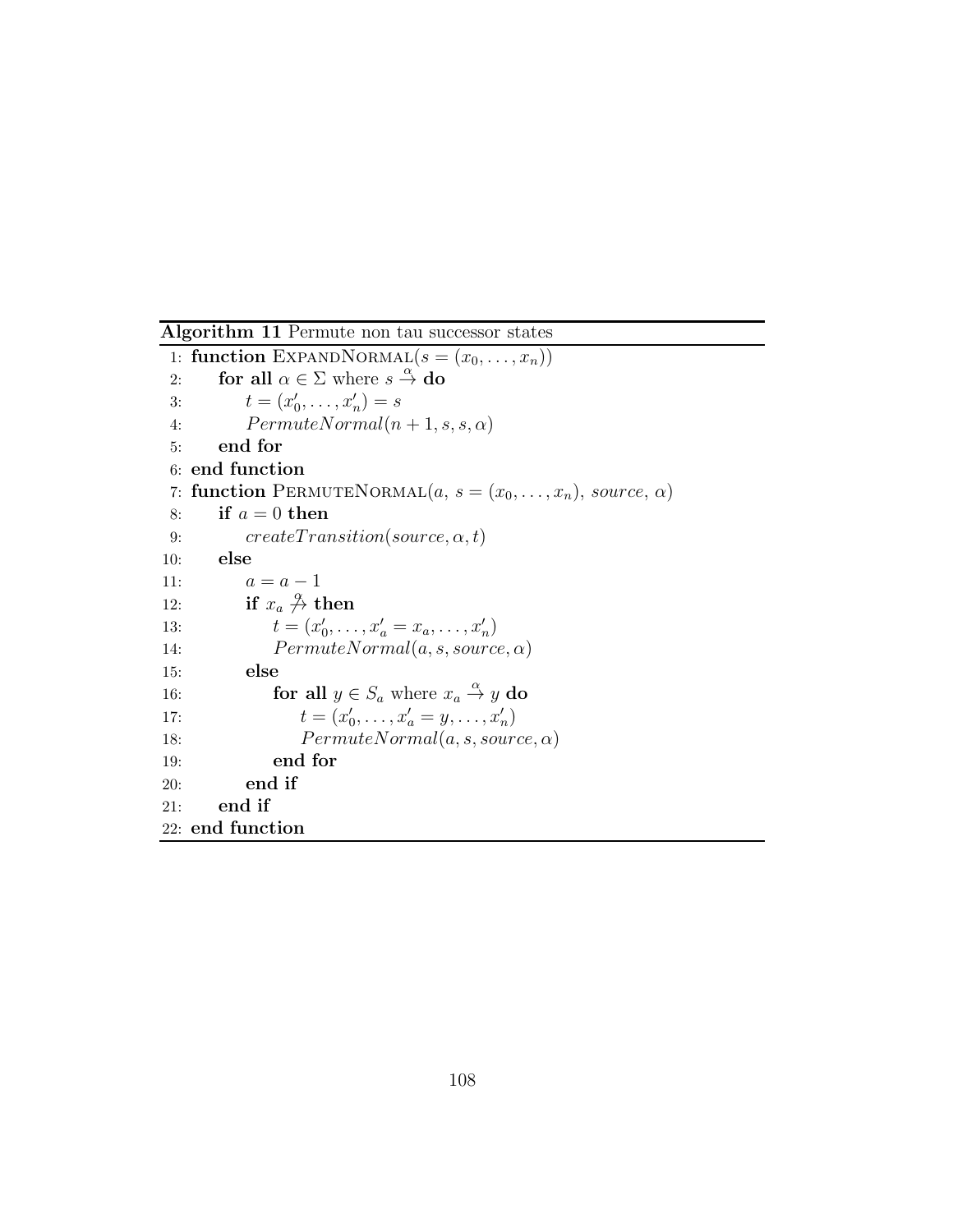**Algorithm 11** Permute non tau successor states

1: **function** ExpandNormal($s = (x_0, \ldots, x_n)$)
2: &nbsp;&nbsp;&nbsp;&nbsp;**for all** $\alpha \in \Sigma$ where $s \xrightarrow{\alpha}$ **do**
3: &nbsp;&nbsp;&nbsp;&nbsp;&nbsp;&nbsp;&nbsp;&nbsp;$t = (x'_0, \ldots, x'_n) = s$
4: &nbsp;&nbsp;&nbsp;&nbsp;&nbsp;&nbsp;&nbsp;&nbsp;$PermuteNormal(n + 1, s, s, \alpha)$
5: &nbsp;&nbsp;&nbsp;&nbsp;**end for**
6: **end function**
7: **function** PermuteNormal($a$, $s = (x_0, \ldots, x_n)$, $source$, $\alpha$)
8: &nbsp;&nbsp;&nbsp;&nbsp;**if** $a = 0$ **then**
9: &nbsp;&nbsp;&nbsp;&nbsp;&nbsp;&nbsp;&nbsp;&nbsp;$createTransition(source, \alpha, t)$
10: &nbsp;&nbsp;&nbsp;&nbsp;**else**
11: &nbsp;&nbsp;&nbsp;&nbsp;&nbsp;&nbsp;&nbsp;&nbsp;$a = a - 1$
12: &nbsp;&nbsp;&nbsp;&nbsp;&nbsp;&nbsp;&nbsp;&nbsp;**if** $x_a \stackrel{\alpha}{\nrightarrow}$ **then**
13: &nbsp;&nbsp;&nbsp;&nbsp;&nbsp;&nbsp;&nbsp;&nbsp;&nbsp;&nbsp;&nbsp;&nbsp;$t = (x'_0, \ldots, x'_a = x_a, \ldots, x'_n)$
14: &nbsp;&nbsp;&nbsp;&nbsp;&nbsp;&nbsp;&nbsp;&nbsp;&nbsp;&nbsp;&nbsp;&nbsp;$PermuteNormal(a, s, source, \alpha)$
15: &nbsp;&nbsp;&nbsp;&nbsp;&nbsp;&nbsp;&nbsp;&nbsp;**else**
16: &nbsp;&nbsp;&nbsp;&nbsp;&nbsp;&nbsp;&nbsp;&nbsp;&nbsp;&nbsp;&nbsp;&nbsp;**for all** $y \in S_a$ where $x_a \xrightarrow{\alpha} y$ **do**
17: &nbsp;&nbsp;&nbsp;&nbsp;&nbsp;&nbsp;&nbsp;&nbsp;&nbsp;&nbsp;&nbsp;&nbsp;&nbsp;&nbsp;&nbsp;&nbsp;$t = (x'_0, \ldots, x'_a = y, \ldots, x'_n)$
18: &nbsp;&nbsp;&nbsp;&nbsp;&nbsp;&nbsp;&nbsp;&nbsp;&nbsp;&nbsp;&nbsp;&nbsp;&nbsp;&nbsp;&nbsp;&nbsp;$PermuteNormal(a, s, source, \alpha)$
19: &nbsp;&nbsp;&nbsp;&nbsp;&nbsp;&nbsp;&nbsp;&nbsp;&nbsp;&nbsp;&nbsp;&nbsp;**end for**
20: &nbsp;&nbsp;&nbsp;&nbsp;&nbsp;&nbsp;&nbsp;&nbsp;**end if**
21: &nbsp;&nbsp;&nbsp;&nbsp;**end if**
22: **end function**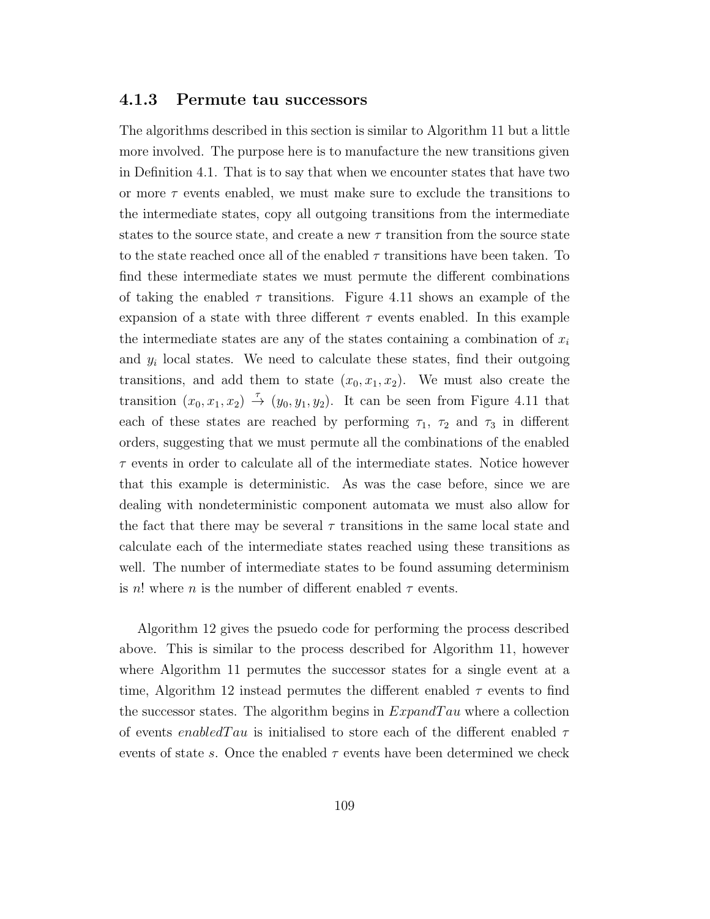### 4.1.3 Permute tau successors

The algorithms described in this section is similar to Algorithm 11 but a little more involved. The purpose here is to manufacture the new transitions given in Definition 4.1. That is to say that when we encounter states that have two or more $\tau$ events enabled, we must make sure to exclude the transitions to the intermediate states, copy all outgoing transitions from the intermediate states to the source state, and create a new $\tau$ transition from the source state to the state reached once all of the enabled $\tau$ transitions have been taken. To find these intermediate states we must permute the different combinations of taking the enabled $\tau$ transitions. Figure 4.11 shows an example of the expansion of a state with three different $\tau$ events enabled. In this example the intermediate states are any of the states containing a combination of $x_i$ and $y_i$ local states. We need to calculate these states, find their outgoing transitions, and add them to state $(x_0, x_1, x_2)$. We must also create the transition $(x_0, x_1, x_2) \xrightarrow{\tau} (y_0, y_1, y_2)$. It can be seen from Figure 4.11 that each of these states are reached by performing $\tau_1$, $\tau_2$ and $\tau_3$ in different orders, suggesting that we must permute all the combinations of the enabled $\tau$ events in order to calculate all of the intermediate states. Notice however that this example is deterministic. As was the case before, since we are dealing with nondeterministic component automata we must also allow for the fact that there may be several $\tau$ transitions in the same local state and calculate each of the intermediate states reached using these transitions as well. The number of intermediate states to be found assuming determinism is $n!$ where $n$ is the number of different enabled $\tau$ events.

Algorithm 12 gives the psuedo code for performing the process described above. This is similar to the process described for Algorithm 11, however where Algorithm 11 permutes the successor states for a single event at a time, Algorithm 12 instead permutes the different enabled $\tau$ events to find the successor states. The algorithm begins in $ExpandTau$ where a collection of events $enabledTau$ is initialised to store each of the different enabled $\tau$ events of state $s$. Once the enabled $\tau$ events have been determined we check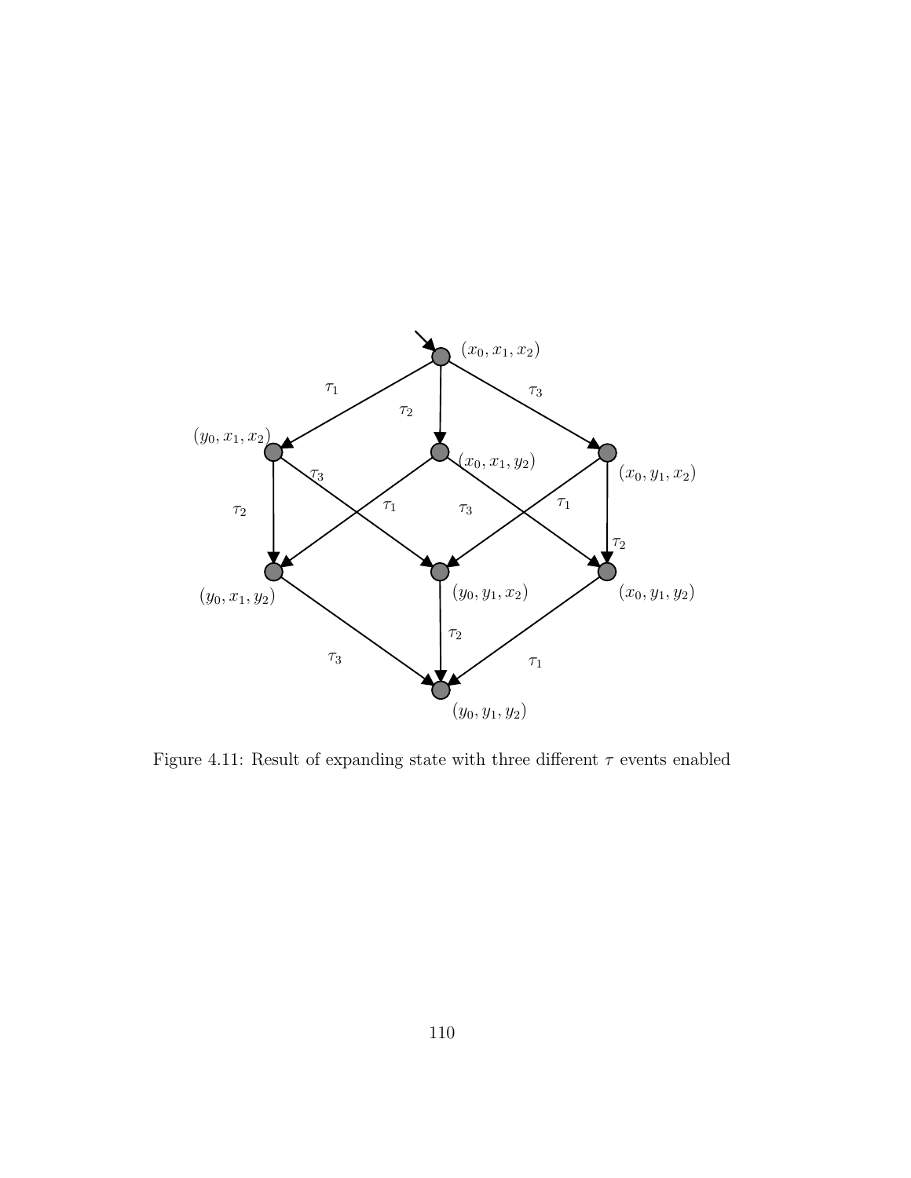Figure 4.11: Result of expanding state with three different $\tau$ events enabled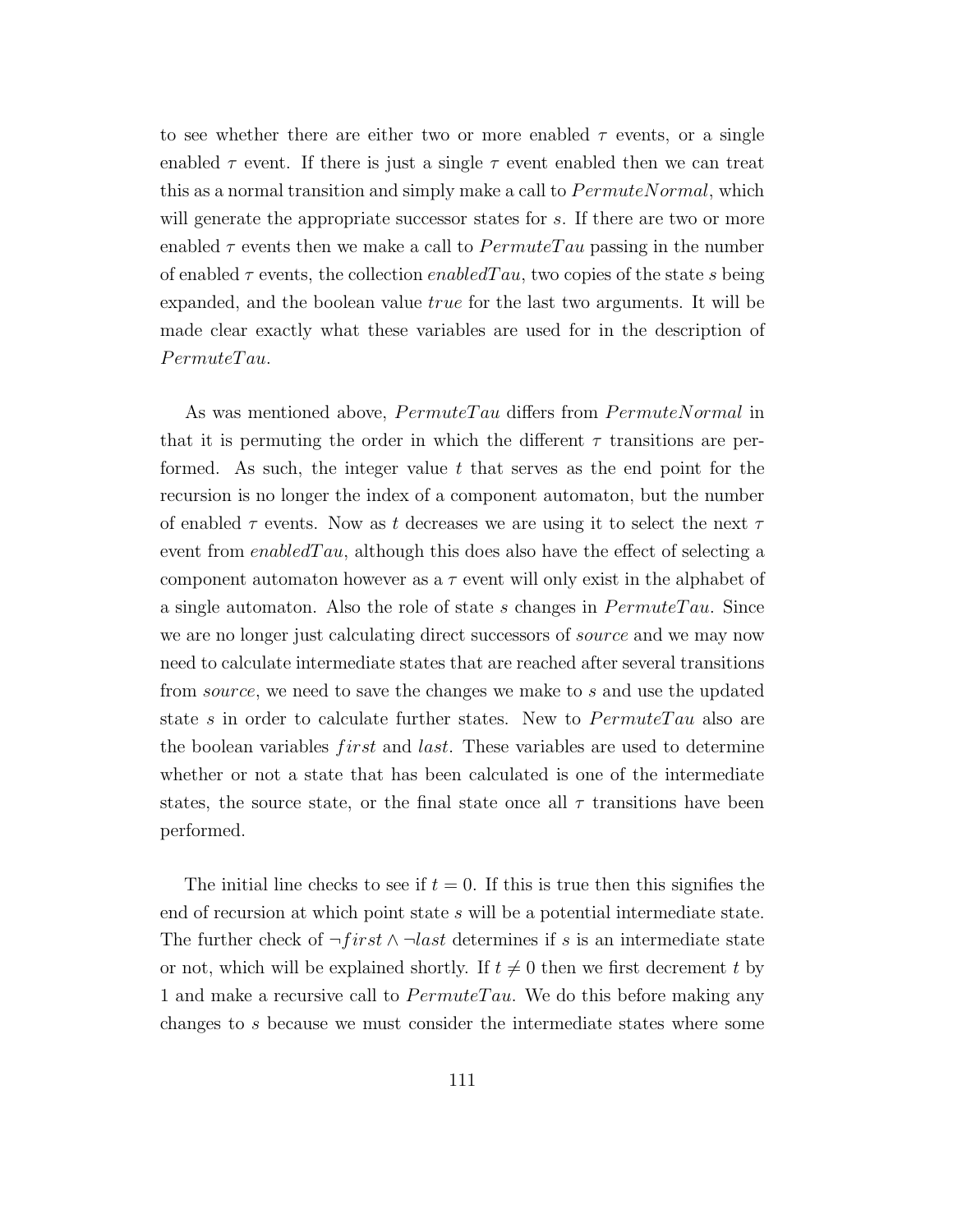to see whether there are either two or more enabled $\tau$ events, or a single enabled $\tau$ event. If there is just a single $\tau$ event enabled then we can treat this as a normal transition and simply make a call to $PermuteNormal$, which will generate the appropriate successor states for $s$. If there are two or more enabled $\tau$ events then we make a call to $PermuteTau$ passing in the number of enabled $\tau$ events, the collection *enabledTau*, two copies of the state $s$ being expanded, and the boolean value *true* for the last two arguments. It will be made clear exactly what these variables are used for in the description of $PermuteTau$.

As was mentioned above, $PermuteTau$ differs from $PermuteNormal$ in that it is permuting the order in which the different $\tau$ transitions are performed. As such, the integer value $t$ that serves as the end point for the recursion is no longer the index of a component automaton, but the number of enabled $\tau$ events. Now as $t$ decreases we are using it to select the next $\tau$ event from *enabledTau*, although this does also have the effect of selecting a component automaton however as a $\tau$ event will only exist in the alphabet of a single automaton. Also the role of state $s$ changes in $PermuteTau$. Since we are no longer just calculating direct successors of *source* and we may now need to calculate intermediate states that are reached after several transitions from *source*, we need to save the changes we make to $s$ and use the updated state $s$ in order to calculate further states. New to $PermuteTau$ also are the boolean variables $first$ and $last$. These variables are used to determine whether or not a state that has been calculated is one of the intermediate states, the source state, or the final state once all $\tau$ transitions have been performed.

The initial line checks to see if $t = 0$. If this is true then this signifies the end of recursion at which point state $s$ will be a potential intermediate state. The further check of $\neg first \wedge \neg last$ determines if $s$ is an intermediate state or not, which will be explained shortly. If $t \neq 0$ then we first decrement $t$ by 1 and make a recursive call to $PermuteTau$. We do this before making any changes to $s$ because we must consider the intermediate states where some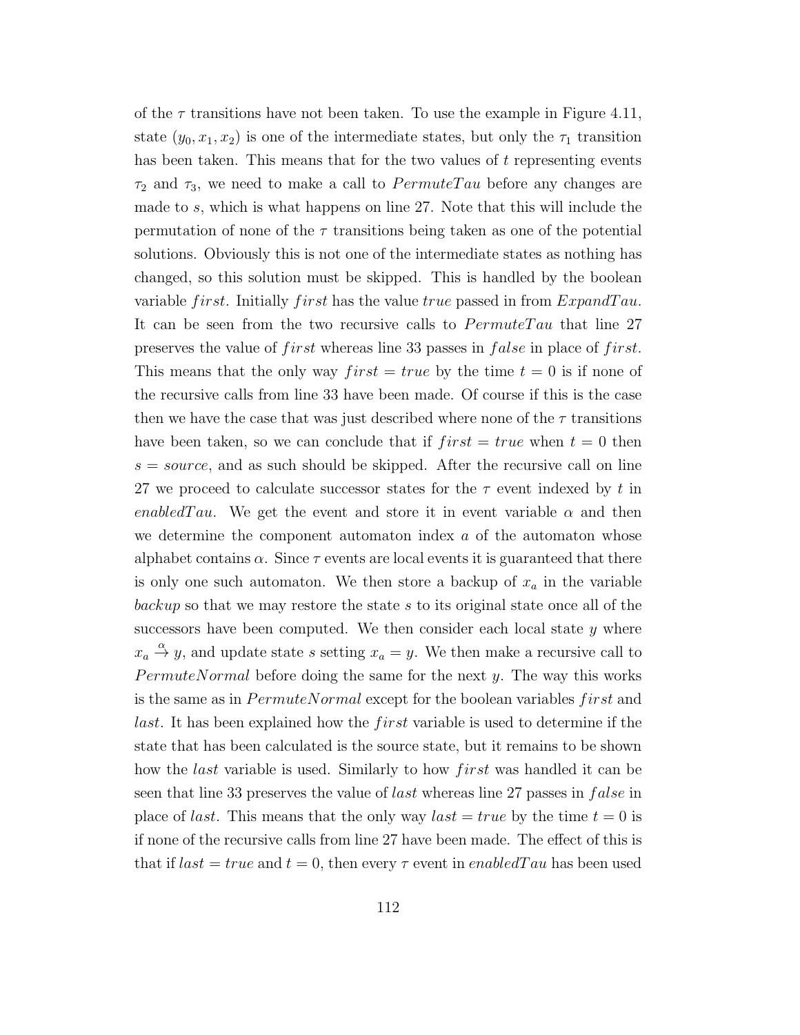of the $\tau$ transitions have not been taken. To use the example in Figure 4.11, state $(y_0, x_1, x_2)$ is one of the intermediate states, but only the $\tau_1$ transition has been taken. This means that for the two values of $t$ representing events $\tau_2$ and $\tau_3$, we need to make a call to $PermuteTau$ before any changes are made to $s$, which is what happens on line 27. Note that this will include the permutation of none of the $\tau$ transitions being taken as one of the potential solutions. Obviously this is not one of the intermediate states as nothing has changed, so this solution must be skipped. This is handled by the boolean variable $first$. Initially $first$ has the value $true$ passed in from $ExpandTau$. It can be seen from the two recursive calls to $PermuteTau$ that line 27 preserves the value of $first$ whereas line 33 passes in $false$ in place of $first$. This means that the only way $first = true$ by the time $t = 0$ is if none of the recursive calls from line 33 have been made. Of course if this is the case then we have the case that was just described where none of the $\tau$ transitions have been taken, so we can conclude that if $first = true$ when $t = 0$ then $s = source$, and as such should be skipped. After the recursive call on line 27 we proceed to calculate successor states for the $\tau$ event indexed by $t$ in $enabledTau$. We get the event and store it in event variable $\alpha$ and then we determine the component automaton index $a$ of the automaton whose alphabet contains $\alpha$. Since $\tau$ events are local events it is guaranteed that there is only one such automaton. We then store a backup of $x_a$ in the variable $backup$ so that we may restore the state $s$ to its original state once all of the successors have been computed. We then consider each local state $y$ where $x_a \stackrel{\alpha}{\to} y$, and update state $s$ setting $x_a = y$. We then make a recursive call to $PermuteNormal$ before doing the same for the next $y$. The way this works is the same as in $PermuteNormal$ except for the boolean variables $first$ and $last$. It has been explained how the $first$ variable is used to determine if the state that has been calculated is the source state, but it remains to be shown how the $last$ variable is used. Similarly to how $first$ was handled it can be seen that line 33 preserves the value of $last$ whereas line 27 passes in $false$ in place of $last$. This means that the only way $last = true$ by the time $t = 0$ is if none of the recursive calls from line 27 have been made. The effect of this is that if $last = true$ and $t = 0$, then every $\tau$ event in $enabledTau$ has been used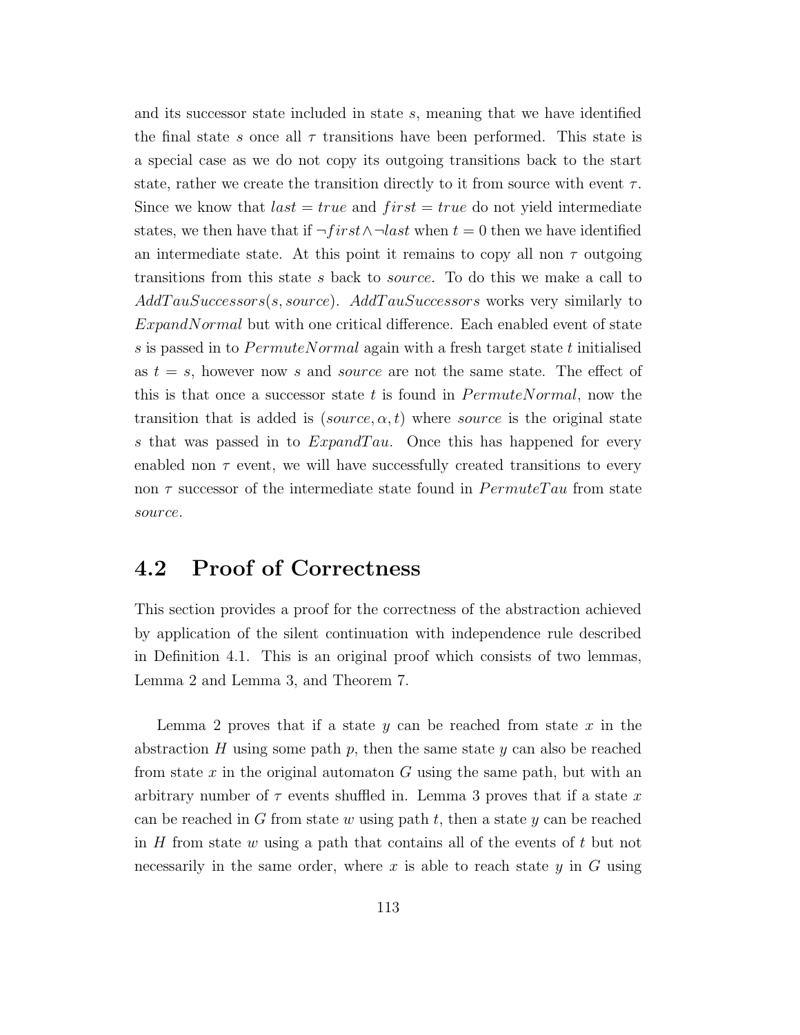and its successor state included in state $s$, meaning that we have identified the final state $s$ once all $\tau$ transitions have been performed. This state is a special case as we do not copy its outgoing transitions back to the start state, rather we create the transition directly to it from source with event $\tau$. Since we know that $last = true$ and $first = true$ do not yield intermediate states, we then have that if $\neg first \wedge \neg last$ when $t = 0$ then we have identified an intermediate state. At this point it remains to copy all non $\tau$ outgoing transitions from this state $s$ back to *source*. To do this we make a call to $AddTauSuccessors(s, source)$. $AddTauSuccessors$ works very similarly to $ExpandNormal$ but with one critical difference. Each enabled event of state $s$ is passed in to $PermuteNormal$ again with a fresh target state $t$ initialised as $t = s$, however now $s$ and *source* are not the same state. The effect of this is that once a successor state $t$ is found in $PermuteNormal$, now the transition that is added is $(source, \alpha, t)$ where *source* is the original state $s$ that was passed in to $ExpandTau$. Once this has happened for every enabled non $\tau$ event, we will have successfully created transitions to every non $\tau$ successor of the intermediate state found in $PermuteTau$ from state *source*.

## 4.2 Proof of Correctness

This section provides a proof for the correctness of the abstraction achieved by application of the silent continuation with independence rule described in Definition 4.1. This is an original proof which consists of two lemmas, Lemma 2 and Lemma 3, and Theorem 7.

Lemma 2 proves that if a state $y$ can be reached from state $x$ in the abstraction $H$ using some path $p$, then the same state $y$ can also be reached from state $x$ in the original automaton $G$ using the same path, but with an arbitrary number of $\tau$ events shuffled in. Lemma 3 proves that if a state $x$ can be reached in $G$ from state $w$ using path $t$, then a state $y$ can be reached in $H$ from state $w$ using a path that contains all of the events of $t$ but not necessarily in the same order, where $x$ is able to reach state $y$ in $G$ using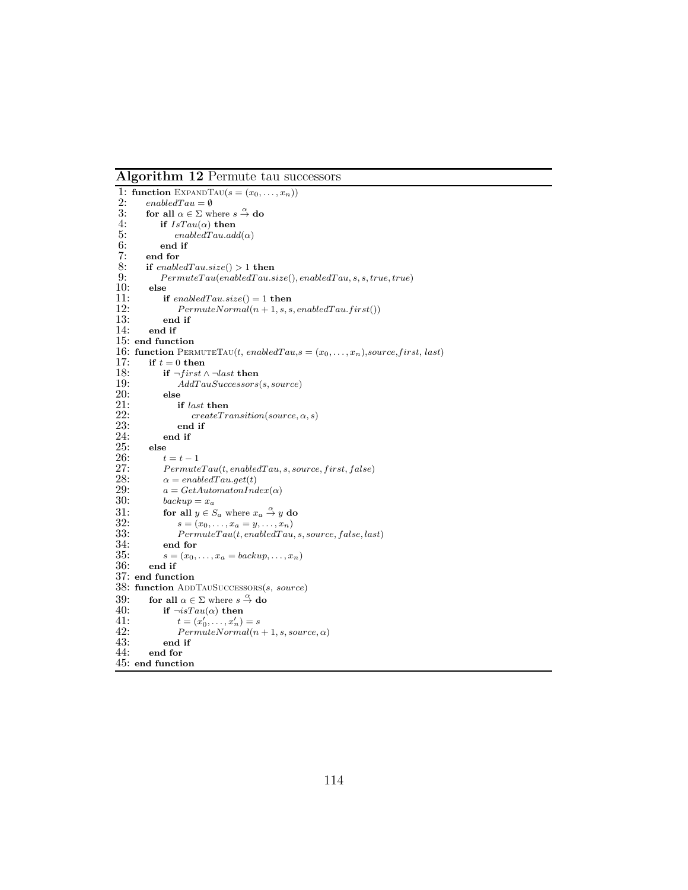**Algorithm 12** Permute tau successors

```
1: function ExpandTau(s = (x_0, ..., x_n))
2:     enabledTau = ∅
3:     for all α ∈ Σ where s →^α do
4:         if IsTau(α) then
5:             enabledTau.add(α)
6:         end if
7:     end for
8:     if enabledTau.size() > 1 then
9:         PermuteTau(enabledTau.size(), enabledTau, s, s, true, true)
10:    else
11:        if enabledTau.size() = 1 then
12:            PermuteNormal(n + 1, s, s, enabledTau.first())
13:        end if
14:    end if
15: end function
16: function PermuteTau(t, enabledTau, s = (x_0, ..., x_n), source, first, last)
17:    if t = 0 then
18:        if ¬first ∧ ¬last then
19:            AddTauSuccessors(s, source)
20:        else
21:            if last then
22:                createTransition(source, α, s)
23:            end if
24:        end if
25:    else
26:        t = t − 1
27:        PermuteTau(t, enabledTau, s, source, first, false)
28:        α = enabledTau.get(t)
29:        a = GetAutomatonIndex(α)
30:        backup = x_a
31:        for all y ∈ S_a where x_a →^α y do
32:            s = (x_0, ..., x_a = y, ..., x_n)
33:            PermuteTau(t, enabledTau, s, source, false, last)
34:        end for
35:        s = (x_0, ..., x_a = backup, ..., x_n)
36:    end if
37: end function
38: function AddTauSuccessors(s, source)
39:    for all α ∈ Σ where s →^α do
40:        if ¬isTau(α) then
41:            t = (x'_0, ..., x'_n) = s
42:            PermuteNormal(n + 1, s, source, α)
43:        end if
44:    end for
45: end function
```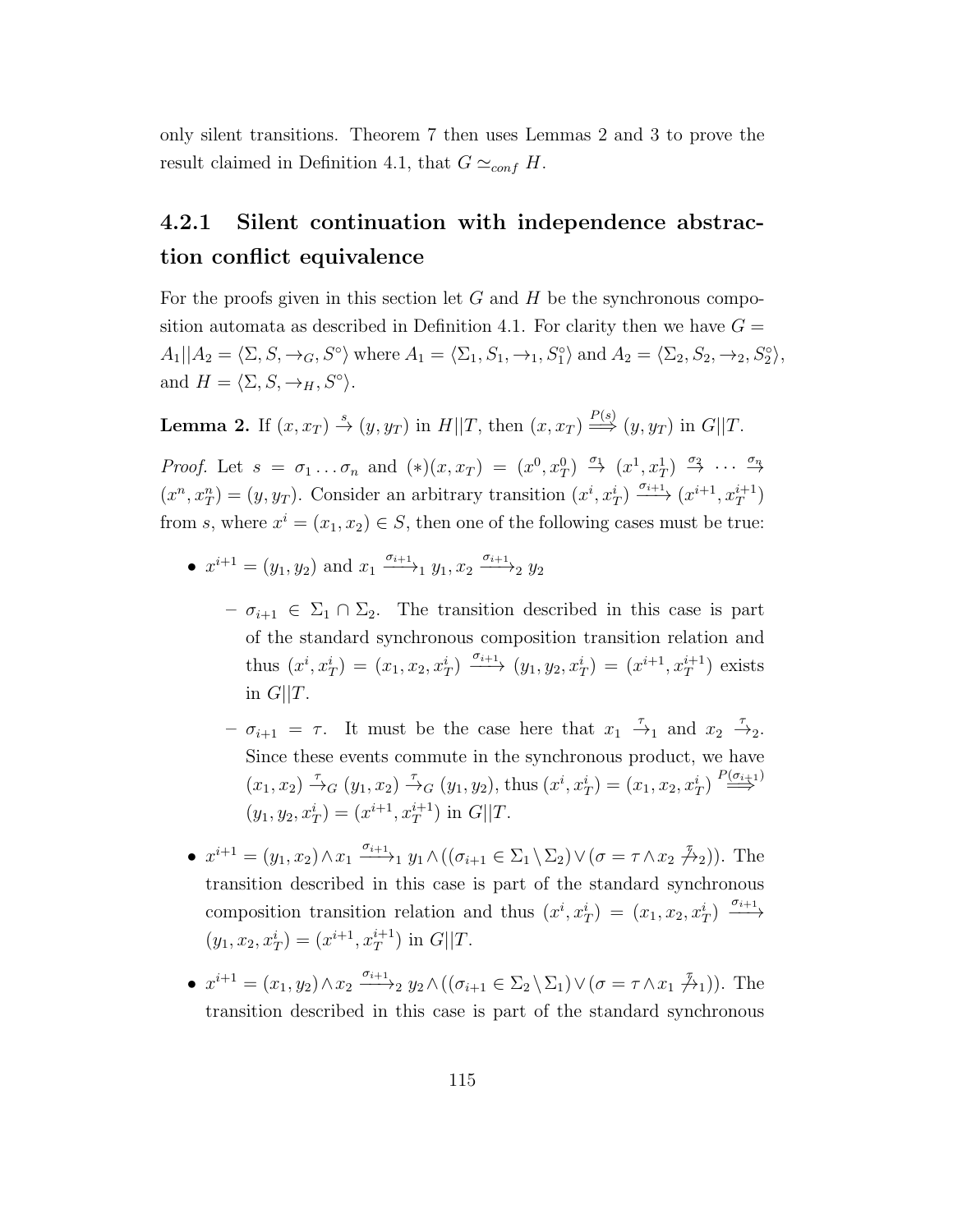only silent transitions. Theorem 7 then uses Lemmas 2 and 3 to prove the result claimed in Definition 4.1, that $G \simeq_{conf} H$.

### 4.2.1 Silent continuation with independence abstraction conflict equivalence

For the proofs given in this section let $G$ and $H$ be the synchronous composition automata as described in Definition 4.1. For clarity then we have $G = A_1||A_2 = \langle \Sigma, S, \rightarrow_G, S^\circ \rangle$ where $A_1 = \langle \Sigma_1, S_1, \rightarrow_1, S_1^\circ \rangle$ and $A_2 = \langle \Sigma_2, S_2, \rightarrow_2, S_2^\circ \rangle$, and $H = \langle \Sigma, S, \rightarrow_H, S^\circ \rangle$.

**Lemma 2.** If $(x, x_T) \xrightarrow{s} (y, y_T)$ in $H||T$, then $(x, x_T) \xRightarrow{P(s)} (y, y_T)$ in $G||T$.

*Proof.* Let $s = \sigma_1 \dots \sigma_n$ and $(*)(x, x_T) = (x^0, x_T^0) \xrightarrow{\sigma_1} (x^1, x_T^1) \xrightarrow{\sigma_2} \cdots \xrightarrow{\sigma_n} (x^n, x_T^n) = (y, y_T)$. Consider an arbitrary transition $(x^i, x_T^i) \xrightarrow{\sigma_{i+1}} (x^{i+1}, x_T^{i+1})$ from $s$, where $x^i = (x_1, x_2) \in S$, then one of the following cases must be true:

- $x^{i+1} = (y_1, y_2)$ and $x_1 \xrightarrow{\sigma_{i+1}}_1 y_1, x_2 \xrightarrow{\sigma_{i+1}}_2 y_2$
  - $\sigma_{i+1} \in \Sigma_1 \cap \Sigma_2$. The transition described in this case is part of the standard synchronous composition transition relation and thus $(x^i, x_T^i) = (x_1, x_2, x_T^i) \xrightarrow{\sigma_{i+1}} (y_1, y_2, x_T^i) = (x^{i+1}, x_T^{i+1})$ exists in $G||T$.
  - $\sigma_{i+1} = \tau$. It must be the case here that $x_1 \xrightarrow{\tau}_1$ and $x_2 \xrightarrow{\tau}_2$. Since these events commute in the synchronous product, we have $(x_1, x_2) \xrightarrow{\tau}_G (y_1, x_2) \xrightarrow{\tau}_G (y_1, y_2)$, thus $(x^i, x_T^i) = (x_1, x_2, x_T^i) \xRightarrow{P(\sigma_{i+1})} (y_1, y_2, x_T^i) = (x^{i+1}, x_T^{i+1})$ in $G||T$.
- $x^{i+1} = (y_1, x_2) \wedge x_1 \xrightarrow{\sigma_{i+1}}_1 y_1 \wedge ((\sigma_{i+1} \in \Sigma_1 \setminus \Sigma_2) \vee (\sigma = \tau \wedge x_2 \not\xrightarrow{\tau}_2))$. The transition described in this case is part of the standard synchronous composition transition relation and thus $(x^i, x_T^i) = (x_1, x_2, x_T^i) \xrightarrow{\sigma_{i+1}} (y_1, x_2, x_T^i) = (x^{i+1}, x_T^{i+1})$ in $G||T$.
- $x^{i+1} = (x_1, y_2) \wedge x_2 \xrightarrow{\sigma_{i+1}}_2 y_2 \wedge ((\sigma_{i+1} \in \Sigma_2 \setminus \Sigma_1) \vee (\sigma = \tau \wedge x_1 \not\xrightarrow{\tau}_1))$. The transition described in this case is part of the standard synchronous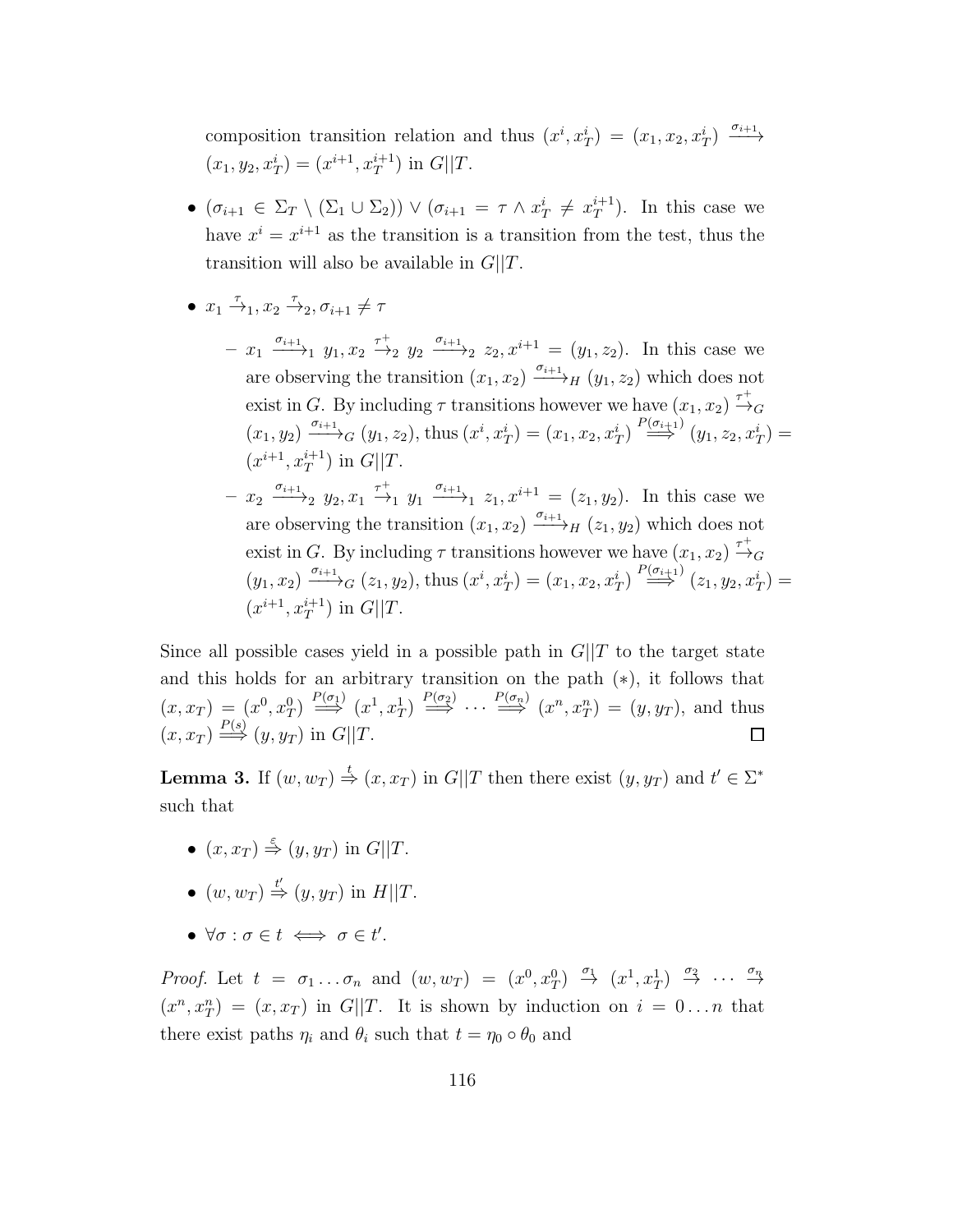composition transition relation and thus $(x^i, x_T^i) = (x_1, x_2, x_T^i) \xrightarrow{\sigma_{i+1}} (x_1, y_2, x_T^i) = (x^{i+1}, x_T^{i+1})$ in $G||T$.

- $(\sigma_{i+1} \in \Sigma_T \setminus (\Sigma_1 \cup \Sigma_2)) \vee (\sigma_{i+1} = \tau \wedge x_T^i \neq x_T^{i+1})$. In this case we have $x^i = x^{i+1}$ as the transition is a transition from the test, thus the transition will also be available in $G||T$.

- $x_1 \overset{\tau}{\not\rightarrow}_1, x_2 \overset{\tau}{\not\rightarrow}_2, \sigma_{i+1} \neq \tau$
  - $x_1 \xrightarrow{\sigma_{i+1}}_1 y_1, x_2 \xrightarrow{\tau^+}_2 y_2 \xrightarrow{\sigma_{i+1}}_2 z_2, x^{i+1} = (y_1, z_2)$. In this case we are observing the transition $(x_1, x_2) \xrightarrow{\sigma_{i+1}}_H (y_1, z_2)$ which does not exist in $G$. By including $\tau$ transitions however we have $(x_1, x_2) \xrightarrow{\tau^+}_G (x_1, y_2) \xrightarrow{\sigma_{i+1}}_G (y_1, z_2)$, thus $(x^i, x_T^i) = (x_1, x_2, x_T^i) \overset{P(\sigma_{i+1})}{\Longrightarrow} (y_1, z_2, x_T^i) = (x^{i+1}, x_T^{i+1})$ in $G||T$.
  - $x_2 \xrightarrow{\sigma_{i+1}}_2 y_2, x_1 \xrightarrow{\tau^+}_1 y_1 \xrightarrow{\sigma_{i+1}}_1 z_1, x^{i+1} = (z_1, y_2)$. In this case we are observing the transition $(x_1, x_2) \xrightarrow{\sigma_{i+1}}_H (z_1, y_2)$ which does not exist in $G$. By including $\tau$ transitions however we have $(x_1, x_2) \xrightarrow{\tau^+}_G (y_1, x_2) \xrightarrow{\sigma_{i+1}}_G (z_1, y_2)$, thus $(x^i, x_T^i) = (x_1, x_2, x_T^i) \overset{P(\sigma_{i+1})}{\Longrightarrow} (z_1, y_2, x_T^i) = (x^{i+1}, x_T^{i+1})$ in $G||T$.

Since all possible cases yield in a possible path in $G||T$ to the target state and this holds for an arbitrary transition on the path $(*)$, it follows that $(x, x_T) = (x^0, x_T^0) \overset{P(\sigma_1)}{\Longrightarrow} (x^1, x_T^1) \overset{P(\sigma_2)}{\Longrightarrow} \cdots \overset{P(\sigma_n)}{\Longrightarrow} (x^n, x_T^n) = (y, y_T)$, and thus $(x, x_T) \overset{P(s)}{\Longrightarrow} (y, y_T)$ in $G||T$. □

**Lemma 3.** If $(w, w_T) \overset{t}{\Rightarrow} (x, x_T)$ in $G||T$ then there exist $(y, y_T)$ and $t' \in \Sigma^*$ such that

- $(x, x_T) \overset{\varepsilon}{\Rightarrow} (y, y_T)$ in $G||T$.
- $(w, w_T) \overset{t'}{\Rightarrow} (y, y_T)$ in $H||T$.
- $\forall \sigma : \sigma \in t \iff \sigma \in t'$.

*Proof.* Let $t = \sigma_1 \ldots \sigma_n$ and $(w, w_T) = (x^0, x_T^0) \xrightarrow{\sigma_1} (x^1, x_T^1) \xrightarrow{\sigma_2} \cdots \xrightarrow{\sigma_n} (x^n, x_T^n) = (x, x_T)$ in $G||T$. It is shown by induction on $i = 0 \ldots n$ that there exist paths $\eta_i$ and $\theta_i$ such that $t = \eta_0 \circ \theta_0$ and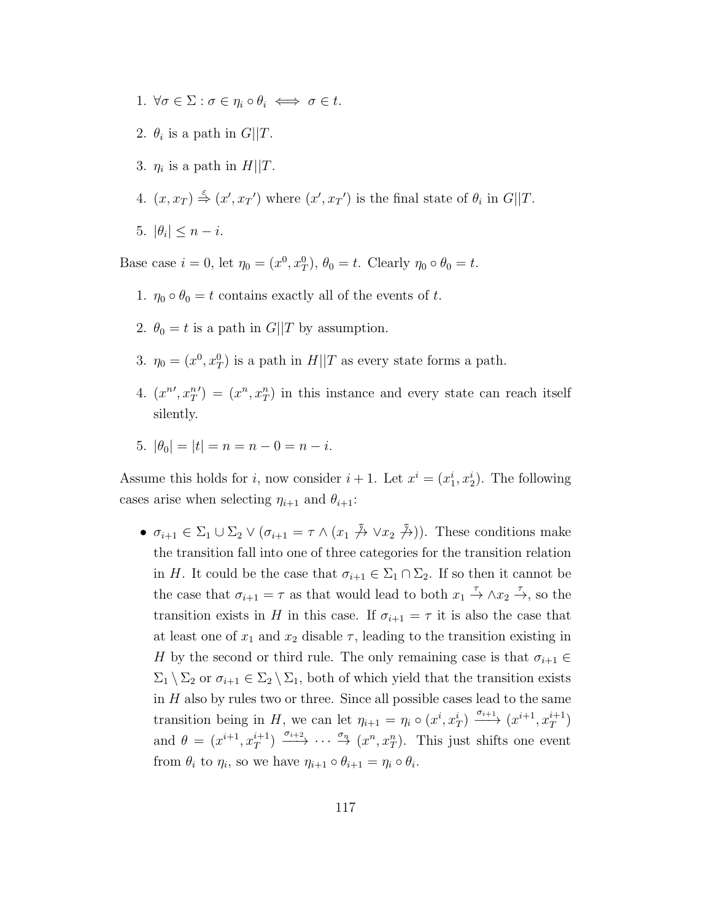1. $\forall \sigma \in \Sigma : \sigma \in \eta_i \circ \theta_i \iff \sigma \in t$.

2. $\theta_i$ is a path in $G||T$.

3. $\eta_i$ is a path in $H||T$.

4. $(x, x_T) \overset{\varepsilon}{\Rightarrow} (x', x_T{}')$ where $(x', x_T{}')$ is the final state of $\theta_i$ in $G||T$.

5. $|\theta_i| \leq n - i$.

Base case $i = 0$, let $\eta_0 = (x^0, x_T^0)$, $\theta_0 = t$. Clearly $\eta_0 \circ \theta_0 = t$.

1. $\eta_0 \circ \theta_0 = t$ contains exactly all of the events of $t$.

2. $\theta_0 = t$ is a path in $G||T$ by assumption.

3. $\eta_0 = (x^0, x_T^0)$ is a path in $H||T$ as every state forms a path.

4. $(x^{n\prime}, x_T^{n\prime}) = (x^n, x_T^n)$ in this instance and every state can reach itself silently.

5. $|\theta_0| = |t| = n = n - 0 = n - i$.

Assume this holds for $i$, now consider $i + 1$. Let $x^i = (x_1^i, x_2^i)$. The following cases arise when selecting $\eta_{i+1}$ and $\theta_{i+1}$:

- $\sigma_{i+1} \in \Sigma_1 \cup \Sigma_2 \vee (\sigma_{i+1} = \tau \wedge (x_1 \overset{\tau}{\not\to} \vee x_2 \overset{\tau}{\not\to}))$. These conditions make the transition fall into one of three categories for the transition relation in $H$. It could be the case that $\sigma_{i+1} \in \Sigma_1 \cap \Sigma_2$. If so then it cannot be the case that $\sigma_{i+1} = \tau$ as that would lead to both $x_1 \overset{\tau}{\to} \wedge x_2 \overset{\tau}{\to}$, so the transition exists in $H$ in this case. If $\sigma_{i+1} = \tau$ it is also the case that at least one of $x_1$ and $x_2$ disable $\tau$, leading to the transition existing in $H$ by the second or third rule. The only remaining case is that $\sigma_{i+1} \in \Sigma_1 \setminus \Sigma_2$ or $\sigma_{i+1} \in \Sigma_2 \setminus \Sigma_1$, both of which yield that the transition exists in $H$ also by rules two or three. Since all possible cases lead to the same transition being in $H$, we can let $\eta_{i+1} = \eta_i \circ (x^i, x_T^i) \xrightarrow{\sigma_{i+1}} (x^{i+1}, x_T^{i+1})$ and $\theta = (x^{i+1}, x_T^{i+1}) \xrightarrow{\sigma_{i+2}} \cdots \xrightarrow{\sigma_n} (x^n, x_T^n)$. This just shifts one event from $\theta_i$ to $\eta_i$, so we have $\eta_{i+1} \circ \theta_{i+1} = \eta_i \circ \theta_i$.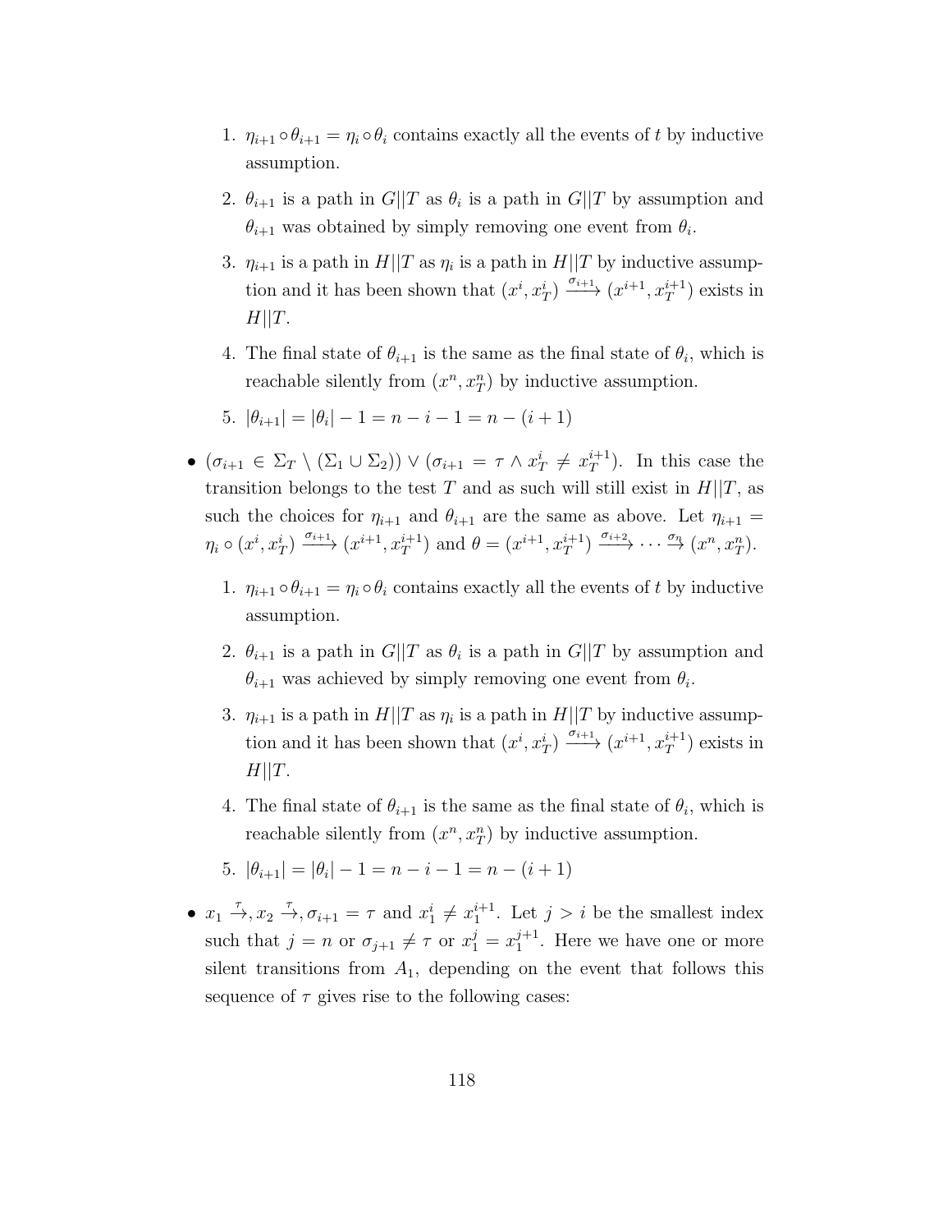1. $\eta_{i+1} \circ \theta_{i+1} = \eta_i \circ \theta_i$ contains exactly all the events of $t$ by inductive assumption.

2. $\theta_{i+1}$ is a path in $G||T$ as $\theta_i$ is a path in $G||T$ by assumption and $\theta_{i+1}$ was obtained by simply removing one event from $\theta_i$.

3. $\eta_{i+1}$ is a path in $H||T$ as $\eta_i$ is a path in $H||T$ by inductive assumption and it has been shown that $(x^i, x_T^i) \xrightarrow{\sigma_{i+1}} (x^{i+1}, x_T^{i+1})$ exists in $H||T$.

4. The final state of $\theta_{i+1}$ is the same as the final state of $\theta_i$, which is reachable silently from $(x^n, x_T^n)$ by inductive assumption.

5. $|\theta_{i+1}| = |\theta_i| - 1 = n - i - 1 = n - (i + 1)$

- $(\sigma_{i+1} \in \Sigma_T \setminus (\Sigma_1 \cup \Sigma_2)) \vee (\sigma_{i+1} = \tau \wedge x_T^i \neq x_T^{i+1})$. In this case the transition belongs to the test $T$ and as such will still exist in $H||T$, as such the choices for $\eta_{i+1}$ and $\theta_{i+1}$ are the same as above. Let $\eta_{i+1} = \eta_i \circ (x^i, x_T^i) \xrightarrow{\sigma_{i+1}} (x^{i+1}, x_T^{i+1})$ and $\theta = (x^{i+1}, x_T^{i+1}) \xrightarrow{\sigma_{i+2}} \cdots \xrightarrow{\sigma_n} (x^n, x_T^n)$.

1. $\eta_{i+1} \circ \theta_{i+1} = \eta_i \circ \theta_i$ contains exactly all the events of $t$ by inductive assumption.

2. $\theta_{i+1}$ is a path in $G||T$ as $\theta_i$ is a path in $G||T$ by assumption and $\theta_{i+1}$ was achieved by simply removing one event from $\theta_i$.

3. $\eta_{i+1}$ is a path in $H||T$ as $\eta_i$ is a path in $H||T$ by inductive assumption and it has been shown that $(x^i, x_T^i) \xrightarrow{\sigma_{i+1}} (x^{i+1}, x_T^{i+1})$ exists in $H||T$.

4. The final state of $\theta_{i+1}$ is the same as the final state of $\theta_i$, which is reachable silently from $(x^n, x_T^n)$ by inductive assumption.

5. $|\theta_{i+1}| = |\theta_i| - 1 = n - i - 1 = n - (i + 1)$

- $x_1 \xrightarrow{\tau}, x_2 \xrightarrow{\tau}, \sigma_{i+1} = \tau$ and $x_1^i \neq x_1^{i+1}$. Let $j > i$ be the smallest index such that $j = n$ or $\sigma_{j+1} \neq \tau$ or $x_1^j = x_1^{j+1}$. Here we have one or more silent transitions from $A_1$, depending on the event that follows this sequence of $\tau$ gives rise to the following cases: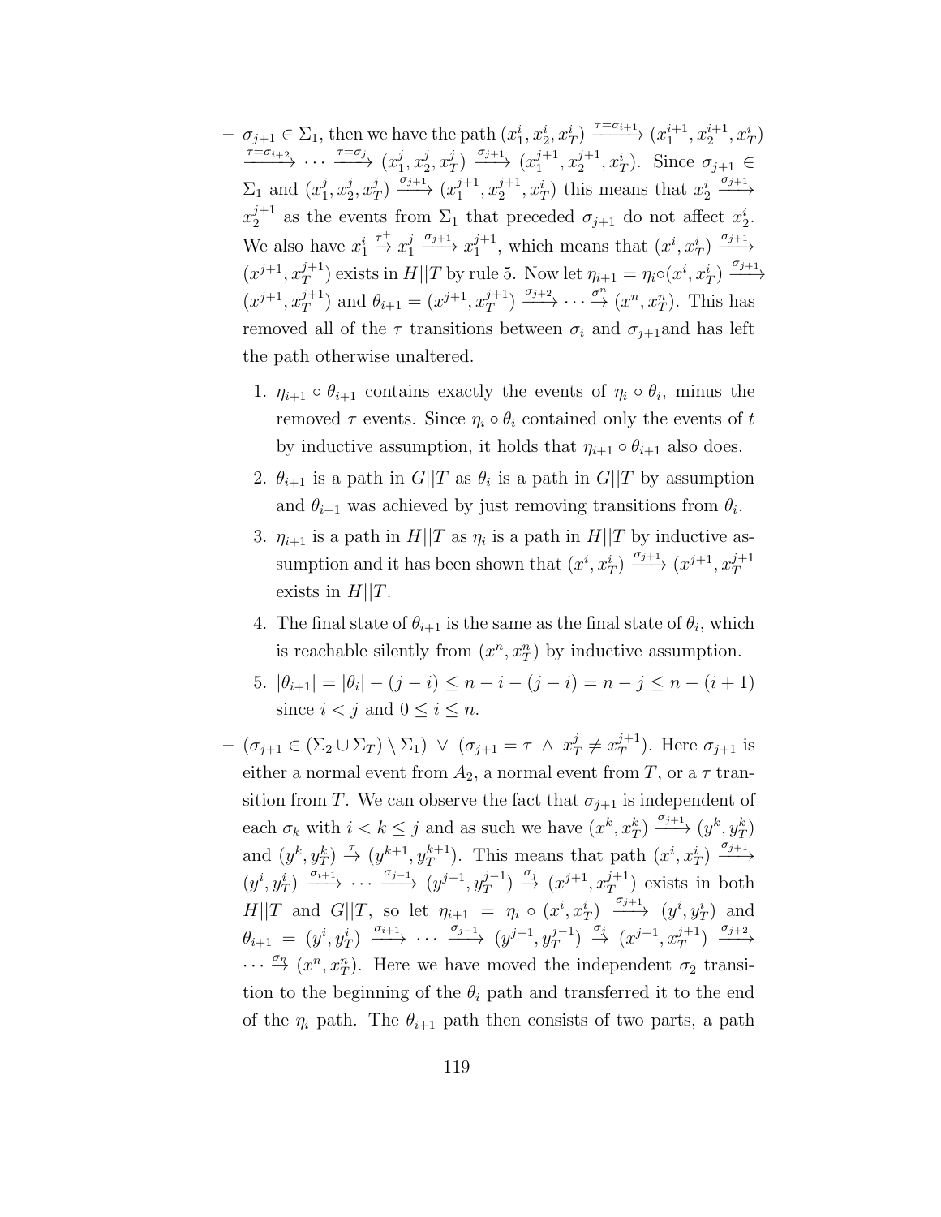- $\sigma_{j+1} \in \Sigma_1$, then we have the path $(x_1^i, x_2^i, x_T^i) \xrightarrow{\tau=\sigma_{i+1}} (x_1^{i+1}, x_2^{i+1}, x_T^i) \xrightarrow{\tau=\sigma_{i+2}} \cdots \xrightarrow{\tau=\sigma_j} (x_1^j, x_2^j, x_T^j) \xrightarrow{\sigma_{j+1}} (x_1^{j+1}, x_2^{j+1}, x_T^i)$. Since $\sigma_{j+1} \in \Sigma_1$ and $(x_1^j, x_2^j, x_T^j) \xrightarrow{\sigma_{j+1}} (x_1^{j+1}, x_2^{j+1}, x_T^i)$ this means that $x_2^i \xrightarrow{\sigma_{j+1}} x_2^{j+1}$ as the events from $\Sigma_1$ that preceded $\sigma_{j+1}$ do not affect $x_2^i$. We also have $x_1^i \xrightarrow{\tau^+} x_1^j \xrightarrow{\sigma_{j+1}} x_1^{j+1}$, which means that $(x^i, x_T^i) \xrightarrow{\sigma_{j+1}} (x^{j+1}, x_T^{j+1})$ exists in $H||T$ by rule 5. Now let $\eta_{i+1} = \eta_i \circ (x^i, x_T^i) \xrightarrow{\sigma_{j+1}} (x^{j+1}, x_T^{j+1})$ and $\theta_{i+1} = (x^{j+1}, x_T^{j+1}) \xrightarrow{\sigma_{j+2}} \cdots \xrightarrow{\sigma^n} (x^n, x_T^n)$. This has removed all of the $\tau$ transitions between $\sigma_i$ and $\sigma_{j+1}$and has left the path otherwise unaltered.

   1. $\eta_{i+1} \circ \theta_{i+1}$ contains exactly the events of $\eta_i \circ \theta_i$, minus the removed $\tau$ events. Since $\eta_i \circ \theta_i$ contained only the events of $t$ by inductive assumption, it holds that $\eta_{i+1} \circ \theta_{i+1}$ also does.
   2. $\theta_{i+1}$ is a path in $G||T$ as $\theta_i$ is a path in $G||T$ by assumption and $\theta_{i+1}$ was achieved by just removing transitions from $\theta_i$.
   3. $\eta_{i+1}$ is a path in $H||T$ as $\eta_i$ is a path in $H||T$ by inductive assumption and it has been shown that $(x^i, x_T^i) \xrightarrow{\sigma_{j+1}} (x^{j+1}, x_T^{j+1}$ exists in $H||T$.
   4. The final state of $\theta_{i+1}$ is the same as the final state of $\theta_i$, which is reachable silently from $(x^n, x_T^n)$ by inductive assumption.
   5. $|\theta_{i+1}| = |\theta_i| - (j - i) \leq n - i - (j - i) = n - j \leq n - (i + 1)$ since $i < j$ and $0 \leq i \leq n$.

- $(\sigma_{j+1} \in (\Sigma_2 \cup \Sigma_T) \setminus \Sigma_1) \ \vee \ (\sigma_{j+1} = \tau \ \wedge \ x_T^j \neq x_T^{j+1})$. Here $\sigma_{j+1}$ is either a normal event from $A_2$, a normal event from $T$, or a $\tau$ transition from $T$. We can observe the fact that $\sigma_{j+1}$ is independent of each $\sigma_k$ with $i < k \leq j$ and as such we have $(x^k, x_T^k) \xrightarrow{\sigma_{j+1}} (y^k, y_T^k)$ and $(y^k, y_T^k) \xrightarrow{\tau} (y^{k+1}, y_T^{k+1})$. This means that path $(x^i, x_T^i) \xrightarrow{\sigma_{j+1}} (y^i, y_T^i) \xrightarrow{\sigma_{i+1}} \cdots \xrightarrow{\sigma_{j-1}} (y^{j-1}, y_T^{j-1}) \xrightarrow{\sigma_j} (x^{j+1}, x_T^{j+1})$ exists in both $H||T$ and $G||T$, so let $\eta_{i+1} = \eta_i \circ (x^i, x_T^i) \xrightarrow{\sigma_{j+1}} (y^i, y_T^i)$ and $\theta_{i+1} = (y^i, y_T^i) \xrightarrow{\sigma_{i+1}} \cdots \xrightarrow{\sigma_{j-1}} (y^{j-1}, y_T^{j-1}) \xrightarrow{\sigma_j} (x^{j+1}, x_T^{j+1}) \xrightarrow{\sigma_{j+2}} \cdots \xrightarrow{\sigma_n} (x^n, x_T^n)$. Here we have moved the independent $\sigma_2$ transition to the beginning of the $\theta_i$ path and transferred it to the end of the $\eta_i$ path. The $\theta_{i+1}$ path then consists of two parts, a path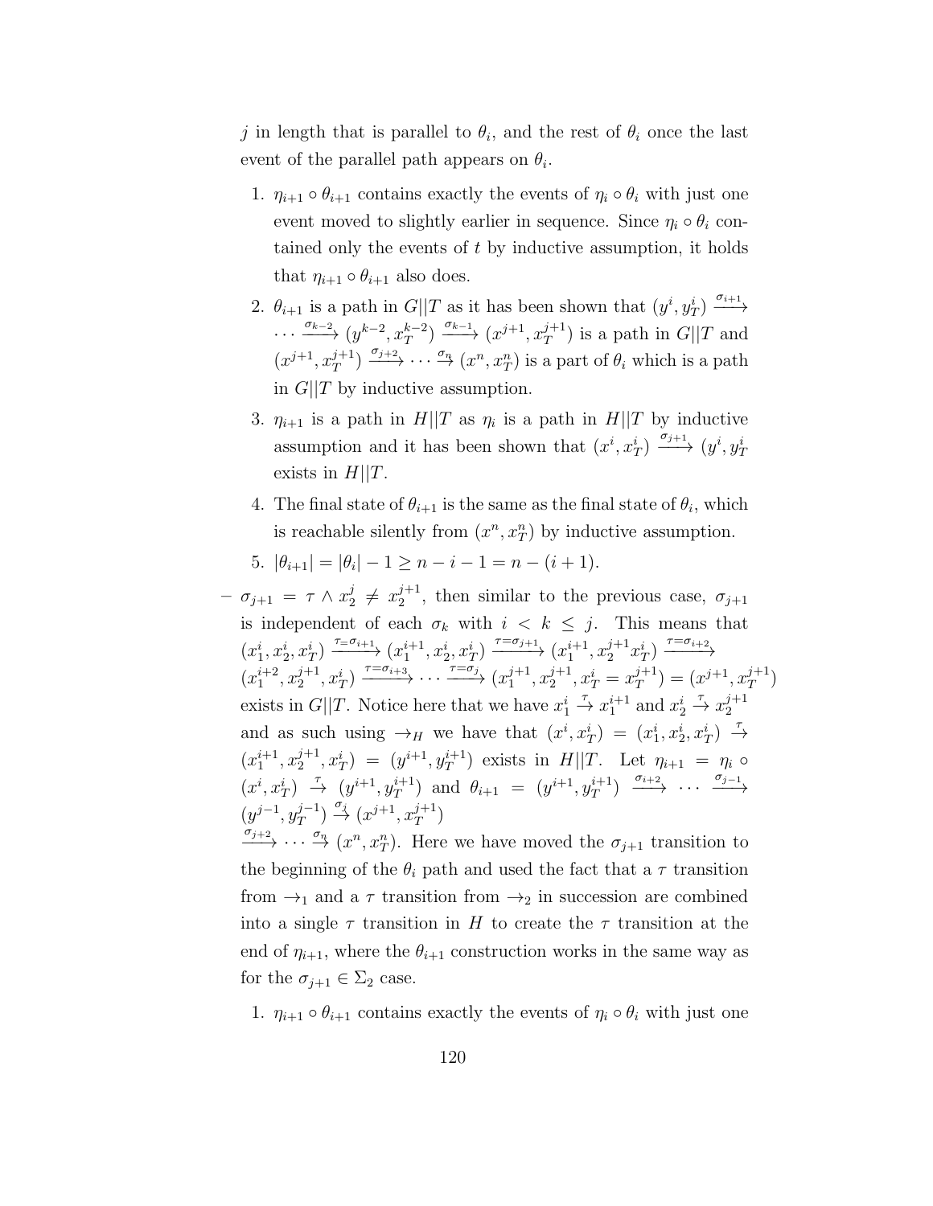$j$ in length that is parallel to $\theta_i$, and the rest of $\theta_i$ once the last event of the parallel path appears on $\theta_i$.

1. $\eta_{i+1} \circ \theta_{i+1}$ contains exactly the events of $\eta_i \circ \theta_i$ with just one event moved to slightly earlier in sequence. Since $\eta_i \circ \theta_i$ contained only the events of $t$ by inductive assumption, it holds that $\eta_{i+1} \circ \theta_{i+1}$ also does.
2. $\theta_{i+1}$ is a path in $G||T$ as it has been shown that $(y^i, y_T^i) \xrightarrow{\sigma_{i+1}} \cdots \xrightarrow{\sigma_{k-2}} (y^{k-2}, x_T^{k-2}) \xrightarrow{\sigma_{k-1}} (x^{j+1}, x_T^{j+1})$ is a path in $G||T$ and $(x^{j+1}, x_T^{j+1}) \xrightarrow{\sigma_{j+2}} \cdots \xrightarrow{\sigma_n} (x^n, x_T^n)$ is a part of $\theta_i$ which is a path in $G||T$ by inductive assumption.
3. $\eta_{i+1}$ is a path in $H||T$ as $\eta_i$ is a path in $H||T$ by inductive assumption and it has been shown that $(x^i, x_T^i) \xrightarrow{\sigma_{j+1}} (y^i, y_T^i$ exists in $H||T$.
4. The final state of $\theta_{i+1}$ is the same as the final state of $\theta_i$, which is reachable silently from $(x^n, x_T^n)$ by inductive assumption.
5. $|\theta_{i+1}| = |\theta_i| - 1 \geq n - i - 1 = n - (i+1)$.

– $\sigma_{j+1} = \tau \wedge x_2^j \neq x_2^{j+1}$, then similar to the previous case, $\sigma_{j+1}$ is independent of each $\sigma_k$ with $i < k \leq j$. This means that $(x_1^i, x_2^i, x_T^i) \xrightarrow{\tau=\sigma_{i+1}} (x_1^{i+1}, x_2^i, x_T^i) \xrightarrow{\tau=\sigma_{j+1}} (x_1^{i+1}, x_2^{j+1} x_T^i) \xrightarrow{\tau=\sigma_{i+2}} (x_1^{i+2}, x_2^{j+1}, x_T^i) \xrightarrow{\tau=\sigma_{i+3}} \cdots \xrightarrow{\tau=\sigma_j} (x_1^{j+1}, x_2^{j+1}, x_T^i = x_T^{j+1}) = (x^{j+1}, x_T^{j+1})$ exists in $G||T$. Notice here that we have $x_1^i \xrightarrow{\tau} x_1^{i+1}$ and $x_2^i \xrightarrow{\tau} x_2^{j+1}$ and as such using $\rightarrow_H$ we have that $(x^i, x_T^i) = (x_1^i, x_2^i, x_T^i) \xrightarrow{\tau} (x_1^{i+1}, x_2^{j+1}, x_T^i) = (y^{i+1}, y_T^{i+1})$ exists in $H||T$. Let $\eta_{i+1} = \eta_i \circ (x^i, x_T^i) \xrightarrow{\tau} (y^{i+1}, y_T^{i+1})$ and $\theta_{i+1} = (y^{i+1}, y_T^{i+1}) \xrightarrow{\sigma_{i+2}} \cdots \xrightarrow{\sigma_{j-1}} (y^{j-1}, y_T^{j-1}) \xrightarrow{\sigma_j} (x^{j+1}, x_T^{j+1}) \xrightarrow{\sigma_{j+2}} \cdots \xrightarrow{\sigma_n} (x^n, x_T^n)$. Here we have moved the $\sigma_{j+1}$ transition to the beginning of the $\theta_i$ path and used the fact that a $\tau$ transition from $\rightarrow_1$ and a $\tau$ transition from $\rightarrow_2$ in succession are combined into a single $\tau$ transition in $H$ to create the $\tau$ transition at the end of $\eta_{i+1}$, where the $\theta_{i+1}$ construction works in the same way as for the $\sigma_{j+1} \in \Sigma_2$ case.

1. $\eta_{i+1} \circ \theta_{i+1}$ contains exactly the events of $\eta_i \circ \theta_i$ with just one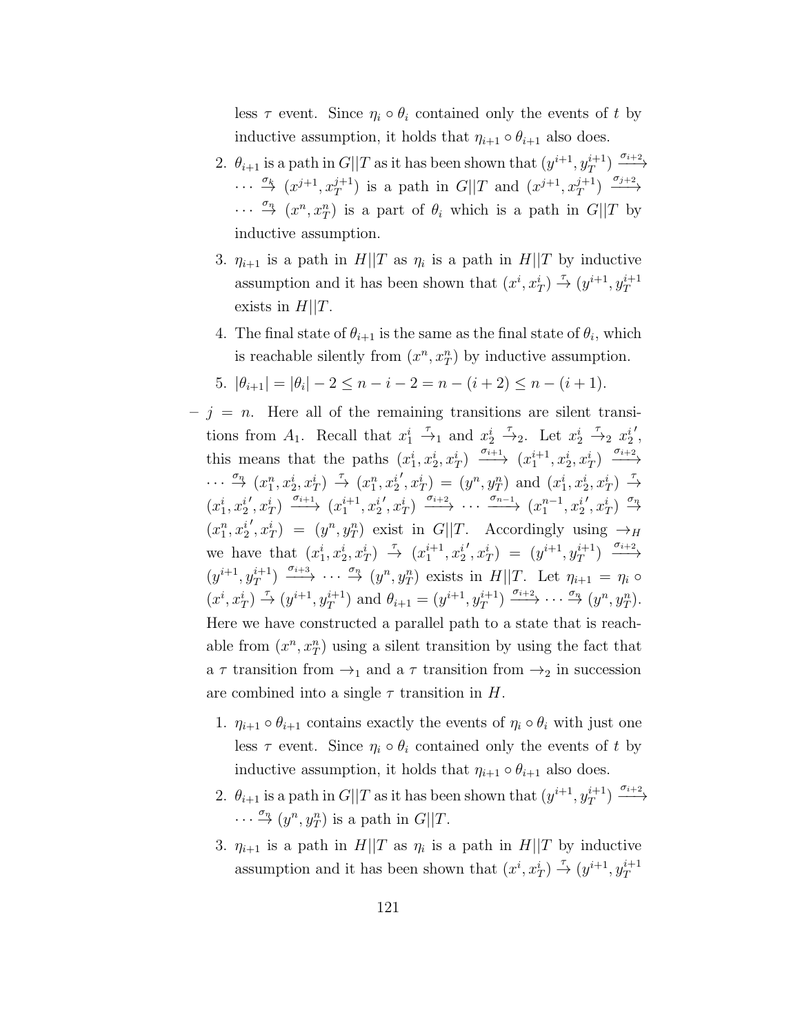less $\tau$ event. Since $\eta_i \circ \theta_i$ contained only the events of $t$ by inductive assumption, it holds that $\eta_{i+1} \circ \theta_{i+1}$ also does.

2. $\theta_{i+1}$ is a path in $G||T$ as it has been shown that $(y^{i+1}, y_T^{i+1}) \xrightarrow{\sigma_{i+2}} \cdots \xrightarrow{\sigma_k} (x^{j+1}, x_T^{j+1})$ is a path in $G||T$ and $(x^{j+1}, x_T^{j+1}) \xrightarrow{\sigma_{j+2}} \cdots \xrightarrow{\sigma_n} (x^n, x_T^n)$ is a part of $\theta_i$ which is a path in $G||T$ by inductive assumption.

3. $\eta_{i+1}$ is a path in $H||T$ as $\eta_i$ is a path in $H||T$ by inductive assumption and it has been shown that $(x^i, x_T^i) \xrightarrow{\tau} (y^{i+1}, y_T^{i+1}$ exists in $H||T$.

4. The final state of $\theta_{i+1}$ is the same as the final state of $\theta_i$, which is reachable silently from $(x^n, x_T^n)$ by inductive assumption.

5. $|\theta_{i+1}| = |\theta_i| - 2 \leq n - i - 2 = n - (i+2) \leq n - (i+1)$.

– $j = n$. Here all of the remaining transitions are silent transitions from $A_1$. Recall that $x_1^i \xrightarrow{\tau}_1$ and $x_2^i \xrightarrow{\tau}_2$. Let $x_2^i \xrightarrow{\tau}_2 x_2^{i\prime}$, this means that the paths $(x_1^i, x_2^i, x_T^i) \xrightarrow{\sigma_{i+1}} (x_1^{i+1}, x_2^i, x_T^i) \xrightarrow{\sigma_{i+2}} \cdots \xrightarrow{\sigma_n} (x_1^n, x_2^i, x_T^i) \xrightarrow{\tau} (x_1^n, x_2^{i\prime}, x_T^i) = (y^n, y_T^n)$ and $(x_1^i, x_2^i, x_T^i) \xrightarrow{\tau} (x_1^i, x_2^{i\prime}, x_T^i) \xrightarrow{\sigma_{i+1}} (x_1^{i+1}, x_2^{i\prime}, x_T^i) \xrightarrow{\sigma_{i+2}} \cdots \xrightarrow{\sigma_{n-1}} (x_1^{n-1}, x_2^{i\prime}, x_T^i) \xrightarrow{\sigma_n} (x_1^n, x_2^{i\prime}, x_T^i) = (y^n, y_T^n)$ exist in $G||T$. Accordingly using $\rightarrow_H$ we have that $(x_1^i, x_2^i, x_T^i) \xrightarrow{\tau} (x_1^{i+1}, x_2^{i\prime}, x_T^i) = (y^{i+1}, y_T^{i+1}) \xrightarrow{\sigma_{i+2}} (y^{i+1}, y_T^{i+1}) \xrightarrow{\sigma_{i+3}} \cdots \xrightarrow{\sigma_n} (y^n, y_T^n)$ exists in $H||T$. Let $\eta_{i+1} = \eta_i \circ (x^i, x_T^i) \xrightarrow{\tau} (y^{i+1}, y_T^{i+1})$ and $\theta_{i+1} = (y^{i+1}, y_T^{i+1}) \xrightarrow{\sigma_{i+2}} \cdots \xrightarrow{\sigma_n} (y^n, y_T^n)$. Here we have constructed a parallel path to a state that is reachable from $(x^n, x_T^n)$ using a silent transition by using the fact that a $\tau$ transition from $\rightarrow_1$ and a $\tau$ transition from $\rightarrow_2$ in succession are combined into a single $\tau$ transition in $H$.

1. $\eta_{i+1} \circ \theta_{i+1}$ contains exactly the events of $\eta_i \circ \theta_i$ with just one less $\tau$ event. Since $\eta_i \circ \theta_i$ contained only the events of $t$ by inductive assumption, it holds that $\eta_{i+1} \circ \theta_{i+1}$ also does.

2. $\theta_{i+1}$ is a path in $G||T$ as it has been shown that $(y^{i+1}, y_T^{i+1}) \xrightarrow{\sigma_{i+2}} \cdots \xrightarrow{\sigma_n} (y^n, y_T^n)$ is a path in $G||T$.

3. $\eta_{i+1}$ is a path in $H||T$ as $\eta_i$ is a path in $H||T$ by inductive assumption and it has been shown that $(x^i, x_T^i) \xrightarrow{\tau} (y^{i+1}, y_T^{i+1}$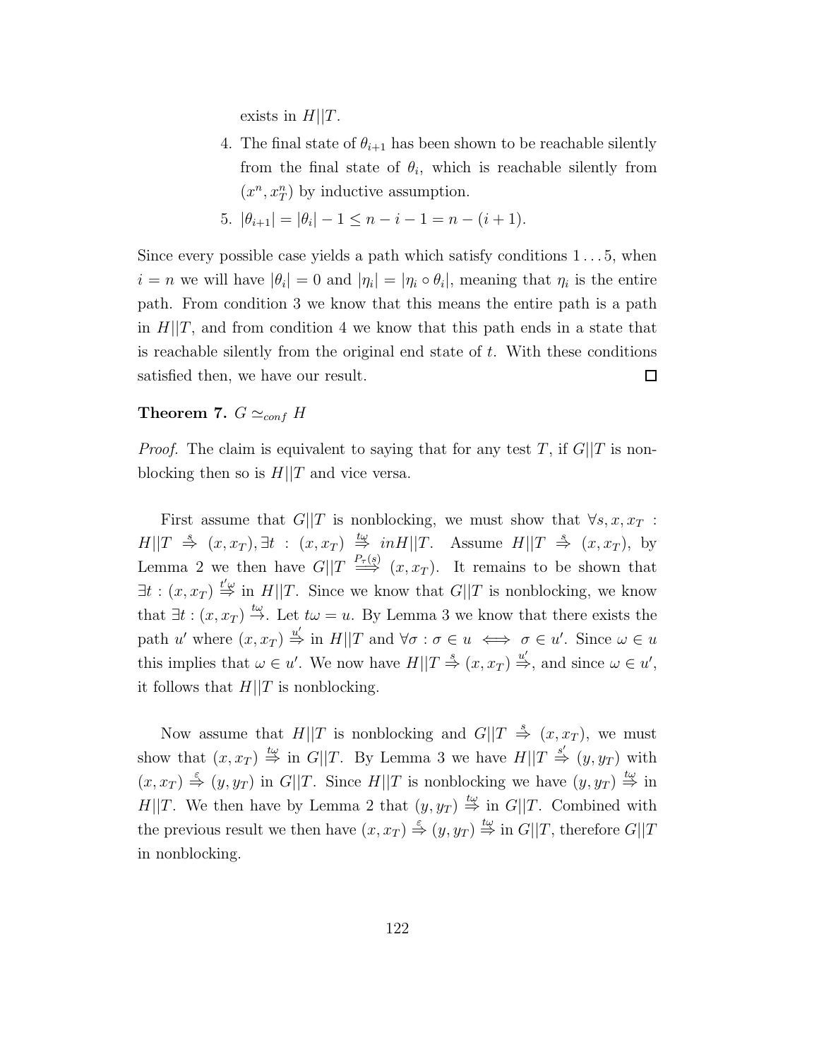exists in $H||T$.

4. The final state of $\theta_{i+1}$ has been shown to be reachable silently from the final state of $\theta_i$, which is reachable silently from $(x^n, x_T^n)$ by inductive assumption.
5. $|\theta_{i+1}| = |\theta_i| - 1 \leq n - i - 1 = n - (i+1)$.

Since every possible case yields a path which satisfy conditions $1 \ldots 5$, when $i = n$ we will have $|\theta_i| = 0$ and $|\eta_i| = |\eta_i \circ \theta_i|$, meaning that $\eta_i$ is the entire path. From condition 3 we know that this means the entire path is a path in $H||T$, and from condition 4 we know that this path ends in a state that is reachable silently from the original end state of $t$. With these conditions satisfied then, we have our result. $\square$

**Theorem 7.** $G \simeq_{conf} H$

*Proof.* The claim is equivalent to saying that for any test $T$, if $G||T$ is nonblocking then so is $H||T$ and vice versa.

First assume that $G||T$ is nonblocking, we must show that $\forall s, x, x_T$ : $H||T \overset{s}{\Rightarrow} (x, x_T), \exists t : (x, x_T) \overset{t\omega}{\Rightarrow} in H||T$. Assume $H||T \overset{s}{\Rightarrow} (x, x_T)$, by Lemma 2 we then have $G||T \overset{P_\tau(s)}{\Longrightarrow} (x, x_T)$. It remains to be shown that $\exists t : (x, x_T) \overset{t'\omega}{\Rightarrow}$ in $H||T$. Since we know that $G||T$ is nonblocking, we know that $\exists t : (x, x_T) \overset{t\omega}{\rightarrow}$. Let $t\omega = u$. By Lemma 3 we know that there exists the path $u'$ where $(x, x_T) \overset{u'}{\Rightarrow}$ in $H||T$ and $\forall \sigma : \sigma \in u \iff \sigma \in u'$. Since $\omega \in u$ this implies that $\omega \in u'$. We now have $H||T \overset{s}{\Rightarrow} (x, x_T) \overset{u'}{\Rightarrow}$, and since $\omega \in u'$, it follows that $H||T$ is nonblocking.

Now assume that $H||T$ is nonblocking and $G||T \overset{s}{\Rightarrow} (x, x_T)$, we must show that $(x, x_T) \overset{t\omega}{\Rightarrow}$ in $G||T$. By Lemma 3 we have $H||T \overset{s'}{\Rightarrow} (y, y_T)$ with $(x, x_T) \overset{\varepsilon}{\Rightarrow} (y, y_T)$ in $G||T$. Since $H||T$ is nonblocking we have $(y, y_T) \overset{t\omega}{\Rightarrow}$ in $H||T$. We then have by Lemma 2 that $(y, y_T) \overset{t\omega}{\Rightarrow}$ in $G||T$. Combined with the previous result we then have $(x, x_T) \overset{\varepsilon}{\Rightarrow} (y, y_T) \overset{t\omega}{\Rightarrow}$ in $G||T$, therefore $G||T$ in nonblocking.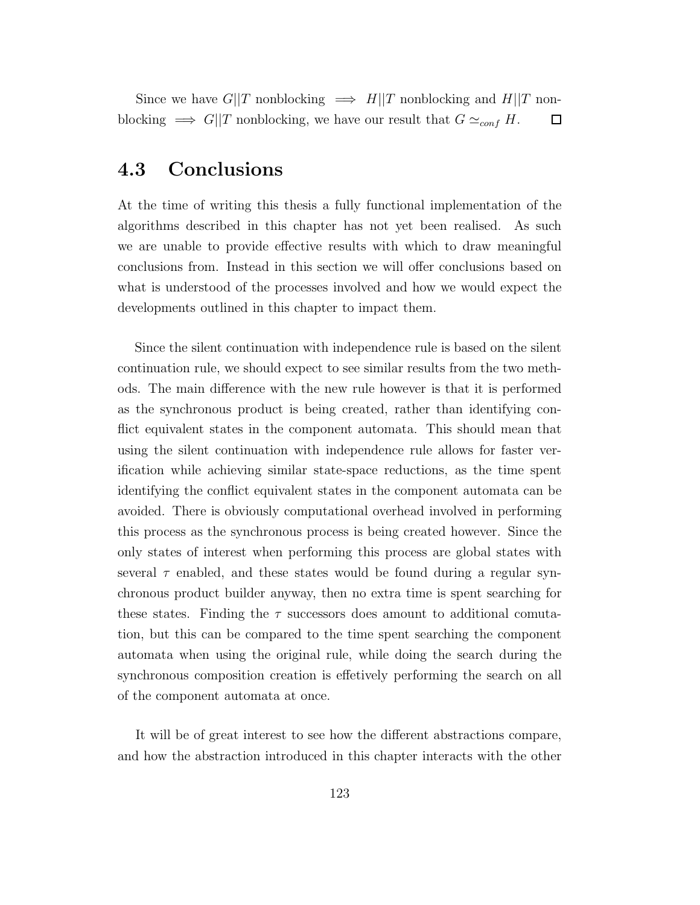Since we have $G||T$ nonblocking $\implies H||T$ nonblocking and $H||T$ nonblocking $\implies G||T$ nonblocking, we have our result that $G \simeq_{conf} H$. $\square$

## 4.3 Conclusions

At the time of writing this thesis a fully functional implementation of the algorithms described in this chapter has not yet been realised. As such we are unable to provide effective results with which to draw meaningful conclusions from. Instead in this section we will offer conclusions based on what is understood of the processes involved and how we would expect the developments outlined in this chapter to impact them.

Since the silent continuation with independence rule is based on the silent continuation rule, we should expect to see similar results from the two methods. The main difference with the new rule however is that it is performed as the synchronous product is being created, rather than identifying conflict equivalent states in the component automata. This should mean that using the silent continuation with independence rule allows for faster verification while achieving similar state-space reductions, as the time spent identifying the conflict equivalent states in the component automata can be avoided. There is obviously computational overhead involved in performing this process as the synchronous process is being created however. Since the only states of interest when performing this process are global states with several $\tau$ enabled, and these states would be found during a regular synchronous product builder anyway, then no extra time is spent searching for these states. Finding the $\tau$ successors does amount to additional comutation, but this can be compared to the time spent searching the component automata when using the original rule, while doing the search during the synchronous composition creation is effetively performing the search on all of the component automata at once.

It will be of great interest to see how the different abstractions compare, and how the abstraction introduced in this chapter interacts with the other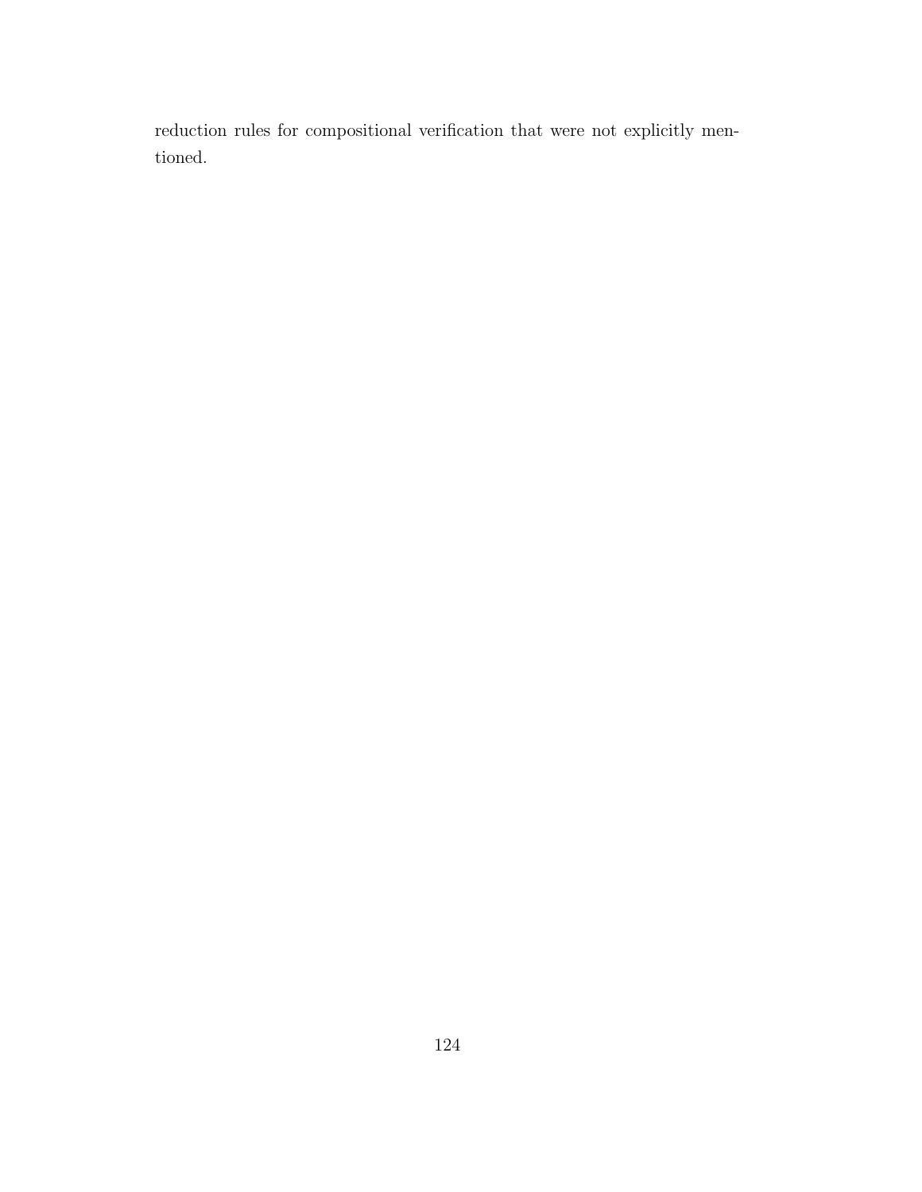reduction rules for compositional verification that were not explicitly mentioned.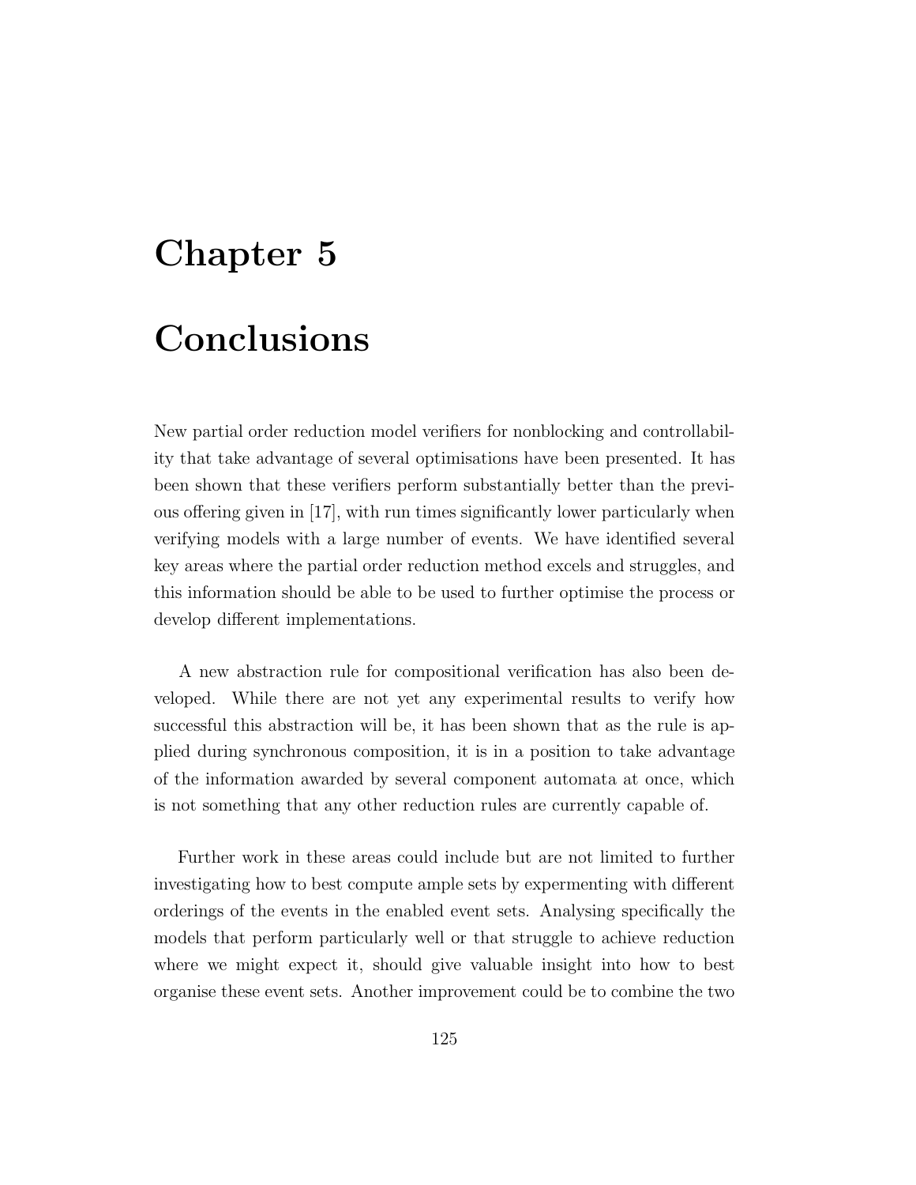# Chapter 5

# Conclusions

New partial order reduction model verifiers for nonblocking and controllability that take advantage of several optimisations have been presented. It has been shown that these verifiers perform substantially better than the previous offering given in [17], with run times significantly lower particularly when verifying models with a large number of events. We have identified several key areas where the partial order reduction method excels and struggles, and this information should be able to be used to further optimise the process or develop different implementations.

A new abstraction rule for compositional verification has also been developed. While there are not yet any experimental results to verify how successful this abstraction will be, it has been shown that as the rule is applied during synchronous composition, it is in a position to take advantage of the information awarded by several component automata at once, which is not something that any other reduction rules are currently capable of.

Further work in these areas could include but are not limited to further investigating how to best compute ample sets by expermenting with different orderings of the events in the enabled event sets. Analysing specifically the models that perform particularly well or that struggle to achieve reduction where we might expect it, should give valuable insight into how to best organise these event sets. Another improvement could be to combine the two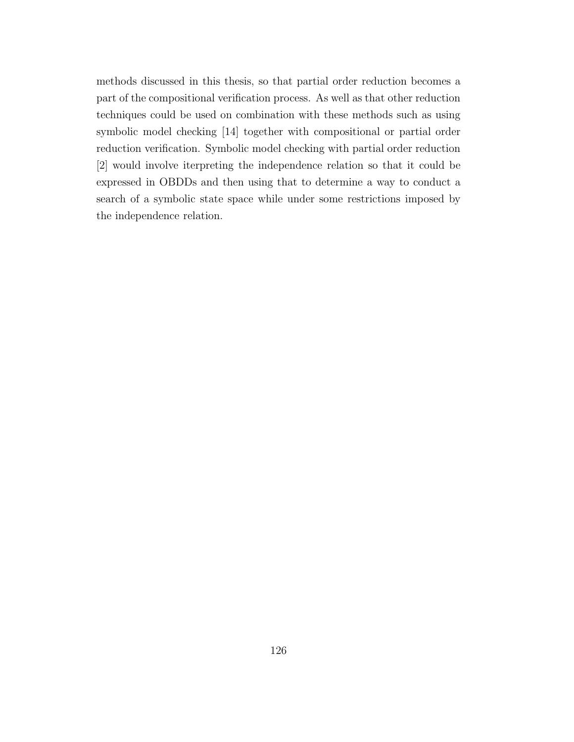methods discussed in this thesis, so that partial order reduction becomes a part of the compositional verification process. As well as that other reduction techniques could be used on combination with these methods such as using symbolic model checking [14] together with compositional or partial order reduction verification. Symbolic model checking with partial order reduction [2] would involve iterpreting the independence relation so that it could be expressed in OBDDs and then using that to determine a way to conduct a search of a symbolic state space while under some restrictions imposed by the independence relation.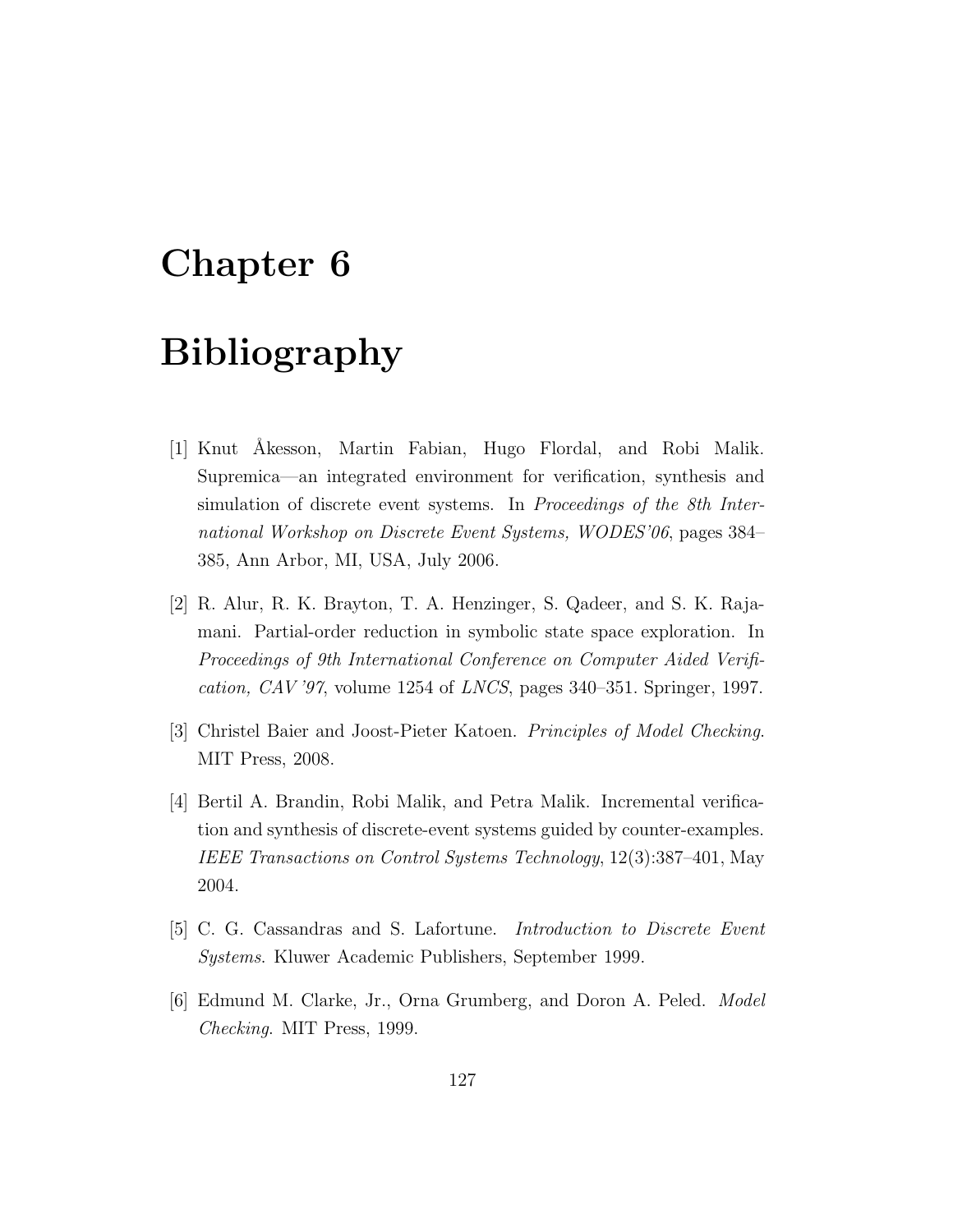# Chapter 6

# Bibliography

[1] Knut Åkesson, Martin Fabian, Hugo Flordal, and Robi Malik. Supremica—an integrated environment for verification, synthesis and simulation of discrete event systems. In *Proceedings of the 8th International Workshop on Discrete Event Systems, WODES'06*, pages 384–385, Ann Arbor, MI, USA, July 2006.

[2] R. Alur, R. K. Brayton, T. A. Henzinger, S. Qadeer, and S. K. Rajamani. Partial-order reduction in symbolic state space exploration. In *Proceedings of 9th International Conference on Computer Aided Verification, CAV '97*, volume 1254 of *LNCS*, pages 340–351. Springer, 1997.

[3] Christel Baier and Joost-Pieter Katoen. *Principles of Model Checking*. MIT Press, 2008.

[4] Bertil A. Brandin, Robi Malik, and Petra Malik. Incremental verification and synthesis of discrete-event systems guided by counter-examples. *IEEE Transactions on Control Systems Technology*, 12(3):387–401, May 2004.

[5] C. G. Cassandras and S. Lafortune. *Introduction to Discrete Event Systems*. Kluwer Academic Publishers, September 1999.

[6] Edmund M. Clarke, Jr., Orna Grumberg, and Doron A. Peled. *Model Checking*. MIT Press, 1999.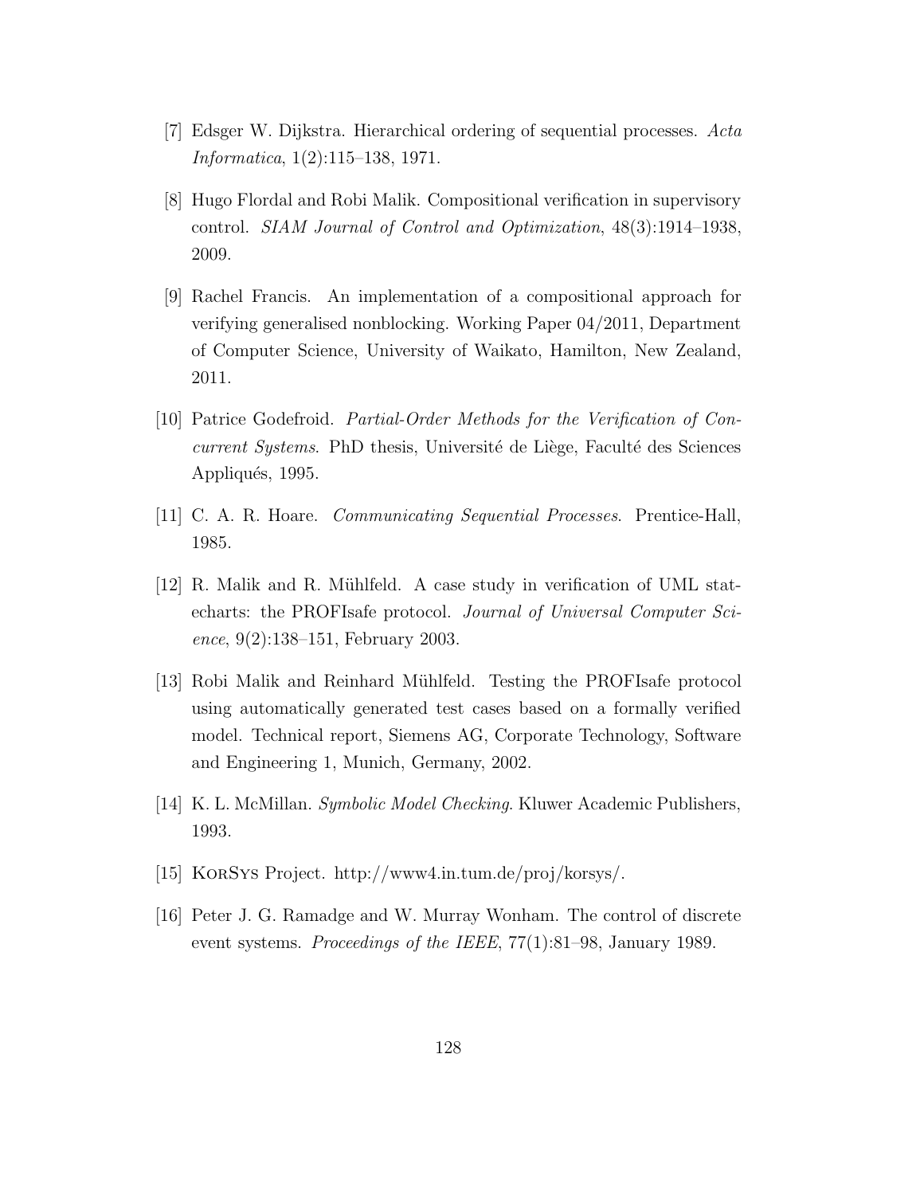[7] Edsger W. Dijkstra. Hierarchical ordering of sequential processes. *Acta Informatica*, 1(2):115–138, 1971.

[8] Hugo Flordal and Robi Malik. Compositional verification in supervisory control. *SIAM Journal of Control and Optimization*, 48(3):1914–1938, 2009.

[9] Rachel Francis. An implementation of a compositional approach for verifying generalised nonblocking. Working Paper 04/2011, Department of Computer Science, University of Waikato, Hamilton, New Zealand, 2011.

[10] Patrice Godefroid. *Partial-Order Methods for the Verification of Concurrent Systems*. PhD thesis, Université de Liège, Faculté des Sciences Appliqués, 1995.

[11] C. A. R. Hoare. *Communicating Sequential Processes*. Prentice-Hall, 1985.

[12] R. Malik and R. Mühlfeld. A case study in verification of UML statecharts: the PROFIsafe protocol. *Journal of Universal Computer Science*, 9(2):138–151, February 2003.

[13] Robi Malik and Reinhard Mühlfeld. Testing the PROFIsafe protocol using automatically generated test cases based on a formally verified model. Technical report, Siemens AG, Corporate Technology, Software and Engineering 1, Munich, Germany, 2002.

[14] K. L. McMillan. *Symbolic Model Checking*. Kluwer Academic Publishers, 1993.

[15] KorSys Project. http://www4.in.tum.de/proj/korsys/.

[16] Peter J. G. Ramadge and W. Murray Wonham. The control of discrete event systems. *Proceedings of the IEEE*, 77(1):81–98, January 1989.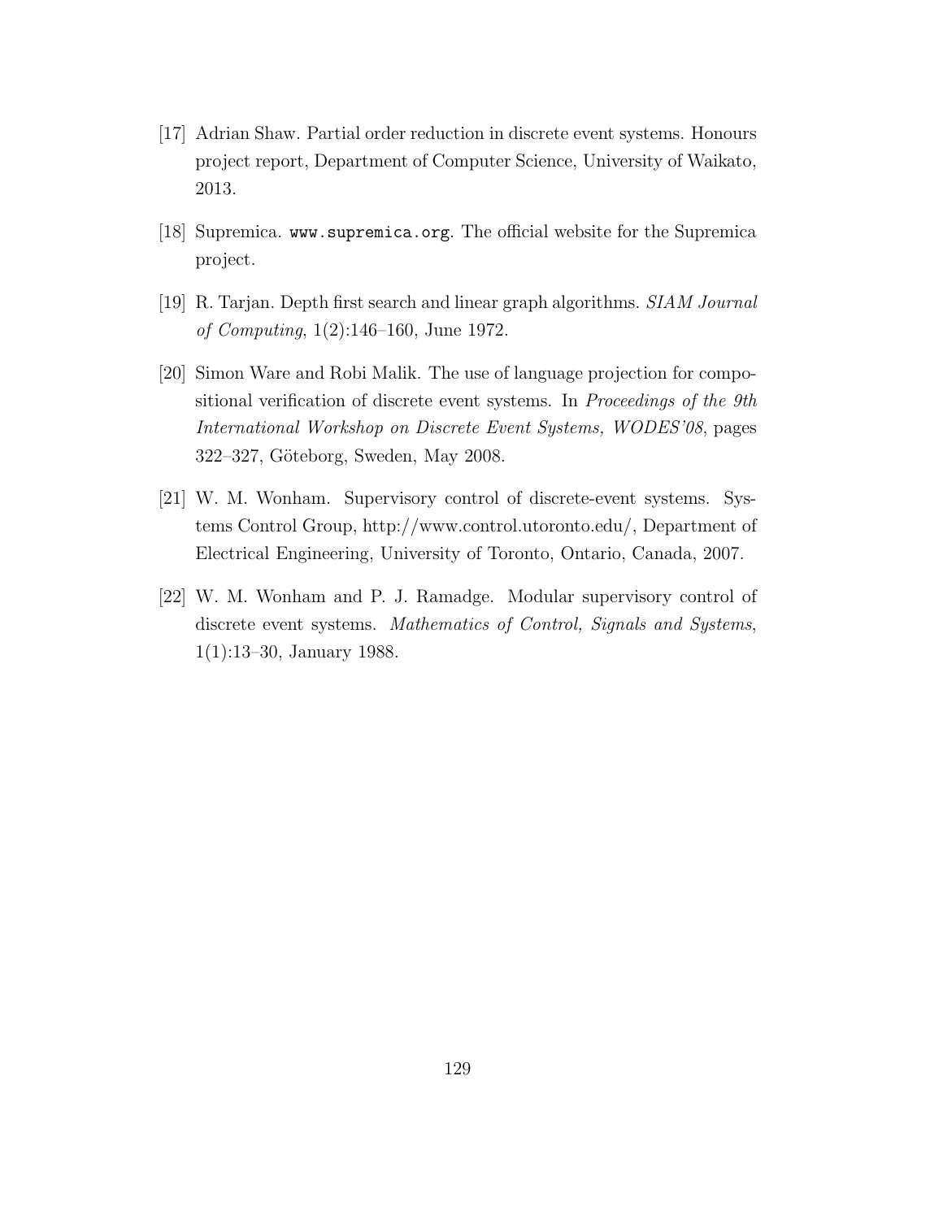[17] Adrian Shaw. Partial order reduction in discrete event systems. Honours project report, Department of Computer Science, University of Waikato, 2013.

[18] Supremica. `www.supremica.org`. The official website for the Supremica project.

[19] R. Tarjan. Depth first search and linear graph algorithms. *SIAM Journal of Computing*, 1(2):146–160, June 1972.

[20] Simon Ware and Robi Malik. The use of language projection for compositional verification of discrete event systems. In *Proceedings of the 9th International Workshop on Discrete Event Systems, WODES'08*, pages 322–327, Göteborg, Sweden, May 2008.

[21] W. M. Wonham. Supervisory control of discrete-event systems. Systems Control Group, http://www.control.utoronto.edu/, Department of Electrical Engineering, University of Toronto, Ontario, Canada, 2007.

[22] W. M. Wonham and P. J. Ramadge. Modular supervisory control of discrete event systems. *Mathematics of Control, Signals and Systems*, 1(1):13–30, January 1988.